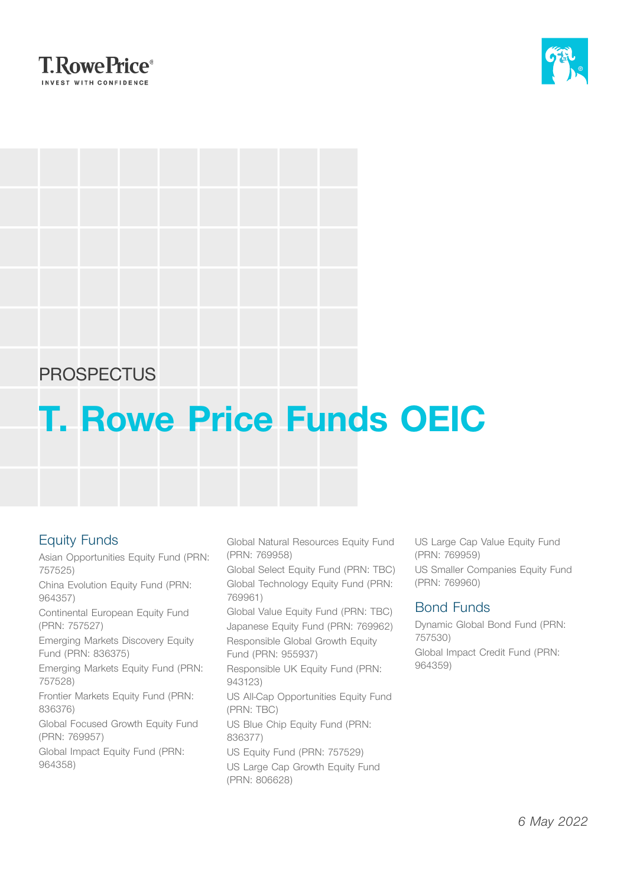T. Rowe Price
INVEST WITH CONFIDENCE

PROSPECTUS

# T. Rowe Price Funds OEIC

## Equity Funds

Asian Opportunities Equity Fund (PRN: 757525)

China Evolution Equity Fund (PRN: 964357)

Continental European Equity Fund (PRN: 757527)

Emerging Markets Discovery Equity Fund (PRN: 836375)

Emerging Markets Equity Fund (PRN: 757528)

Frontier Markets Equity Fund (PRN: 836376)

Global Focused Growth Equity Fund (PRN: 769957)

Global Impact Equity Fund (PRN: 964358)

Global Natural Resources Equity Fund (PRN: 769958)

Global Select Equity Fund (PRN: TBC)

Global Technology Equity Fund (PRN: 769961)

Global Value Equity Fund (PRN: TBC)

Japanese Equity Fund (PRN: 769962)

Responsible Global Growth Equity Fund (PRN: 955937)

Responsible UK Equity Fund (PRN: 943123)

US All-Cap Opportunities Equity Fund (PRN: TBC)

US Blue Chip Equity Fund (PRN: 836377)

US Equity Fund (PRN: 757529)

US Large Cap Growth Equity Fund (PRN: 806628)

US Large Cap Value Equity Fund (PRN: 769959)

US Smaller Companies Equity Fund (PRN: 769960)

## Bond Funds

Dynamic Global Bond Fund (PRN: 757530)

Global Impact Credit Fund (PRN: 964359)

*6 May 2022*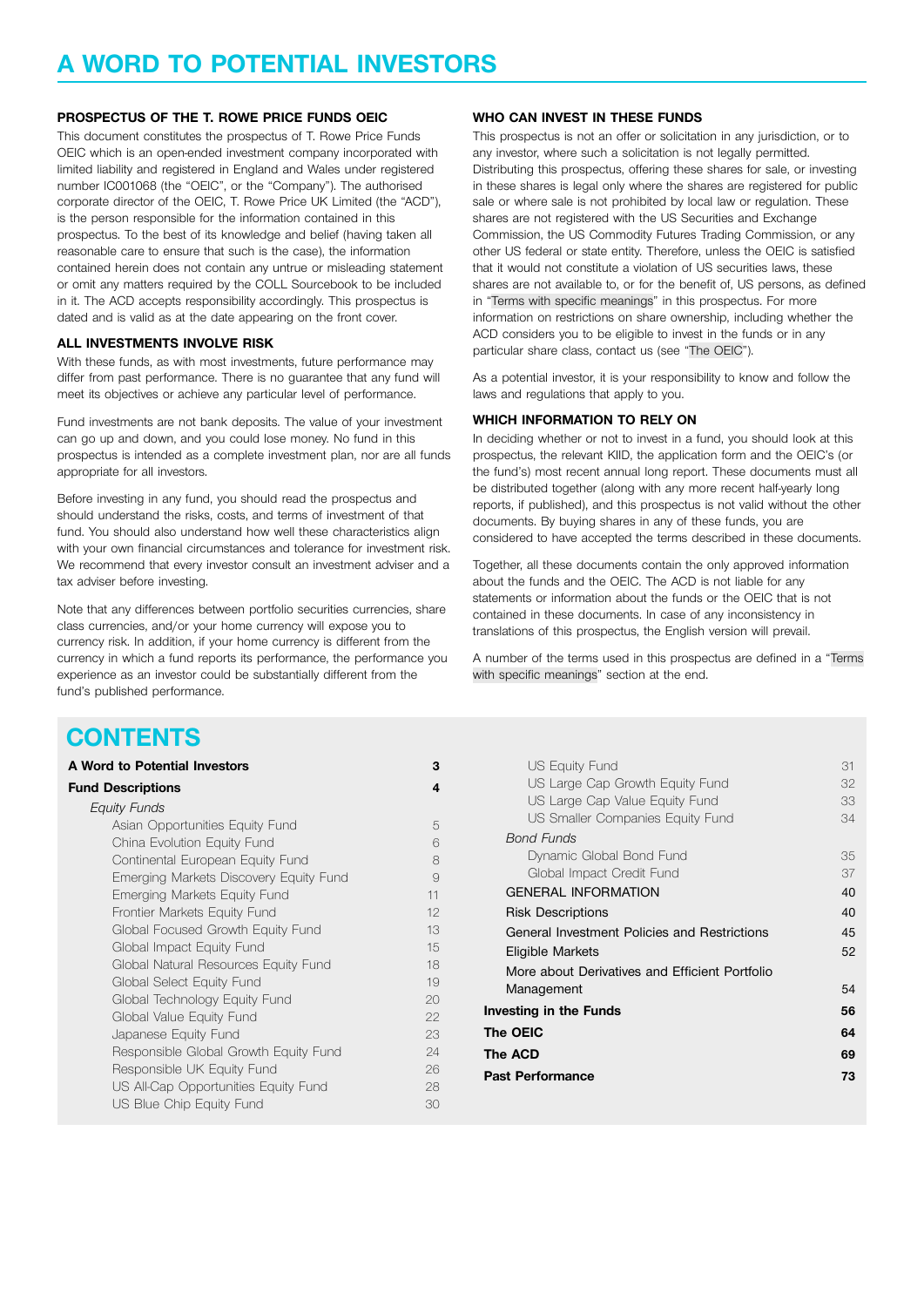# A WORD TO POTENTIAL INVESTORS

### PROSPECTUS OF THE T. ROWE PRICE FUNDS OEIC

This document constitutes the prospectus of T. Rowe Price Funds OEIC which is an open-ended investment company incorporated with limited liability and registered in England and Wales under registered number IC001068 (the "OEIC", or the "Company"). The authorised corporate director of the OEIC, T. Rowe Price UK Limited (the "ACD"), is the person responsible for the information contained in this prospectus. To the best of its knowledge and belief (having taken all reasonable care to ensure that such is the case), the information contained herein does not contain any untrue or misleading statement or omit any matters required by the COLL Sourcebook to be included in it. The ACD accepts responsibility accordingly. This prospectus is dated and is valid as at the date appearing on the front cover.

### ALL INVESTMENTS INVOLVE RISK

With these funds, as with most investments, future performance may differ from past performance. There is no guarantee that any fund will meet its objectives or achieve any particular level of performance.

Fund investments are not bank deposits. The value of your investment can go up and down, and you could lose money. No fund in this prospectus is intended as a complete investment plan, nor are all funds appropriate for all investors.

Before investing in any fund, you should read the prospectus and should understand the risks, costs, and terms of investment of that fund. You should also understand how well these characteristics align with your own financial circumstances and tolerance for investment risk. We recommend that every investor consult an investment adviser and a tax adviser before investing.

Note that any differences between portfolio securities currencies, share class currencies, and/or your home currency will expose you to currency risk. In addition, if your home currency is different from the currency in which a fund reports its performance, the performance you experience as an investor could be substantially different from the fund's published performance.

### WHO CAN INVEST IN THESE FUNDS

This prospectus is not an offer or solicitation in any jurisdiction, or to any investor, where such a solicitation is not legally permitted. Distributing this prospectus, offering these shares for sale, or investing in these shares is legal only where the shares are registered for public sale or where sale is not prohibited by local law or regulation. These shares are not registered with the US Securities and Exchange Commission, the US Commodity Futures Trading Commission, or any other US federal or state entity. Therefore, unless the OEIC is satisfied that it would not constitute a violation of US securities laws, these shares are not available to, or for the benefit of, US persons, as defined in "Terms with specific meanings" in this prospectus. For more information on restrictions on share ownership, including whether the ACD considers you to be eligible to invest in the funds or in any particular share class, contact us (see "The OEIC").

As a potential investor, it is your responsibility to know and follow the laws and regulations that apply to you.

### WHICH INFORMATION TO RELY ON

In deciding whether or not to invest in a fund, you should look at this prospectus, the relevant KIID, the application form and the OEIC's (or the fund's) most recent annual long report. These documents must all be distributed together (along with any more recent half-yearly long reports, if published), and this prospectus is not valid without the other documents. By buying shares in any of these funds, you are considered to have accepted the terms described in these documents.

Together, all these documents contain the only approved information about the funds and the OEIC. The ACD is not liable for any statements or information about the funds or the OEIC that is not contained in these documents. In case of any inconsistency in translations of this prospectus, the English version will prevail.

A number of the terms used in this prospectus are defined in a "Terms with specific meanings" section at the end.

# CONTENTS

| | |
|---|---|
| **A Word to Potential Investors** | **3** |
| **Fund Descriptions** | **4** |
| *Equity Funds* | |
| Asian Opportunities Equity Fund | 5 |
| China Evolution Equity Fund | 6 |
| Continental European Equity Fund | 8 |
| Emerging Markets Discovery Equity Fund | 9 |
| Emerging Markets Equity Fund | 11 |
| Frontier Markets Equity Fund | 12 |
| Global Focused Growth Equity Fund | 13 |
| Global Impact Equity Fund | 15 |
| Global Natural Resources Equity Fund | 18 |
| Global Select Equity Fund | 19 |
| Global Technology Equity Fund | 20 |
| Global Value Equity Fund | 22 |
| Japanese Equity Fund | 23 |
| Responsible Global Growth Equity Fund | 24 |
| Responsible UK Equity Fund | 26 |
| US All-Cap Opportunities Equity Fund | 28 |
| US Blue Chip Equity Fund | 30 |
| US Equity Fund | 31 |
| US Large Cap Growth Equity Fund | 32 |
| US Large Cap Value Equity Fund | 33 |
| US Smaller Companies Equity Fund | 34 |
| *Bond Funds* | |
| Dynamic Global Bond Fund | 35 |
| Global Impact Credit Fund | 37 |
| GENERAL INFORMATION | 40 |
| Risk Descriptions | 40 |
| General Investment Policies and Restrictions | 45 |
| Eligible Markets | 52 |
| More about Derivatives and Efficient Portfolio Management | 54 |
| **Investing in the Funds** | **56** |
| **The OEIC** | **64** |
| **The ACD** | **69** |
| **Past Performance** | **73** |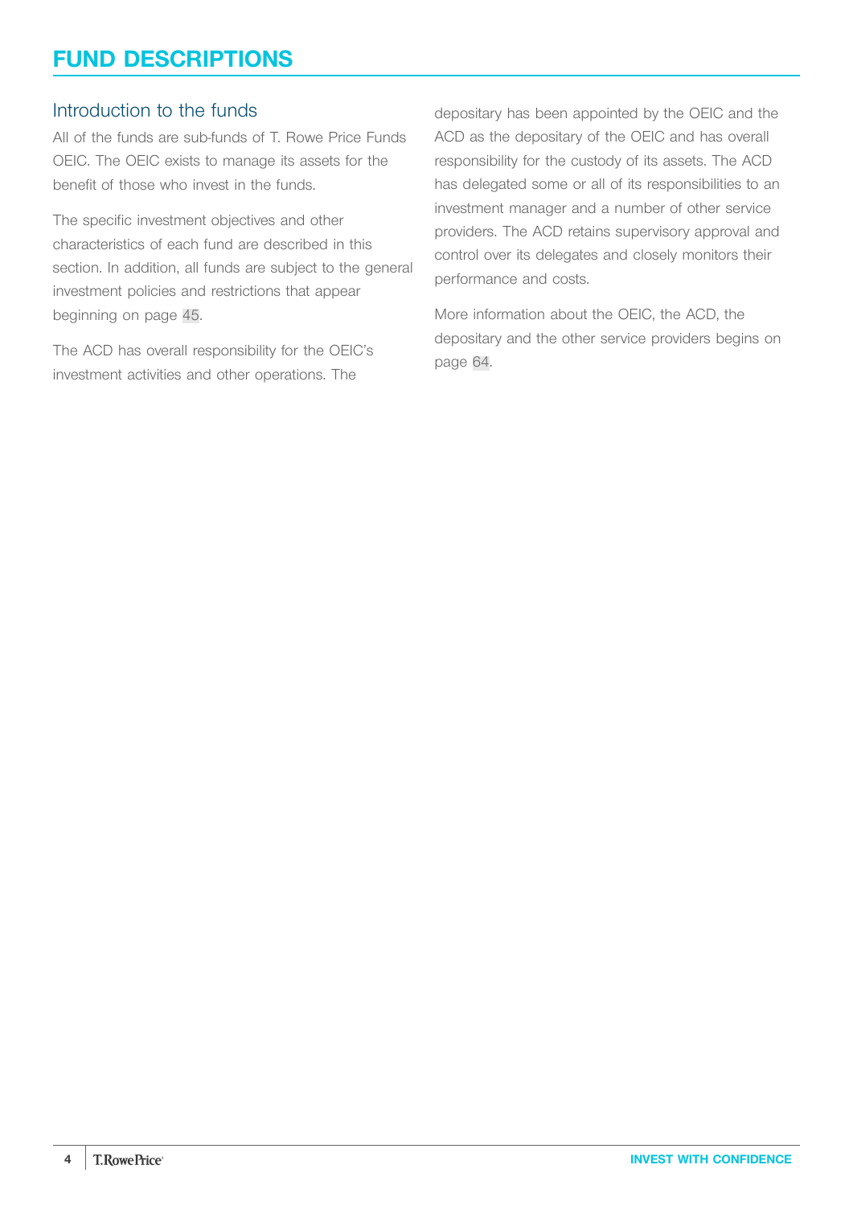# FUND DESCRIPTIONS

## Introduction to the funds

All of the funds are sub-funds of T. Rowe Price Funds OEIC. The OEIC exists to manage its assets for the benefit of those who invest in the funds.

The specific investment objectives and other characteristics of each fund are described in this section. In addition, all funds are subject to the general investment policies and restrictions that appear beginning on page 45.

The ACD has overall responsibility for the OEIC's investment activities and other operations. The depositary has been appointed by the OEIC and the ACD as the depositary of the OEIC and has overall responsibility for the custody of its assets. The ACD has delegated some or all of its responsibilities to an investment manager and a number of other service providers. The ACD retains supervisory approval and control over its delegates and closely monitors their performance and costs.

More information about the OEIC, the ACD, the depositary and the other service providers begins on page 64.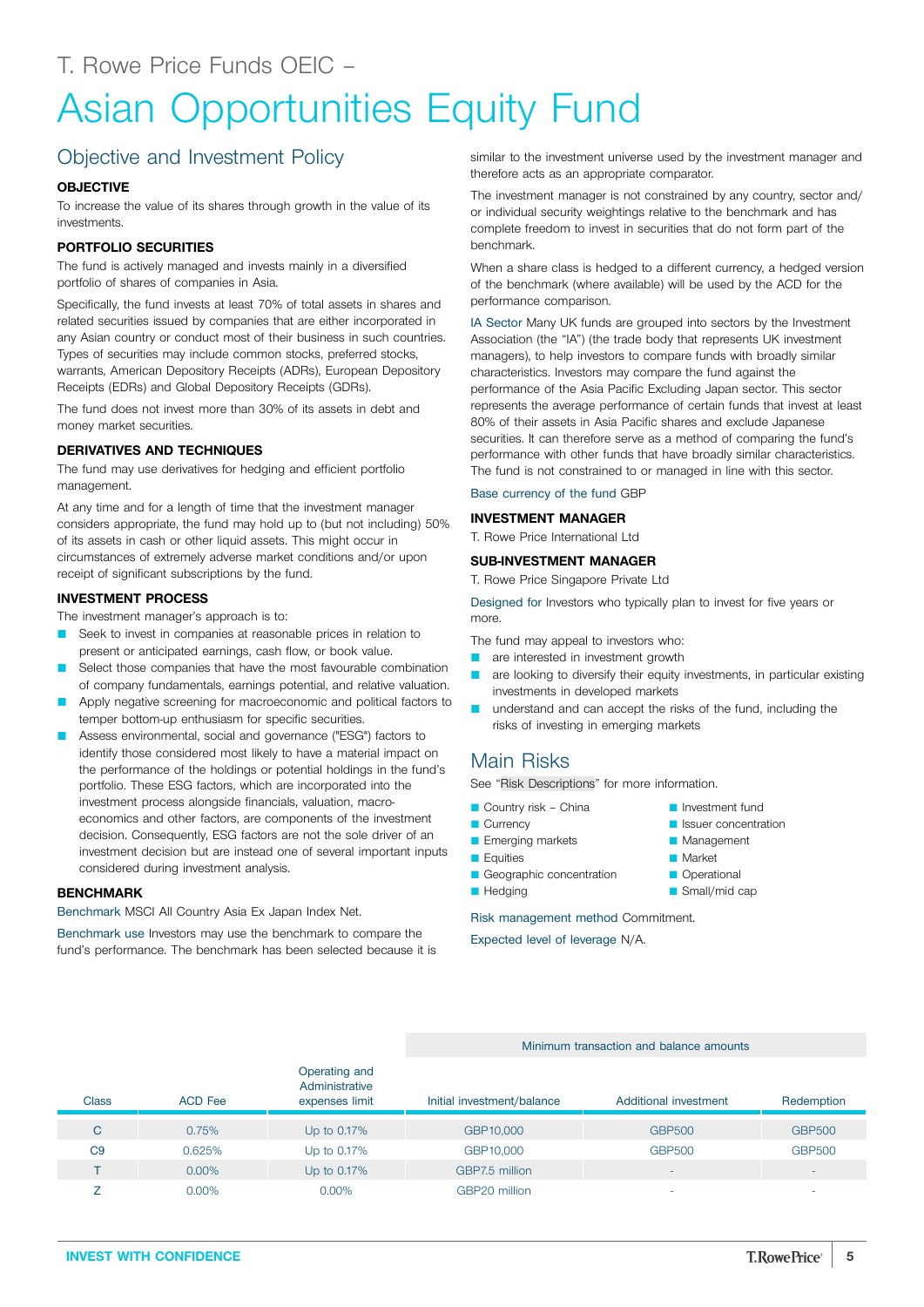T. Rowe Price Funds OEIC –

# Asian Opportunities Equity Fund

## Objective and Investment Policy

### OBJECTIVE

To increase the value of its shares through growth in the value of its investments.

### PORTFOLIO SECURITIES

The fund is actively managed and invests mainly in a diversified portfolio of shares of companies in Asia.

Specifically, the fund invests at least 70% of total assets in shares and related securities issued by companies that are either incorporated in any Asian country or conduct most of their business in such countries. Types of securities may include common stocks, preferred stocks, warrants, American Depository Receipts (ADRs), European Depository Receipts (EDRs) and Global Depository Receipts (GDRs).

The fund does not invest more than 30% of its assets in debt and money market securities.

### DERIVATIVES AND TECHNIQUES

The fund may use derivatives for hedging and efficient portfolio management.

At any time and for a length of time that the investment manager considers appropriate, the fund may hold up to (but not including) 50% of its assets in cash or other liquid assets. This might occur in circumstances of extremely adverse market conditions and/or upon receipt of significant subscriptions by the fund.

### INVESTMENT PROCESS

The investment manager's approach is to:

- Seek to invest in companies at reasonable prices in relation to present or anticipated earnings, cash flow, or book value.
- Select those companies that have the most favourable combination of company fundamentals, earnings potential, and relative valuation.
- Apply negative screening for macroeconomic and political factors to temper bottom-up enthusiasm for specific securities.
- Assess environmental, social and governance ("ESG") factors to identify those considered most likely to have a material impact on the performance of the holdings or potential holdings in the fund's portfolio. These ESG factors, which are incorporated into the investment process alongside financials, valuation, macro-economics and other factors, are components of the investment decision. Consequently, ESG factors are not the sole driver of an investment decision but are instead one of several important inputs considered during investment analysis.

### BENCHMARK

Benchmark MSCI All Country Asia Ex Japan Index Net.

Benchmark use Investors may use the benchmark to compare the fund's performance. The benchmark has been selected because it is similar to the investment universe used by the investment manager and therefore acts as an appropriate comparator.

The investment manager is not constrained by any country, sector and/or individual security weightings relative to the benchmark and has complete freedom to invest in securities that do not form part of the benchmark.

When a share class is hedged to a different currency, a hedged version of the benchmark (where available) will be used by the ACD for the performance comparison.

IA Sector Many UK funds are grouped into sectors by the Investment Association (the "IA") (the trade body that represents UK investment managers), to help investors to compare funds with broadly similar characteristics. Investors may compare the fund against the performance of the Asia Pacific Excluding Japan sector. This sector represents the average performance of certain funds that invest at least 80% of their assets in Asia Pacific shares and exclude Japanese securities. It can therefore serve as a method of comparing the fund's performance with other funds that have broadly similar characteristics. The fund is not constrained to or managed in line with this sector.

Base currency of the fund GBP

### INVESTMENT MANAGER

T. Rowe Price International Ltd

### SUB-INVESTMENT MANAGER

T. Rowe Price Singapore Private Ltd

Designed for Investors who typically plan to invest for five years or more.

The fund may appeal to investors who:

- are interested in investment growth
- are looking to diversify their equity investments, in particular existing investments in developed markets
- understand and can accept the risks of the fund, including the risks of investing in emerging markets

## Main Risks

See "Risk Descriptions" for more information.

- Country risk – China
- Currency
- Emerging markets
- Equities
- Geographic concentration
- Hedging
- Investment fund
- Issuer concentration
- Management
- Market
- Operational
- Small/mid cap

Risk management method Commitment.

Expected level of leverage N/A.

| Class | ACD Fee | Operating and Administrative expenses limit | Minimum transaction and balance amounts | | |
|---|---|---|---|---|---|
| | | | Initial investment/balance | Additional investment | Redemption |
| C | 0.75% | Up to 0.17% | GBP10,000 | GBP500 | GBP500 |
| C9 | 0.625% | Up to 0.17% | GBP10,000 | GBP500 | GBP500 |
| T | 0.00% | Up to 0.17% | GBP7.5 million | - | - |
| Z | 0.00% | 0.00% | GBP20 million | - | - |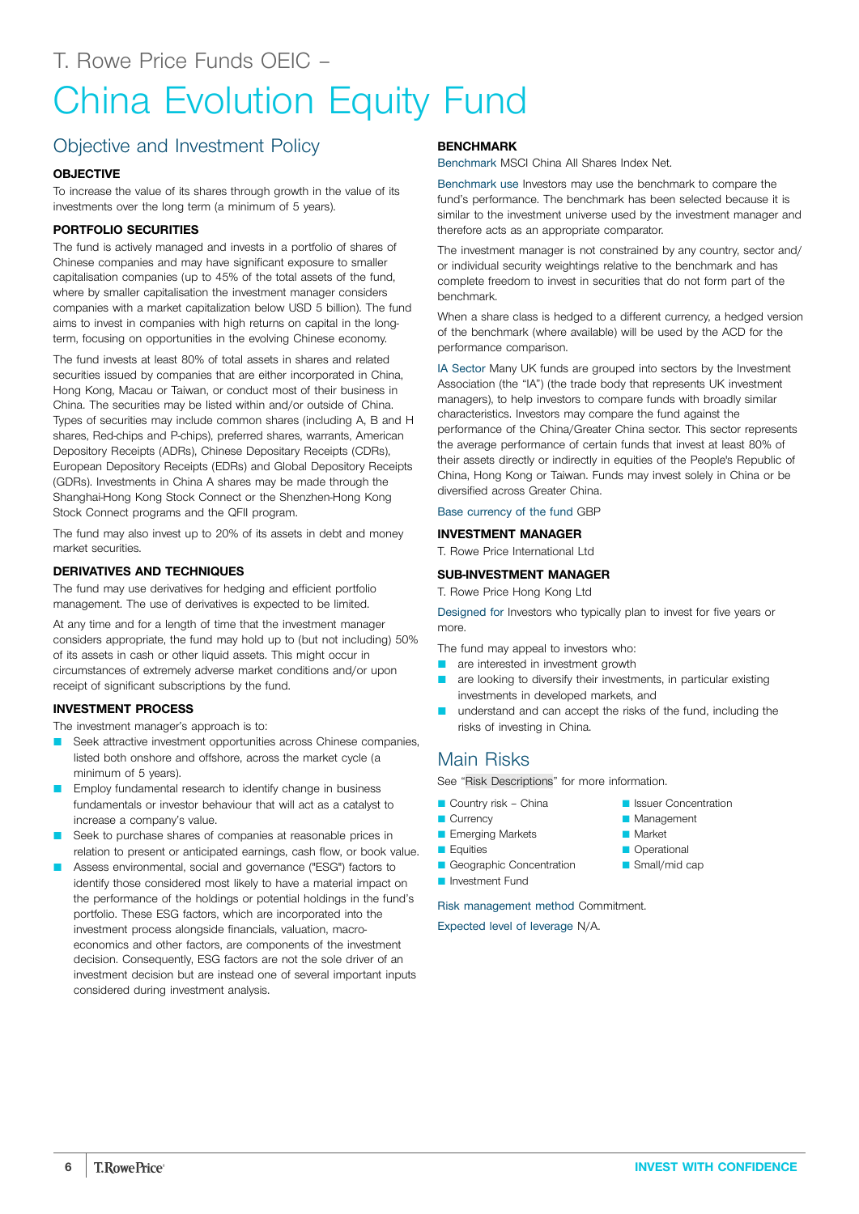T. Rowe Price Funds OEIC –

# China Evolution Equity Fund

## Objective and Investment Policy

### OBJECTIVE

To increase the value of its shares through growth in the value of its investments over the long term (a minimum of 5 years).

### PORTFOLIO SECURITIES

The fund is actively managed and invests in a portfolio of shares of Chinese companies and may have significant exposure to smaller capitalisation companies (up to 45% of the total assets of the fund, where by smaller capitalisation the investment manager considers companies with a market capitalization below USD 5 billion). The fund aims to invest in companies with high returns on capital in the long-term, focusing on opportunities in the evolving Chinese economy.

The fund invests at least 80% of total assets in shares and related securities issued by companies that are either incorporated in China, Hong Kong, Macau or Taiwan, or conduct most of their business in China. The securities may be listed within and/or outside of China. Types of securities may include common shares (including A, B and H shares, Red-chips and P-chips), preferred shares, warrants, American Depository Receipts (ADRs), Chinese Depositary Receipts (CDRs), European Depository Receipts (EDRs) and Global Depository Receipts (GDRs). Investments in China A shares may be made through the Shanghai-Hong Kong Stock Connect or the Shenzhen-Hong Kong Stock Connect programs and the QFII program.

The fund may also invest up to 20% of its assets in debt and money market securities.

### DERIVATIVES AND TECHNIQUES

The fund may use derivatives for hedging and efficient portfolio management. The use of derivatives is expected to be limited.

At any time and for a length of time that the investment manager considers appropriate, the fund may hold up to (but not including) 50% of its assets in cash or other liquid assets. This might occur in circumstances of extremely adverse market conditions and/or upon receipt of significant subscriptions by the fund.

### INVESTMENT PROCESS

The investment manager's approach is to:

- Seek attractive investment opportunities across Chinese companies, listed both onshore and offshore, across the market cycle (a minimum of 5 years).
- Employ fundamental research to identify change in business fundamentals or investor behaviour that will act as a catalyst to increase a company's value.
- Seek to purchase shares of companies at reasonable prices in relation to present or anticipated earnings, cash flow, or book value.
- Assess environmental, social and governance ("ESG") factors to identify those considered most likely to have a material impact on the performance of the holdings or potential holdings in the fund's portfolio. These ESG factors, which are incorporated into the investment process alongside financials, valuation, macro-economics and other factors, are components of the investment decision. Consequently, ESG factors are not the sole driver of an investment decision but are instead one of several important inputs considered during investment analysis.

### BENCHMARK

Benchmark MSCI China All Shares Index Net.

Benchmark use Investors may use the benchmark to compare the fund's performance. The benchmark has been selected because it is similar to the investment universe used by the investment manager and therefore acts as an appropriate comparator.

The investment manager is not constrained by any country, sector and/or individual security weightings relative to the benchmark and has complete freedom to invest in securities that do not form part of the benchmark.

When a share class is hedged to a different currency, a hedged version of the benchmark (where available) will be used by the ACD for the performance comparison.

IA Sector Many UK funds are grouped into sectors by the Investment Association (the "IA") (the trade body that represents UK investment managers), to help investors to compare funds with broadly similar characteristics. Investors may compare the fund against the performance of the China/Greater China sector. This sector represents the average performance of certain funds that invest at least 80% of their assets directly or indirectly in equities of the People's Republic of China, Hong Kong or Taiwan. Funds may invest solely in China or be diversified across Greater China.

Base currency of the fund GBP

### INVESTMENT MANAGER

T. Rowe Price International Ltd

### SUB-INVESTMENT MANAGER

T. Rowe Price Hong Kong Ltd

Designed for Investors who typically plan to invest for five years or more.

The fund may appeal to investors who:

- are interested in investment growth
- are looking to diversify their investments, in particular existing investments in developed markets, and
- understand and can accept the risks of the fund, including the risks of investing in China.

## Main Risks

See "Risk Descriptions" for more information.

- Country risk – China
- Currency
- Emerging Markets
- Equities
- Geographic Concentration
- Investment Fund
- Issuer Concentration
- Management
- Market
- Operational
- Small/mid cap

Risk management method Commitment.

Expected level of leverage N/A.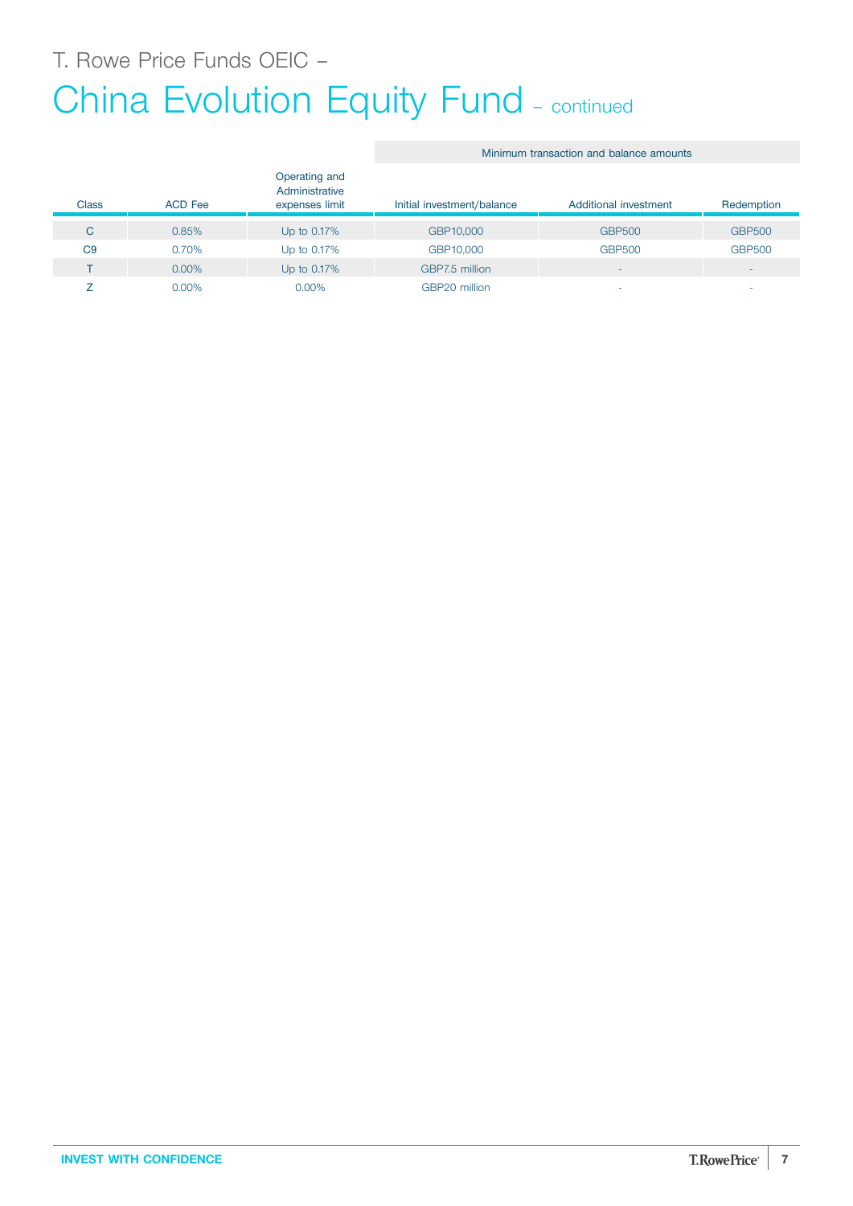T. Rowe Price Funds OEIC –

# China Evolution Equity Fund – continued

| Class | ACD Fee | Operating and Administrative expenses limit | Minimum transaction and balance amounts | | |
|---|---|---|---|---|---|
| | | | Initial investment/balance | Additional investment | Redemption |
| C | 0.85% | Up to 0.17% | GBP10,000 | GBP500 | GBP500 |
| C9 | 0.70% | Up to 0.17% | GBP10,000 | GBP500 | GBP500 |
| T | 0.00% | Up to 0.17% | GBP7.5 million | - | - |
| Z | 0.00% | 0.00% | GBP20 million | - | - |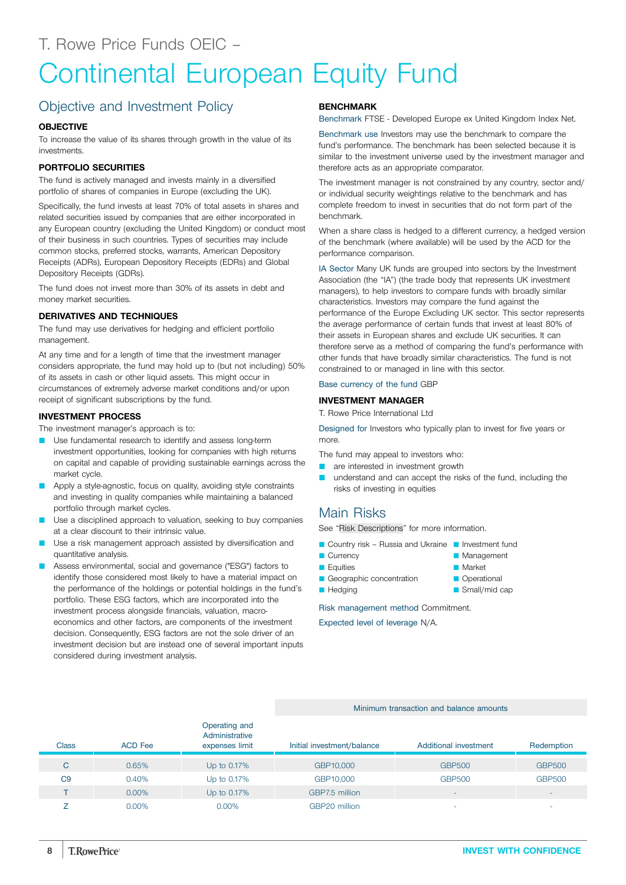T. Rowe Price Funds OEIC –

# Continental European Equity Fund

## Objective and Investment Policy

### OBJECTIVE

To increase the value of its shares through growth in the value of its investments.

### PORTFOLIO SECURITIES

The fund is actively managed and invests mainly in a diversified portfolio of shares of companies in Europe (excluding the UK).

Specifically, the fund invests at least 70% of total assets in shares and related securities issued by companies that are either incorporated in any European country (excluding the United Kingdom) or conduct most of their business in such countries. Types of securities may include common stocks, preferred stocks, warrants, American Depository Receipts (ADRs), European Depository Receipts (EDRs) and Global Depository Receipts (GDRs).

The fund does not invest more than 30% of its assets in debt and money market securities.

### DERIVATIVES AND TECHNIQUES

The fund may use derivatives for hedging and efficient portfolio management.

At any time and for a length of time that the investment manager considers appropriate, the fund may hold up to (but not including) 50% of its assets in cash or other liquid assets. This might occur in circumstances of extremely adverse market conditions and/or upon receipt of significant subscriptions by the fund.

### INVESTMENT PROCESS

The investment manager's approach is to:

- Use fundamental research to identify and assess long-term investment opportunities, looking for companies with high returns on capital and capable of providing sustainable earnings across the market cycle.
- Apply a style-agnostic, focus on quality, avoiding style constraints and investing in quality companies while maintaining a balanced portfolio through market cycles.
- Use a disciplined approach to valuation, seeking to buy companies at a clear discount to their intrinsic value.
- Use a risk management approach assisted by diversification and quantitative analysis.
- Assess environmental, social and governance ("ESG") factors to identify those considered most likely to have a material impact on the performance of the holdings or potential holdings in the fund's portfolio. These ESG factors, which are incorporated into the investment process alongside financials, valuation, macro-economics and other factors, are components of the investment decision. Consequently, ESG factors are not the sole driver of an investment decision but are instead one of several important inputs considered during investment analysis.

### BENCHMARK

Benchmark FTSE - Developed Europe ex United Kingdom Index Net.

Benchmark use Investors may use the benchmark to compare the fund's performance. The benchmark has been selected because it is similar to the investment universe used by the investment manager and therefore acts as an appropriate comparator.

The investment manager is not constrained by any country, sector and/or individual security weightings relative to the benchmark and has complete freedom to invest in securities that do not form part of the benchmark.

When a share class is hedged to a different currency, a hedged version of the benchmark (where available) will be used by the ACD for the performance comparison.

IA Sector Many UK funds are grouped into sectors by the Investment Association (the "IA") (the trade body that represents UK investment managers), to help investors to compare funds with broadly similar characteristics. Investors may compare the fund against the performance of the Europe Excluding UK sector. This sector represents the average performance of certain funds that invest at least 80% of their assets in European shares and exclude UK securities. It can therefore serve as a method of comparing the fund's performance with other funds that have broadly similar characteristics. The fund is not constrained to or managed in line with this sector.

Base currency of the fund GBP

### INVESTMENT MANAGER

T. Rowe Price International Ltd

Designed for Investors who typically plan to invest for five years or more.

The fund may appeal to investors who:

- are interested in investment growth
- understand and can accept the risks of the fund, including the risks of investing in equities

## Main Risks

See "Risk Descriptions" for more information.

- Country risk – Russia and Ukraine
- Currency
- Equities
- Geographic concentration
- Hedging
- Investment fund
- Management
- Market
- Operational
- Small/mid cap

Risk management method Commitment.

Expected level of leverage N/A.

| Class | ACD Fee | Operating and Administrative expenses limit | Minimum transaction and balance amounts | | |
|---|---|---|---|---|---|
| | | | Initial investment/balance | Additional investment | Redemption |
| C | 0.65% | Up to 0.17% | GBP10,000 | GBP500 | GBP500 |
| C9 | 0.40% | Up to 0.17% | GBP10,000 | GBP500 | GBP500 |
| T | 0.00% | Up to 0.17% | GBP7.5 million | - | - |
| Z | 0.00% | 0.00% | GBP20 million | - | - |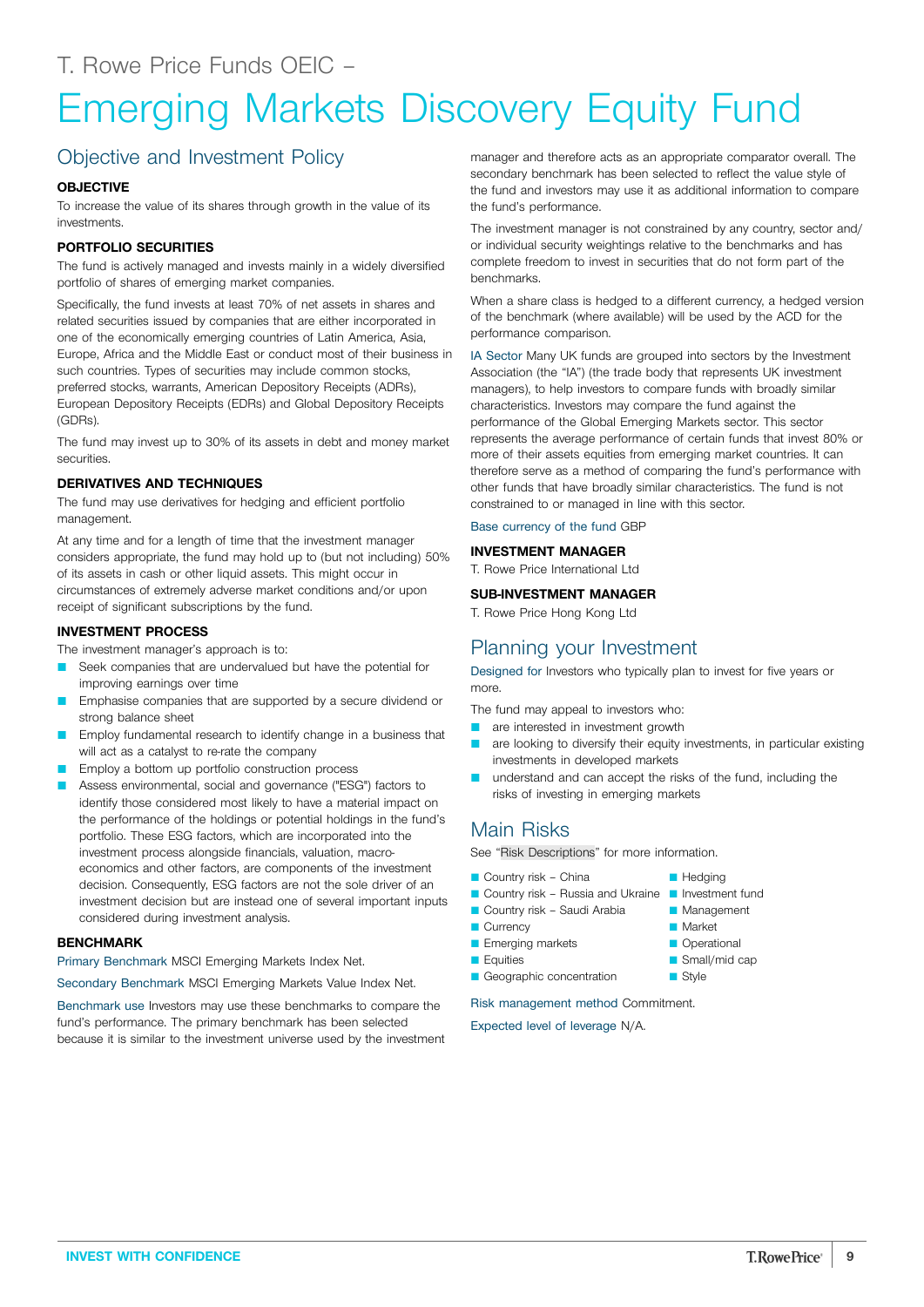T. Rowe Price Funds OEIC –

# Emerging Markets Discovery Equity Fund

## Objective and Investment Policy

### OBJECTIVE

To increase the value of its shares through growth in the value of its investments.

### PORTFOLIO SECURITIES

The fund is actively managed and invests mainly in a widely diversified portfolio of shares of emerging market companies.

Specifically, the fund invests at least 70% of net assets in shares and related securities issued by companies that are either incorporated in one of the economically emerging countries of Latin America, Asia, Europe, Africa and the Middle East or conduct most of their business in such countries. Types of securities may include common stocks, preferred stocks, warrants, American Depository Receipts (ADRs), European Depository Receipts (EDRs) and Global Depository Receipts (GDRs).

The fund may invest up to 30% of its assets in debt and money market securities.

### DERIVATIVES AND TECHNIQUES

The fund may use derivatives for hedging and efficient portfolio management.

At any time and for a length of time that the investment manager considers appropriate, the fund may hold up to (but not including) 50% of its assets in cash or other liquid assets. This might occur in circumstances of extremely adverse market conditions and/or upon receipt of significant subscriptions by the fund.

### INVESTMENT PROCESS

The investment manager's approach is to:

- Seek companies that are undervalued but have the potential for improving earnings over time
- Emphasise companies that are supported by a secure dividend or strong balance sheet
- Employ fundamental research to identify change in a business that will act as a catalyst to re-rate the company
- Employ a bottom up portfolio construction process
- Assess environmental, social and governance ("ESG") factors to identify those considered most likely to have a material impact on the performance of the holdings or potential holdings in the fund's portfolio. These ESG factors, which are incorporated into the investment process alongside financials, valuation, macro-economics and other factors, are components of the investment decision. Consequently, ESG factors are not the sole driver of an investment decision but are instead one of several important inputs considered during investment analysis.

### BENCHMARK

Primary Benchmark MSCI Emerging Markets Index Net.

Secondary Benchmark MSCI Emerging Markets Value Index Net.

Benchmark use Investors may use these benchmarks to compare the fund's performance. The primary benchmark has been selected because it is similar to the investment universe used by the investment manager and therefore acts as an appropriate comparator overall. The secondary benchmark has been selected to reflect the value style of the fund and investors may use it as additional information to compare the fund's performance.

The investment manager is not constrained by any country, sector and/or individual security weightings relative to the benchmarks and has complete freedom to invest in securities that do not form part of the benchmarks.

When a share class is hedged to a different currency, a hedged version of the benchmark (where available) will be used by the ACD for the performance comparison.

IA Sector Many UK funds are grouped into sectors by the Investment Association (the "IA") (the trade body that represents UK investment managers), to help investors to compare funds with broadly similar characteristics. Investors may compare the fund against the performance of the Global Emerging Markets sector. This sector represents the average performance of certain funds that invest 80% or more of their assets equities from emerging market countries. It can therefore serve as a method of comparing the fund's performance with other funds that have broadly similar characteristics. The fund is not constrained to or managed in line with this sector.

Base currency of the fund GBP

### INVESTMENT MANAGER

T. Rowe Price International Ltd

### SUB-INVESTMENT MANAGER

T. Rowe Price Hong Kong Ltd

## Planning your Investment

Designed for Investors who typically plan to invest for five years or more.

The fund may appeal to investors who:

- are interested in investment growth
- are looking to diversify their equity investments, in particular existing investments in developed markets
- understand and can accept the risks of the fund, including the risks of investing in emerging markets

## Main Risks

See "Risk Descriptions" for more information.

- Country risk – China
- Country risk – Russia and Ukraine
- Country risk – Saudi Arabia
- Currency
- Emerging markets
- Equities
- Geographic concentration
- Hedging
- Investment fund
- Management
- Market
- Operational
- Small/mid cap
- Style

Risk management method Commitment.

Expected level of leverage N/A.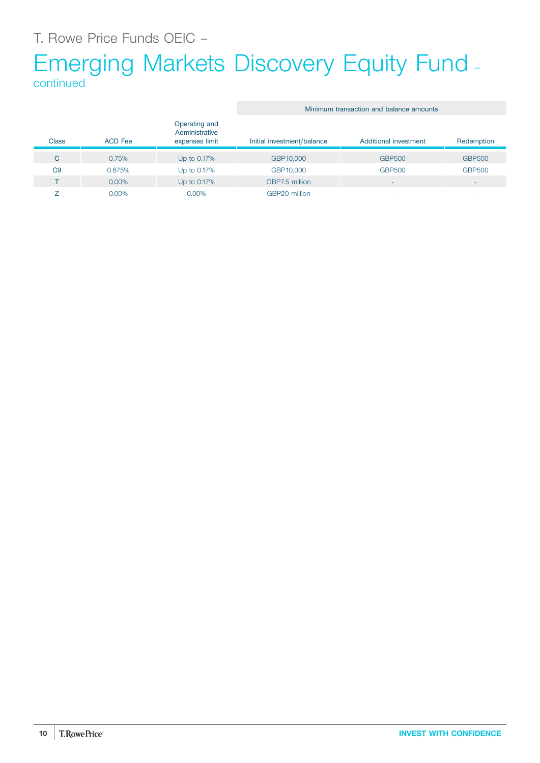T. Rowe Price Funds OEIC –

# Emerging Markets Discovery Equity Fund – continued

| Class | ACD Fee | Operating and Administrative expenses limit | Minimum transaction and balance amounts | | |
|---|---|---|---|---|---|
| | | | Initial investment/balance | Additional investment | Redemption |
| C | 0.75% | Up to 0.17% | GBP10,000 | GBP500 | GBP500 |
| C9 | 0.675% | Up to 0.17% | GBP10,000 | GBP500 | GBP500 |
| T | 0.00% | Up to 0.17% | GBP7.5 million | - | - |
| Z | 0.00% | 0.00% | GBP20 million | - | - |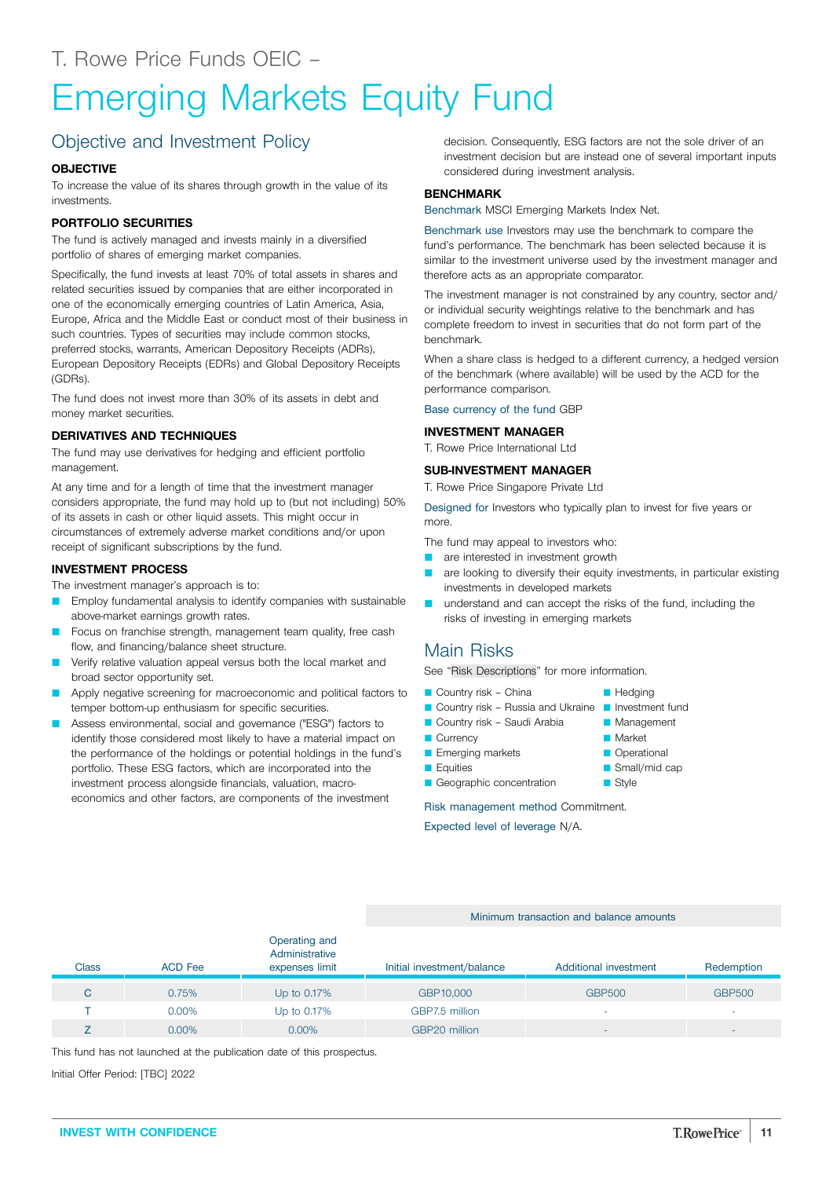T. Rowe Price Funds OEIC –

# Emerging Markets Equity Fund

## Objective and Investment Policy

**OBJECTIVE**

To increase the value of its shares through growth in the value of its investments.

**PORTFOLIO SECURITIES**

The fund is actively managed and invests mainly in a diversified portfolio of shares of emerging market companies.

Specifically, the fund invests at least 70% of total assets in shares and related securities issued by companies that are either incorporated in one of the economically emerging countries of Latin America, Asia, Europe, Africa and the Middle East or conduct most of their business in such countries. Types of securities may include common stocks, preferred stocks, warrants, American Depository Receipts (ADRs), European Depository Receipts (EDRs) and Global Depository Receipts (GDRs).

The fund does not invest more than 30% of its assets in debt and money market securities.

**DERIVATIVES AND TECHNIQUES**

The fund may use derivatives for hedging and efficient portfolio management.

At any time and for a length of time that the investment manager considers appropriate, the fund may hold up to (but not including) 50% of its assets in cash or other liquid assets. This might occur in circumstances of extremely adverse market conditions and/or upon receipt of significant subscriptions by the fund.

**INVESTMENT PROCESS**

The investment manager's approach is to:

- Employ fundamental analysis to identify companies with sustainable above-market earnings growth rates.
- Focus on franchise strength, management team quality, free cash flow, and financing/balance sheet structure.
- Verify relative valuation appeal versus both the local market and broad sector opportunity set.
- Apply negative screening for macroeconomic and political factors to temper bottom-up enthusiasm for specific securities.
- Assess environmental, social and governance ("ESG") factors to identify those considered most likely to have a material impact on the performance of the holdings or potential holdings in the fund's portfolio. These ESG factors, which are incorporated into the investment process alongside financials, valuation, macro-economics and other factors, are components of the investment decision. Consequently, ESG factors are not the sole driver of an investment decision but are instead one of several important inputs considered during investment analysis.

**BENCHMARK**

Benchmark MSCI Emerging Markets Index Net.

Benchmark use Investors may use the benchmark to compare the fund's performance. The benchmark has been selected because it is similar to the investment universe used by the investment manager and therefore acts as an appropriate comparator.

The investment manager is not constrained by any country, sector and/or individual security weightings relative to the benchmark and has complete freedom to invest in securities that do not form part of the benchmark.

When a share class is hedged to a different currency, a hedged version of the benchmark (where available) will be used by the ACD for the performance comparison.

Base currency of the fund GBP

**INVESTMENT MANAGER**

T. Rowe Price International Ltd

**SUB-INVESTMENT MANAGER**

T. Rowe Price Singapore Private Ltd

Designed for Investors who typically plan to invest for five years or more.

The fund may appeal to investors who:

- are interested in investment growth
- are looking to diversify their equity investments, in particular existing investments in developed markets
- understand and can accept the risks of the fund, including the risks of investing in emerging markets

## Main Risks

See "Risk Descriptions" for more information.

- Country risk – China
- Country risk – Russia and Ukraine
- Country risk – Saudi Arabia
- Currency
- Emerging markets
- Equities
- Geographic concentration
- Hedging
- Investment fund
- Management
- Market
- Operational
- Small/mid cap
- Style

Risk management method Commitment.

Expected level of leverage N/A.

| Class | ACD Fee | Operating and Administrative expenses limit | Minimum transaction and balance amounts | | |
|---|---|---|---|---|---|
| | | | Initial investment/balance | Additional investment | Redemption |
| C | 0.75% | Up to 0.17% | GBP10,000 | GBP500 | GBP500 |
| T | 0.00% | Up to 0.17% | GBP7.5 million | - | - |
| Z | 0.00% | 0.00% | GBP20 million | - | - |

This fund has not launched at the publication date of this prospectus.

Initial Offer Period: [TBC] 2022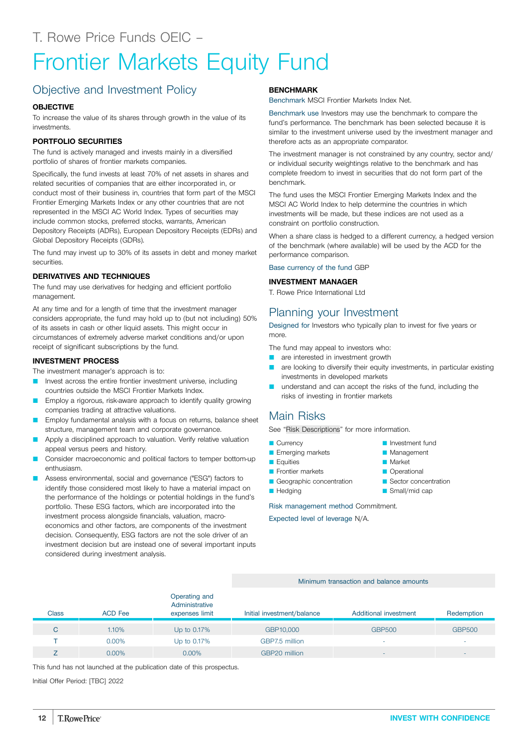T. Rowe Price Funds OEIC –

# Frontier Markets Equity Fund

## Objective and Investment Policy

### OBJECTIVE

To increase the value of its shares through growth in the value of its investments.

### PORTFOLIO SECURITIES

The fund is actively managed and invests mainly in a diversified portfolio of shares of frontier markets companies.

Specifically, the fund invests at least 70% of net assets in shares and related securities of companies that are either incorporated in, or conduct most of their business in, countries that form part of the MSCI Frontier Emerging Markets Index or any other countries that are not represented in the MSCI AC World Index. Types of securities may include common stocks, preferred stocks, warrants, American Depository Receipts (ADRs), European Depository Receipts (EDRs) and Global Depository Receipts (GDRs).

The fund may invest up to 30% of its assets in debt and money market securities.

### DERIVATIVES AND TECHNIQUES

The fund may use derivatives for hedging and efficient portfolio management.

At any time and for a length of time that the investment manager considers appropriate, the fund may hold up to (but not including) 50% of its assets in cash or other liquid assets. This might occur in circumstances of extremely adverse market conditions and/or upon receipt of significant subscriptions by the fund.

### INVESTMENT PROCESS

The investment manager's approach is to:

- Invest across the entire frontier investment universe, including countries outside the MSCI Frontier Markets Index.
- Employ a rigorous, risk-aware approach to identify quality growing companies trading at attractive valuations.
- Employ fundamental analysis with a focus on returns, balance sheet structure, management team and corporate governance.
- Apply a disciplined approach to valuation. Verify relative valuation appeal versus peers and history.
- Consider macroeconomic and political factors to temper bottom-up enthusiasm.
- Assess environmental, social and governance ("ESG") factors to identify those considered most likely to have a material impact on the performance of the holdings or potential holdings in the fund's portfolio. These ESG factors, which are incorporated into the investment process alongside financials, valuation, macro-economics and other factors, are components of the investment decision. Consequently, ESG factors are not the sole driver of an investment decision but are instead one of several important inputs considered during investment analysis.

### BENCHMARK

Benchmark MSCI Frontier Markets Index Net.

Benchmark use Investors may use the benchmark to compare the fund's performance. The benchmark has been selected because it is similar to the investment universe used by the investment manager and therefore acts as an appropriate comparator.

The investment manager is not constrained by any country, sector and/or individual security weightings relative to the benchmark and has complete freedom to invest in securities that do not form part of the benchmark.

The fund uses the MSCI Frontier Emerging Markets Index and the MSCI AC World Index to help determine the countries in which investments will be made, but these indices are not used as a constraint on portfolio construction.

When a share class is hedged to a different currency, a hedged version of the benchmark (where available) will be used by the ACD for the performance comparison.

Base currency of the fund GBP

### INVESTMENT MANAGER

T. Rowe Price International Ltd

## Planning your Investment

Designed for Investors who typically plan to invest for five years or more.

The fund may appeal to investors who:

- are interested in investment growth
- are looking to diversify their equity investments, in particular existing investments in developed markets
- understand and can accept the risks of the fund, including the risks of investing in frontier markets

## Main Risks

See "Risk Descriptions" for more information.

- Currency
- Emerging markets
- Equities
- Frontier markets
- Geographic concentration
- Hedging
- Investment fund
- Management
- Market
- Operational
- Sector concentration
- Small/mid cap

Risk management method Commitment.

Expected level of leverage N/A.

| Class | ACD Fee | Operating and Administrative expenses limit | Minimum transaction and balance amounts | | |
|---|---|---|---|---|---|
| | | | Initial investment/balance | Additional investment | Redemption |
| C | 1.10% | Up to 0.17% | GBP10,000 | GBP500 | GBP500 |
| T | 0.00% | Up to 0.17% | GBP7.5 million | - | - |
| Z | 0.00% | 0.00% | GBP20 million | - | - |

This fund has not launched at the publication date of this prospectus.

Initial Offer Period: [TBC] 2022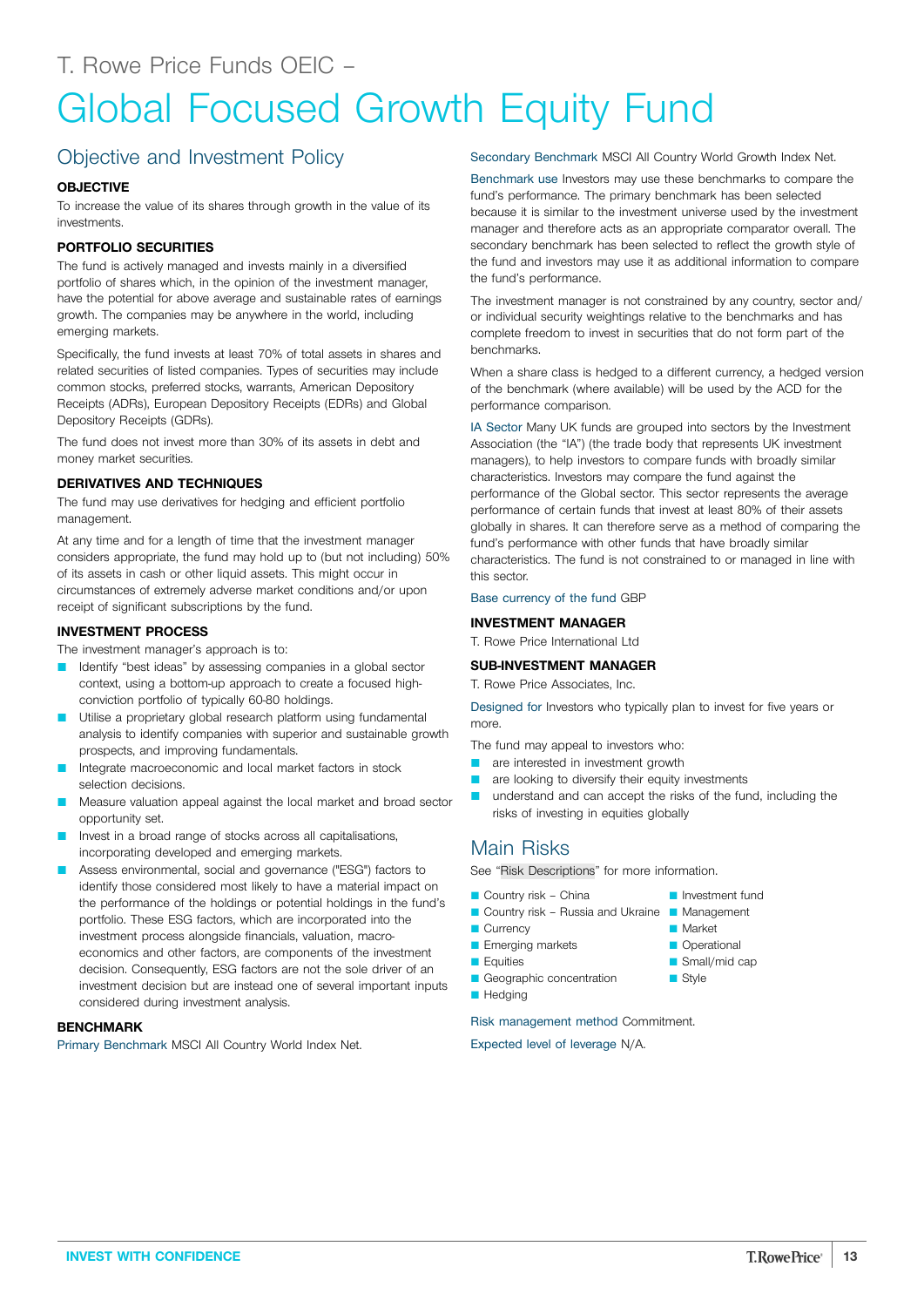T. Rowe Price Funds OEIC –

# Global Focused Growth Equity Fund

## Objective and Investment Policy

### OBJECTIVE

To increase the value of its shares through growth in the value of its investments.

### PORTFOLIO SECURITIES

The fund is actively managed and invests mainly in a diversified portfolio of shares which, in the opinion of the investment manager, have the potential for above average and sustainable rates of earnings growth. The companies may be anywhere in the world, including emerging markets.

Specifically, the fund invests at least 70% of total assets in shares and related securities of listed companies. Types of securities may include common stocks, preferred stocks, warrants, American Depository Receipts (ADRs), European Depository Receipts (EDRs) and Global Depository Receipts (GDRs).

The fund does not invest more than 30% of its assets in debt and money market securities.

### DERIVATIVES AND TECHNIQUES

The fund may use derivatives for hedging and efficient portfolio management.

At any time and for a length of time that the investment manager considers appropriate, the fund may hold up to (but not including) 50% of its assets in cash or other liquid assets. This might occur in circumstances of extremely adverse market conditions and/or upon receipt of significant subscriptions by the fund.

### INVESTMENT PROCESS

The investment manager's approach is to:

- Identify "best ideas" by assessing companies in a global sector context, using a bottom-up approach to create a focused high-conviction portfolio of typically 60-80 holdings.
- Utilise a proprietary global research platform using fundamental analysis to identify companies with superior and sustainable growth prospects, and improving fundamentals.
- Integrate macroeconomic and local market factors in stock selection decisions.
- Measure valuation appeal against the local market and broad sector opportunity set.
- Invest in a broad range of stocks across all capitalisations, incorporating developed and emerging markets.
- Assess environmental, social and governance ("ESG") factors to identify those considered most likely to have a material impact on the performance of the holdings or potential holdings in the fund's portfolio. These ESG factors, which are incorporated into the investment process alongside financials, valuation, macro-economics and other factors, are components of the investment decision. Consequently, ESG factors are not the sole driver of an investment decision but are instead one of several important inputs considered during investment analysis.

### BENCHMARK

Primary Benchmark MSCI All Country World Index Net.

Secondary Benchmark MSCI All Country World Growth Index Net.

Benchmark use Investors may use these benchmarks to compare the fund's performance. The primary benchmark has been selected because it is similar to the investment universe used by the investment manager and therefore acts as an appropriate comparator overall. The secondary benchmark has been selected to reflect the growth style of the fund and investors may use it as additional information to compare the fund's performance.

The investment manager is not constrained by any country, sector and/or individual security weightings relative to the benchmarks and has complete freedom to invest in securities that do not form part of the benchmarks.

When a share class is hedged to a different currency, a hedged version of the benchmark (where available) will be used by the ACD for the performance comparison.

IA Sector Many UK funds are grouped into sectors by the Investment Association (the "IA") (the trade body that represents UK investment managers), to help investors to compare funds with broadly similar characteristics. Investors may compare the fund against the performance of the Global sector. This sector represents the average performance of certain funds that invest at least 80% of their assets globally in shares. It can therefore serve as a method of comparing the fund's performance with other funds that have broadly similar characteristics. The fund is not constrained to or managed in line with this sector.

Base currency of the fund GBP

### INVESTMENT MANAGER

T. Rowe Price International Ltd

### SUB-INVESTMENT MANAGER

T. Rowe Price Associates, Inc.

Designed for Investors who typically plan to invest for five years or more.

The fund may appeal to investors who:

- are interested in investment growth
- are looking to diversify their equity investments
- understand and can accept the risks of the fund, including the risks of investing in equities globally

## Main Risks

See "Risk Descriptions" for more information.

- Country risk – China
- Country risk – Russia and Ukraine
- Currency
- Emerging markets
- Equities
- Geographic concentration
- Hedging
- Investment fund
- Management
- Market
- Operational
- Small/mid cap
- Style

Risk management method Commitment.

Expected level of leverage N/A.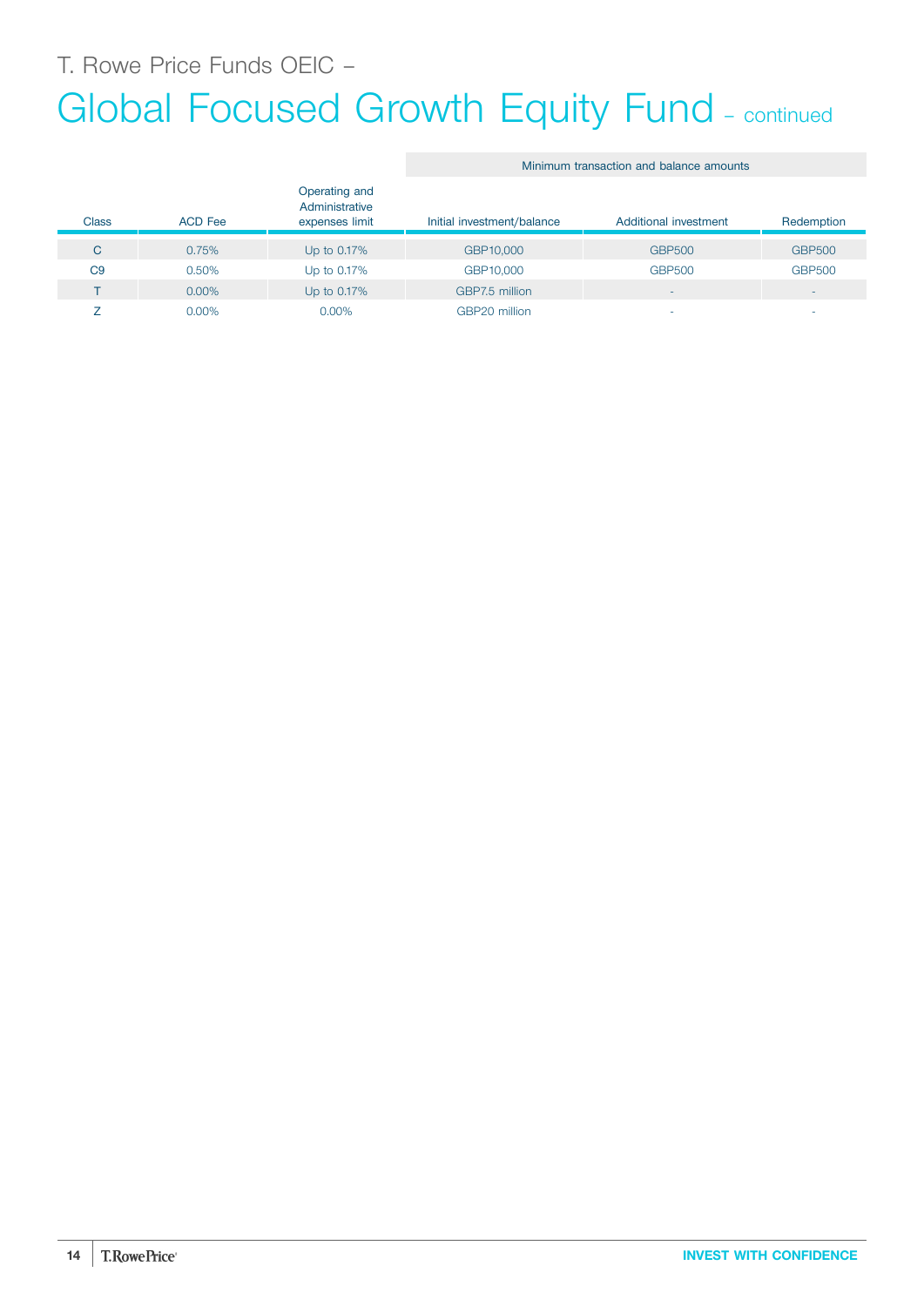T. Rowe Price Funds OEIC –

# Global Focused Growth Equity Fund – continued

| Class | ACD Fee | Operating and Administrative expenses limit | Minimum transaction and balance amounts | | |
|---|---|---|---|---|---|
| | | | Initial investment/balance | Additional investment | Redemption |
| C | 0.75% | Up to 0.17% | GBP10,000 | GBP500 | GBP500 |
| C9 | 0.50% | Up to 0.17% | GBP10,000 | GBP500 | GBP500 |
| T | 0.00% | Up to 0.17% | GBP7.5 million | - | - |
| Z | 0.00% | 0.00% | GBP20 million | - | - |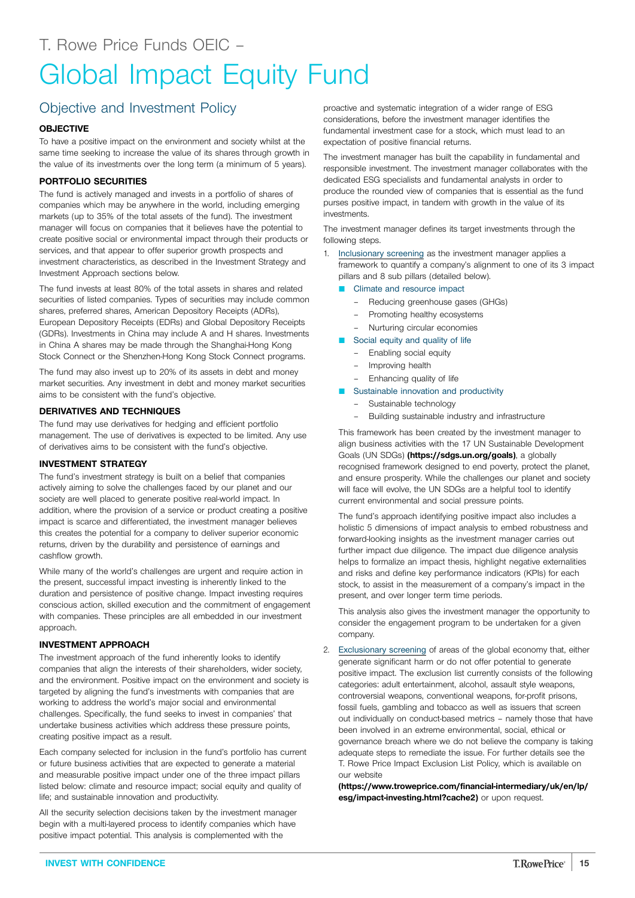T. Rowe Price Funds OEIC –

# Global Impact Equity Fund

## Objective and Investment Policy

### OBJECTIVE

To have a positive impact on the environment and society whilst at the same time seeking to increase the value of its shares through growth in the value of its investments over the long term (a minimum of 5 years).

### PORTFOLIO SECURITIES

The fund is actively managed and invests in a portfolio of shares of companies which may be anywhere in the world, including emerging markets (up to 35% of the total assets of the fund). The investment manager will focus on companies that it believes have the potential to create positive social or environmental impact through their products or services, and that appear to offer superior growth prospects and investment characteristics, as described in the Investment Strategy and Investment Approach sections below.

The fund invests at least 80% of the total assets in shares and related securities of listed companies. Types of securities may include common shares, preferred shares, American Depository Receipts (ADRs), European Depository Receipts (EDRs) and Global Depository Receipts (GDRs). Investments in China may include A and H shares. Investments in China A shares may be made through the Shanghai-Hong Kong Stock Connect or the Shenzhen-Hong Kong Stock Connect programs.

The fund may also invest up to 20% of its assets in debt and money market securities. Any investment in debt and money market securities aims to be consistent with the fund's objective.

### DERIVATIVES AND TECHNIQUES

The fund may use derivatives for hedging and efficient portfolio management. The use of derivatives is expected to be limited. Any use of derivatives aims to be consistent with the fund's objective.

### INVESTMENT STRATEGY

The fund's investment strategy is built on a belief that companies actively aiming to solve the challenges faced by our planet and our society are well placed to generate positive real-world impact. In addition, where the provision of a service or product creating a positive impact is scarce and differentiated, the investment manager believes this creates the potential for a company to deliver superior economic returns, driven by the durability and persistence of earnings and cashflow growth.

While many of the world's challenges are urgent and require action in the present, successful impact investing is inherently linked to the duration and persistence of positive change. Impact investing requires conscious action, skilled execution and the commitment of engagement with companies. These principles are all embedded in our investment approach.

### INVESTMENT APPROACH

The investment approach of the fund inherently looks to identify companies that align the interests of their shareholders, wider society, and the environment. Positive impact on the environment and society is targeted by aligning the fund's investments with companies that are working to address the world's major social and environmental challenges. Specifically, the fund seeks to invest in companies' that undertake business activities which address these pressure points, creating positive impact as a result.

Each company selected for inclusion in the fund's portfolio has current or future business activities that are expected to generate a material and measurable positive impact under one of the three impact pillars listed below: climate and resource impact; social equity and quality of life; and sustainable innovation and productivity.

All the security selection decisions taken by the investment manager begin with a multi-layered process to identify companies which have positive impact potential. This analysis is complemented with the proactive and systematic integration of a wider range of ESG considerations, before the investment manager identifies the fundamental investment case for a stock, which must lead to an expectation of positive financial returns.

The investment manager has built the capability in fundamental and responsible investment. The investment manager collaborates with the dedicated ESG specialists and fundamental analysts in order to produce the rounded view of companies that is essential as the fund purses positive impact, in tandem with growth in the value of its investments.

The investment manager defines its target investments through the following steps.

1. Inclusionary screening as the investment manager applies a framework to quantify a company's alignment to one of its 3 impact pillars and 8 sub pillars (detailed below).
   - Climate and resource impact
     - Reducing greenhouse gases (GHGs)
     - Promoting healthy ecosystems
     - Nurturing circular economies
   - Social equity and quality of life
     - Enabling social equity
     - Improving health
     - Enhancing quality of life
   - Sustainable innovation and productivity
     - Sustainable technology
     - Building sustainable industry and infrastructure

   This framework has been created by the investment manager to align business activities with the 17 UN Sustainable Development Goals (UN SDGs) **(https://sdgs.un.org/goals)**, a globally recognised framework designed to end poverty, protect the planet, and ensure prosperity. While the challenges our planet and society will face will evolve, the UN SDGs are a helpful tool to identify current environmental and social pressure points.

   The fund's approach identifying positive impact also includes a holistic 5 dimensions of impact analysis to embed robustness and forward-looking insights as the investment manager carries out further impact due diligence. The impact due diligence analysis helps to formalize an impact thesis, highlight negative externalities and risks and define key performance indicators (KPIs) for each stock, to assist in the measurement of a company's impact in the present, and over longer term time periods.

   This analysis also gives the investment manager the opportunity to consider the engagement program to be undertaken for a given company.

2. Exclusionary screening of areas of the global economy that, either generate significant harm or do not offer potential to generate positive impact. The exclusion list currently consists of the following categories: adult entertainment, alcohol, assault style weapons, controversial weapons, conventional weapons, for-profit prisons, fossil fuels, gambling and tobacco as well as issuers that screen out individually on conduct-based metrics – namely those that have been involved in an extreme environmental, social, ethical or governance breach where we do not believe the company is taking adequate steps to remediate the issue. For further details see the T. Rowe Price Impact Exclusion List Policy, which is available on our website **(https://www.troweprice.com/financial-intermediary/uk/en/lp/esg/impact-investing.html?cache2)** or upon request.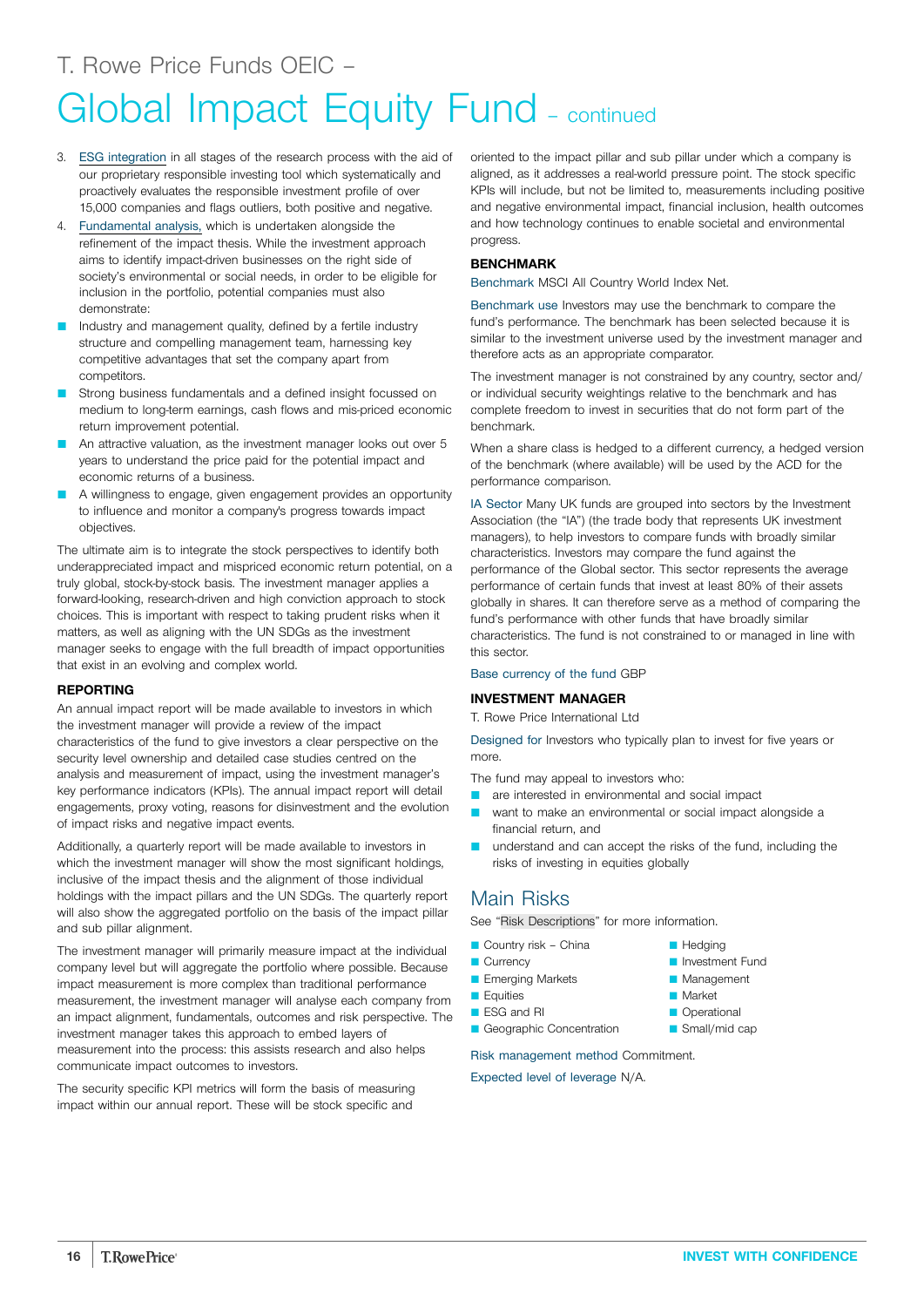# Global Impact Equity Fund – continued

3. ESG integration in all stages of the research process with the aid of our proprietary responsible investing tool which systematically and proactively evaluates the responsible investment profile of over 15,000 companies and flags outliers, both positive and negative.
4. Fundamental analysis, which is undertaken alongside the refinement of the impact thesis. While the investment approach aims to identify impact-driven businesses on the right side of society's environmental or social needs, in order to be eligible for inclusion in the portfolio, potential companies must also demonstrate:

- Industry and management quality, defined by a fertile industry structure and compelling management team, harnessing key competitive advantages that set the company apart from competitors.
- Strong business fundamentals and a defined insight focussed on medium to long-term earnings, cash flows and mis-priced economic return improvement potential.
- An attractive valuation, as the investment manager looks out over 5 years to understand the price paid for the potential impact and economic returns of a business.
- A willingness to engage, given engagement provides an opportunity to influence and monitor a company's progress towards impact objectives.

The ultimate aim is to integrate the stock perspectives to identify both underappreciated impact and mispriced economic return potential, on a truly global, stock-by-stock basis. The investment manager applies a forward-looking, research-driven and high conviction approach to stock choices. This is important with respect to taking prudent risks when it matters, as well as aligning with the UN SDGs as the investment manager seeks to engage with the full breadth of impact opportunities that exist in an evolving and complex world.

### REPORTING

An annual impact report will be made available to investors in which the investment manager will provide a review of the impact characteristics of the fund to give investors a clear perspective on the security level ownership and detailed case studies centred on the analysis and measurement of impact, using the investment manager's key performance indicators (KPIs). The annual impact report will detail engagements, proxy voting, reasons for disinvestment and the evolution of impact risks and negative impact events.

Additionally, a quarterly report will be made available to investors in which the investment manager will show the most significant holdings, inclusive of the impact thesis and the alignment of those individual holdings with the impact pillars and the UN SDGs. The quarterly report will also show the aggregated portfolio on the basis of the impact pillar and sub pillar alignment.

The investment manager will primarily measure impact at the individual company level but will aggregate the portfolio where possible. Because impact measurement is more complex than traditional performance measurement, the investment manager will analyse each company from an impact alignment, fundamentals, outcomes and risk perspective. The investment manager takes this approach to embed layers of measurement into the process: this assists research and also helps communicate impact outcomes to investors.

The security specific KPI metrics will form the basis of measuring impact within our annual report. These will be stock specific and oriented to the impact pillar and sub pillar under which a company is aligned, as it addresses a real-world pressure point. The stock specific KPIs will include, but not be limited to, measurements including positive and negative environmental impact, financial inclusion, health outcomes and how technology continues to enable societal and environmental progress.

### BENCHMARK

Benchmark MSCI All Country World Index Net.

Benchmark use Investors may use the benchmark to compare the fund's performance. The benchmark has been selected because it is similar to the investment universe used by the investment manager and therefore acts as an appropriate comparator.

The investment manager is not constrained by any country, sector and/or individual security weightings relative to the benchmark and has complete freedom to invest in securities that do not form part of the benchmark.

When a share class is hedged to a different currency, a hedged version of the benchmark (where available) will be used by the ACD for the performance comparison.

IA Sector Many UK funds are grouped into sectors by the Investment Association (the "IA") (the trade body that represents UK investment managers), to help investors to compare funds with broadly similar characteristics. Investors may compare the fund against the performance of the Global sector. This sector represents the average performance of certain funds that invest at least 80% of their assets globally in shares. It can therefore serve as a method of comparing the fund's performance with other funds that have broadly similar characteristics. The fund is not constrained to or managed in line with this sector.

Base currency of the fund GBP

### INVESTMENT MANAGER

T. Rowe Price International Ltd

Designed for Investors who typically plan to invest for five years or more.

The fund may appeal to investors who:

- are interested in environmental and social impact
- want to make an environmental or social impact alongside a financial return, and
- understand and can accept the risks of the fund, including the risks of investing in equities globally

## Main Risks

See "Risk Descriptions" for more information.

- Country risk – China
- Currency
- Emerging Markets
- Equities
- ESG and RI
- Geographic Concentration
- Hedging
- Investment Fund
- Management
- Market
- Operational
- Small/mid cap

Risk management method Commitment.

Expected level of leverage N/A.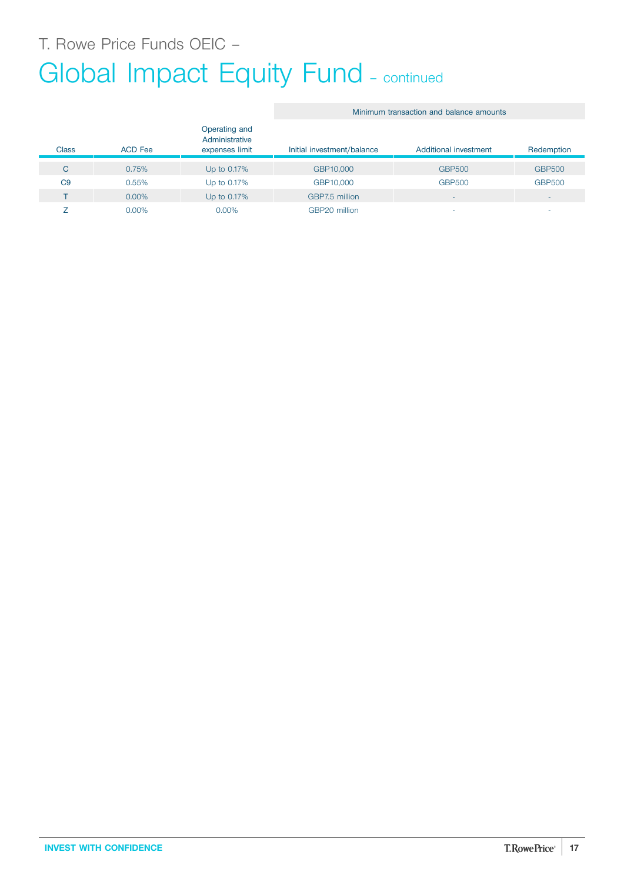T. Rowe Price Funds OEIC –

# Global Impact Equity Fund – continued

| Class | ACD Fee | Operating and Administrative expenses limit | Minimum transaction and balance amounts | | |
|---|---|---|---|---|---|
| | | | Initial investment/balance | Additional investment | Redemption |
| C | 0.75% | Up to 0.17% | GBP10,000 | GBP500 | GBP500 |
| C9 | 0.55% | Up to 0.17% | GBP10,000 | GBP500 | GBP500 |
| T | 0.00% | Up to 0.17% | GBP7.5 million | - | - |
| Z | 0.00% | 0.00% | GBP20 million | - | - |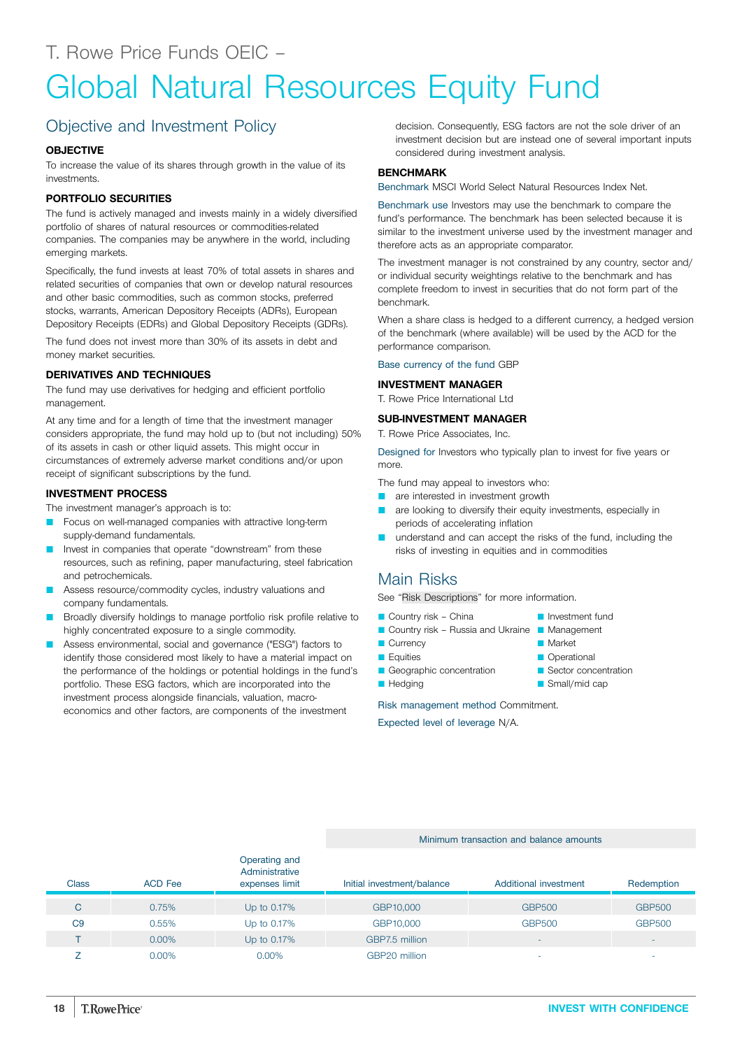T. Rowe Price Funds OEIC –

# Global Natural Resources Equity Fund

## Objective and Investment Policy

### OBJECTIVE

To increase the value of its shares through growth in the value of its investments.

### PORTFOLIO SECURITIES

The fund is actively managed and invests mainly in a widely diversified portfolio of shares of natural resources or commodities-related companies. The companies may be anywhere in the world, including emerging markets.

Specifically, the fund invests at least 70% of total assets in shares and related securities of companies that own or develop natural resources and other basic commodities, such as common stocks, preferred stocks, warrants, American Depository Receipts (ADRs), European Depository Receipts (EDRs) and Global Depository Receipts (GDRs).

The fund does not invest more than 30% of its assets in debt and money market securities.

### DERIVATIVES AND TECHNIQUES

The fund may use derivatives for hedging and efficient portfolio management.

At any time and for a length of time that the investment manager considers appropriate, the fund may hold up to (but not including) 50% of its assets in cash or other liquid assets. This might occur in circumstances of extremely adverse market conditions and/or upon receipt of significant subscriptions by the fund.

### INVESTMENT PROCESS

The investment manager's approach is to:

- Focus on well-managed companies with attractive long-term supply-demand fundamentals.
- Invest in companies that operate "downstream" from these resources, such as refining, paper manufacturing, steel fabrication and petrochemicals.
- Assess resource/commodity cycles, industry valuations and company fundamentals.
- Broadly diversify holdings to manage portfolio risk profile relative to highly concentrated exposure to a single commodity.
- Assess environmental, social and governance ("ESG") factors to identify those considered most likely to have a material impact on the performance of the holdings or potential holdings in the fund's portfolio. These ESG factors, which are incorporated into the investment process alongside financials, valuation, macro-economics and other factors, are components of the investment decision. Consequently, ESG factors are not the sole driver of an investment decision but are instead one of several important inputs considered during investment analysis.

### BENCHMARK

Benchmark MSCI World Select Natural Resources Index Net.

Benchmark use Investors may use the benchmark to compare the fund's performance. The benchmark has been selected because it is similar to the investment universe used by the investment manager and therefore acts as an appropriate comparator.

The investment manager is not constrained by any country, sector and/or individual security weightings relative to the benchmark and has complete freedom to invest in securities that do not form part of the benchmark.

When a share class is hedged to a different currency, a hedged version of the benchmark (where available) will be used by the ACD for the performance comparison.

Base currency of the fund GBP

### INVESTMENT MANAGER

T. Rowe Price International Ltd

### SUB-INVESTMENT MANAGER

T. Rowe Price Associates, Inc.

Designed for Investors who typically plan to invest for five years or more.

The fund may appeal to investors who:

- are interested in investment growth
- are looking to diversify their equity investments, especially in periods of accelerating inflation
- understand and can accept the risks of the fund, including the risks of investing in equities and in commodities

## Main Risks

See "Risk Descriptions" for more information.

- Country risk – China
- Country risk – Russia and Ukraine
- Currency
- Equities
- Geographic concentration
- Hedging
- Investment fund
- Management
- Market
- Operational
- Sector concentration
- Small/mid cap

Risk management method Commitment.

Expected level of leverage N/A.

| Class | ACD Fee | Operating and Administrative expenses limit | Minimum transaction and balance amounts | | |
|---|---|---|---|---|---|
| | | | Initial investment/balance | Additional investment | Redemption |
| C | 0.75% | Up to 0.17% | GBP10,000 | GBP500 | GBP500 |
| C9 | 0.55% | Up to 0.17% | GBP10,000 | GBP500 | GBP500 |
| T | 0.00% | Up to 0.17% | GBP7.5 million | - | - |
| Z | 0.00% | 0.00% | GBP20 million | - | - |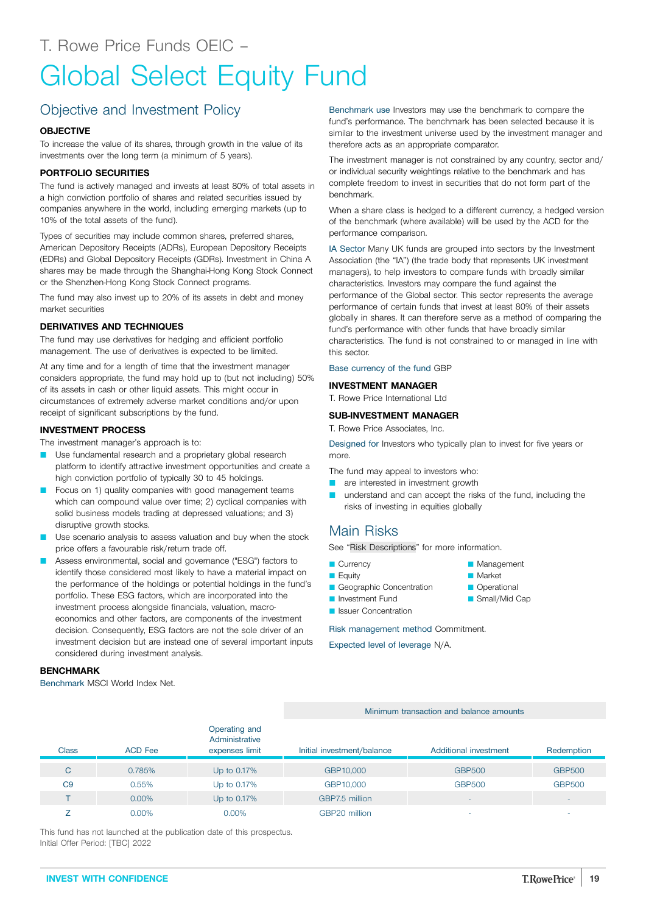T. Rowe Price Funds OEIC –

# Global Select Equity Fund

## Objective and Investment Policy

### OBJECTIVE

To increase the value of its shares, through growth in the value of its investments over the long term (a minimum of 5 years).

### PORTFOLIO SECURITIES

The fund is actively managed and invests at least 80% of total assets in a high conviction portfolio of shares and related securities issued by companies anywhere in the world, including emerging markets (up to 10% of the total assets of the fund).

Types of securities may include common shares, preferred shares, American Depository Receipts (ADRs), European Depository Receipts (EDRs) and Global Depository Receipts (GDRs). Investment in China A shares may be made through the Shanghai-Hong Kong Stock Connect or the Shenzhen-Hong Kong Stock Connect programs.

The fund may also invest up to 20% of its assets in debt and money market securities

### DERIVATIVES AND TECHNIQUES

The fund may use derivatives for hedging and efficient portfolio management. The use of derivatives is expected to be limited.

At any time and for a length of time that the investment manager considers appropriate, the fund may hold up to (but not including) 50% of its assets in cash or other liquid assets. This might occur in circumstances of extremely adverse market conditions and/or upon receipt of significant subscriptions by the fund.

### INVESTMENT PROCESS

The investment manager's approach is to:

- Use fundamental research and a proprietary global research platform to identify attractive investment opportunities and create a high conviction portfolio of typically 30 to 45 holdings.
- Focus on 1) quality companies with good management teams which can compound value over time; 2) cyclical companies with solid business models trading at depressed valuations; and 3) disruptive growth stocks.
- Use scenario analysis to assess valuation and buy when the stock price offers a favourable risk/return trade off.
- Assess environmental, social and governance ("ESG") factors to identify those considered most likely to have a material impact on the performance of the holdings or potential holdings in the fund's portfolio. These ESG factors, which are incorporated into the investment process alongside financials, valuation, macro-economics and other factors, are components of the investment decision. Consequently, ESG factors are not the sole driver of an investment decision but are instead one of several important inputs considered during investment analysis.

### BENCHMARK

Benchmark MSCI World Index Net.

Benchmark use Investors may use the benchmark to compare the fund's performance. The benchmark has been selected because it is similar to the investment universe used by the investment manager and therefore acts as an appropriate comparator.

The investment manager is not constrained by any country, sector and/or individual security weightings relative to the benchmark and has complete freedom to invest in securities that do not form part of the benchmark.

When a share class is hedged to a different currency, a hedged version of the benchmark (where available) will be used by the ACD for the performance comparison.

IA Sector Many UK funds are grouped into sectors by the Investment Association (the "IA") (the trade body that represents UK investment managers), to help investors to compare funds with broadly similar characteristics. Investors may compare the fund against the performance of the Global sector. This sector represents the average performance of certain funds that invest at least 80% of their assets globally in shares. It can therefore serve as a method of comparing the fund's performance with other funds that have broadly similar characteristics. The fund is not constrained to or managed in line with this sector.

Base currency of the fund GBP

### INVESTMENT MANAGER

T. Rowe Price International Ltd

### SUB-INVESTMENT MANAGER

T. Rowe Price Associates, Inc.

Designed for Investors who typically plan to invest for five years or more.

The fund may appeal to investors who:

- are interested in investment growth
- understand and can accept the risks of the fund, including the risks of investing in equities globally

## Main Risks

See "Risk Descriptions" for more information.

- Currency
- Equity
- Geographic Concentration
- Investment Fund
- Issuer Concentration
- Management
- Market
- Operational
- Small/Mid Cap

Risk management method Commitment.

Expected level of leverage N/A.

| | | | Minimum transaction and balance amounts | | |
|---|---|---|---|---|---|
| Class | ACD Fee | Operating and Administrative expenses limit | Initial investment/balance | Additional investment | Redemption |
| C | 0.785% | Up to 0.17% | GBP10,000 | GBP500 | GBP500 |
| C9 | 0.55% | Up to 0.17% | GBP10,000 | GBP500 | GBP500 |
| T | 0.00% | Up to 0.17% | GBP7.5 million | - | - |
| Z | 0.00% | 0.00% | GBP20 million | - | - |

This fund has not launched at the publication date of this prospectus.
Initial Offer Period: [TBC] 2022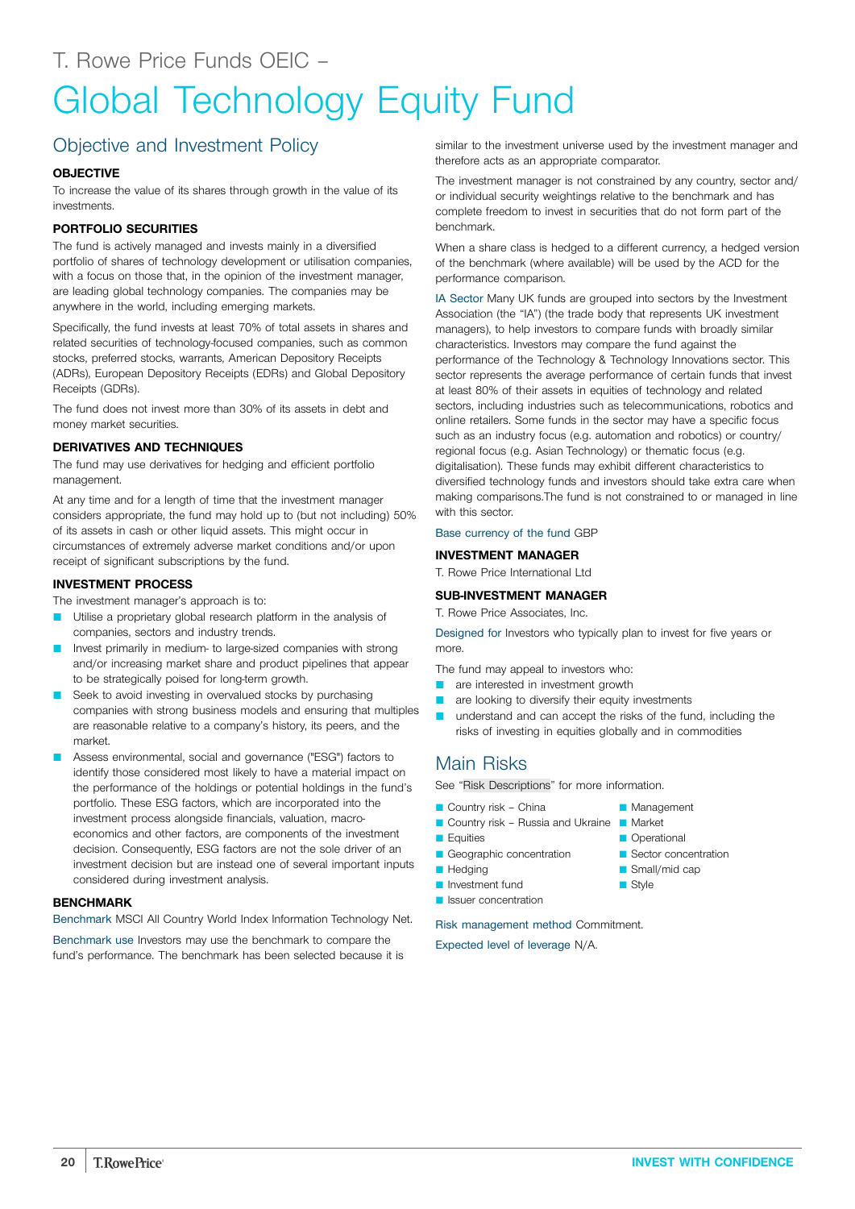T. Rowe Price Funds OEIC –

# Global Technology Equity Fund

## Objective and Investment Policy

**OBJECTIVE**

To increase the value of its shares through growth in the value of its investments.

**PORTFOLIO SECURITIES**

The fund is actively managed and invests mainly in a diversified portfolio of shares of technology development or utilisation companies, with a focus on those that, in the opinion of the investment manager, are leading global technology companies. The companies may be anywhere in the world, including emerging markets.

Specifically, the fund invests at least 70% of total assets in shares and related securities of technology-focused companies, such as common stocks, preferred stocks, warrants, American Depository Receipts (ADRs), European Depository Receipts (EDRs) and Global Depository Receipts (GDRs).

The fund does not invest more than 30% of its assets in debt and money market securities.

**DERIVATIVES AND TECHNIQUES**

The fund may use derivatives for hedging and efficient portfolio management.

At any time and for a length of time that the investment manager considers appropriate, the fund may hold up to (but not including) 50% of its assets in cash or other liquid assets. This might occur in circumstances of extremely adverse market conditions and/or upon receipt of significant subscriptions by the fund.

**INVESTMENT PROCESS**

The investment manager's approach is to:

- Utilise a proprietary global research platform in the analysis of companies, sectors and industry trends.
- Invest primarily in medium- to large-sized companies with strong and/or increasing market share and product pipelines that appear to be strategically poised for long-term growth.
- Seek to avoid investing in overvalued stocks by purchasing companies with strong business models and ensuring that multiples are reasonable relative to a company's history, its peers, and the market.
- Assess environmental, social and governance ("ESG") factors to identify those considered most likely to have a material impact on the performance of the holdings or potential holdings in the fund's portfolio. These ESG factors, which are incorporated into the investment process alongside financials, valuation, macro-economics and other factors, are components of the investment decision. Consequently, ESG factors are not the sole driver of an investment decision but are instead one of several important inputs considered during investment analysis.

**BENCHMARK**

Benchmark MSCI All Country World Index Information Technology Net.

Benchmark use Investors may use the benchmark to compare the fund's performance. The benchmark has been selected because it is similar to the investment universe used by the investment manager and therefore acts as an appropriate comparator.

The investment manager is not constrained by any country, sector and/or individual security weightings relative to the benchmark and has complete freedom to invest in securities that do not form part of the benchmark.

When a share class is hedged to a different currency, a hedged version of the benchmark (where available) will be used by the ACD for the performance comparison.

IA Sector Many UK funds are grouped into sectors by the Investment Association (the "IA") (the trade body that represents UK investment managers), to help investors to compare funds with broadly similar characteristics. Investors may compare the fund against the performance of the Technology & Technology Innovations sector. This sector represents the average performance of certain funds that invest at least 80% of their assets in equities of technology and related sectors, including industries such as telecommunications, robotics and online retailers. Some funds in the sector may have a specific focus such as an industry focus (e.g. automation and robotics) or country/regional focus (e.g. Asian Technology) or thematic focus (e.g. digitalisation). These funds may exhibit different characteristics to diversified technology funds and investors should take extra care when making comparisons.The fund is not constrained to or managed in line with this sector.

Base currency of the fund GBP

**INVESTMENT MANAGER**

T. Rowe Price International Ltd

**SUB-INVESTMENT MANAGER**

T. Rowe Price Associates, Inc.

Designed for Investors who typically plan to invest for five years or more.

The fund may appeal to investors who:

- are interested in investment growth
- are looking to diversify their equity investments
- understand and can accept the risks of the fund, including the risks of investing in equities globally and in commodities

## Main Risks

See "Risk Descriptions" for more information.

- Country risk – China
- Country risk – Russia and Ukraine
- Equities
- Geographic concentration
- Hedging
- Investment fund
- Issuer concentration
- Management
- Market
- Operational
- Sector concentration
- Small/mid cap
- Style

Risk management method Commitment.

Expected level of leverage N/A.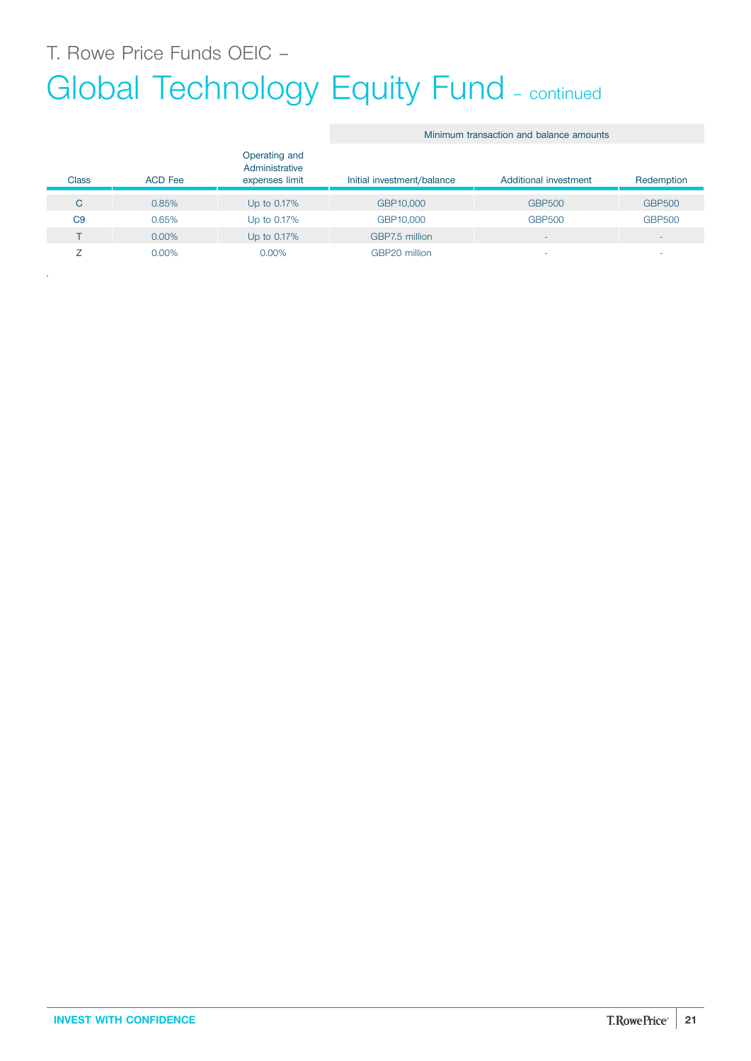# T. Rowe Price Funds OEIC –

# Global Technology Equity Fund – continued

| Class | ACD Fee | Operating and Administrative expenses limit | Minimum transaction and balance amounts | | |
|---|---|---|---|---|---|
| | | | Initial investment/balance | Additional investment | Redemption |
| C | 0.85% | Up to 0.17% | GBP10,000 | GBP500 | GBP500 |
| C9 | 0.65% | Up to 0.17% | GBP10,000 | GBP500 | GBP500 |
| T | 0.00% | Up to 0.17% | GBP7.5 million | - | - |
| Z | 0.00% | 0.00% | GBP20 million | - | - |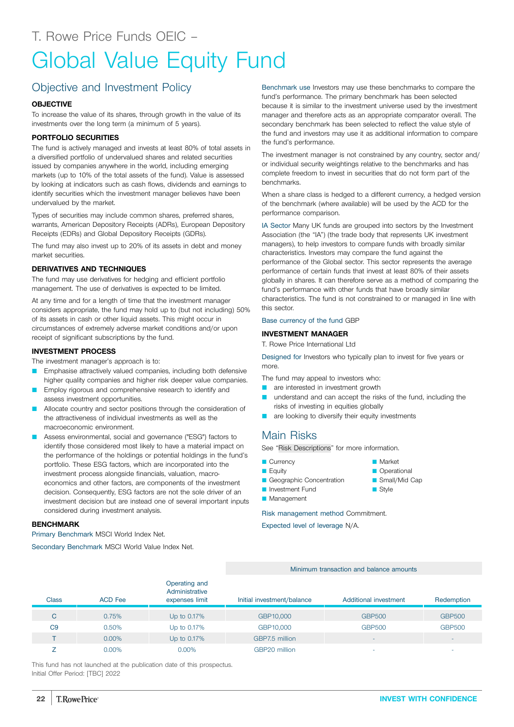# T. Rowe Price Funds OEIC –

# Global Value Equity Fund

## Objective and Investment Policy

### OBJECTIVE

To increase the value of its shares, through growth in the value of its investments over the long term (a minimum of 5 years).

### PORTFOLIO SECURITIES

The fund is actively managed and invests at least 80% of total assets in a diversified portfolio of undervalued shares and related securities issued by companies anywhere in the world, including emerging markets (up to 10% of the total assets of the fund). Value is assessed by looking at indicators such as cash flows, dividends and earnings to identify securities which the investment manager believes have been undervalued by the market.

Types of securities may include common shares, preferred shares, warrants, American Depository Receipts (ADRs), European Depository Receipts (EDRs) and Global Depository Receipts (GDRs).

The fund may also invest up to 20% of its assets in debt and money market securities.

### DERIVATIVES AND TECHNIQUES

The fund may use derivatives for hedging and efficient portfolio management. The use of derivatives is expected to be limited.

At any time and for a length of time that the investment manager considers appropriate, the fund may hold up to (but not including) 50% of its assets in cash or other liquid assets. This might occur in circumstances of extremely adverse market conditions and/or upon receipt of significant subscriptions by the fund.

### INVESTMENT PROCESS

The investment manager's approach is to:

- Emphasise attractively valued companies, including both defensive higher quality companies and higher risk deeper value companies.
- Employ rigorous and comprehensive research to identify and assess investment opportunities.
- Allocate country and sector positions through the consideration of the attractiveness of individual investments as well as the macroeconomic environment.
- Assess environmental, social and governance ("ESG") factors to identify those considered most likely to have a material impact on the performance of the holdings or potential holdings in the fund's portfolio. These ESG factors, which are incorporated into the investment process alongside financials, valuation, macro-economics and other factors, are components of the investment decision. Consequently, ESG factors are not the sole driver of an investment decision but are instead one of several important inputs considered during investment analysis.

### BENCHMARK

Primary Benchmark MSCI World Index Net.

Secondary Benchmark MSCI World Value Index Net.

Benchmark use Investors may use these benchmarks to compare the fund's performance. The primary benchmark has been selected because it is similar to the investment universe used by the investment manager and therefore acts as an appropriate comparator overall. The secondary benchmark has been selected to reflect the value style of the fund and investors may use it as additional information to compare the fund's performance.

The investment manager is not constrained by any country, sector and/or individual security weightings relative to the benchmarks and has complete freedom to invest in securities that do not form part of the benchmarks.

When a share class is hedged to a different currency, a hedged version of the benchmark (where available) will be used by the ACD for the performance comparison.

IA Sector Many UK funds are grouped into sectors by the Investment Association (the "IA") (the trade body that represents UK investment managers), to help investors to compare funds with broadly similar characteristics. Investors may compare the fund against the performance of the Global sector. This sector represents the average performance of certain funds that invest at least 80% of their assets globally in shares. It can therefore serve as a method of comparing the fund's performance with other funds that have broadly similar characteristics. The fund is not constrained to or managed in line with this sector.

Base currency of the fund GBP

### INVESTMENT MANAGER

T. Rowe Price International Ltd

Designed for Investors who typically plan to invest for five years or more.

The fund may appeal to investors who:

- are interested in investment growth
- understand and can accept the risks of the fund, including the risks of investing in equities globally
- are looking to diversify their equity investments

## Main Risks

See "Risk Descriptions" for more information.

- Currency
- Equity
- Geographic Concentration
- Investment Fund
- Management
- Market
- Operational
- Small/Mid Cap
- Style

Risk management method Commitment.

Expected level of leverage N/A.

| Class | ACD Fee | Operating and Administrative expenses limit | Minimum transaction and balance amounts | | |
|---|---|---|---|---|---|
| | | | Initial investment/balance | Additional investment | Redemption |
| C | 0.75% | Up to 0.17% | GBP10,000 | GBP500 | GBP500 |
| C9 | 0.50% | Up to 0.17% | GBP10,000 | GBP500 | GBP500 |
| T | 0.00% | Up to 0.17% | GBP7.5 million | - | - |
| Z | 0.00% | 0.00% | GBP20 million | - | - |

This fund has not launched at the publication date of this prospectus.
Initial Offer Period: [TBC] 2022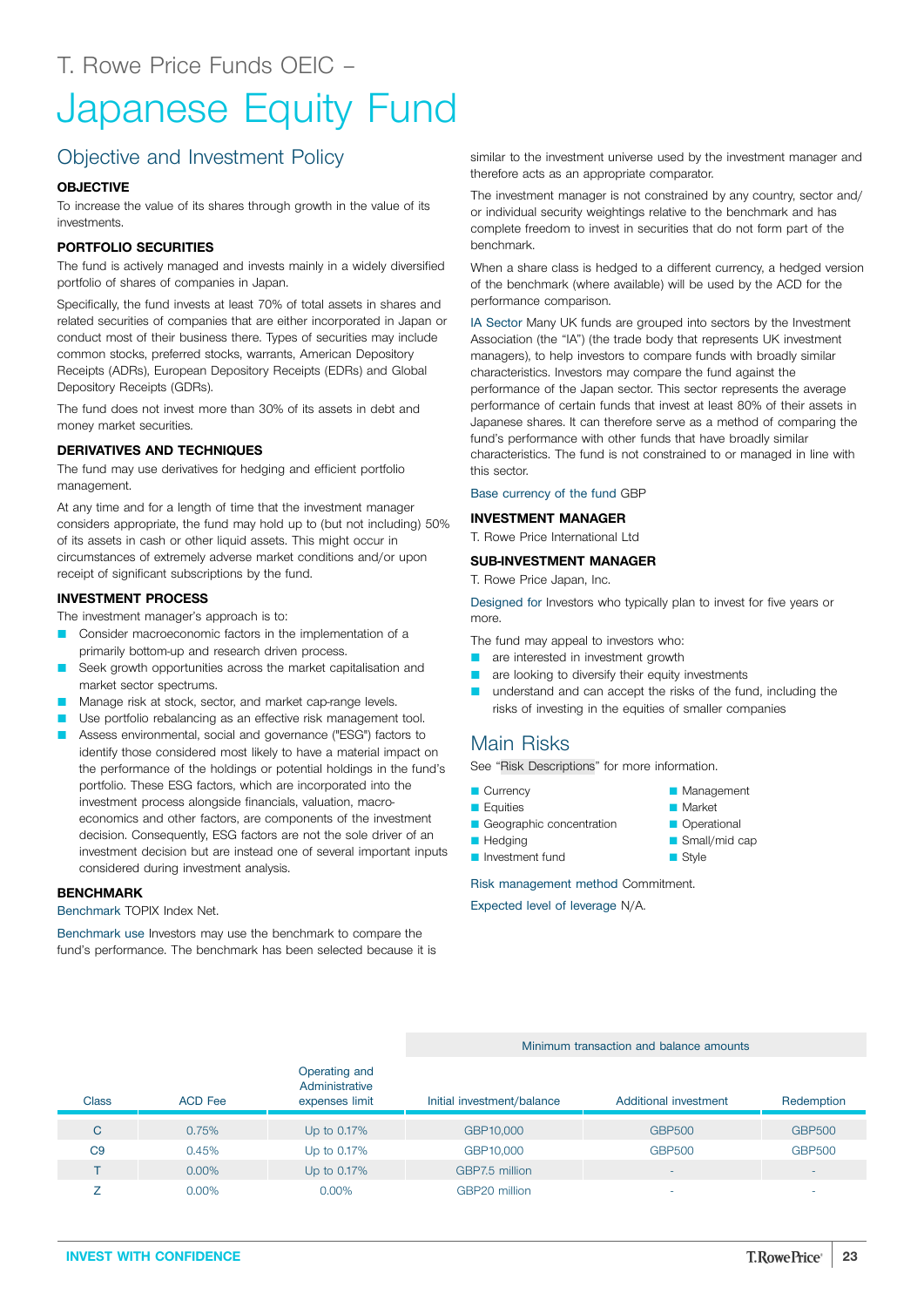# T. Rowe Price Funds OEIC – Japanese Equity Fund

## Objective and Investment Policy

### OBJECTIVE

To increase the value of its shares through growth in the value of its investments.

### PORTFOLIO SECURITIES

The fund is actively managed and invests mainly in a widely diversified portfolio of shares of companies in Japan.

Specifically, the fund invests at least 70% of total assets in shares and related securities of companies that are either incorporated in Japan or conduct most of their business there. Types of securities may include common stocks, preferred stocks, warrants, American Depository Receipts (ADRs), European Depository Receipts (EDRs) and Global Depository Receipts (GDRs).

The fund does not invest more than 30% of its assets in debt and money market securities.

### DERIVATIVES AND TECHNIQUES

The fund may use derivatives for hedging and efficient portfolio management.

At any time and for a length of time that the investment manager considers appropriate, the fund may hold up to (but not including) 50% of its assets in cash or other liquid assets. This might occur in circumstances of extremely adverse market conditions and/or upon receipt of significant subscriptions by the fund.

### INVESTMENT PROCESS

The investment manager's approach is to:

- Consider macroeconomic factors in the implementation of a primarily bottom-up and research driven process.
- Seek growth opportunities across the market capitalisation and market sector spectrums.
- Manage risk at stock, sector, and market cap-range levels.
- Use portfolio rebalancing as an effective risk management tool.
- Assess environmental, social and governance ("ESG") factors to identify those considered most likely to have a material impact on the performance of the holdings or potential holdings in the fund's portfolio. These ESG factors, which are incorporated into the investment process alongside financials, valuation, macro-economics and other factors, are components of the investment decision. Consequently, ESG factors are not the sole driver of an investment decision but are instead one of several important inputs considered during investment analysis.

### BENCHMARK

Benchmark TOPIX Index Net.

Benchmark use Investors may use the benchmark to compare the fund's performance. The benchmark has been selected because it is similar to the investment universe used by the investment manager and therefore acts as an appropriate comparator.

The investment manager is not constrained by any country, sector and/or individual security weightings relative to the benchmark and has complete freedom to invest in securities that do not form part of the benchmark.

When a share class is hedged to a different currency, a hedged version of the benchmark (where available) will be used by the ACD for the performance comparison.

IA Sector Many UK funds are grouped into sectors by the Investment Association (the "IA") (the trade body that represents UK investment managers), to help investors to compare funds with broadly similar characteristics. Investors may compare the fund against the performance of the Japan sector. This sector represents the average performance of certain funds that invest at least 80% of their assets in Japanese shares. It can therefore serve as a method of comparing the fund's performance with other funds that have broadly similar characteristics. The fund is not constrained to or managed in line with this sector.

Base currency of the fund GBP

### INVESTMENT MANAGER

T. Rowe Price International Ltd

### SUB-INVESTMENT MANAGER

T. Rowe Price Japan, Inc.

Designed for Investors who typically plan to invest for five years or more.

The fund may appeal to investors who:

- are interested in investment growth
- are looking to diversify their equity investments
- understand and can accept the risks of the fund, including the risks of investing in the equities of smaller companies

## Main Risks

See "Risk Descriptions" for more information.

- Currency
- Equities
- Geographic concentration
- Hedging
- Investment fund
- Management
- Market
- Operational
- Small/mid cap
- Style

Risk management method Commitment.

Expected level of leverage N/A.

| Class | ACD Fee | Operating and Administrative expenses limit | Minimum transaction and balance amounts | | |
|---|---|---|---|---|---|
| | | | Initial investment/balance | Additional investment | Redemption |
| C | 0.75% | Up to 0.17% | GBP10,000 | GBP500 | GBP500 |
| C9 | 0.45% | Up to 0.17% | GBP10,000 | GBP500 | GBP500 |
| T | 0.00% | Up to 0.17% | GBP7.5 million | - | - |
| Z | 0.00% | 0.00% | GBP20 million | - | - |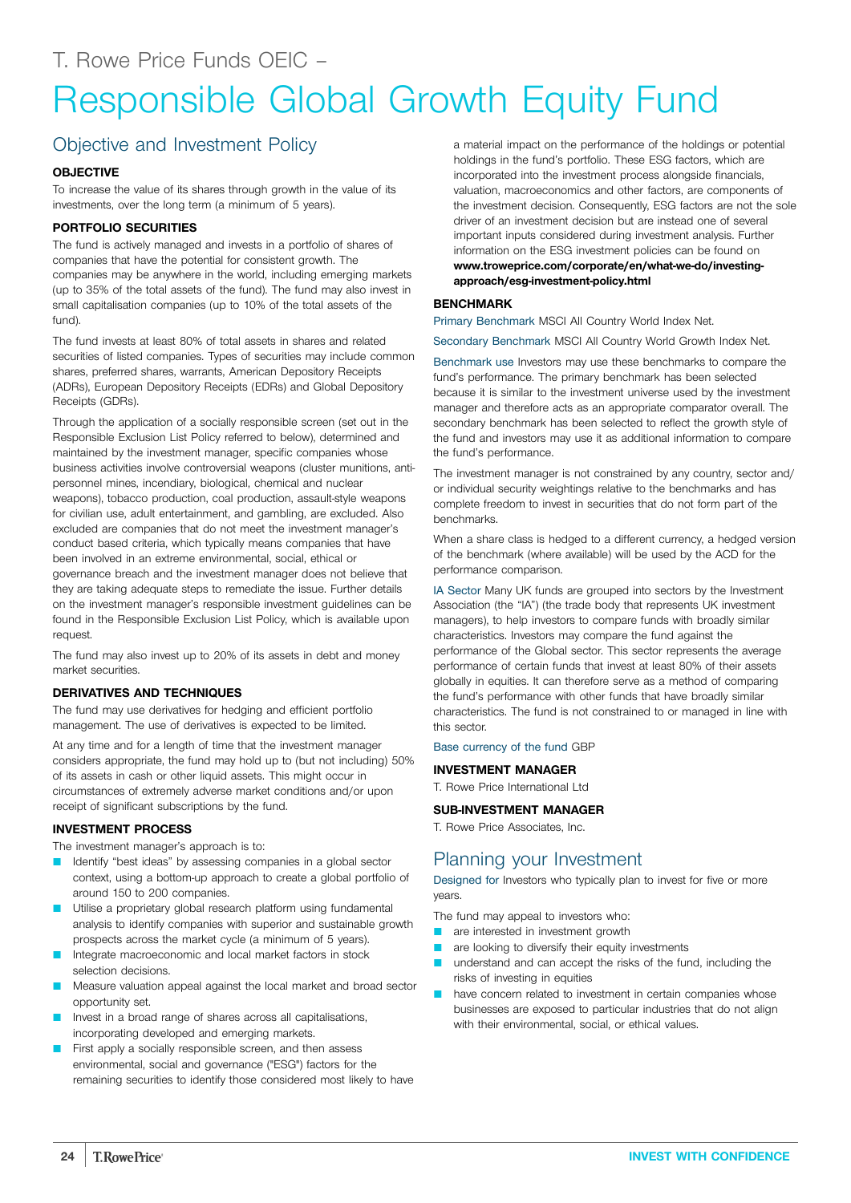T. Rowe Price Funds OEIC –

# Responsible Global Growth Equity Fund

## Objective and Investment Policy

### OBJECTIVE

To increase the value of its shares through growth in the value of its investments, over the long term (a minimum of 5 years).

### PORTFOLIO SECURITIES

The fund is actively managed and invests in a portfolio of shares of companies that have the potential for consistent growth. The companies may be anywhere in the world, including emerging markets (up to 35% of the total assets of the fund). The fund may also invest in small capitalisation companies (up to 10% of the total assets of the fund).

The fund invests at least 80% of total assets in shares and related securities of listed companies. Types of securities may include common shares, preferred shares, warrants, American Depository Receipts (ADRs), European Depository Receipts (EDRs) and Global Depository Receipts (GDRs).

Through the application of a socially responsible screen (set out in the Responsible Exclusion List Policy referred to below), determined and maintained by the investment manager, specific companies whose business activities involve controversial weapons (cluster munitions, anti-personnel mines, incendiary, biological, chemical and nuclear weapons), tobacco production, coal production, assault-style weapons for civilian use, adult entertainment, and gambling, are excluded. Also excluded are companies that do not meet the investment manager's conduct based criteria, which typically means companies that have been involved in an extreme environmental, social, ethical or governance breach and the investment manager does not believe that they are taking adequate steps to remediate the issue. Further details on the investment manager's responsible investment guidelines can be found in the Responsible Exclusion List Policy, which is available upon request.

The fund may also invest up to 20% of its assets in debt and money market securities.

### DERIVATIVES AND TECHNIQUES

The fund may use derivatives for hedging and efficient portfolio management. The use of derivatives is expected to be limited.

At any time and for a length of time that the investment manager considers appropriate, the fund may hold up to (but not including) 50% of its assets in cash or other liquid assets. This might occur in circumstances of extremely adverse market conditions and/or upon receipt of significant subscriptions by the fund.

### INVESTMENT PROCESS

The investment manager's approach is to:

- Identify "best ideas" by assessing companies in a global sector context, using a bottom-up approach to create a global portfolio of around 150 to 200 companies.
- Utilise a proprietary global research platform using fundamental analysis to identify companies with superior and sustainable growth prospects across the market cycle (a minimum of 5 years).
- Integrate macroeconomic and local market factors in stock selection decisions.
- Measure valuation appeal against the local market and broad sector opportunity set.
- Invest in a broad range of shares across all capitalisations, incorporating developed and emerging markets.
- First apply a socially responsible screen, and then assess environmental, social and governance ("ESG") factors for the remaining securities to identify those considered most likely to have a material impact on the performance of the holdings or potential holdings in the fund's portfolio. These ESG factors, which are incorporated into the investment process alongside financials, valuation, macroeconomics and other factors, are components of the investment decision. Consequently, ESG factors are not the sole driver of an investment decision but are instead one of several important inputs considered during investment analysis. Further information on the ESG investment policies can be found on **www.troweprice.com/corporate/en/what-we-do/investing-approach/esg-investment-policy.html**

### BENCHMARK

Primary Benchmark MSCI All Country World Index Net.

Secondary Benchmark MSCI All Country World Growth Index Net.

Benchmark use Investors may use these benchmarks to compare the fund's performance. The primary benchmark has been selected because it is similar to the investment universe used by the investment manager and therefore acts as an appropriate comparator overall. The secondary benchmark has been selected to reflect the growth style of the fund and investors may use it as additional information to compare the fund's performance.

The investment manager is not constrained by any country, sector and/or individual security weightings relative to the benchmarks and has complete freedom to invest in securities that do not form part of the benchmarks.

When a share class is hedged to a different currency, a hedged version of the benchmark (where available) will be used by the ACD for the performance comparison.

IA Sector Many UK funds are grouped into sectors by the Investment Association (the "IA") (the trade body that represents UK investment managers), to help investors to compare funds with broadly similar characteristics. Investors may compare the fund against the performance of the Global sector. This sector represents the average performance of certain funds that invest at least 80% of their assets globally in equities. It can therefore serve as a method of comparing the fund's performance with other funds that have broadly similar characteristics. The fund is not constrained to or managed in line with this sector.

Base currency of the fund GBP

### INVESTMENT MANAGER

T. Rowe Price International Ltd

### SUB-INVESTMENT MANAGER

T. Rowe Price Associates, Inc.

## Planning your Investment

Designed for Investors who typically plan to invest for five or more years.

The fund may appeal to investors who:

- are interested in investment growth
- are looking to diversify their equity investments
- understand and can accept the risks of the fund, including the risks of investing in equities
- have concern related to investment in certain companies whose businesses are exposed to particular industries that do not align with their environmental, social, or ethical values.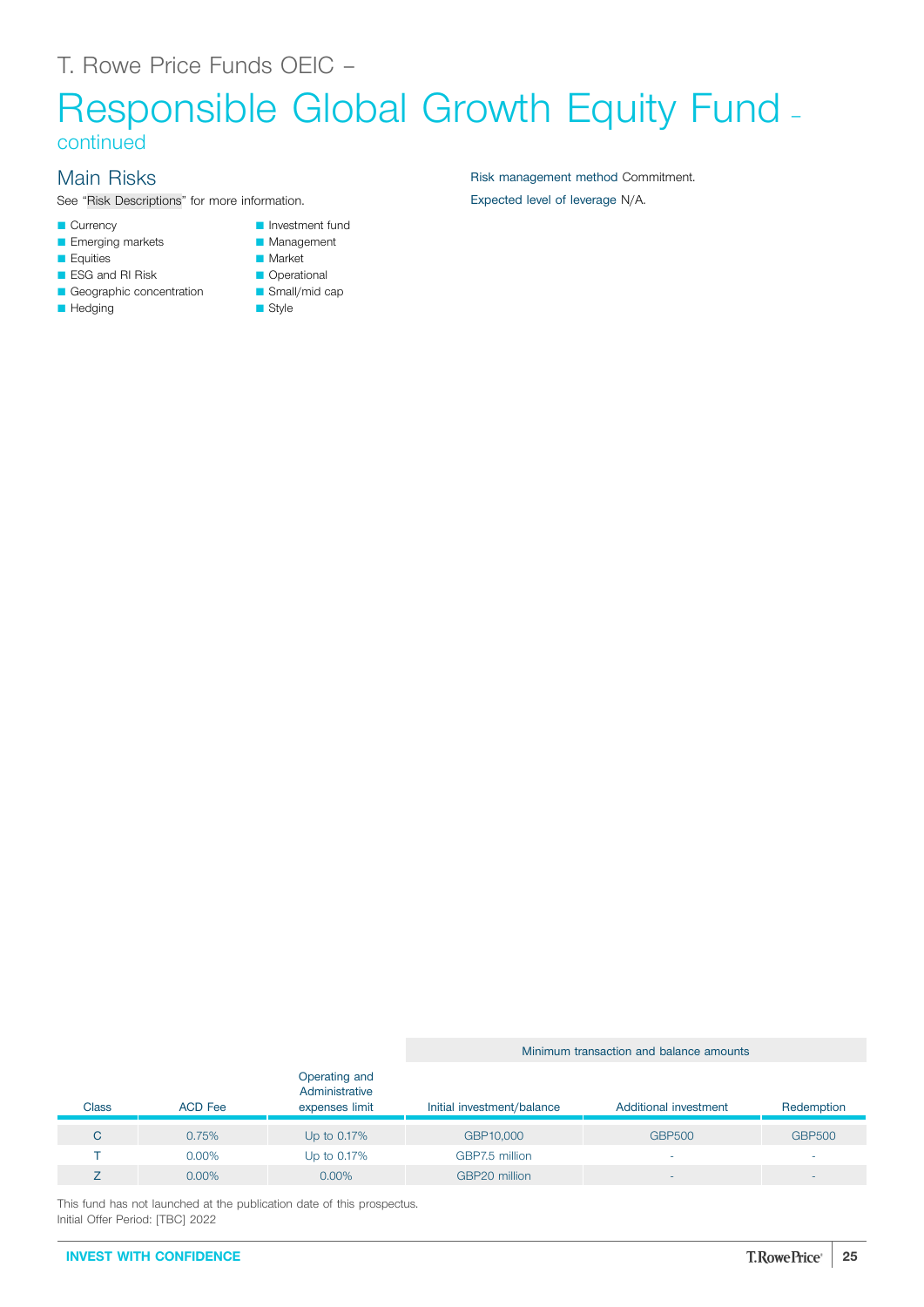T. Rowe Price Funds OEIC –

# Responsible Global Growth Equity Fund – continued

## Main Risks

See "Risk Descriptions" for more information.

- Currency
- Emerging markets
- Equities
- ESG and RI Risk
- Geographic concentration
- Hedging
- Investment fund
- Management
- Market
- Operational
- Small/mid cap
- Style

Risk management method Commitment.

Expected level of leverage N/A.

| Class | ACD Fee | Operating and Administrative expenses limit | Minimum transaction and balance amounts | | |
|---|---|---|---|---|---|
| | | | Initial investment/balance | Additional investment | Redemption |
| C | 0.75% | Up to 0.17% | GBP10,000 | GBP500 | GBP500 |
| T | 0.00% | Up to 0.17% | GBP7.5 million | - | - |
| Z | 0.00% | 0.00% | GBP20 million | - | - |

This fund has not launched at the publication date of this prospectus.
Initial Offer Period: [TBC] 2022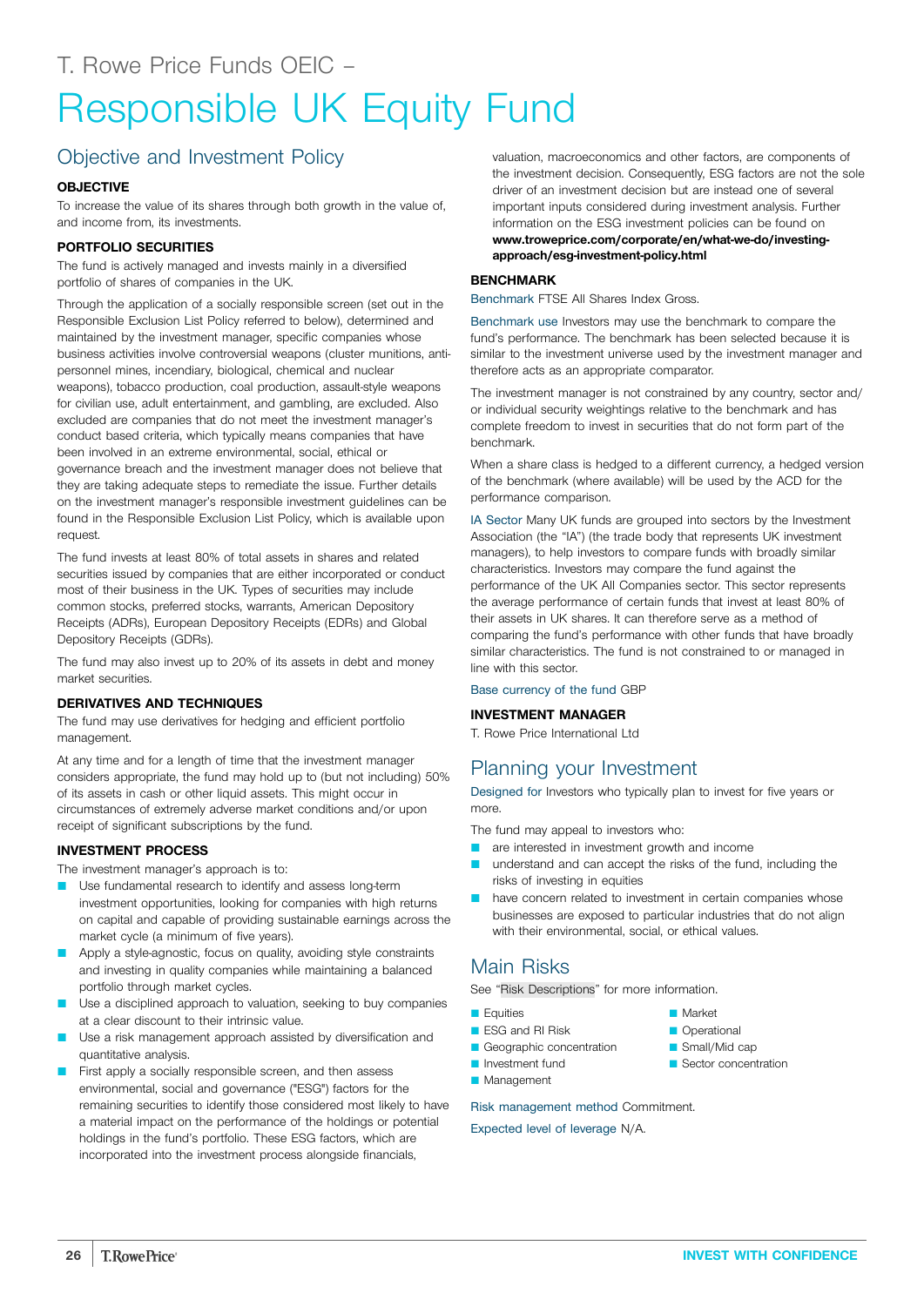T. Rowe Price Funds OEIC –

# Responsible UK Equity Fund

## Objective and Investment Policy

**OBJECTIVE**

To increase the value of its shares through both growth in the value of, and income from, its investments.

**PORTFOLIO SECURITIES**

The fund is actively managed and invests mainly in a diversified portfolio of shares of companies in the UK.

Through the application of a socially responsible screen (set out in the Responsible Exclusion List Policy referred to below), determined and maintained by the investment manager, specific companies whose business activities involve controversial weapons (cluster munitions, anti-personnel mines, incendiary, biological, chemical and nuclear weapons), tobacco production, coal production, assault-style weapons for civilian use, adult entertainment, and gambling, are excluded. Also excluded are companies that do not meet the investment manager's conduct based criteria, which typically means companies that have been involved in an extreme environmental, social, ethical or governance breach and the investment manager does not believe that they are taking adequate steps to remediate the issue. Further details on the investment manager's responsible investment guidelines can be found in the Responsible Exclusion List Policy, which is available upon request.

The fund invests at least 80% of total assets in shares and related securities issued by companies that are either incorporated or conduct most of their business in the UK. Types of securities may include common stocks, preferred stocks, warrants, American Depository Receipts (ADRs), European Depository Receipts (EDRs) and Global Depository Receipts (GDRs).

The fund may also invest up to 20% of its assets in debt and money market securities.

**DERIVATIVES AND TECHNIQUES**

The fund may use derivatives for hedging and efficient portfolio management.

At any time and for a length of time that the investment manager considers appropriate, the fund may hold up to (but not including) 50% of its assets in cash or other liquid assets. This might occur in circumstances of extremely adverse market conditions and/or upon receipt of significant subscriptions by the fund.

**INVESTMENT PROCESS**

The investment manager's approach is to:

- Use fundamental research to identify and assess long-term investment opportunities, looking for companies with high returns on capital and capable of providing sustainable earnings across the market cycle (a minimum of five years).
- Apply a style-agnostic, focus on quality, avoiding style constraints and investing in quality companies while maintaining a balanced portfolio through market cycles.
- Use a disciplined approach to valuation, seeking to buy companies at a clear discount to their intrinsic value.
- Use a risk management approach assisted by diversification and quantitative analysis.
- First apply a socially responsible screen, and then assess environmental, social and governance ("ESG") factors for the remaining securities to identify those considered most likely to have a material impact on the performance of the holdings or potential holdings in the fund's portfolio. These ESG factors, which are incorporated into the investment process alongside financials, valuation, macroeconomics and other factors, are components of the investment decision. Consequently, ESG factors are not the sole driver of an investment decision but are instead one of several important inputs considered during investment analysis. Further information on the ESG investment policies can be found on **www.troweprice.com/corporate/en/what-we-do/investing-approach/esg-investment-policy.html**

**BENCHMARK**

Benchmark FTSE All Shares Index Gross.

Benchmark use Investors may use the benchmark to compare the fund's performance. The benchmark has been selected because it is similar to the investment universe used by the investment manager and therefore acts as an appropriate comparator.

The investment manager is not constrained by any country, sector and/or individual security weightings relative to the benchmark and has complete freedom to invest in securities that do not form part of the benchmark.

When a share class is hedged to a different currency, a hedged version of the benchmark (where available) will be used by the ACD for the performance comparison.

IA Sector Many UK funds are grouped into sectors by the Investment Association (the "IA") (the trade body that represents UK investment managers), to help investors to compare funds with broadly similar characteristics. Investors may compare the fund against the performance of the UK All Companies sector. This sector represents the average performance of certain funds that invest at least 80% of their assets in UK shares. It can therefore serve as a method of comparing the fund's performance with other funds that have broadly similar characteristics. The fund is not constrained to or managed in line with this sector.

Base currency of the fund GBP

**INVESTMENT MANAGER**

T. Rowe Price International Ltd

## Planning your Investment

Designed for Investors who typically plan to invest for five years or more.

The fund may appeal to investors who:

- are interested in investment growth and income
- understand and can accept the risks of the fund, including the risks of investing in equities
- have concern related to investment in certain companies whose businesses are exposed to particular industries that do not align with their environmental, social, or ethical values.

## Main Risks

See "Risk Descriptions" for more information.

- Equities
- ESG and RI Risk
- Geographic concentration
- Investment fund
- Management
- Market
- Operational
- Small/Mid cap
- Sector concentration

Risk management method Commitment.

Expected level of leverage N/A.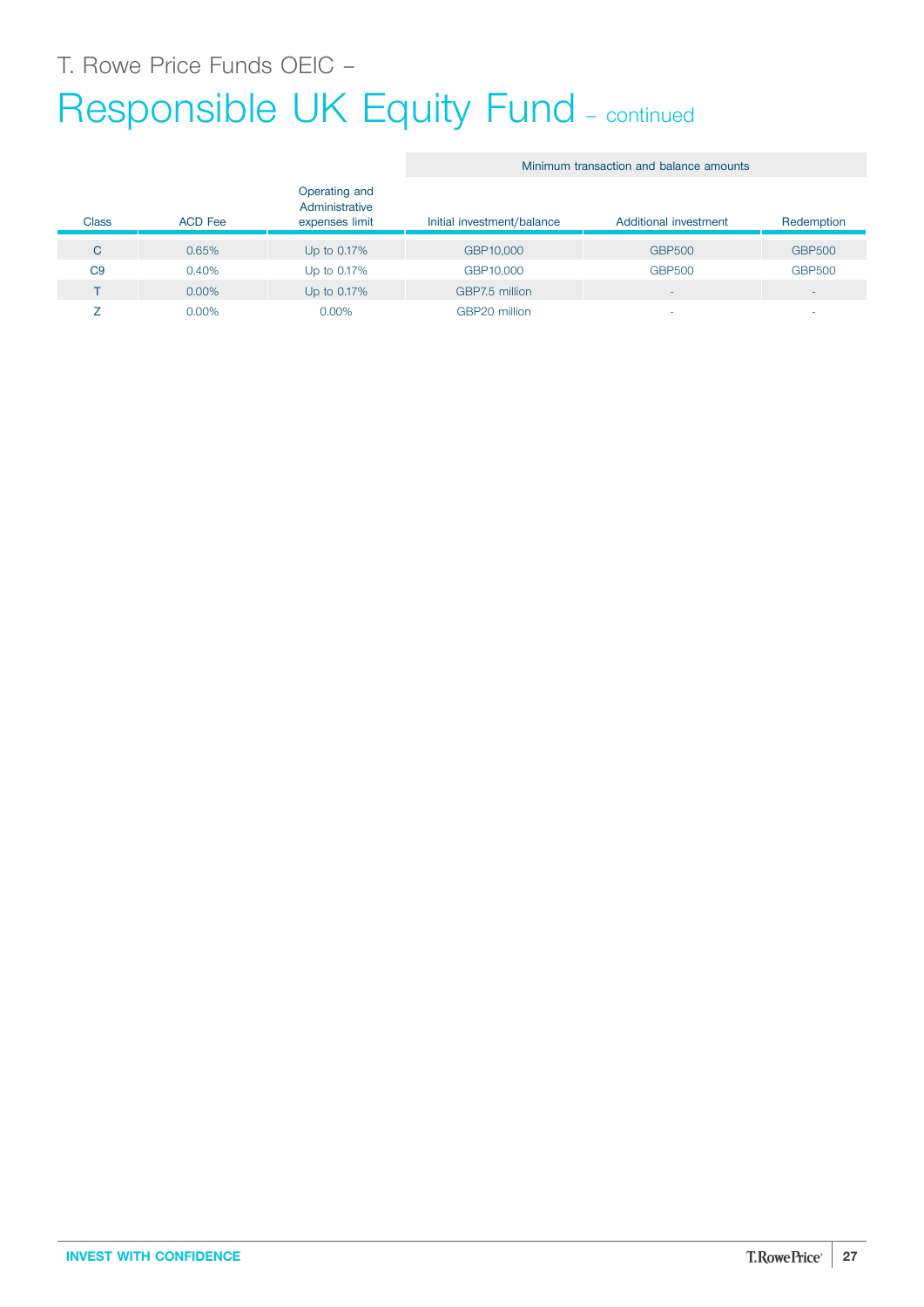# T. Rowe Price Funds OEIC –

# Responsible UK Equity Fund – continued

| Class | ACD Fee | Operating and Administrative expenses limit | Minimum transaction and balance amounts | | |
|---|---|---|---|---|---|
| | | | Initial investment/balance | Additional investment | Redemption |
| C | 0.65% | Up to 0.17% | GBP10,000 | GBP500 | GBP500 |
| C9 | 0.40% | Up to 0.17% | GBP10,000 | GBP500 | GBP500 |
| T | 0.00% | Up to 0.17% | GBP7.5 million | - | - |
| Z | 0.00% | 0.00% | GBP20 million | - | - |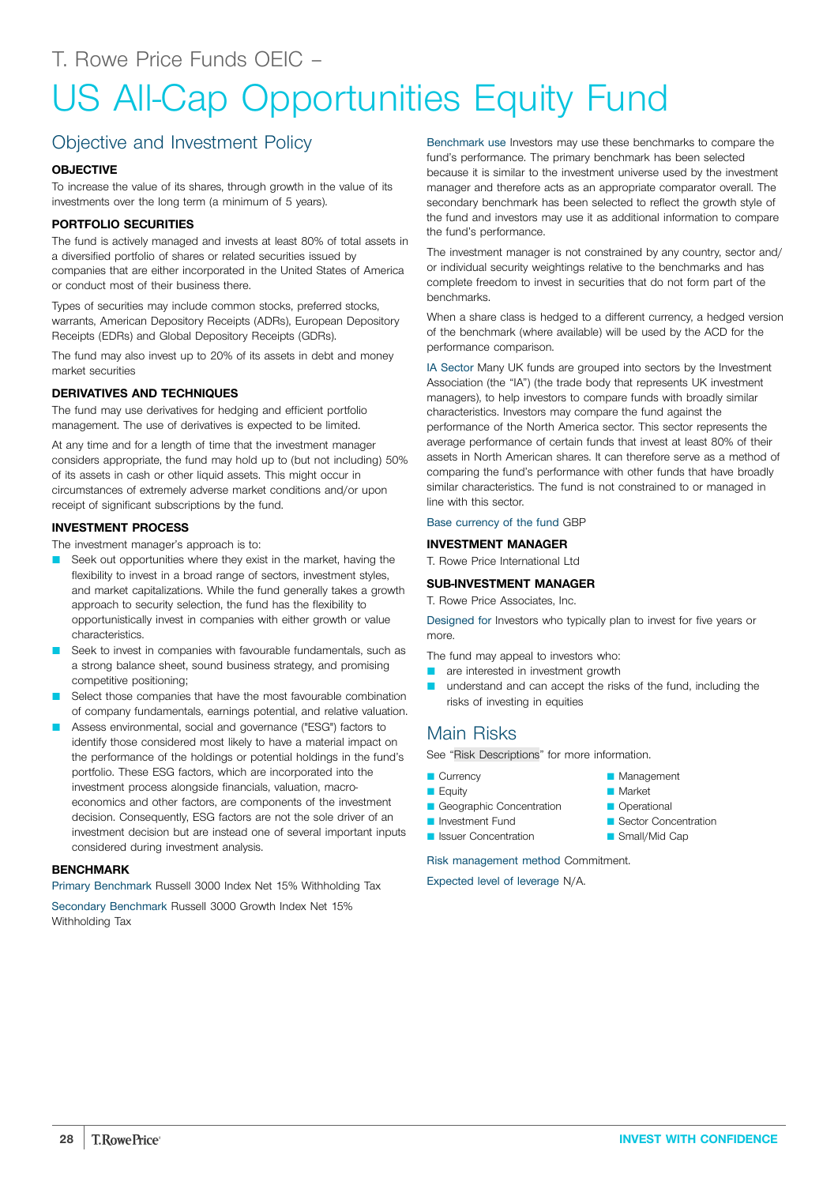T. Rowe Price Funds OEIC –

# US All-Cap Opportunities Equity Fund

## Objective and Investment Policy

**OBJECTIVE**

To increase the value of its shares, through growth in the value of its investments over the long term (a minimum of 5 years).

**PORTFOLIO SECURITIES**

The fund is actively managed and invests at least 80% of total assets in a diversified portfolio of shares or related securities issued by companies that are either incorporated in the United States of America or conduct most of their business there.

Types of securities may include common stocks, preferred stocks, warrants, American Depository Receipts (ADRs), European Depository Receipts (EDRs) and Global Depository Receipts (GDRs).

The fund may also invest up to 20% of its assets in debt and money market securities

**DERIVATIVES AND TECHNIQUES**

The fund may use derivatives for hedging and efficient portfolio management. The use of derivatives is expected to be limited.

At any time and for a length of time that the investment manager considers appropriate, the fund may hold up to (but not including) 50% of its assets in cash or other liquid assets. This might occur in circumstances of extremely adverse market conditions and/or upon receipt of significant subscriptions by the fund.

**INVESTMENT PROCESS**

The investment manager's approach is to:

- Seek out opportunities where they exist in the market, having the flexibility to invest in a broad range of sectors, investment styles, and market capitalizations. While the fund generally takes a growth approach to security selection, the fund has the flexibility to opportunistically invest in companies with either growth or value characteristics.
- Seek to invest in companies with favourable fundamentals, such as a strong balance sheet, sound business strategy, and promising competitive positioning;
- Select those companies that have the most favourable combination of company fundamentals, earnings potential, and relative valuation.
- Assess environmental, social and governance ("ESG") factors to identify those considered most likely to have a material impact on the performance of the holdings or potential holdings in the fund's portfolio. These ESG factors, which are incorporated into the investment process alongside financials, valuation, macro-economics and other factors, are components of the investment decision. Consequently, ESG factors are not the sole driver of an investment decision but are instead one of several important inputs considered during investment analysis.

**BENCHMARK**

Primary Benchmark Russell 3000 Index Net 15% Withholding Tax

Secondary Benchmark Russell 3000 Growth Index Net 15% Withholding Tax

Benchmark use Investors may use these benchmarks to compare the fund's performance. The primary benchmark has been selected because it is similar to the investment universe used by the investment manager and therefore acts as an appropriate comparator overall. The secondary benchmark has been selected to reflect the growth style of the fund and investors may use it as additional information to compare the fund's performance.

The investment manager is not constrained by any country, sector and/or individual security weightings relative to the benchmarks and has complete freedom to invest in securities that do not form part of the benchmarks.

When a share class is hedged to a different currency, a hedged version of the benchmark (where available) will be used by the ACD for the performance comparison.

IA Sector Many UK funds are grouped into sectors by the Investment Association (the "IA") (the trade body that represents UK investment managers), to help investors to compare funds with broadly similar characteristics. Investors may compare the fund against the performance of the North America sector. This sector represents the average performance of certain funds that invest at least 80% of their assets in North American shares. It can therefore serve as a method of comparing the fund's performance with other funds that have broadly similar characteristics. The fund is not constrained to or managed in line with this sector.

Base currency of the fund GBP

**INVESTMENT MANAGER**

T. Rowe Price International Ltd

**SUB-INVESTMENT MANAGER**

T. Rowe Price Associates, Inc.

Designed for Investors who typically plan to invest for five years or more.

The fund may appeal to investors who:

- are interested in investment growth
- understand and can accept the risks of the fund, including the risks of investing in equities

## Main Risks

See "Risk Descriptions" for more information.

- Currency
- Equity
- Geographic Concentration
- Investment Fund
- Issuer Concentration
- Management
- Market
- Operational
- Sector Concentration
- Small/Mid Cap

Risk management method Commitment.

Expected level of leverage N/A.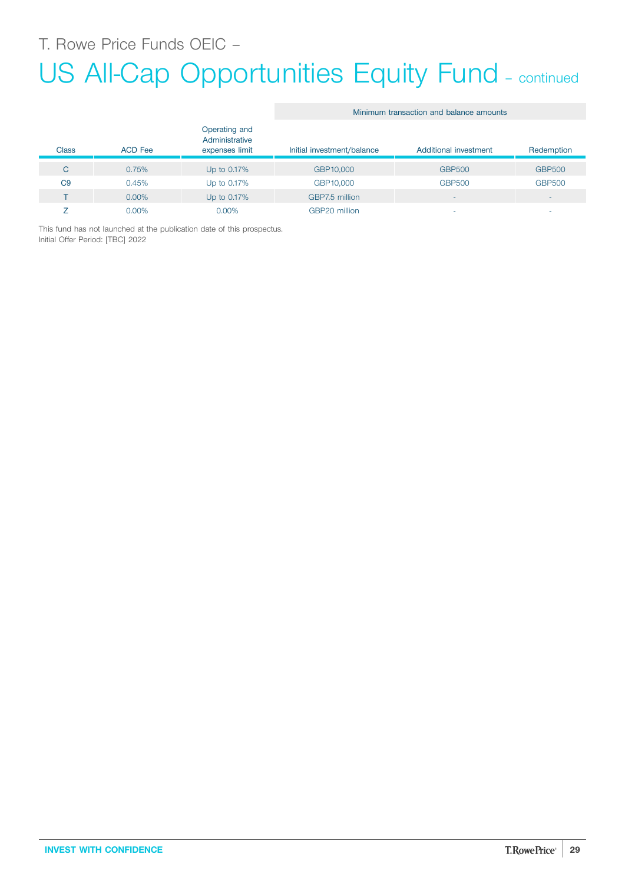T. Rowe Price Funds OEIC –

# US All-Cap Opportunities Equity Fund – continued

| Class | ACD Fee | Operating and Administrative expenses limit | Minimum transaction and balance amounts | | |
|---|---|---|---|---|---|
| | | | Initial investment/balance | Additional investment | Redemption |
| C | 0.75% | Up to 0.17% | GBP10,000 | GBP500 | GBP500 |
| C9 | 0.45% | Up to 0.17% | GBP10,000 | GBP500 | GBP500 |
| T | 0.00% | Up to 0.17% | GBP7.5 million | - | - |
| Z | 0.00% | 0.00% | GBP20 million | - | - |

This fund has not launched at the publication date of this prospectus.
Initial Offer Period: [TBC] 2022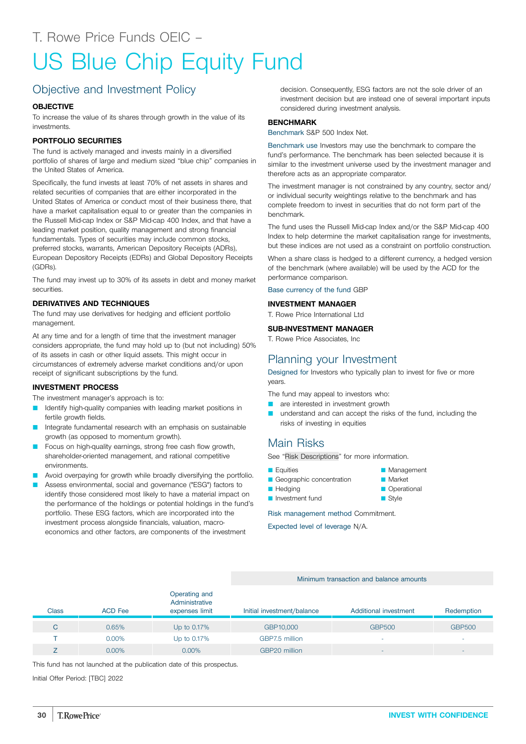T. Rowe Price Funds OEIC –

# US Blue Chip Equity Fund

## Objective and Investment Policy

**OBJECTIVE**

To increase the value of its shares through growth in the value of its investments.

**PORTFOLIO SECURITIES**

The fund is actively managed and invests mainly in a diversified portfolio of shares of large and medium sized "blue chip" companies in the United States of America.

Specifically, the fund invests at least 70% of net assets in shares and related securities of companies that are either incorporated in the United States of America or conduct most of their business there, that have a market capitalisation equal to or greater than the companies in the Russell Mid-cap Index or S&P Mid-cap 400 Index, and that have a leading market position, quality management and strong financial fundamentals. Types of securities may include common stocks, preferred stocks, warrants, American Depository Receipts (ADRs), European Depository Receipts (EDRs) and Global Depository Receipts (GDRs).

The fund may invest up to 30% of its assets in debt and money market securities.

**DERIVATIVES AND TECHNIQUES**

The fund may use derivatives for hedging and efficient portfolio management.

At any time and for a length of time that the investment manager considers appropriate, the fund may hold up to (but not including) 50% of its assets in cash or other liquid assets. This might occur in circumstances of extremely adverse market conditions and/or upon receipt of significant subscriptions by the fund.

**INVESTMENT PROCESS**

The investment manager's approach is to:

- Identify high-quality companies with leading market positions in fertile growth fields.
- Integrate fundamental research with an emphasis on sustainable growth (as opposed to momentum growth).
- Focus on high-quality earnings, strong free cash flow growth, shareholder-oriented management, and rational competitive environments.
- Avoid overpaying for growth while broadly diversifying the portfolio.
- Assess environmental, social and governance ("ESG") factors to identify those considered most likely to have a material impact on the performance of the holdings or potential holdings in the fund's portfolio. These ESG factors, which are incorporated into the investment process alongside financials, valuation, macro-economics and other factors, are components of the investment decision. Consequently, ESG factors are not the sole driver of an investment decision but are instead one of several important inputs considered during investment analysis.

**BENCHMARK**

Benchmark S&P 500 Index Net.

Benchmark use Investors may use the benchmark to compare the fund's performance. The benchmark has been selected because it is similar to the investment universe used by the investment manager and therefore acts as an appropriate comparator.

The investment manager is not constrained by any country, sector and/or individual security weightings relative to the benchmark and has complete freedom to invest in securities that do not form part of the benchmark.

The fund uses the Russell Mid-cap Index and/or the S&P Mid-cap 400 Index to help determine the market capitalisation range for investments, but these indices are not used as a constraint on portfolio construction.

When a share class is hedged to a different currency, a hedged version of the benchmark (where available) will be used by the ACD for the performance comparison.

Base currency of the fund GBP

**INVESTMENT MANAGER**

T. Rowe Price International Ltd

**SUB-INVESTMENT MANAGER**

T. Rowe Price Associates, Inc

## Planning your Investment

Designed for Investors who typically plan to invest for five or more years.

The fund may appeal to investors who:

- are interested in investment growth
- understand and can accept the risks of the fund, including the risks of investing in equities

## Main Risks

See "Risk Descriptions" for more information.

- Equities
- Geographic concentration
- Hedging
- Investment fund
- Management
- Market
- Operational
- Style

Risk management method Commitment.

Expected level of leverage N/A.

| Class | ACD Fee | Operating and Administrative expenses limit | Minimum transaction and balance amounts | | |
|---|---|---|---|---|---|
| | | | Initial investment/balance | Additional investment | Redemption |
| C | 0.65% | Up to 0.17% | GBP10,000 | GBP500 | GBP500 |
| T | 0.00% | Up to 0.17% | GBP7.5 million | - | - |
| Z | 0.00% | 0.00% | GBP20 million | - | - |

This fund has not launched at the publication date of this prospectus.

Initial Offer Period: [TBC] 2022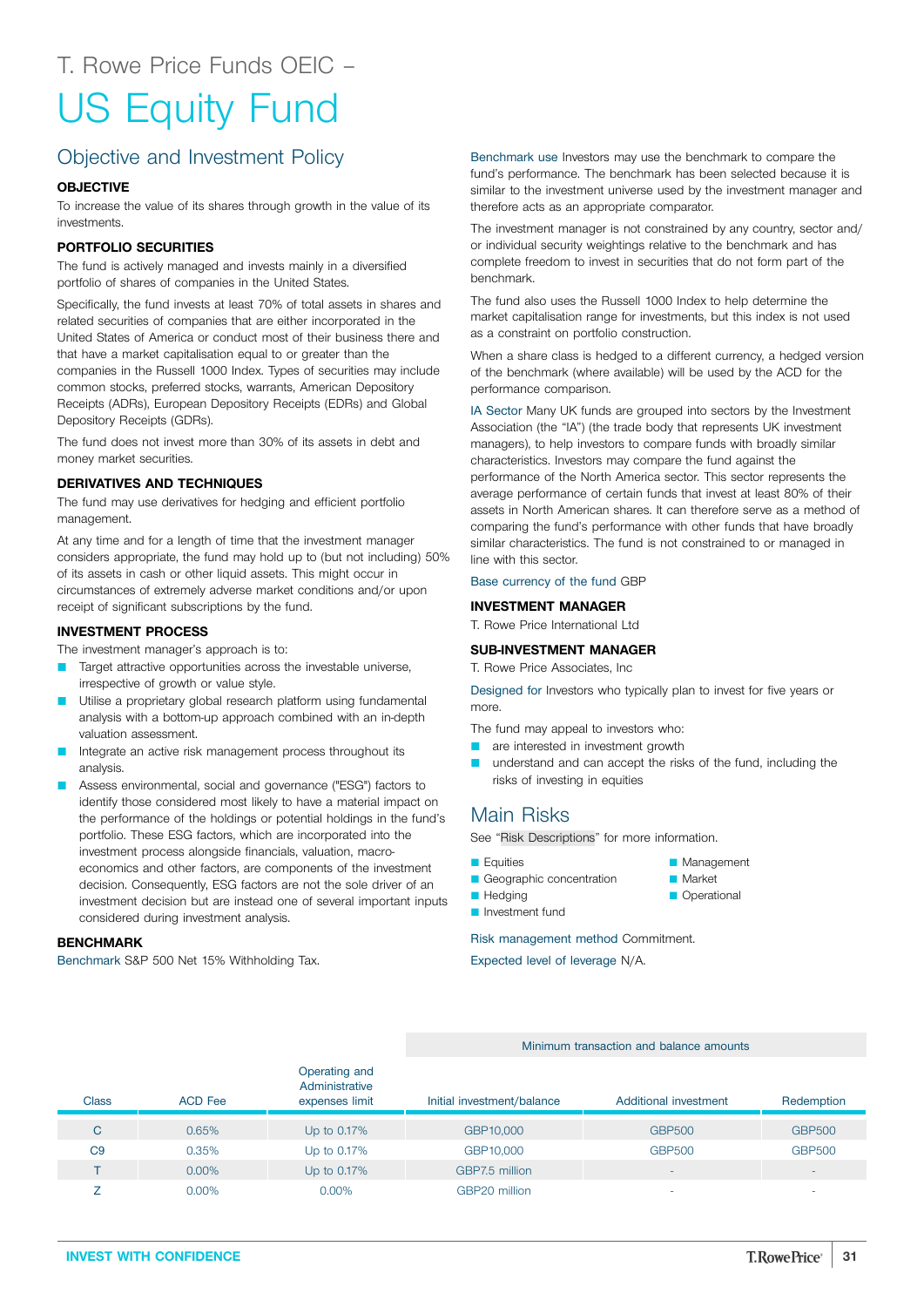T. Rowe Price Funds OEIC –

# US Equity Fund

## Objective and Investment Policy

### OBJECTIVE

To increase the value of its shares through growth in the value of its investments.

### PORTFOLIO SECURITIES

The fund is actively managed and invests mainly in a diversified portfolio of shares of companies in the United States.

Specifically, the fund invests at least 70% of total assets in shares and related securities of companies that are either incorporated in the United States of America or conduct most of their business there and that have a market capitalisation equal to or greater than the companies in the Russell 1000 Index. Types of securities may include common stocks, preferred stocks, warrants, American Depository Receipts (ADRs), European Depository Receipts (EDRs) and Global Depository Receipts (GDRs).

The fund does not invest more than 30% of its assets in debt and money market securities.

### DERIVATIVES AND TECHNIQUES

The fund may use derivatives for hedging and efficient portfolio management.

At any time and for a length of time that the investment manager considers appropriate, the fund may hold up to (but not including) 50% of its assets in cash or other liquid assets. This might occur in circumstances of extremely adverse market conditions and/or upon receipt of significant subscriptions by the fund.

### INVESTMENT PROCESS

The investment manager's approach is to:

- Target attractive opportunities across the investable universe, irrespective of growth or value style.
- Utilise a proprietary global research platform using fundamental analysis with a bottom-up approach combined with an in-depth valuation assessment.
- Integrate an active risk management process throughout its analysis.
- Assess environmental, social and governance ("ESG") factors to identify those considered most likely to have a material impact on the performance of the holdings or potential holdings in the fund's portfolio. These ESG factors, which are incorporated into the investment process alongside financials, valuation, macro-economics and other factors, are components of the investment decision. Consequently, ESG factors are not the sole driver of an investment decision but are instead one of several important inputs considered during investment analysis.

### BENCHMARK

Benchmark S&P 500 Net 15% Withholding Tax.

Benchmark use Investors may use the benchmark to compare the fund's performance. The benchmark has been selected because it is similar to the investment universe used by the investment manager and therefore acts as an appropriate comparator.

The investment manager is not constrained by any country, sector and/or individual security weightings relative to the benchmark and has complete freedom to invest in securities that do not form part of the benchmark.

The fund also uses the Russell 1000 Index to help determine the market capitalisation range for investments, but this index is not used as a constraint on portfolio construction.

When a share class is hedged to a different currency, a hedged version of the benchmark (where available) will be used by the ACD for the performance comparison.

IA Sector Many UK funds are grouped into sectors by the Investment Association (the "IA") (the trade body that represents UK investment managers), to help investors to compare funds with broadly similar characteristics. Investors may compare the fund against the performance of the North America sector. This sector represents the average performance of certain funds that invest at least 80% of their assets in North American shares. It can therefore serve as a method of comparing the fund's performance with other funds that have broadly similar characteristics. The fund is not constrained to or managed in line with this sector.

Base currency of the fund GBP

### INVESTMENT MANAGER

T. Rowe Price International Ltd

### SUB-INVESTMENT MANAGER

T. Rowe Price Associates, Inc

Designed for Investors who typically plan to invest for five years or more.

The fund may appeal to investors who:

- are interested in investment growth
- understand and can accept the risks of the fund, including the risks of investing in equities

## Main Risks

See "Risk Descriptions" for more information.

- Equities
- Geographic concentration
- Hedging
- Investment fund
- Management
- Market
- Operational

Risk management method Commitment.

Expected level of leverage N/A.

| | | | Minimum transaction and balance amounts | | |
|---|---|---|---|---|---|
| Class | ACD Fee | Operating and Administrative expenses limit | Initial investment/balance | Additional investment | Redemption |
| C | 0.65% | Up to 0.17% | GBP10,000 | GBP500 | GBP500 |
| C9 | 0.35% | Up to 0.17% | GBP10,000 | GBP500 | GBP500 |
| T | 0.00% | Up to 0.17% | GBP7.5 million | - | - |
| Z | 0.00% | 0.00% | GBP20 million | - | - |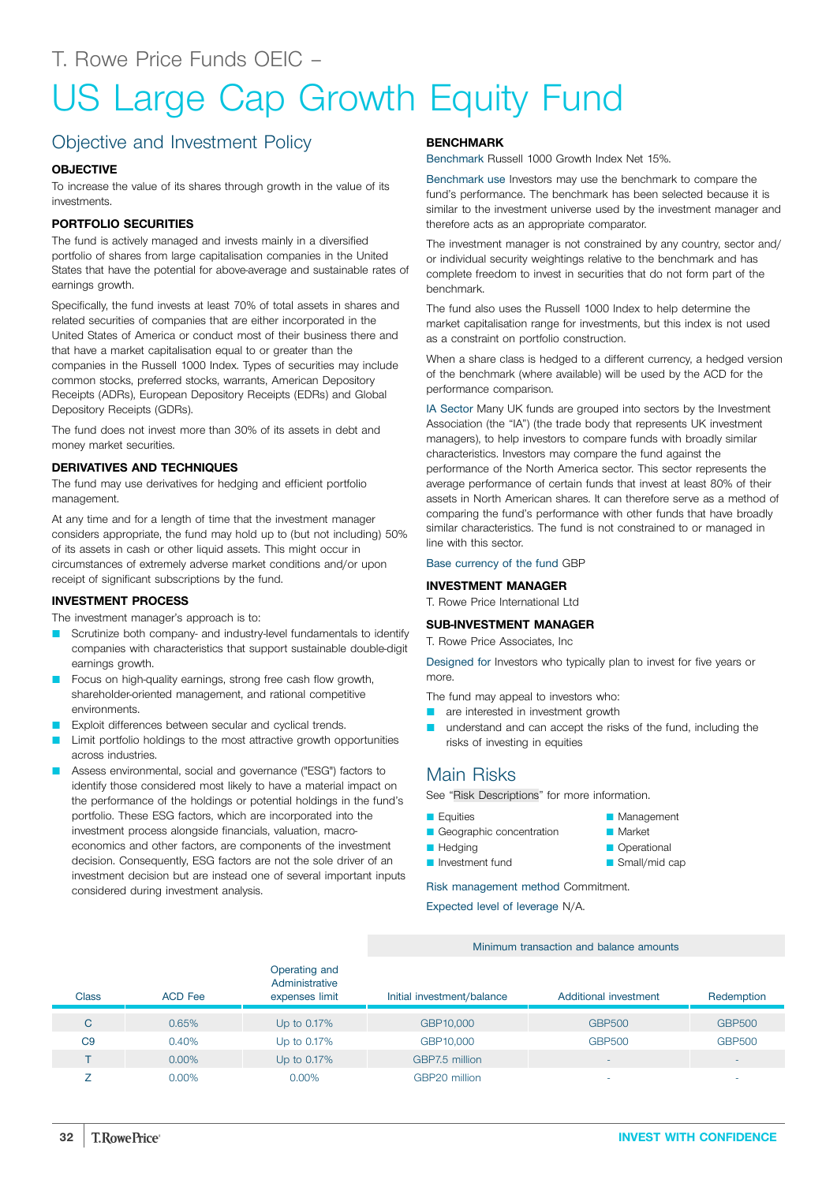T. Rowe Price Funds OEIC –

# US Large Cap Growth Equity Fund

## Objective and Investment Policy

### OBJECTIVE

To increase the value of its shares through growth in the value of its investments.

### PORTFOLIO SECURITIES

The fund is actively managed and invests mainly in a diversified portfolio of shares from large capitalisation companies in the United States that have the potential for above-average and sustainable rates of earnings growth.

Specifically, the fund invests at least 70% of total assets in shares and related securities of companies that are either incorporated in the United States of America or conduct most of their business there and that have a market capitalisation equal to or greater than the companies in the Russell 1000 Index. Types of securities may include common stocks, preferred stocks, warrants, American Depository Receipts (ADRs), European Depository Receipts (EDRs) and Global Depository Receipts (GDRs).

The fund does not invest more than 30% of its assets in debt and money market securities.

### DERIVATIVES AND TECHNIQUES

The fund may use derivatives for hedging and efficient portfolio management.

At any time and for a length of time that the investment manager considers appropriate, the fund may hold up to (but not including) 50% of its assets in cash or other liquid assets. This might occur in circumstances of extremely adverse market conditions and/or upon receipt of significant subscriptions by the fund.

### INVESTMENT PROCESS

The investment manager's approach is to:

- Scrutinize both company- and industry-level fundamentals to identify companies with characteristics that support sustainable double-digit earnings growth.
- Focus on high-quality earnings, strong free cash flow growth, shareholder-oriented management, and rational competitive environments.
- Exploit differences between secular and cyclical trends.
- Limit portfolio holdings to the most attractive growth opportunities across industries.
- Assess environmental, social and governance ("ESG") factors to identify those considered most likely to have a material impact on the performance of the holdings or potential holdings in the fund's portfolio. These ESG factors, which are incorporated into the investment process alongside financials, valuation, macro-economics and other factors, are components of the investment decision. Consequently, ESG factors are not the sole driver of an investment decision but are instead one of several important inputs considered during investment analysis.

### BENCHMARK

Benchmark Russell 1000 Growth Index Net 15%.

Benchmark use Investors may use the benchmark to compare the fund's performance. The benchmark has been selected because it is similar to the investment universe used by the investment manager and therefore acts as an appropriate comparator.

The investment manager is not constrained by any country, sector and/or individual security weightings relative to the benchmark and has complete freedom to invest in securities that do not form part of the benchmark.

The fund also uses the Russell 1000 Index to help determine the market capitalisation range for investments, but this index is not used as a constraint on portfolio construction.

When a share class is hedged to a different currency, a hedged version of the benchmark (where available) will be used by the ACD for the performance comparison.

IA Sector Many UK funds are grouped into sectors by the Investment Association (the "IA") (the trade body that represents UK investment managers), to help investors to compare funds with broadly similar characteristics. Investors may compare the fund against the performance of the North America sector. This sector represents the average performance of certain funds that invest at least 80% of their assets in North American shares. It can therefore serve as a method of comparing the fund's performance with other funds that have broadly similar characteristics. The fund is not constrained to or managed in line with this sector.

Base currency of the fund GBP

### INVESTMENT MANAGER

T. Rowe Price International Ltd

### SUB-INVESTMENT MANAGER

T. Rowe Price Associates, Inc

Designed for Investors who typically plan to invest for five years or more.

The fund may appeal to investors who:

- are interested in investment growth
- understand and can accept the risks of the fund, including the risks of investing in equities

## Main Risks

See "Risk Descriptions" for more information.

- Equities
- Geographic concentration
- Hedging
- Investment fund
- Management
- Market
- Operational
- Small/mid cap

Risk management method Commitment.

Expected level of leverage N/A.

| Class | ACD Fee | Operating and Administrative expenses limit | Minimum transaction and balance amounts: Initial investment/balance | Additional investment | Redemption |
|---|---|---|---|---|---|
| C | 0.65% | Up to 0.17% | GBP10,000 | GBP500 | GBP500 |
| C9 | 0.40% | Up to 0.17% | GBP10,000 | GBP500 | GBP500 |
| T | 0.00% | Up to 0.17% | GBP7.5 million | - | - |
| Z | 0.00% | 0.00% | GBP20 million | - | - |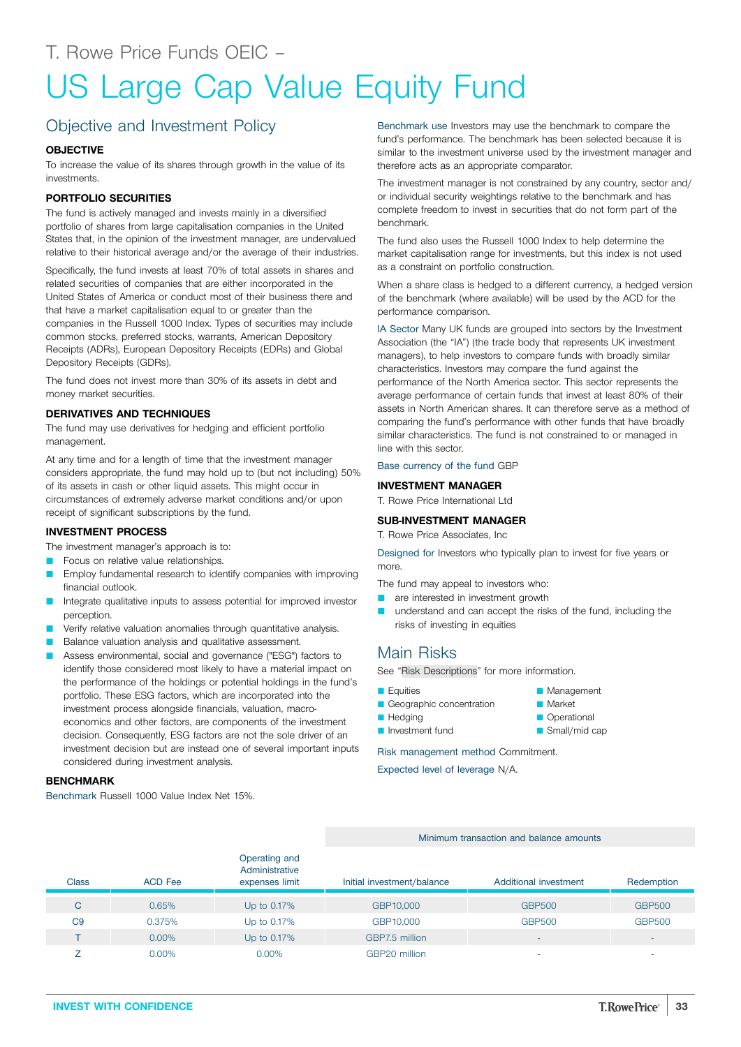T. Rowe Price Funds OEIC –

# US Large Cap Value Equity Fund

## Objective and Investment Policy

### OBJECTIVE

To increase the value of its shares through growth in the value of its investments.

### PORTFOLIO SECURITIES

The fund is actively managed and invests mainly in a diversified portfolio of shares from large capitalisation companies in the United States that, in the opinion of the investment manager, are undervalued relative to their historical average and/or the average of their industries.

Specifically, the fund invests at least 70% of total assets in shares and related securities of companies that are either incorporated in the United States of America or conduct most of their business there and that have a market capitalisation equal to or greater than the companies in the Russell 1000 Index. Types of securities may include common stocks, preferred stocks, warrants, American Depository Receipts (ADRs), European Depository Receipts (EDRs) and Global Depository Receipts (GDRs).

The fund does not invest more than 30% of its assets in debt and money market securities.

### DERIVATIVES AND TECHNIQUES

The fund may use derivatives for hedging and efficient portfolio management.

At any time and for a length of time that the investment manager considers appropriate, the fund may hold up to (but not including) 50% of its assets in cash or other liquid assets. This might occur in circumstances of extremely adverse market conditions and/or upon receipt of significant subscriptions by the fund.

### INVESTMENT PROCESS

The investment manager's approach is to:

- Focus on relative value relationships.
- Employ fundamental research to identify companies with improving financial outlook.
- Integrate qualitative inputs to assess potential for improved investor perception.
- Verify relative valuation anomalies through quantitative analysis.
- Balance valuation analysis and qualitative assessment.
- Assess environmental, social and governance ("ESG") factors to identify those considered most likely to have a material impact on the performance of the holdings or potential holdings in the fund's portfolio. These ESG factors, which are incorporated into the investment process alongside financials, valuation, macro-economics and other factors, are components of the investment decision. Consequently, ESG factors are not the sole driver of an investment decision but are instead one of several important inputs considered during investment analysis.

### BENCHMARK

Benchmark Russell 1000 Value Index Net 15%.

Benchmark use Investors may use the benchmark to compare the fund's performance. The benchmark has been selected because it is similar to the investment universe used by the investment manager and therefore acts as an appropriate comparator.

The investment manager is not constrained by any country, sector and/or individual security weightings relative to the benchmark and has complete freedom to invest in securities that do not form part of the benchmark.

The fund also uses the Russell 1000 Index to help determine the market capitalisation range for investments, but this index is not used as a constraint on portfolio construction.

When a share class is hedged to a different currency, a hedged version of the benchmark (where available) will be used by the ACD for the performance comparison.

IA Sector Many UK funds are grouped into sectors by the Investment Association (the "IA") (the trade body that represents UK investment managers), to help investors to compare funds with broadly similar characteristics. Investors may compare the fund against the performance of the North America sector. This sector represents the average performance of certain funds that invest at least 80% of their assets in North American shares. It can therefore serve as a method of comparing the fund's performance with other funds that have broadly similar characteristics. The fund is not constrained to or managed in line with this sector.

Base currency of the fund GBP

### INVESTMENT MANAGER

T. Rowe Price International Ltd

### SUB-INVESTMENT MANAGER

T. Rowe Price Associates, Inc

Designed for Investors who typically plan to invest for five years or more.

The fund may appeal to investors who:

- are interested in investment growth
- understand and can accept the risks of the fund, including the risks of investing in equities

## Main Risks

See "Risk Descriptions" for more information.

- Equities
- Geographic concentration
- Hedging
- Investment fund
- Management
- Market
- Operational
- Small/mid cap

Risk management method Commitment.

Expected level of leverage N/A.

| | | | Minimum transaction and balance amounts | | |
|---|---|---|---|---|---|
| Class | ACD Fee | Operating and Administrative expenses limit | Initial investment/balance | Additional investment | Redemption |
| C | 0.65% | Up to 0.17% | GBP10,000 | GBP500 | GBP500 |
| C9 | 0.375% | Up to 0.17% | GBP10,000 | GBP500 | GBP500 |
| T | 0.00% | Up to 0.17% | GBP7.5 million | - | - |
| Z | 0.00% | 0.00% | GBP20 million | - | - |

INVEST WITH CONFIDENCE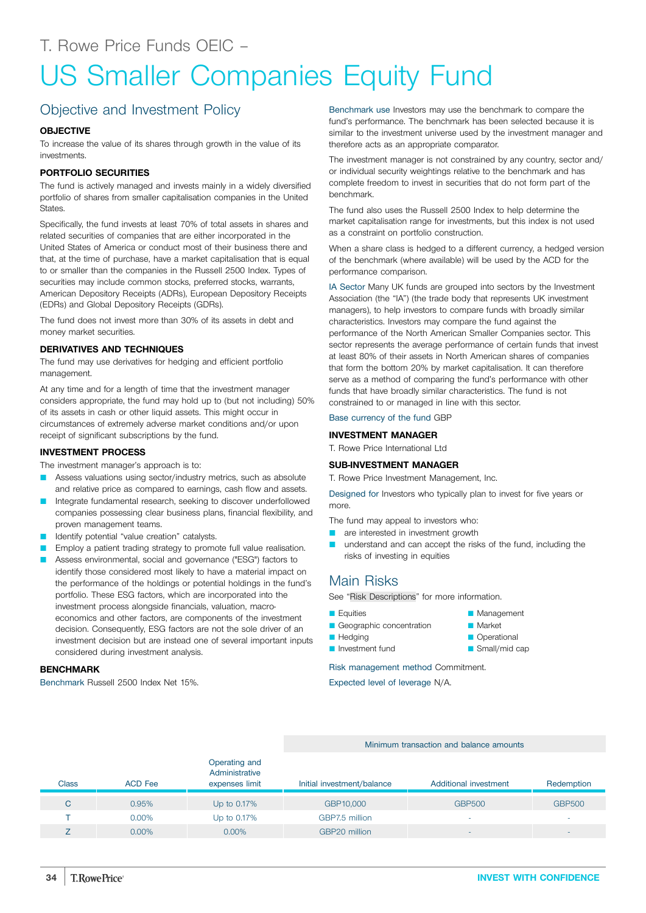T. Rowe Price Funds OEIC –

# US Smaller Companies Equity Fund

## Objective and Investment Policy

### OBJECTIVE

To increase the value of its shares through growth in the value of its investments.

### PORTFOLIO SECURITIES

The fund is actively managed and invests mainly in a widely diversified portfolio of shares from smaller capitalisation companies in the United States.

Specifically, the fund invests at least 70% of total assets in shares and related securities of companies that are either incorporated in the United States of America or conduct most of their business there and that, at the time of purchase, have a market capitalisation that is equal to or smaller than the companies in the Russell 2500 Index. Types of securities may include common stocks, preferred stocks, warrants, American Depository Receipts (ADRs), European Depository Receipts (EDRs) and Global Depository Receipts (GDRs).

The fund does not invest more than 30% of its assets in debt and money market securities.

### DERIVATIVES AND TECHNIQUES

The fund may use derivatives for hedging and efficient portfolio management.

At any time and for a length of time that the investment manager considers appropriate, the fund may hold up to (but not including) 50% of its assets in cash or other liquid assets. This might occur in circumstances of extremely adverse market conditions and/or upon receipt of significant subscriptions by the fund.

### INVESTMENT PROCESS

The investment manager's approach is to:

- Assess valuations using sector/industry metrics, such as absolute and relative price as compared to earnings, cash flow and assets.
- Integrate fundamental research, seeking to discover underfollowed companies possessing clear business plans, financial flexibility, and proven management teams.
- Identify potential "value creation" catalysts.
- Employ a patient trading strategy to promote full value realisation.
- Assess environmental, social and governance ("ESG") factors to identify those considered most likely to have a material impact on the performance of the holdings or potential holdings in the fund's portfolio. These ESG factors, which are incorporated into the investment process alongside financials, valuation, macro-economics and other factors, are components of the investment decision. Consequently, ESG factors are not the sole driver of an investment decision but are instead one of several important inputs considered during investment analysis.

### BENCHMARK

Benchmark Russell 2500 Index Net 15%.

Benchmark use Investors may use the benchmark to compare the fund's performance. The benchmark has been selected because it is similar to the investment universe used by the investment manager and therefore acts as an appropriate comparator.

The investment manager is not constrained by any country, sector and/or individual security weightings relative to the benchmark and has complete freedom to invest in securities that do not form part of the benchmark.

The fund also uses the Russell 2500 Index to help determine the market capitalisation range for investments, but this index is not used as a constraint on portfolio construction.

When a share class is hedged to a different currency, a hedged version of the benchmark (where available) will be used by the ACD for the performance comparison.

IA Sector Many UK funds are grouped into sectors by the Investment Association (the "IA") (the trade body that represents UK investment managers), to help investors to compare funds with broadly similar characteristics. Investors may compare the fund against the performance of the North American Smaller Companies sector. This sector represents the average performance of certain funds that invest at least 80% of their assets in North American shares of companies that form the bottom 20% by market capitalisation. It can therefore serve as a method of comparing the fund's performance with other funds that have broadly similar characteristics. The fund is not constrained to or managed in line with this sector.

Base currency of the fund GBP

### INVESTMENT MANAGER

T. Rowe Price International Ltd

### SUB-INVESTMENT MANAGER

T. Rowe Price Investment Management, Inc.

Designed for Investors who typically plan to invest for five years or more.

The fund may appeal to investors who:

- are interested in investment growth
- understand and can accept the risks of the fund, including the risks of investing in equities

## Main Risks

See "Risk Descriptions" for more information.

- Equities
- Geographic concentration
- Hedging
- Investment fund
- Management
- Market
- Operational
- Small/mid cap

Risk management method Commitment.

Expected level of leverage N/A.

| Class | ACD Fee | Operating and Administrative expenses limit | Minimum transaction and balance amounts | | |
|---|---|---|---|---|---|
| | | | Initial investment/balance | Additional investment | Redemption |
| C | 0.95% | Up to 0.17% | GBP10,000 | GBP500 | GBP500 |
| T | 0.00% | Up to 0.17% | GBP7.5 million | - | - |
| Z | 0.00% | 0.00% | GBP20 million | - | - |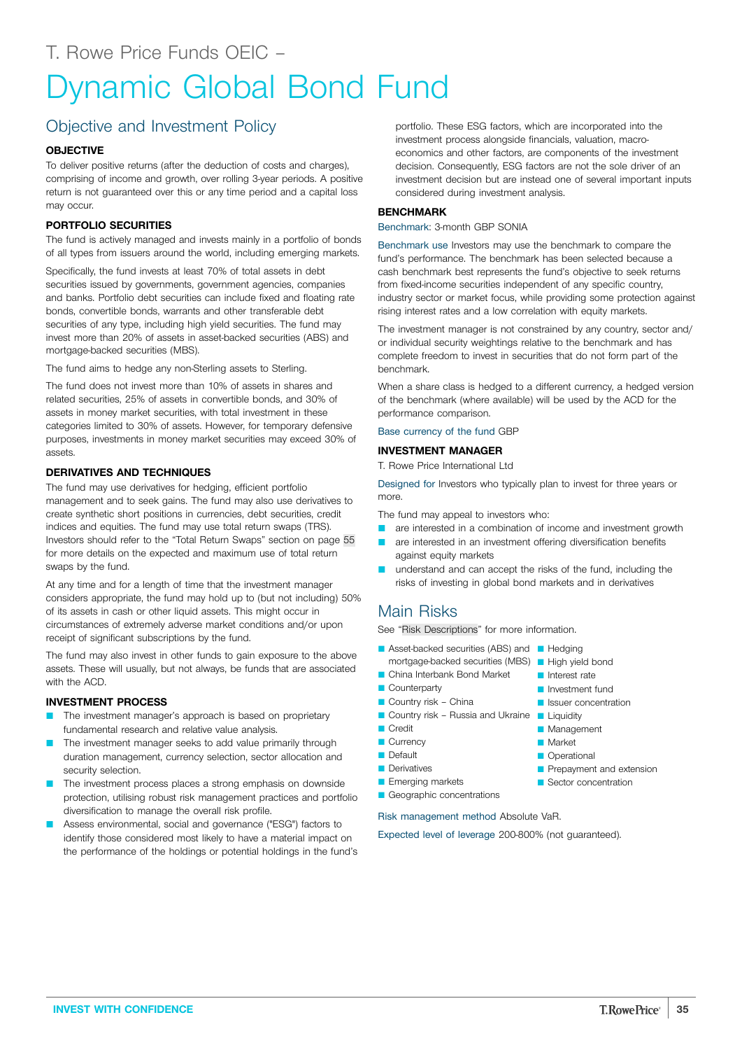T. Rowe Price Funds OEIC –

# Dynamic Global Bond Fund

## Objective and Investment Policy

### OBJECTIVE

To deliver positive returns (after the deduction of costs and charges), comprising of income and growth, over rolling 3-year periods. A positive return is not guaranteed over this or any time period and a capital loss may occur.

### PORTFOLIO SECURITIES

The fund is actively managed and invests mainly in a portfolio of bonds of all types from issuers around the world, including emerging markets.

Specifically, the fund invests at least 70% of total assets in debt securities issued by governments, government agencies, companies and banks. Portfolio debt securities can include fixed and floating rate bonds, convertible bonds, warrants and other transferable debt securities of any type, including high yield securities. The fund may invest more than 20% of assets in asset-backed securities (ABS) and mortgage-backed securities (MBS).

The fund aims to hedge any non-Sterling assets to Sterling.

The fund does not invest more than 10% of assets in shares and related securities, 25% of assets in convertible bonds, and 30% of assets in money market securities, with total investment in these categories limited to 30% of assets. However, for temporary defensive purposes, investments in money market securities may exceed 30% of assets.

### DERIVATIVES AND TECHNIQUES

The fund may use derivatives for hedging, efficient portfolio management and to seek gains. The fund may also use derivatives to create synthetic short positions in currencies, debt securities, credit indices and equities. The fund may use total return swaps (TRS). Investors should refer to the "Total Return Swaps" section on page 55 for more details on the expected and maximum use of total return swaps by the fund.

At any time and for a length of time that the investment manager considers appropriate, the fund may hold up to (but not including) 50% of its assets in cash or other liquid assets. This might occur in circumstances of extremely adverse market conditions and/or upon receipt of significant subscriptions by the fund.

The fund may also invest in other funds to gain exposure to the above assets. These will usually, but not always, be funds that are associated with the ACD.

### INVESTMENT PROCESS

- The investment manager's approach is based on proprietary fundamental research and relative value analysis.
- The investment manager seeks to add value primarily through duration management, currency selection, sector allocation and security selection.
- The investment process places a strong emphasis on downside protection, utilising robust risk management practices and portfolio diversification to manage the overall risk profile.
- Assess environmental, social and governance ("ESG") factors to identify those considered most likely to have a material impact on the performance of the holdings or potential holdings in the fund's portfolio. These ESG factors, which are incorporated into the investment process alongside financials, valuation, macro-economics and other factors, are components of the investment decision. Consequently, ESG factors are not the sole driver of an investment decision but are instead one of several important inputs considered during investment analysis.

### BENCHMARK

Benchmark: 3-month GBP SONIA

Benchmark use Investors may use the benchmark to compare the fund's performance. The benchmark has been selected because a cash benchmark best represents the fund's objective to seek returns from fixed-income securities independent of any specific country, industry sector or market focus, while providing some protection against rising interest rates and a low correlation with equity markets.

The investment manager is not constrained by any country, sector and/or individual security weightings relative to the benchmark and has complete freedom to invest in securities that do not form part of the benchmark.

When a share class is hedged to a different currency, a hedged version of the benchmark (where available) will be used by the ACD for the performance comparison.

Base currency of the fund GBP

### INVESTMENT MANAGER

T. Rowe Price International Ltd

Designed for Investors who typically plan to invest for three years or more.

The fund may appeal to investors who:

- are interested in a combination of income and investment growth
- are interested in an investment offering diversification benefits against equity markets
- understand and can accept the risks of the fund, including the risks of investing in global bond markets and in derivatives

## Main Risks

See "Risk Descriptions" for more information.

- Asset-backed securities (ABS) and mortgage-backed securities (MBS)
- China Interbank Bond Market
- Counterparty
- Country risk – China
- Country risk – Russia and Ukraine
- Credit
- Currency
- Default
- Derivatives
- Emerging markets
- Geographic concentrations
- Hedging
- High yield bond
- Interest rate
- Investment fund
- Issuer concentration
- Liquidity
- Management
- Market
- Operational
- Prepayment and extension
- Sector concentration

Risk management method Absolute VaR.

Expected level of leverage 200-800% (not guaranteed).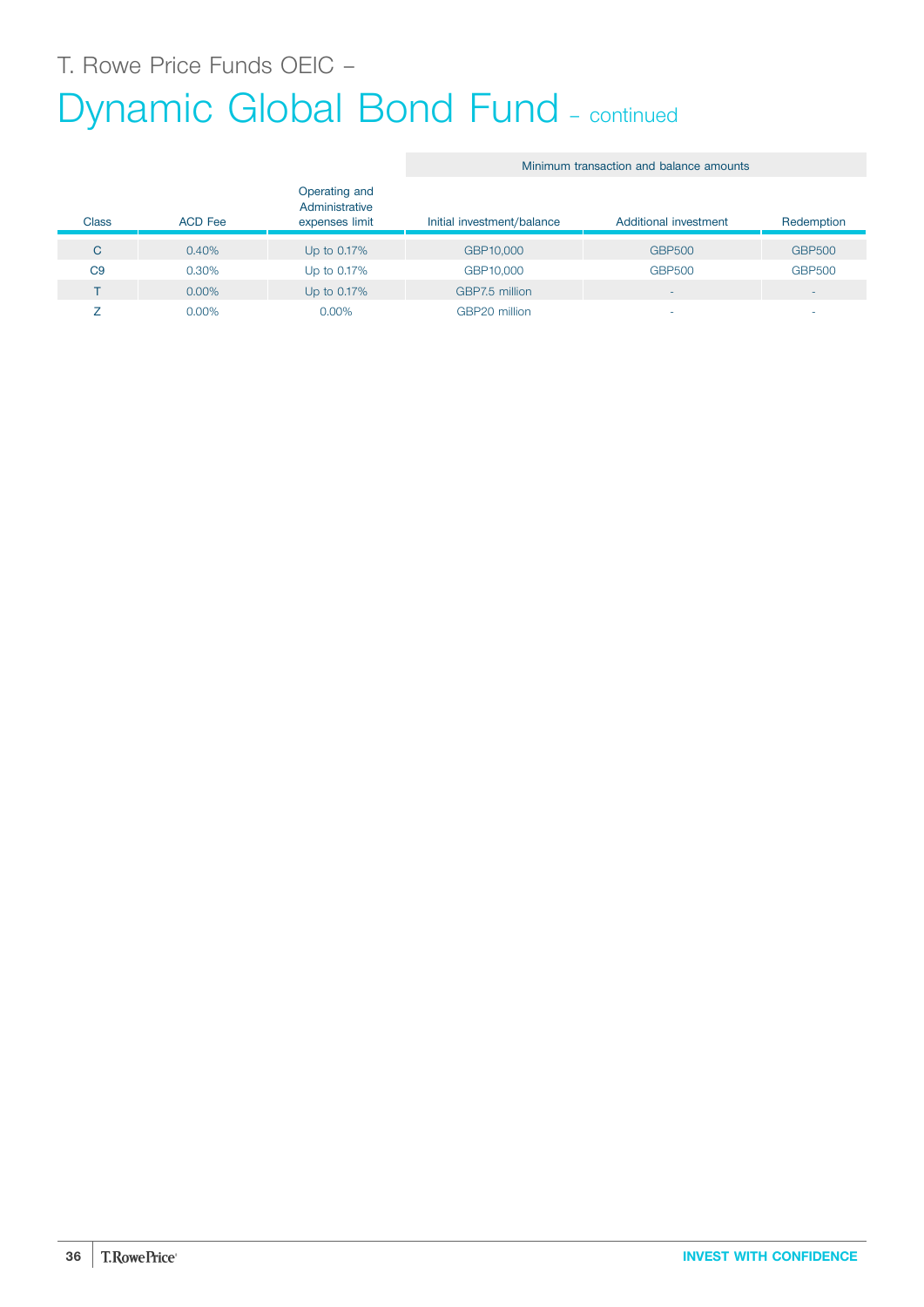# T. Rowe Price Funds OEIC –

## Dynamic Global Bond Fund – continued

| Class | ACD Fee | Operating and Administrative expenses limit | Minimum transaction and balance amounts | | |
|---|---|---|---|---|---|
| | | | Initial investment/balance | Additional investment | Redemption |
| C | 0.40% | Up to 0.17% | GBP10,000 | GBP500 | GBP500 |
| C9 | 0.30% | Up to 0.17% | GBP10,000 | GBP500 | GBP500 |
| T | 0.00% | Up to 0.17% | GBP7.5 million | - | - |
| Z | 0.00% | 0.00% | GBP20 million | - | - |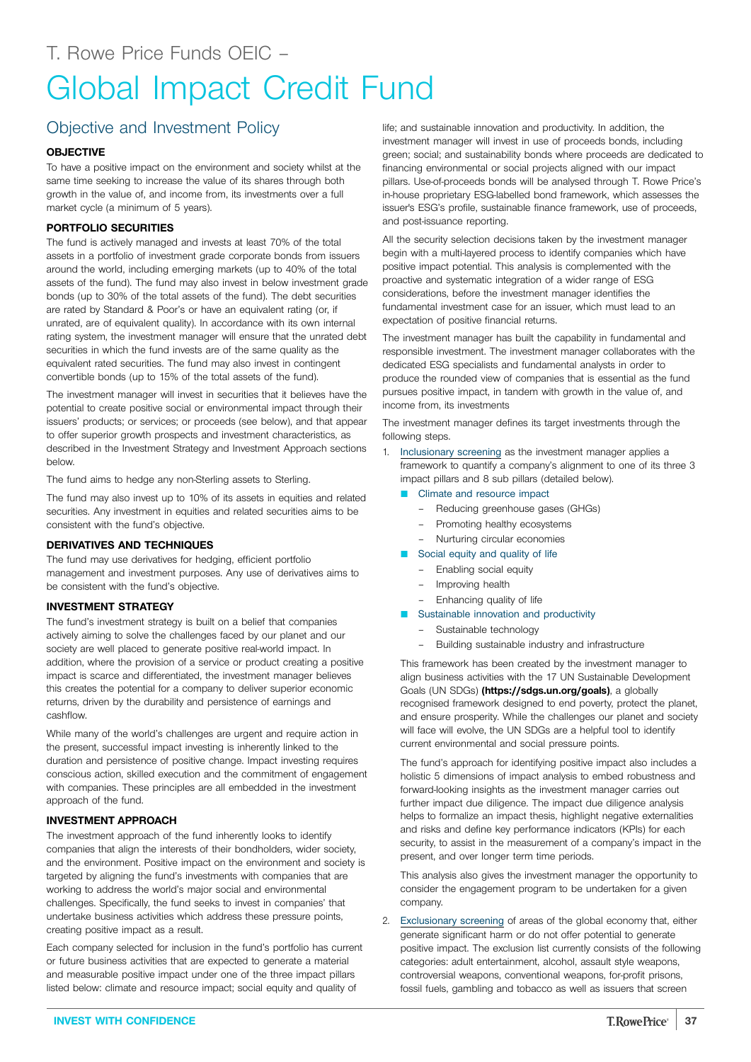T. Rowe Price Funds OEIC –

# Global Impact Credit Fund

## Objective and Investment Policy

### OBJECTIVE

To have a positive impact on the environment and society whilst at the same time seeking to increase the value of its shares through both growth in the value of, and income from, its investments over a full market cycle (a minimum of 5 years).

### PORTFOLIO SECURITIES

The fund is actively managed and invests at least 70% of the total assets in a portfolio of investment grade corporate bonds from issuers around the world, including emerging markets (up to 40% of the total assets of the fund). The fund may also invest in below investment grade bonds (up to 30% of the total assets of the fund). The debt securities are rated by Standard & Poor's or have an equivalent rating (or, if unrated, are of equivalent quality). In accordance with its own internal rating system, the investment manager will ensure that the unrated debt securities in which the fund invests are of the same quality as the equivalent rated securities. The fund may also invest in contingent convertible bonds (up to 15% of the total assets of the fund).

The investment manager will invest in securities that it believes have the potential to create positive social or environmental impact through their issuers' products; or services; or proceeds (see below), and that appear to offer superior growth prospects and investment characteristics, as described in the Investment Strategy and Investment Approach sections below.

The fund aims to hedge any non-Sterling assets to Sterling.

The fund may also invest up to 10% of its assets in equities and related securities. Any investment in equities and related securities aims to be consistent with the fund's objective.

### DERIVATIVES AND TECHNIQUES

The fund may use derivatives for hedging, efficient portfolio management and investment purposes. Any use of derivatives aims to be consistent with the fund's objective.

### INVESTMENT STRATEGY

The fund's investment strategy is built on a belief that companies actively aiming to solve the challenges faced by our planet and our society are well placed to generate positive real-world impact. In addition, where the provision of a service or product creating a positive impact is scarce and differentiated, the investment manager believes this creates the potential for a company to deliver superior economic returns, driven by the durability and persistence of earnings and cashflow.

While many of the world's challenges are urgent and require action in the present, successful impact investing is inherently linked to the duration and persistence of positive change. Impact investing requires conscious action, skilled execution and the commitment of engagement with companies. These principles are all embedded in the investment approach of the fund.

### INVESTMENT APPROACH

The investment approach of the fund inherently looks to identify companies that align the interests of their bondholders, wider society, and the environment. Positive impact on the environment and society is targeted by aligning the fund's investments with companies that are working to address the world's major social and environmental challenges. Specifically, the fund seeks to invest in companies' that undertake business activities which address these pressure points, creating positive impact as a result.

Each company selected for inclusion in the fund's portfolio has current or future business activities that are expected to generate a material and measurable positive impact under one of the three impact pillars listed below: climate and resource impact; social equity and quality of life; and sustainable innovation and productivity. In addition, the investment manager will invest in use of proceeds bonds, including green; social; and sustainability bonds where proceeds are dedicated to financing environmental or social projects aligned with our impact pillars. Use-of-proceeds bonds will be analysed through T. Rowe Price's in-house proprietary ESG-labelled bond framework, which assesses the issuer's ESG's profile, sustainable finance framework, use of proceeds, and post-issuance reporting.

All the security selection decisions taken by the investment manager begin with a multi-layered process to identify companies which have positive impact potential. This analysis is complemented with the proactive and systematic integration of a wider range of ESG considerations, before the investment manager identifies the fundamental investment case for an issuer, which must lead to an expectation of positive financial returns.

The investment manager has built the capability in fundamental and responsible investment. The investment manager collaborates with the dedicated ESG specialists and fundamental analysts in order to produce the rounded view of companies that is essential as the fund pursues positive impact, in tandem with growth in the value of, and income from, its investments

The investment manager defines its target investments through the following steps.

1. Inclusionary screening as the investment manager applies a framework to quantify a company's alignment to one of its three 3 impact pillars and 8 sub pillars (detailed below).
   - Climate and resource impact
     - Reducing greenhouse gases (GHGs)
     - Promoting healthy ecosystems
     - Nurturing circular economies
   - Social equity and quality of life
     - Enabling social equity
     - Improving health
     - Enhancing quality of life
   - Sustainable innovation and productivity
     - Sustainable technology
     - Building sustainable industry and infrastructure

   This framework has been created by the investment manager to align business activities with the 17 UN Sustainable Development Goals (UN SDGs) **(https://sdgs.un.org/goals)**, a globally recognised framework designed to end poverty, protect the planet, and ensure prosperity. While the challenges our planet and society will face will evolve, the UN SDGs are a helpful tool to identify current environmental and social pressure points.

   The fund's approach for identifying positive impact also includes a holistic 5 dimensions of impact analysis to embed robustness and forward-looking insights as the investment manager carries out further impact due diligence. The impact due diligence analysis helps to formalize an impact thesis, highlight negative externalities and risks and define key performance indicators (KPIs) for each security, to assist in the measurement of a company's impact in the present, and over longer term time periods.

   This analysis also gives the investment manager the opportunity to consider the engagement program to be undertaken for a given company.

2. Exclusionary screening of areas of the global economy that, either generate significant harm or do not offer potential to generate positive impact. The exclusion list currently consists of the following categories: adult entertainment, alcohol, assault style weapons, controversial weapons, conventional weapons, for-profit prisons, fossil fuels, gambling and tobacco as well as issuers that screen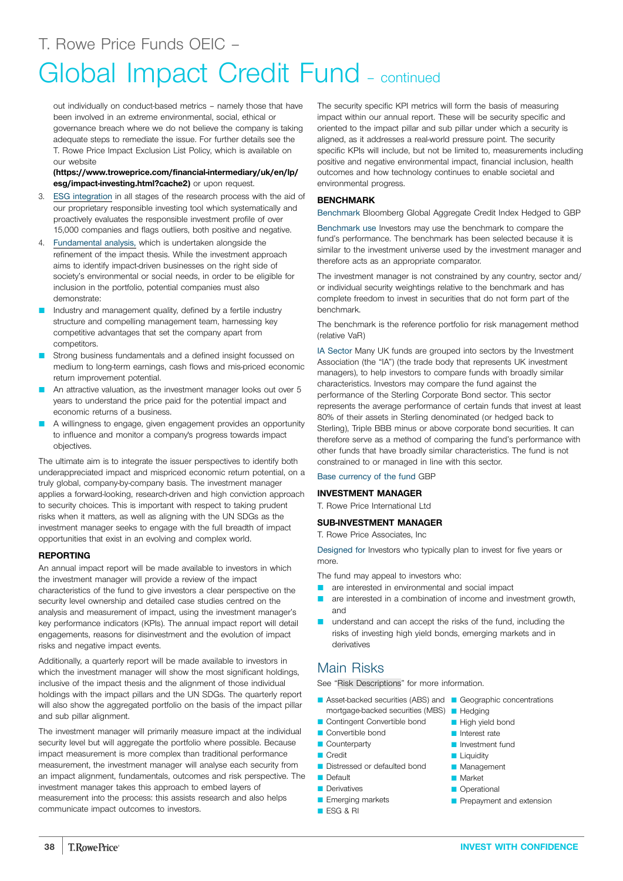# T. Rowe Price Funds OEIC – Global Impact Credit Fund – continued

out individually on conduct-based metrics – namely those that have been involved in an extreme environmental, social, ethical or governance breach where we do not believe the company is taking adequate steps to remediate the issue. For further details see the T. Rowe Price Impact Exclusion List Policy, which is available on our website **(https://www.troweprice.com/financial-intermediary/uk/en/lp/esg/impact-investing.html?cache2)** or upon request.

3. ESG integration in all stages of the research process with the aid of our proprietary responsible investing tool which systematically and proactively evaluates the responsible investment profile of over 15,000 companies and flags outliers, both positive and negative.
4. Fundamental analysis, which is undertaken alongside the refinement of the impact thesis. While the investment approach aims to identify impact-driven businesses on the right side of society's environmental or social needs, in order to be eligible for inclusion in the portfolio, potential companies must also demonstrate:

- Industry and management quality, defined by a fertile industry structure and compelling management team, harnessing key competitive advantages that set the company apart from competitors.
- Strong business fundamentals and a defined insight focussed on medium to long-term earnings, cash flows and mis-priced economic return improvement potential.
- An attractive valuation, as the investment manager looks out over 5 years to understand the price paid for the potential impact and economic returns of a business.
- A willingness to engage, given engagement provides an opportunity to influence and monitor a company's progress towards impact objectives.

The ultimate aim is to integrate the issuer perspectives to identify both underappreciated impact and mispriced economic return potential, on a truly global, company-by-company basis. The investment manager applies a forward-looking, research-driven and high conviction approach to security choices. This is important with respect to taking prudent risks when it matters, as well as aligning with the UN SDGs as the investment manager seeks to engage with the full breadth of impact opportunities that exist in an evolving and complex world.

### REPORTING

An annual impact report will be made available to investors in which the investment manager will provide a review of the impact characteristics of the fund to give investors a clear perspective on the security level ownership and detailed case studies centred on the analysis and measurement of impact, using the investment manager's key performance indicators (KPIs). The annual impact report will detail engagements, reasons for disinvestment and the evolution of impact risks and negative impact events.

Additionally, a quarterly report will be made available to investors in which the investment manager will show the most significant holdings, inclusive of the impact thesis and the alignment of those individual holdings with the impact pillars and the UN SDGs. The quarterly report will also show the aggregated portfolio on the basis of the impact pillar and sub pillar alignment.

The investment manager will primarily measure impact at the individual security level but will aggregate the portfolio where possible. Because impact measurement is more complex than traditional performance measurement, the investment manager will analyse each security from an impact alignment, fundamentals, outcomes and risk perspective. The investment manager takes this approach to embed layers of measurement into the process: this assists research and also helps communicate impact outcomes to investors.

The security specific KPI metrics will form the basis of measuring impact within our annual report. These will be security specific and oriented to the impact pillar and sub pillar under which a security is aligned, as it addresses a real-world pressure point. The security specific KPIs will include, but not be limited to, measurements including positive and negative environmental impact, financial inclusion, health outcomes and how technology continues to enable societal and environmental progress.

### BENCHMARK

Benchmark Bloomberg Global Aggregate Credit Index Hedged to GBP

Benchmark use Investors may use the benchmark to compare the fund's performance. The benchmark has been selected because it is similar to the investment universe used by the investment manager and therefore acts as an appropriate comparator.

The investment manager is not constrained by any country, sector and/or individual security weightings relative to the benchmark and has complete freedom to invest in securities that do not form part of the benchmark.

The benchmark is the reference portfolio for risk management method (relative VaR)

IA Sector Many UK funds are grouped into sectors by the Investment Association (the "IA") (the trade body that represents UK investment managers), to help investors to compare funds with broadly similar characteristics. Investors may compare the fund against the performance of the Sterling Corporate Bond sector. This sector represents the average performance of certain funds that invest at least 80% of their assets in Sterling denominated (or hedged back to Sterling), Triple BBB minus or above corporate bond securities. It can therefore serve as a method of comparing the fund's performance with other funds that have broadly similar characteristics. The fund is not constrained to or managed in line with this sector.

Base currency of the fund GBP

### INVESTMENT MANAGER

T. Rowe Price International Ltd

### SUB-INVESTMENT MANAGER

T. Rowe Price Associates, Inc

Designed for Investors who typically plan to invest for five years or more.

The fund may appeal to investors who:

- are interested in environmental and social impact
- are interested in a combination of income and investment growth, and
- understand and can accept the risks of the fund, including the risks of investing high yield bonds, emerging markets and in derivatives

## Main Risks

See "Risk Descriptions" for more information.

- Asset-backed securities (ABS) and mortgage-backed securities (MBS)
- Contingent Convertible bond
- Convertible bond
- Counterparty
- Credit
- Distressed or defaulted bond
- Default
- Derivatives
- Emerging markets
- ESG & RI
- Geographic concentrations
- Hedging
- High yield bond
- Interest rate
- Investment fund
- Liquidity
- Management
- Market
- Operational
- Prepayment and extension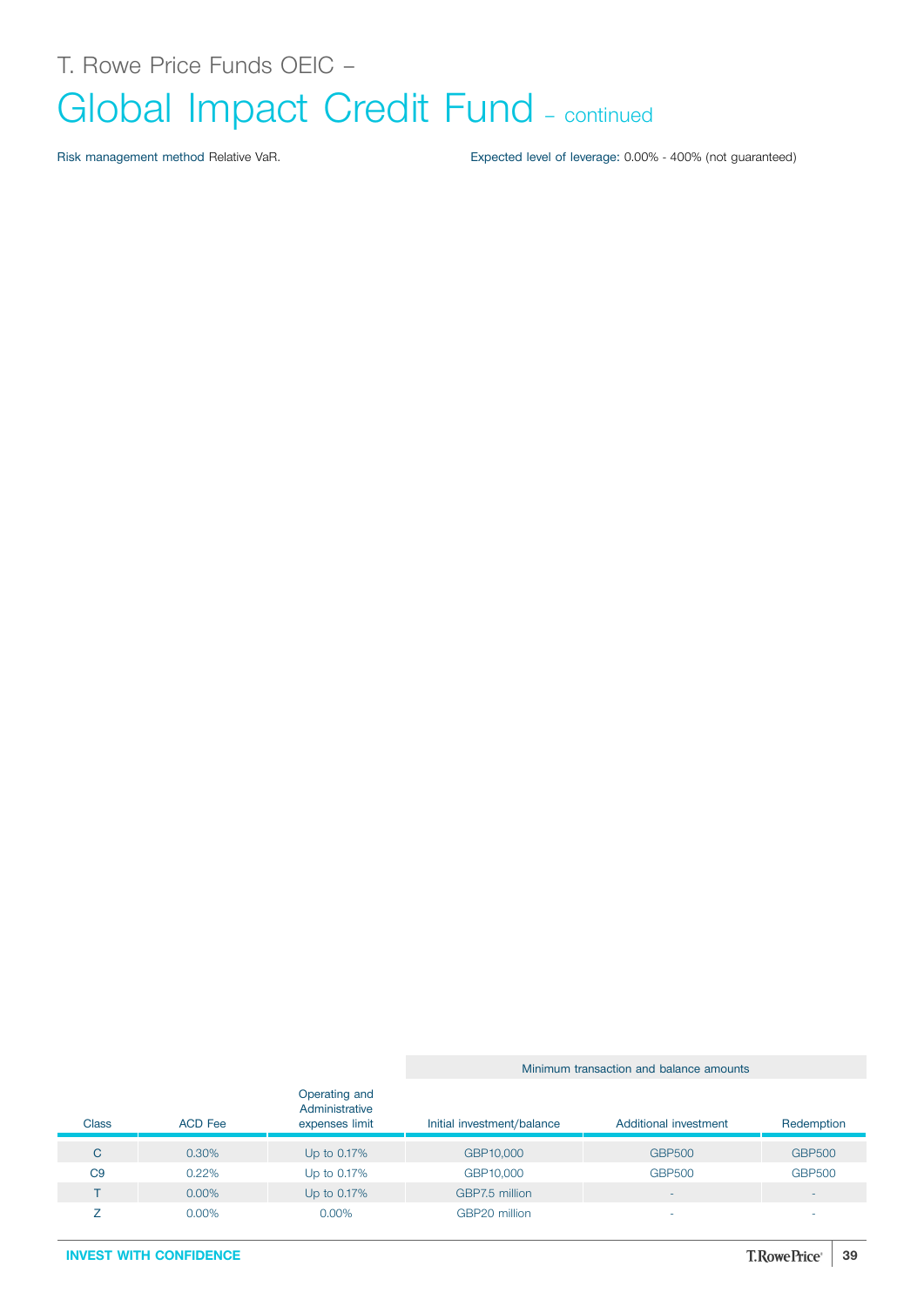T. Rowe Price Funds OEIC –

# Global Impact Credit Fund – continued

Risk management method Relative VaR.

Expected level of leverage: 0.00% - 400% (not guaranteed)

| | | | Minimum transaction and balance amounts | | |
|---|---|---|---|---|---|
| Class | ACD Fee | Operating and Administrative expenses limit | Initial investment/balance | Additional investment | Redemption |
| C | 0.30% | Up to 0.17% | GBP10,000 | GBP500 | GBP500 |
| C9 | 0.22% | Up to 0.17% | GBP10,000 | GBP500 | GBP500 |
| T | 0.00% | Up to 0.17% | GBP7.5 million | - | - |
| Z | 0.00% | 0.00% | GBP20 million | - | - |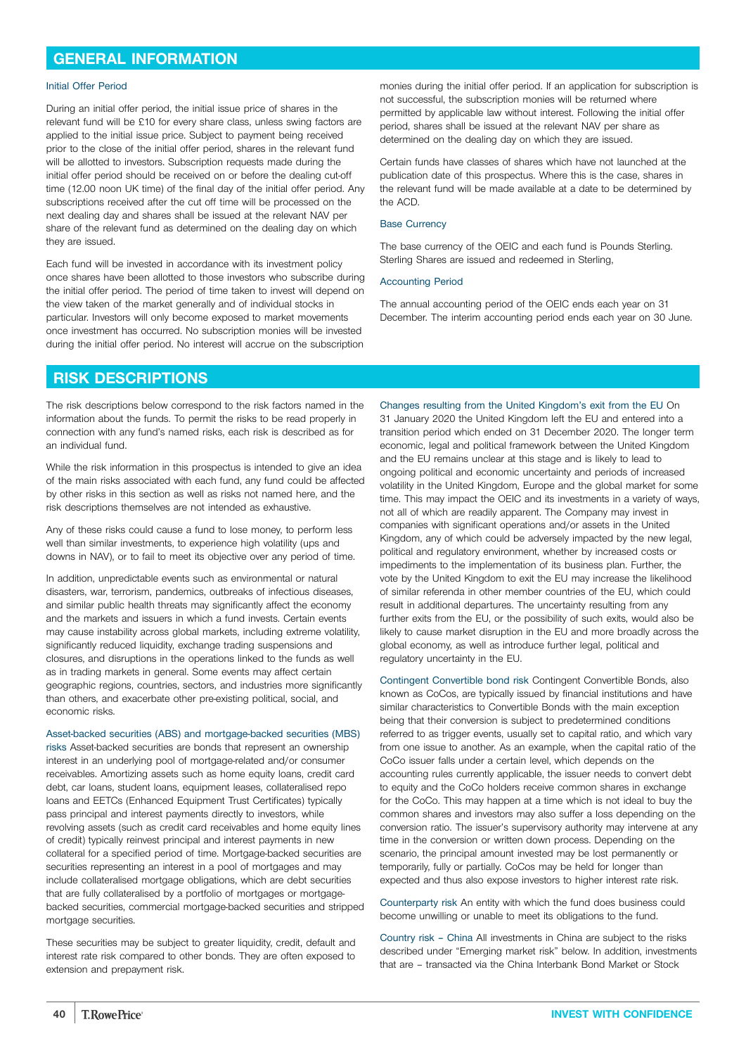## GENERAL INFORMATION

### Initial Offer Period

During an initial offer period, the initial issue price of shares in the relevant fund will be £10 for every share class, unless swing factors are applied to the initial issue price. Subject to payment being received prior to the close of the initial offer period, shares in the relevant fund will be allotted to investors. Subscription requests made during the initial offer period should be received on or before the dealing cut-off time (12.00 noon UK time) of the final day of the initial offer period. Any subscriptions received after the cut off time will be processed on the next dealing day and shares shall be issued at the relevant NAV per share of the relevant fund as determined on the dealing day on which they are issued.

Each fund will be invested in accordance with its investment policy once shares have been allotted to those investors who subscribe during the initial offer period. The period of time taken to invest will depend on the view taken of the market generally and of individual stocks in particular. Investors will only become exposed to market movements once investment has occurred. No subscription monies will be invested during the initial offer period. No interest will accrue on the subscription monies during the initial offer period. If an application for subscription is not successful, the subscription monies will be returned where permitted by applicable law without interest. Following the initial offer period, shares shall be issued at the relevant NAV per share as determined on the dealing day on which they are issued.

Certain funds have classes of shares which have not launched at the publication date of this prospectus. Where this is the case, shares in the relevant fund will be made available at a date to be determined by the ACD.

### Base Currency

The base currency of the OEIC and each fund is Pounds Sterling. Sterling Shares are issued and redeemed in Sterling,

### Accounting Period

The annual accounting period of the OEIC ends each year on 31 December. The interim accounting period ends each year on 30 June.

## RISK DESCRIPTIONS

The risk descriptions below correspond to the risk factors named in the information about the funds. To permit the risks to be read properly in connection with any fund's named risks, each risk is described as for an individual fund.

While the risk information in this prospectus is intended to give an idea of the main risks associated with each fund, any fund could be affected by other risks in this section as well as risks not named here, and the risk descriptions themselves are not intended as exhaustive.

Any of these risks could cause a fund to lose money, to perform less well than similar investments, to experience high volatility (ups and downs in NAV), or to fail to meet its objective over any period of time.

In addition, unpredictable events such as environmental or natural disasters, war, terrorism, pandemics, outbreaks of infectious diseases, and similar public health threats may significantly affect the economy and the markets and issuers in which a fund invests. Certain events may cause instability across global markets, including extreme volatility, significantly reduced liquidity, exchange trading suspensions and closures, and disruptions in the operations linked to the funds as well as in trading markets in general. Some events may affect certain geographic regions, countries, sectors, and industries more significantly than others, and exacerbate other pre-existing political, social, and economic risks.

**Asset-backed securities (ABS) and mortgage-backed securities (MBS) risks** Asset-backed securities are bonds that represent an ownership interest in an underlying pool of mortgage-related and/or consumer receivables. Amortizing assets such as home equity loans, credit card debt, car loans, student loans, equipment leases, collateralised repo loans and EETCs (Enhanced Equipment Trust Certificates) typically pass principal and interest payments directly to investors, while revolving assets (such as credit card receivables and home equity lines of credit) typically reinvest principal and interest payments in new collateral for a specified period of time. Mortgage-backed securities are securities representing an interest in a pool of mortgages and may include collateralised mortgage obligations, which are debt securities that are fully collateralised by a portfolio of mortgages or mortgage-backed securities, commercial mortgage-backed securities and stripped mortgage securities.

These securities may be subject to greater liquidity, credit, default and interest rate risk compared to other bonds. They are often exposed to extension and prepayment risk.

**Changes resulting from the United Kingdom's exit from the EU** On 31 January 2020 the United Kingdom left the EU and entered into a transition period which ended on 31 December 2020. The longer term economic, legal and political framework between the United Kingdom and the EU remains unclear at this stage and is likely to lead to ongoing political and economic uncertainty and periods of increased volatility in the United Kingdom, Europe and the global market for some time. This may impact the OEIC and its investments in a variety of ways, not all of which are readily apparent. The Company may invest in companies with significant operations and/or assets in the United Kingdom, any of which could be adversely impacted by the new legal, political and regulatory environment, whether by increased costs or impediments to the implementation of its business plan. Further, the vote by the United Kingdom to exit the EU may increase the likelihood of similar referenda in other member countries of the EU, which could result in additional departures. The uncertainty resulting from any further exits from the EU, or the possibility of such exits, would also be likely to cause market disruption in the EU and more broadly across the global economy, as well as introduce further legal, political and regulatory uncertainty in the EU.

**Contingent Convertible bond risk** Contingent Convertible Bonds, also known as CoCos, are typically issued by financial institutions and have similar characteristics to Convertible Bonds with the main exception being that their conversion is subject to predetermined conditions referred to as trigger events, usually set to capital ratio, and which vary from one issue to another. As an example, when the capital ratio of the CoCo issuer falls under a certain level, which depends on the accounting rules currently applicable, the issuer needs to convert debt to equity and the CoCo holders receive common shares in exchange for the CoCo. This may happen at a time which is not ideal to buy the common shares and investors may also suffer a loss depending on the conversion ratio. The issuer's supervisory authority may intervene at any time in the conversion or written down process. Depending on the scenario, the principal amount invested may be lost permanently or temporarily, fully or partially. CoCos may be held for longer than expected and thus also expose investors to higher interest rate risk.

**Counterparty risk** An entity with which the fund does business could become unwilling or unable to meet its obligations to the fund.

**Country risk – China** All investments in China are subject to the risks described under "Emerging market risk" below. In addition, investments that are – transacted via the China Interbank Bond Market or Stock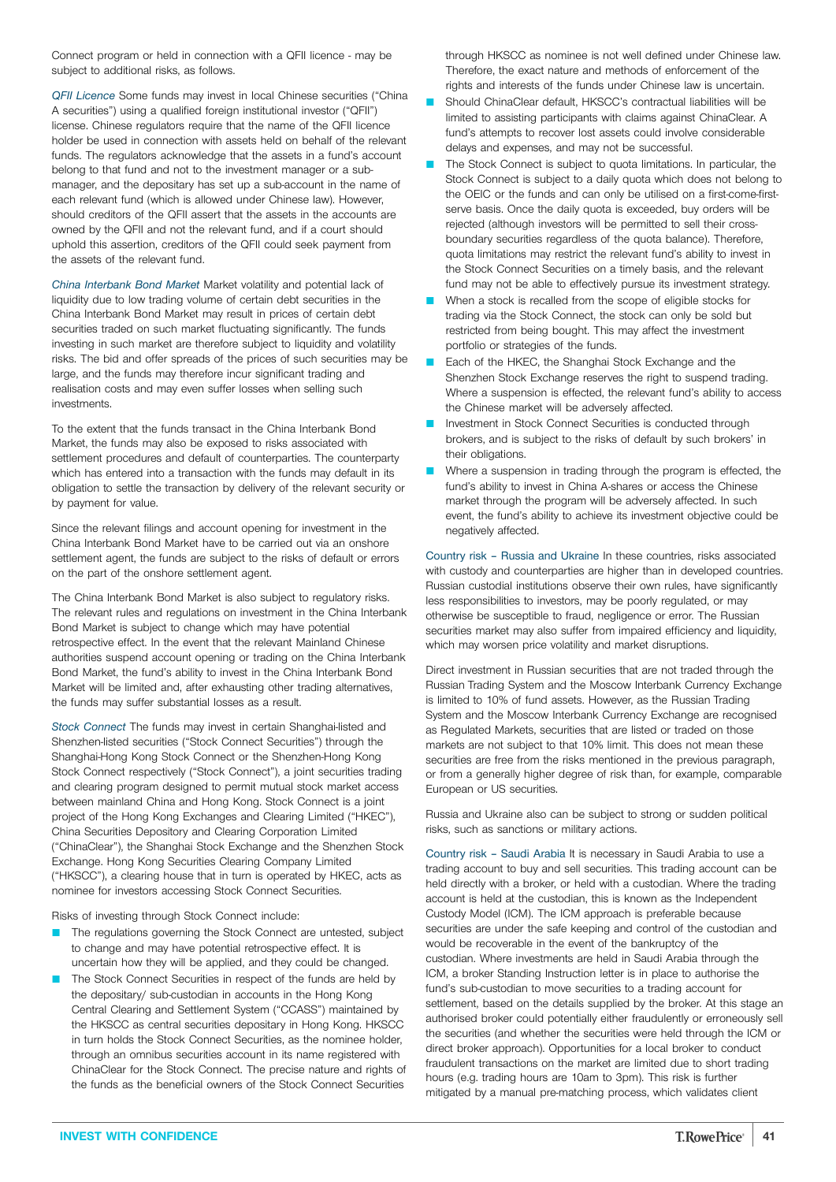Connect program or held in connection with a QFII licence - may be subject to additional risks, as follows.

*QFII Licence* Some funds may invest in local Chinese securities ("China A securities") using a qualified foreign institutional investor ("QFII") license. Chinese regulators require that the name of the QFII licence holder be used in connection with assets held on behalf of the relevant funds. The regulators acknowledge that the assets in a fund's account belong to that fund and not to the investment manager or a sub-manager, and the depositary has set up a sub-account in the name of each relevant fund (which is allowed under Chinese law). However, should creditors of the QFII assert that the assets in the accounts are owned by the QFII and not the relevant fund, and if a court should uphold this assertion, creditors of the QFII could seek payment from the assets of the relevant fund.

*China Interbank Bond Market* Market volatility and potential lack of liquidity due to low trading volume of certain debt securities in the China Interbank Bond Market may result in prices of certain debt securities traded on such market fluctuating significantly. The funds investing in such market are therefore subject to liquidity and volatility risks. The bid and offer spreads of the prices of such securities may be large, and the funds may therefore incur significant trading and realisation costs and may even suffer losses when selling such investments.

To the extent that the funds transact in the China Interbank Bond Market, the funds may also be exposed to risks associated with settlement procedures and default of counterparties. The counterparty which has entered into a transaction with the funds may default in its obligation to settle the transaction by delivery of the relevant security or by payment for value.

Since the relevant filings and account opening for investment in the China Interbank Bond Market have to be carried out via an onshore settlement agent, the funds are subject to the risks of default or errors on the part of the onshore settlement agent.

The China Interbank Bond Market is also subject to regulatory risks. The relevant rules and regulations on investment in the China Interbank Bond Market is subject to change which may have potential retrospective effect. In the event that the relevant Mainland Chinese authorities suspend account opening or trading on the China Interbank Bond Market, the fund's ability to invest in the China Interbank Bond Market will be limited and, after exhausting other trading alternatives, the funds may suffer substantial losses as a result.

*Stock Connect* The funds may invest in certain Shanghai-listed and Shenzhen-listed securities ("Stock Connect Securities") through the Shanghai-Hong Kong Stock Connect or the Shenzhen-Hong Kong Stock Connect respectively ("Stock Connect"), a joint securities trading and clearing program designed to permit mutual stock market access between mainland China and Hong Kong. Stock Connect is a joint project of the Hong Kong Exchanges and Clearing Limited ("HKEC"), China Securities Depository and Clearing Corporation Limited ("ChinaClear"), the Shanghai Stock Exchange and the Shenzhen Stock Exchange. Hong Kong Securities Clearing Company Limited ("HKSCC"), a clearing house that in turn is operated by HKEC, acts as nominee for investors accessing Stock Connect Securities.

Risks of investing through Stock Connect include:

- The regulations governing the Stock Connect are untested, subject to change and may have potential retrospective effect. It is uncertain how they will be applied, and they could be changed.
- The Stock Connect Securities in respect of the funds are held by the depositary/ sub-custodian in accounts in the Hong Kong Central Clearing and Settlement System ("CCASS") maintained by the HKSCC as central securities depositary in Hong Kong. HKSCC in turn holds the Stock Connect Securities, as the nominee holder, through an omnibus securities account in its name registered with ChinaClear for the Stock Connect. The precise nature and rights of the funds as the beneficial owners of the Stock Connect Securities through HKSCC as nominee is not well defined under Chinese law. Therefore, the exact nature and methods of enforcement of the rights and interests of the funds under Chinese law is uncertain.
- Should ChinaClear default, HKSCC's contractual liabilities will be limited to assisting participants with claims against ChinaClear. A fund's attempts to recover lost assets could involve considerable delays and expenses, and may not be successful.
- The Stock Connect is subject to quota limitations. In particular, the Stock Connect is subject to a daily quota which does not belong to the OEIC or the funds and can only be utilised on a first-come-first-serve basis. Once the daily quota is exceeded, buy orders will be rejected (although investors will be permitted to sell their cross-boundary securities regardless of the quota balance). Therefore, quota limitations may restrict the relevant fund's ability to invest in the Stock Connect Securities on a timely basis, and the relevant fund may not be able to effectively pursue its investment strategy.
- When a stock is recalled from the scope of eligible stocks for trading via the Stock Connect, the stock can only be sold but restricted from being bought. This may affect the investment portfolio or strategies of the funds.
- Each of the HKEC, the Shanghai Stock Exchange and the Shenzhen Stock Exchange reserves the right to suspend trading. Where a suspension is effected, the relevant fund's ability to access the Chinese market will be adversely affected.
- Investment in Stock Connect Securities is conducted through brokers, and is subject to the risks of default by such brokers' in their obligations.
- Where a suspension in trading through the program is effected, the fund's ability to invest in China A-shares or access the Chinese market through the program will be adversely affected. In such event, the fund's ability to achieve its investment objective could be negatively affected.

Country risk – Russia and Ukraine In these countries, risks associated with custody and counterparties are higher than in developed countries. Russian custodial institutions observe their own rules, have significantly less responsibilities to investors, may be poorly regulated, or may otherwise be susceptible to fraud, negligence or error. The Russian securities market may also suffer from impaired efficiency and liquidity, which may worsen price volatility and market disruptions.

Direct investment in Russian securities that are not traded through the Russian Trading System and the Moscow Interbank Currency Exchange is limited to 10% of fund assets. However, as the Russian Trading System and the Moscow Interbank Currency Exchange are recognised as Regulated Markets, securities that are listed or traded on those markets are not subject to that 10% limit. This does not mean these securities are free from the risks mentioned in the previous paragraph, or from a generally higher degree of risk than, for example, comparable European or US securities.

Russia and Ukraine also can be subject to strong or sudden political risks, such as sanctions or military actions.

Country risk – Saudi Arabia It is necessary in Saudi Arabia to use a trading account to buy and sell securities. This trading account can be held directly with a broker, or held with a custodian. Where the trading account is held at the custodian, this is known as the Independent Custody Model (ICM). The ICM approach is preferable because securities are under the safe keeping and control of the custodian and would be recoverable in the event of the bankruptcy of the custodian. Where investments are held in Saudi Arabia through the ICM, a broker Standing Instruction letter is in place to authorise the fund's sub-custodian to move securities to a trading account for settlement, based on the details supplied by the broker. At this stage an authorised broker could potentially either fraudulently or erroneously sell the securities (and whether the securities were held through the ICM or direct broker approach). Opportunities for a local broker to conduct fraudulent transactions on the market are limited due to short trading hours (e.g. trading hours are 10am to 3pm). This risk is further mitigated by a manual pre-matching process, which validates client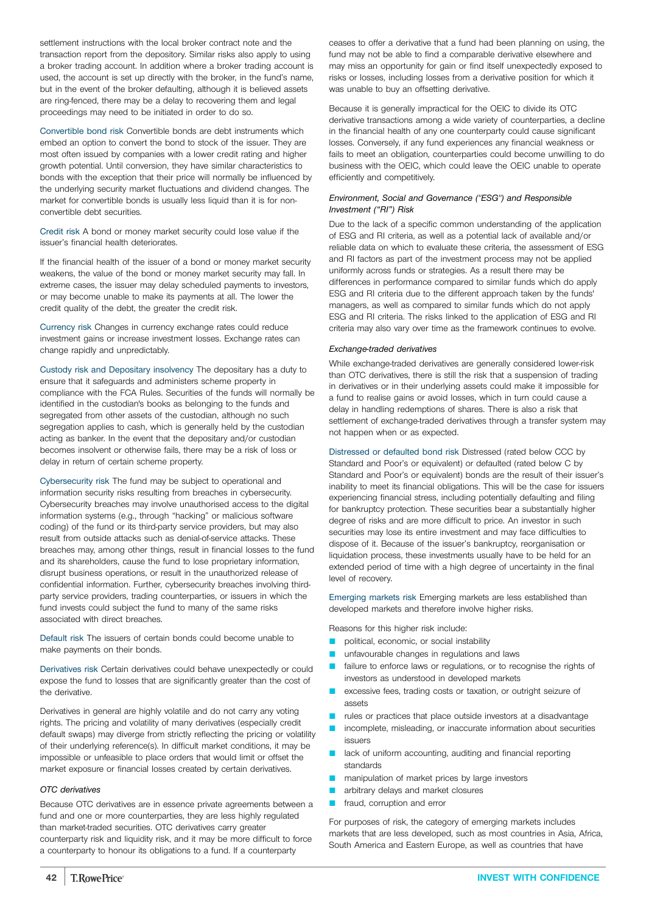settlement instructions with the local broker contract note and the transaction report from the depository. Similar risks also apply to using a broker trading account. In addition where a broker trading account is used, the account is set up directly with the broker, in the fund's name, but in the event of the broker defaulting, although it is believed assets are ring-fenced, there may be a delay to recovering them and legal proceedings may need to be initiated in order to do so.

Convertible bond risk Convertible bonds are debt instruments which embed an option to convert the bond to stock of the issuer. They are most often issued by companies with a lower credit rating and higher growth potential. Until conversion, they have similar characteristics to bonds with the exception that their price will normally be influenced by the underlying security market fluctuations and dividend changes. The market for convertible bonds is usually less liquid than it is for non-convertible debt securities.

Credit risk A bond or money market security could lose value if the issuer's financial health deteriorates.

If the financial health of the issuer of a bond or money market security weakens, the value of the bond or money market security may fall. In extreme cases, the issuer may delay scheduled payments to investors, or may become unable to make its payments at all. The lower the credit quality of the debt, the greater the credit risk.

Currency risk Changes in currency exchange rates could reduce investment gains or increase investment losses. Exchange rates can change rapidly and unpredictably.

Custody risk and Depositary insolvency The depositary has a duty to ensure that it safeguards and administers scheme property in compliance with the FCA Rules. Securities of the funds will normally be identified in the custodian's books as belonging to the funds and segregated from other assets of the custodian, although no such segregation applies to cash, which is generally held by the custodian acting as banker. In the event that the depositary and/or custodian becomes insolvent or otherwise fails, there may be a risk of loss or delay in return of certain scheme property.

Cybersecurity risk The fund may be subject to operational and information security risks resulting from breaches in cybersecurity. Cybersecurity breaches may involve unauthorised access to the digital information systems (e.g., through "hacking" or malicious software coding) of the fund or its third-party service providers, but may also result from outside attacks such as denial-of-service attacks. These breaches may, among other things, result in financial losses to the fund and its shareholders, cause the fund to lose proprietary information, disrupt business operations, or result in the unauthorized release of confidential information. Further, cybersecurity breaches involving third-party service providers, trading counterparties, or issuers in which the fund invests could subject the fund to many of the same risks associated with direct breaches.

Default risk The issuers of certain bonds could become unable to make payments on their bonds.

Derivatives risk Certain derivatives could behave unexpectedly or could expose the fund to losses that are significantly greater than the cost of the derivative.

Derivatives in general are highly volatile and do not carry any voting rights. The pricing and volatility of many derivatives (especially credit default swaps) may diverge from strictly reflecting the pricing or volatility of their underlying reference(s). In difficult market conditions, it may be impossible or unfeasible to place orders that would limit or offset the market exposure or financial losses created by certain derivatives.

*OTC derivatives*

Because OTC derivatives are in essence private agreements between a fund and one or more counterparties, they are less highly regulated than market-traded securities. OTC derivatives carry greater counterparty risk and liquidity risk, and it may be more difficult to force a counterparty to honour its obligations to a fund. If a counterparty ceases to offer a derivative that a fund had been planning on using, the fund may not be able to find a comparable derivative elsewhere and may miss an opportunity for gain or find itself unexpectedly exposed to risks or losses, including losses from a derivative position for which it was unable to buy an offsetting derivative.

Because it is generally impractical for the OEIC to divide its OTC derivative transactions among a wide variety of counterparties, a decline in the financial health of any one counterparty could cause significant losses. Conversely, if any fund experiences any financial weakness or fails to meet an obligation, counterparties could become unwilling to do business with the OEIC, which could leave the OEIC unable to operate efficiently and competitively.

*Environment, Social and Governance ("ESG") and Responsible Investment ("RI") Risk*

Due to the lack of a specific common understanding of the application of ESG and RI criteria, as well as a potential lack of available and/or reliable data on which to evaluate these criteria, the assessment of ESG and RI factors as part of the investment process may not be applied uniformly across funds or strategies. As a result there may be differences in performance compared to similar funds which do apply ESG and RI criteria due to the different approach taken by the funds' managers, as well as compared to similar funds which do not apply ESG and RI criteria. The risks linked to the application of ESG and RI criteria may also vary over time as the framework continues to evolve.

*Exchange-traded derivatives*

While exchange-traded derivatives are generally considered lower-risk than OTC derivatives, there is still the risk that a suspension of trading in derivatives or in their underlying assets could make it impossible for a fund to realise gains or avoid losses, which in turn could cause a delay in handling redemptions of shares. There is also a risk that settlement of exchange-traded derivatives through a transfer system may not happen when or as expected.

Distressed or defaulted bond risk Distressed (rated below CCC by Standard and Poor's or equivalent) or defaulted (rated below C by Standard and Poor's or equivalent) bonds are the result of their issuer's inability to meet its financial obligations. This will be the case for issuers experiencing financial stress, including potentially defaulting and filing for bankruptcy protection. These securities bear a substantially higher degree of risks and are more difficult to price. An investor in such securities may lose its entire investment and may face difficulties to dispose of it. Because of the issuer's bankruptcy, reorganisation or liquidation process, these investments usually have to be held for an extended period of time with a high degree of uncertainty in the final level of recovery.

Emerging markets risk Emerging markets are less established than developed markets and therefore involve higher risks.

Reasons for this higher risk include:

- political, economic, or social instability
- unfavourable changes in regulations and laws
- failure to enforce laws or regulations, or to recognise the rights of investors as understood in developed markets
- excessive fees, trading costs or taxation, or outright seizure of assets
- rules or practices that place outside investors at a disadvantage
- incomplete, misleading, or inaccurate information about securities issuers
- lack of uniform accounting, auditing and financial reporting standards
- manipulation of market prices by large investors
- arbitrary delays and market closures
- fraud, corruption and error

For purposes of risk, the category of emerging markets includes markets that are less developed, such as most countries in Asia, Africa, South America and Eastern Europe, as well as countries that have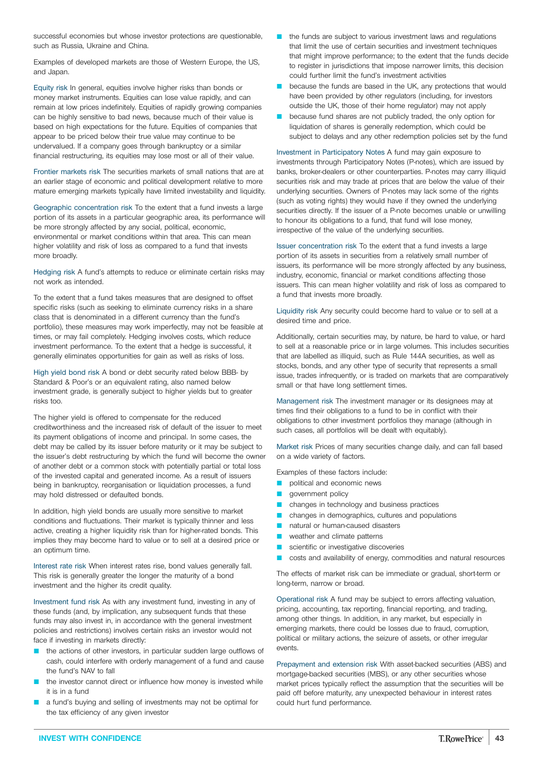successful economies but whose investor protections are questionable, such as Russia, Ukraine and China.

Examples of developed markets are those of Western Europe, the US, and Japan.

**Equity risk** In general, equities involve higher risks than bonds or money market instruments. Equities can lose value rapidly, and can remain at low prices indefinitely. Equities of rapidly growing companies can be highly sensitive to bad news, because much of their value is based on high expectations for the future. Equities of companies that appear to be priced below their true value may continue to be undervalued. If a company goes through bankruptcy or a similar financial restructuring, its equities may lose most or all of their value.

**Frontier markets risk** The securities markets of small nations that are at an earlier stage of economic and political development relative to more mature emerging markets typically have limited investability and liquidity.

**Geographic concentration risk** To the extent that a fund invests a large portion of its assets in a particular geographic area, its performance will be more strongly affected by any social, political, economic, environmental or market conditions within that area. This can mean higher volatility and risk of loss as compared to a fund that invests more broadly.

**Hedging risk** A fund's attempts to reduce or eliminate certain risks may not work as intended.

To the extent that a fund takes measures that are designed to offset specific risks (such as seeking to eliminate currency risks in a share class that is denominated in a different currency than the fund's portfolio), these measures may work imperfectly, may not be feasible at times, or may fail completely. Hedging involves costs, which reduce investment performance. To the extent that a hedge is successful, it generally eliminates opportunities for gain as well as risks of loss.

**High yield bond risk** A bond or debt security rated below BBB- by Standard & Poor's or an equivalent rating, also named below investment grade, is generally subject to higher yields but to greater risks too.

The higher yield is offered to compensate for the reduced creditworthiness and the increased risk of default of the issuer to meet its payment obligations of income and principal. In some cases, the debt may be called by its issuer before maturity or it may be subject to the issuer's debt restructuring by which the fund will become the owner of another debt or a common stock with potentially partial or total loss of the invested capital and generated income. As a result of issuers being in bankruptcy, reorganisation or liquidation processes, a fund may hold distressed or defaulted bonds.

In addition, high yield bonds are usually more sensitive to market conditions and fluctuations. Their market is typically thinner and less active, creating a higher liquidity risk than for higher-rated bonds. This implies they may become hard to value or to sell at a desired price or an optimum time.

**Interest rate risk** When interest rates rise, bond values generally fall. This risk is generally greater the longer the maturity of a bond investment and the higher its credit quality.

**Investment fund risk** As with any investment fund, investing in any of these funds (and, by implication, any subsequent funds that these funds may also invest in, in accordance with the general investment policies and restrictions) involves certain risks an investor would not face if investing in markets directly:

- the actions of other investors, in particular sudden large outflows of cash, could interfere with orderly management of a fund and cause the fund's NAV to fall
- the investor cannot direct or influence how money is invested while it is in a fund
- a fund's buying and selling of investments may not be optimal for the tax efficiency of any given investor
- the funds are subject to various investment laws and regulations that limit the use of certain securities and investment techniques that might improve performance; to the extent that the funds decide to register in jurisdictions that impose narrower limits, this decision could further limit the fund's investment activities
- because the funds are based in the UK, any protections that would have been provided by other regulators (including, for investors outside the UK, those of their home regulator) may not apply
- because fund shares are not publicly traded, the only option for liquidation of shares is generally redemption, which could be subject to delays and any other redemption policies set by the fund

**Investment in Participatory Notes** A fund may gain exposure to investments through Participatory Notes (P-notes), which are issued by banks, broker-dealers or other counterparties. P-notes may carry illiquid securities risk and may trade at prices that are below the value of their underlying securities. Owners of P-notes may lack some of the rights (such as voting rights) they would have if they owned the underlying securities directly. If the issuer of a P-note becomes unable or unwilling to honour its obligations to a fund, that fund will lose money, irrespective of the value of the underlying securities.

**Issuer concentration risk** To the extent that a fund invests a large portion of its assets in securities from a relatively small number of issuers, its performance will be more strongly affected by any business, industry, economic, financial or market conditions affecting those issuers. This can mean higher volatility and risk of loss as compared to a fund that invests more broadly.

**Liquidity risk** Any security could become hard to value or to sell at a desired time and price.

Additionally, certain securities may, by nature, be hard to value, or hard to sell at a reasonable price or in large volumes. This includes securities that are labelled as illiquid, such as Rule 144A securities, as well as stocks, bonds, and any other type of security that represents a small issue, trades infrequently, or is traded on markets that are comparatively small or that have long settlement times.

**Management risk** The investment manager or its designees may at times find their obligations to a fund to be in conflict with their obligations to other investment portfolios they manage (although in such cases, all portfolios will be dealt with equitably).

**Market risk** Prices of many securities change daily, and can fall based on a wide variety of factors.

Examples of these factors include:

- political and economic news
- government policy
- changes in technology and business practices
- changes in demographics, cultures and populations
- natural or human-caused disasters
- weather and climate patterns
- scientific or investigative discoveries
- costs and availability of energy, commodities and natural resources

The effects of market risk can be immediate or gradual, short-term or long-term, narrow or broad.

**Operational risk** A fund may be subject to errors affecting valuation, pricing, accounting, tax reporting, financial reporting, and trading, among other things. In addition, in any market, but especially in emerging markets, there could be losses due to fraud, corruption, political or military actions, the seizure of assets, or other irregular events.

**Prepayment and extension risk** With asset-backed securities (ABS) and mortgage-backed securities (MBS), or any other securities whose market prices typically reflect the assumption that the securities will be paid off before maturity, any unexpected behaviour in interest rates could hurt fund performance.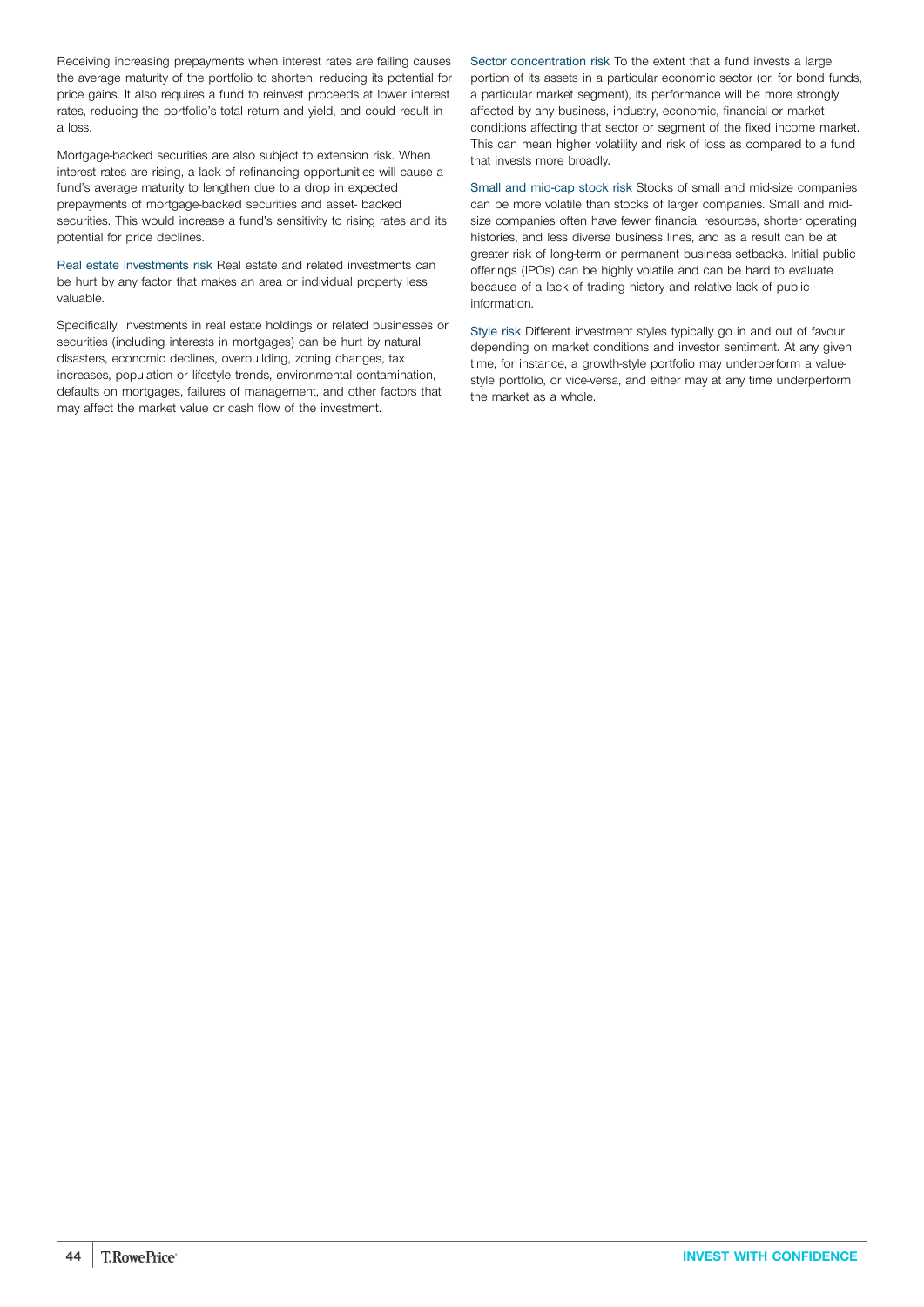Receiving increasing prepayments when interest rates are falling causes the average maturity of the portfolio to shorten, reducing its potential for price gains. It also requires a fund to reinvest proceeds at lower interest rates, reducing the portfolio's total return and yield, and could result in a loss.

Mortgage-backed securities are also subject to extension risk. When interest rates are rising, a lack of refinancing opportunities will cause a fund's average maturity to lengthen due to a drop in expected prepayments of mortgage-backed securities and asset- backed securities. This would increase a fund's sensitivity to rising rates and its potential for price declines.

Real estate investments risk Real estate and related investments can be hurt by any factor that makes an area or individual property less valuable.

Specifically, investments in real estate holdings or related businesses or securities (including interests in mortgages) can be hurt by natural disasters, economic declines, overbuilding, zoning changes, tax increases, population or lifestyle trends, environmental contamination, defaults on mortgages, failures of management, and other factors that may affect the market value or cash flow of the investment.

Sector concentration risk To the extent that a fund invests a large portion of its assets in a particular economic sector (or, for bond funds, a particular market segment), its performance will be more strongly affected by any business, industry, economic, financial or market conditions affecting that sector or segment of the fixed income market. This can mean higher volatility and risk of loss as compared to a fund that invests more broadly.

Small and mid-cap stock risk Stocks of small and mid-size companies can be more volatile than stocks of larger companies. Small and mid-size companies often have fewer financial resources, shorter operating histories, and less diverse business lines, and as a result can be at greater risk of long-term or permanent business setbacks. Initial public offerings (IPOs) can be highly volatile and can be hard to evaluate because of a lack of trading history and relative lack of public information.

Style risk Different investment styles typically go in and out of favour depending on market conditions and investor sentiment. At any given time, for instance, a growth-style portfolio may underperform a value-style portfolio, or vice-versa, and either may at any time underperform the market as a whole.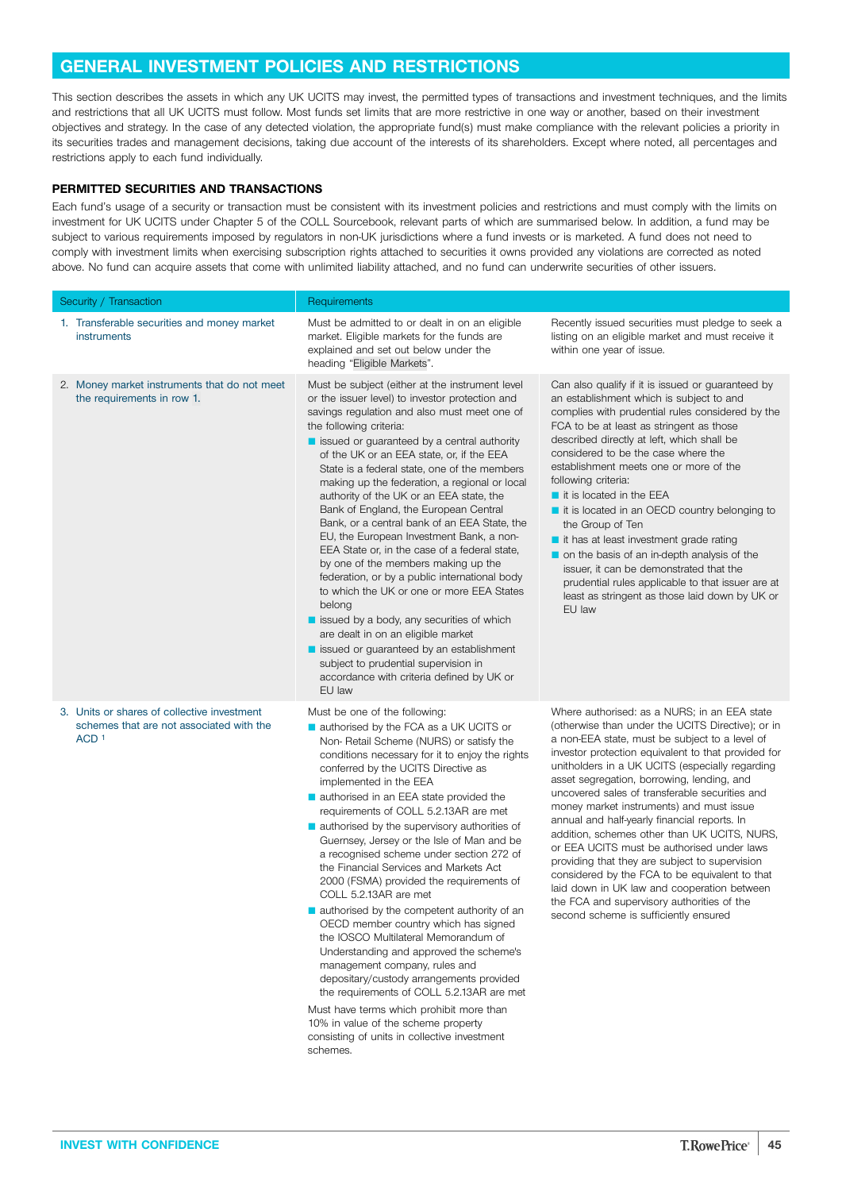## GENERAL INVESTMENT POLICIES AND RESTRICTIONS

This section describes the assets in which any UK UCITS may invest, the permitted types of transactions and investment techniques, and the limits and restrictions that all UK UCITS must follow. Most funds set limits that are more restrictive in one way or another, based on their investment objectives and strategy. In the case of any detected violation, the appropriate fund(s) must make compliance with the relevant policies a priority in its securities trades and management decisions, taking due account of the interests of its shareholders. Except where noted, all percentages and restrictions apply to each fund individually.

### PERMITTED SECURITIES AND TRANSACTIONS

Each fund's usage of a security or transaction must be consistent with its investment policies and restrictions and must comply with the limits on investment for UK UCITS under Chapter 5 of the COLL Sourcebook, relevant parts of which are summarised below. In addition, a fund may be subject to various requirements imposed by regulators in non-UK jurisdictions where a fund invests or is marketed. A fund does not need to comply with investment limits when exercising subscription rights attached to securities it owns provided any violations are corrected as noted above. No fund can acquire assets that come with unlimited liability attached, and no fund can underwrite securities of other issuers.

| Security / Transaction | Requirements | |
|---|---|---|
| 1. Transferable securities and money market instruments | Must be admitted to or dealt in on an eligible market. Eligible markets for the funds are explained and set out below under the heading "Eligible Markets". | Recently issued securities must pledge to seek a listing on an eligible market and must receive it within one year of issue. |
| 2. Money market instruments that do not meet the requirements in row 1. | Must be subject (either at the instrument level or the issuer level) to investor protection and savings regulation and also must meet one of the following criteria:<br>■ issued or guaranteed by a central authority of the UK or an EEA state, or, if the EEA State is a federal state, one of the members making up the federation, a regional or local authority of the UK or an EEA state, the Bank of England, the European Central Bank, or a central bank of an EEA State, the EU, the European Investment Bank, a non-EEA State or, in the case of a federal state, by one of the members making up the federation, or by a public international body to which the UK or one or more EEA States belong<br>■ issued by a body, any securities of which are dealt in on an eligible market<br>■ issued or guaranteed by an establishment subject to prudential supervision in accordance with criteria defined by UK or EU law | Can also qualify if it is issued or guaranteed by an establishment which is subject to and complies with prudential rules considered by the FCA to be at least as stringent as those described directly at left, which shall be considered to be the case where the establishment meets one or more of the following criteria:<br>■ it is located in the EEA<br>■ it is located in an OECD country belonging to the Group of Ten<br>■ it has at least investment grade rating<br>■ on the basis of an in-depth analysis of the issuer, it can be demonstrated that the prudential rules applicable to that issuer are at least as stringent as those laid down by UK or EU law |
| 3. Units or shares of collective investment schemes that are not associated with the ACD [1] | Must be one of the following:<br>■ authorised by the FCA as a UK UCITS or Non- Retail Scheme (NURS) or satisfy the conditions necessary for it to enjoy the rights conferred by the UCITS Directive as implemented in the EEA<br>■ authorised in an EEA state provided the requirements of COLL 5.2.13AR are met<br>■ authorised by the supervisory authorities of Guernsey, Jersey or the Isle of Man and be a recognised scheme under section 272 of the Financial Services and Markets Act 2000 (FSMA) provided the requirements of COLL 5.2.13AR are met<br>■ authorised by the competent authority of an OECD member country which has signed the IOSCO Multilateral Memorandum of Understanding and approved the scheme's management company, rules and depositary/custody arrangements provided the requirements of COLL 5.2.13AR are met<br><br>Must have terms which prohibit more than 10% in value of the scheme property consisting of units in collective investment schemes. | Where authorised: as a NURS; in an EEA state (otherwise than under the UCITS Directive); or in a non-EEA state, must be subject to a level of investor protection equivalent to that provided for unitholders in a UK UCITS (especially regarding asset segregation, borrowing, lending, and uncovered sales of transferable securities and money market instruments) and must issue annual and half-yearly financial reports. In addition, schemes other than UK UCITS, NURS, or EEA UCITS must be authorised under laws providing that they are subject to supervision considered by the FCA to be equivalent to that laid down in UK law and cooperation between the FCA and supervisory authorities of the second scheme is sufficiently ensured |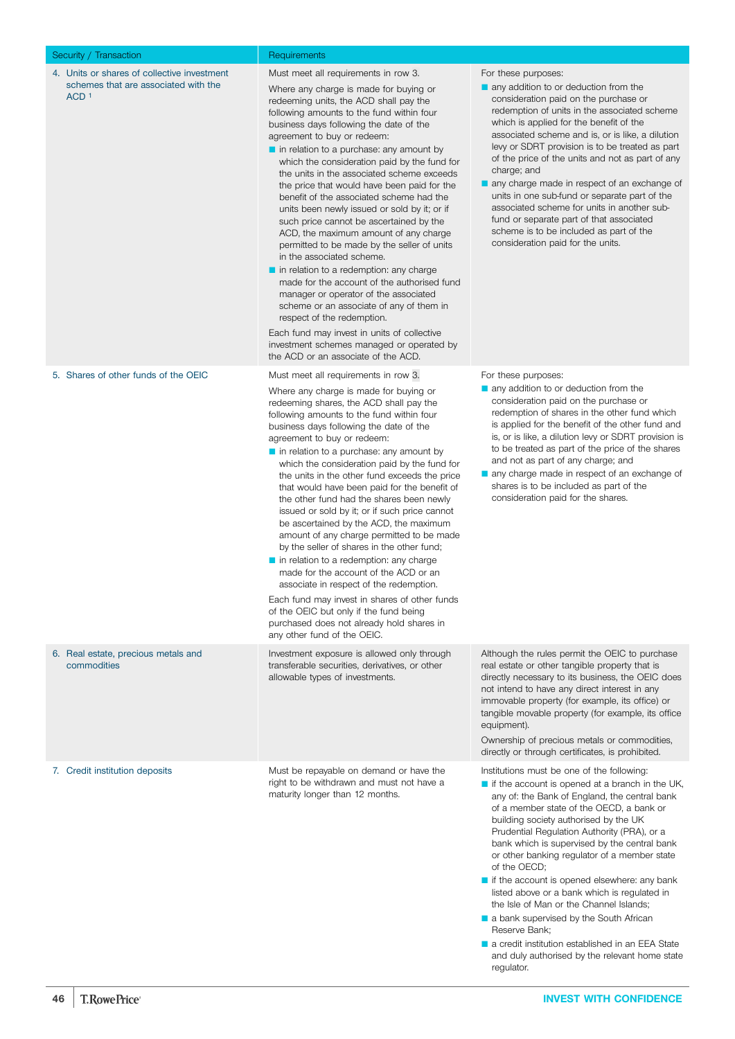| Security / Transaction | Requirements | |
|---|---|---|
| 4. Units or shares of collective investment schemes that are associated with the ACD [1] | Must meet all requirements in row 3.<br><br>Where any charge is made for buying or redeeming units, the ACD shall pay the following amounts to the fund within four business days following the date of the agreement to buy or redeem:<br>■ in relation to a purchase: any amount by which the consideration paid by the fund for the units in the associated scheme exceeds the price that would have been paid for the benefit of the associated scheme had the units been newly issued or sold by it; or if such price cannot be ascertained by the ACD, the maximum amount of any charge permitted to be made by the seller of units in the associated scheme.<br>■ in relation to a redemption: any charge made for the account of the authorised fund manager or operator of the associated scheme or an associate of any of them in respect of the redemption.<br><br>Each fund may invest in units of collective investment schemes managed or operated by the ACD or an associate of the ACD. | For these purposes:<br>■ any addition to or deduction from the consideration paid on the purchase or redemption of units in the associated scheme which is applied for the benefit of the associated scheme and is, or is like, a dilution levy or SDRT provision is to be treated as part of the price of the units and not as part of any charge; and<br>■ any charge made in respect of an exchange of units in one sub-fund or separate part of the associated scheme for units in another sub-fund or separate part of that associated scheme is to be included as part of the consideration paid for the units. |
| 5. Shares of other funds of the OEIC | Must meet all requirements in row 3.<br><br>Where any charge is made for buying or redeeming shares, the ACD shall pay the following amounts to the fund within four business days following the date of the agreement to buy or redeem:<br>■ in relation to a purchase: any amount by which the consideration paid by the fund for the units in the other fund exceeds the price that would have been paid for the benefit of the other fund had the shares been newly issued or sold by it; or if such price cannot be ascertained by the ACD, the maximum amount of any charge permitted to be made by the seller of shares in the other fund;<br>■ in relation to a redemption: any charge made for the account of the ACD or an associate in respect of the redemption.<br><br>Each fund may invest in shares of other funds of the OEIC but only if the fund being purchased does not already hold shares in any other fund of the OEIC. | For these purposes:<br>■ any addition to or deduction from the consideration paid on the purchase or redemption of shares in the other fund which is applied for the benefit of the other fund and is, or is like, a dilution levy or SDRT provision is to be treated as part of the price of the shares and not as part of any charge; and<br>■ any charge made in respect of an exchange of shares is to be included as part of the consideration paid for the shares. |
| 6. Real estate, precious metals and commodities | Investment exposure is allowed only through transferable securities, derivatives, or other allowable types of investments. | Although the rules permit the OEIC to purchase real estate or other tangible property that is directly necessary to its business, the OEIC does not intend to have any direct interest in any immovable property (for example, its office) or tangible movable property (for example, its office equipment).<br><br>Ownership of precious metals or commodities, directly or through certificates, is prohibited. |
| 7. Credit institution deposits | Must be repayable on demand or have the right to be withdrawn and must not have a maturity longer than 12 months. | Institutions must be one of the following:<br>■ if the account is opened at a branch in the UK, any of: the Bank of England, the central bank of a member state of the OECD, a bank or building society authorised by the UK Prudential Regulation Authority (PRA), or a bank which is supervised by the central bank or other banking regulator of a member state of the OECD;<br>■ if the account is opened elsewhere: any bank listed above or a bank which is regulated in the Isle of Man or the Channel Islands;<br>■ a bank supervised by the South African Reserve Bank;<br>■ a credit institution established in an EEA State and duly authorised by the relevant home state regulator. |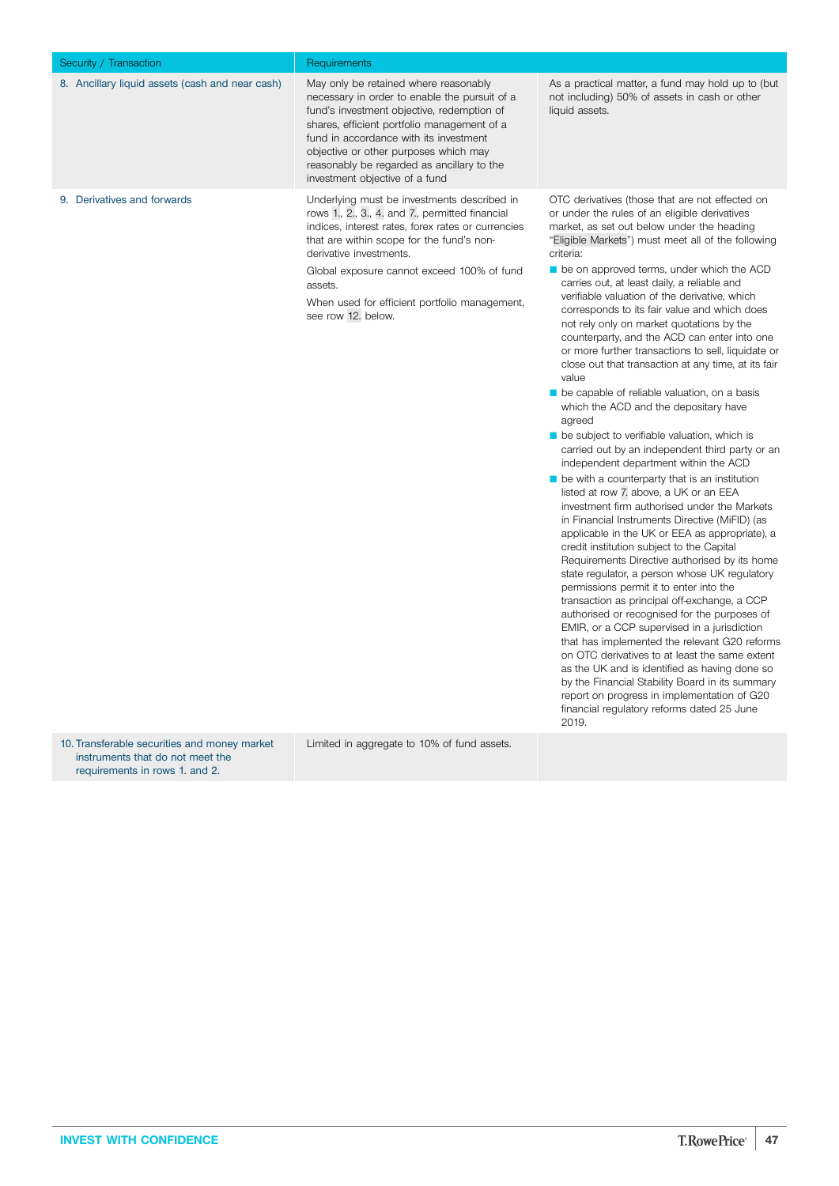| Security / Transaction | Requirements | |
|---|---|---|
| 8. Ancillary liquid assets (cash and near cash) | May only be retained where reasonably necessary in order to enable the pursuit of a fund's investment objective, redemption of shares, efficient portfolio management of a fund in accordance with its investment objective or other purposes which may reasonably be regarded as ancillary to the investment objective of a fund | As a practical matter, a fund may hold up to (but not including) 50% of assets in cash or other liquid assets. |
| 9. Derivatives and forwards | Underlying must be investments described in rows 1., 2., 3., 4. and 7., permitted financial indices, interest rates, forex rates or currencies that are within scope for the fund's non-derivative investments.<br><br>Global exposure cannot exceed 100% of fund assets.<br><br>When used for efficient portfolio management, see row 12. below. | OTC derivatives (those that are not effected on or under the rules of an eligible derivatives market, as set out below under the heading "Eligible Markets") must meet all of the following criteria:<br>- be on approved terms, under which the ACD carries out, at least daily, a reliable and verifiable valuation of the derivative, which corresponds to its fair value and which does not rely only on market quotations by the counterparty, and the ACD can enter into one or more further transactions to sell, liquidate or close out that transaction at any time, at its fair value<br>- be capable of reliable valuation, on a basis which the ACD and the depositary have agreed<br>- be subject to verifiable valuation, which is carried out by an independent third party or an independent department within the ACD<br>- be with a counterparty that is an institution listed at row 7. above, a UK or an EEA investment firm authorised under the Markets in Financial Instruments Directive (MiFID) (as applicable in the UK or EEA as appropriate), a credit institution subject to the Capital Requirements Directive authorised by its home state regulator, a person whose UK regulatory permissions permit it to enter into the transaction as principal off-exchange, a CCP authorised or recognised for the purposes of EMIR, or a CCP supervised in a jurisdiction that has implemented the relevant G20 reforms on OTC derivatives to at least the same extent as the UK and is identified as having done so by the Financial Stability Board in its summary report on progress in implementation of G20 financial regulatory reforms dated 25 June 2019. |
| 10. Transferable securities and money market instruments that do not meet the requirements in rows 1. and 2. | Limited in aggregate to 10% of fund assets. | |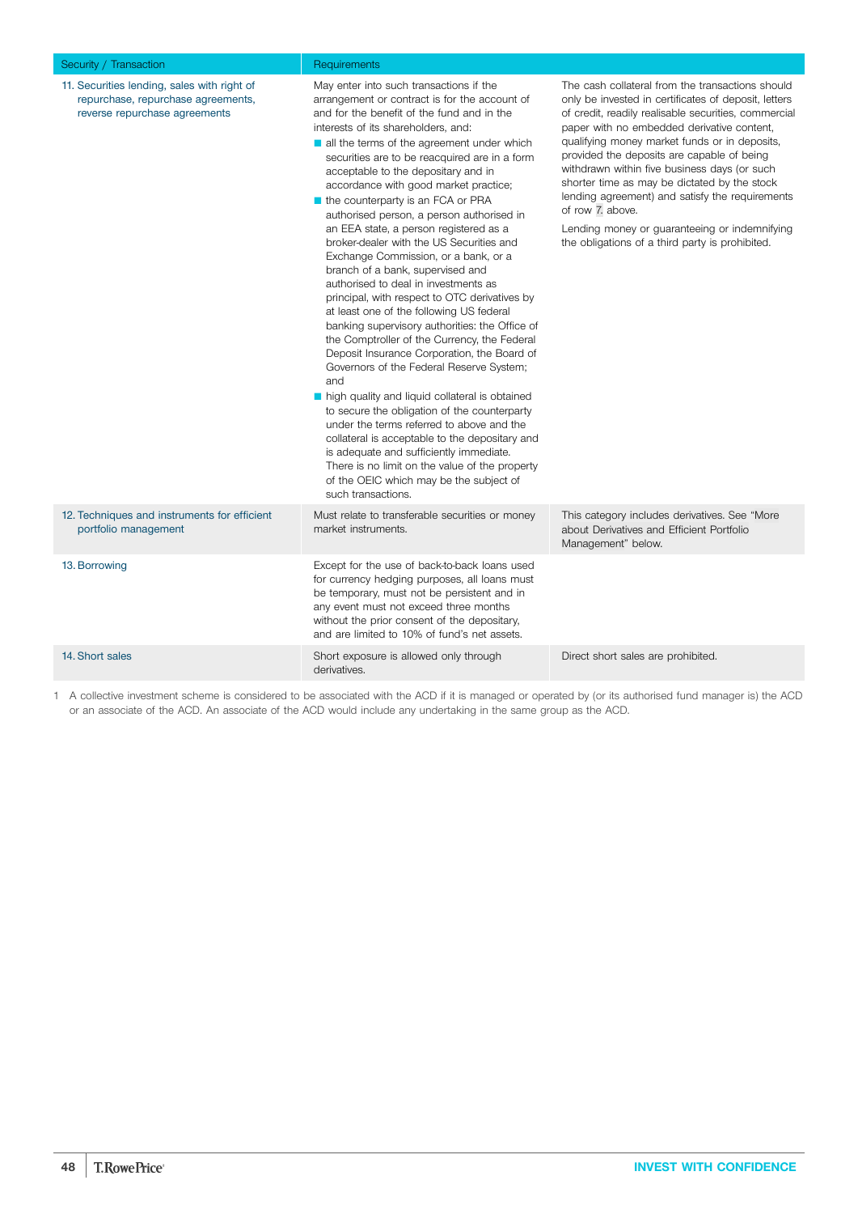| Security / Transaction | Requirements | |
|---|---|---|
| 11. Securities lending, sales with right of repurchase, repurchase agreements, reverse repurchase agreements | May enter into such transactions if the arrangement or contract is for the account of and for the benefit of the fund and in the interests of its shareholders, and:<br>■ all the terms of the agreement under which securities are to be reacquired are in a form acceptable to the depositary and in accordance with good market practice;<br>■ the counterparty is an FCA or PRA authorised person, a person authorised in an EEA state, a person registered as a broker-dealer with the US Securities and Exchange Commission, or a bank, or a branch of a bank, supervised and authorised to deal in investments as principal, with respect to OTC derivatives by at least one of the following US federal banking supervisory authorities: the Office of the Comptroller of the Currency, the Federal Deposit Insurance Corporation, the Board of Governors of the Federal Reserve System; and<br>■ high quality and liquid collateral is obtained to secure the obligation of the counterparty under the terms referred to above and the collateral is acceptable to the depositary and is adequate and sufficiently immediate.<br>There is no limit on the value of the property of the OEIC which may be the subject of such transactions. | The cash collateral from the transactions should only be invested in certificates of deposit, letters of credit, readily realisable securities, commercial paper with no embedded derivative content, qualifying money market funds or in deposits, provided the deposits are capable of being withdrawn within five business days (or such shorter time as may be dictated by the stock lending agreement) and satisfy the requirements of row 7. above.<br>Lending money or guaranteeing or indemnifying the obligations of a third party is prohibited. |
| 12. Techniques and instruments for efficient portfolio management | Must relate to transferable securities or money market instruments. | This category includes derivatives. See "More about Derivatives and Efficient Portfolio Management" below. |
| 13. Borrowing | Except for the use of back-to-back loans used for currency hedging purposes, all loans must be temporary, must not be persistent and in any event must not exceed three months without the prior consent of the depositary, and are limited to 10% of fund's net assets. | |
| 14. Short sales | Short exposure is allowed only through derivatives. | Direct short sales are prohibited. |

1 A collective investment scheme is considered to be associated with the ACD if it is managed or operated by (or its authorised fund manager is) the ACD or an associate of the ACD. An associate of the ACD would include any undertaking in the same group as the ACD.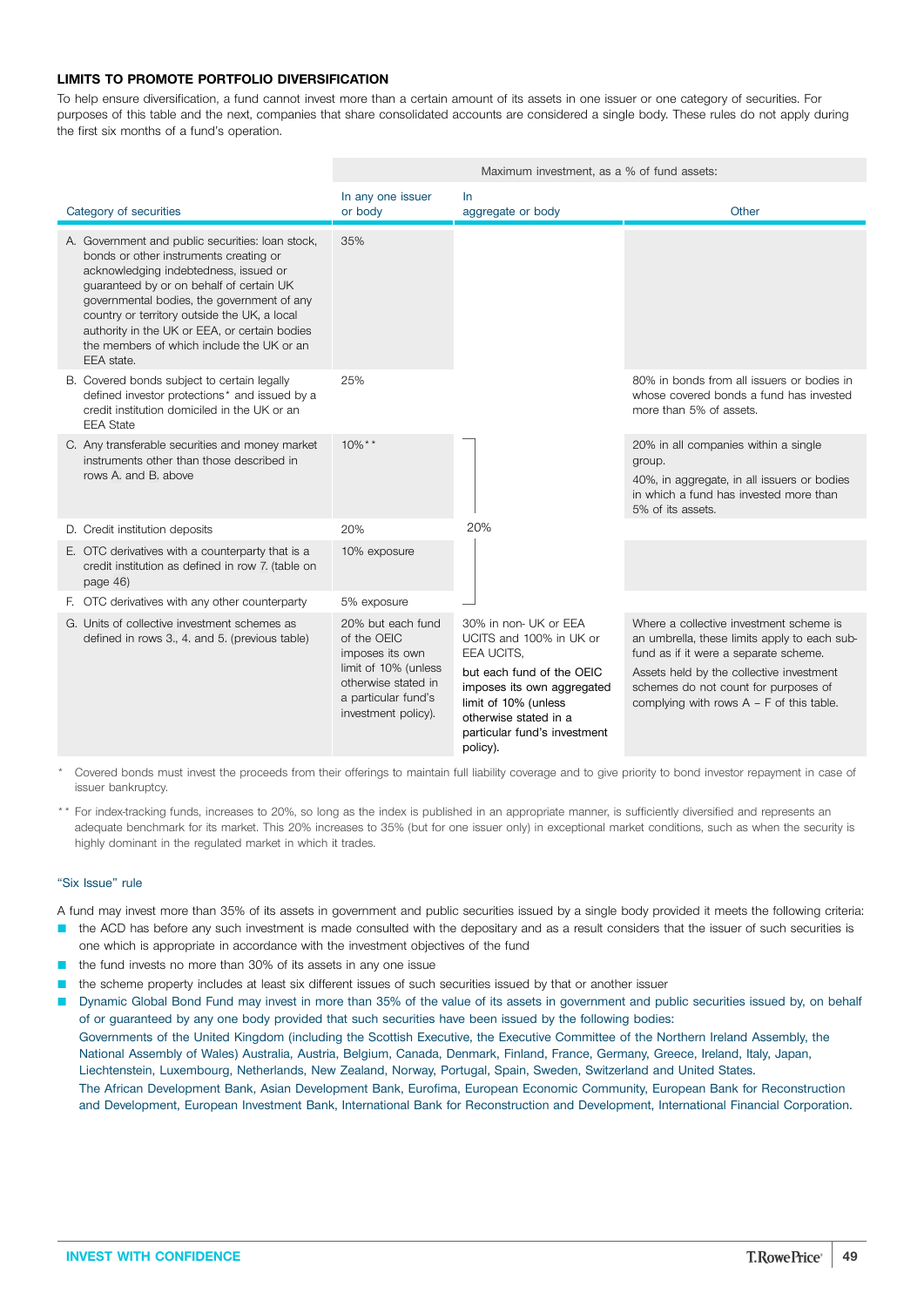**LIMITS TO PROMOTE PORTFOLIO DIVERSIFICATION**

To help ensure diversification, a fund cannot invest more than a certain amount of its assets in one issuer or one category of securities. For purposes of this table and the next, companies that share consolidated accounts are considered a single body. These rules do not apply during the first six months of a fund's operation.

| | Maximum investment, as a % of fund assets: | | |
|---|---|---|---|
| Category of securities | In any one issuer or body | In aggregate or body | Other |
| A. Government and public securities: loan stock, bonds or other instruments creating or acknowledging indebtedness, issued or guaranteed by or on behalf of certain UK governmental bodies, the government of any country or territory outside the UK, a local authority in the UK or EEA, or certain bodies the members of which include the UK or an EEA state. | 35% | | |
| B. Covered bonds subject to certain legally defined investor protections* and issued by a credit institution domiciled in the UK or an EEA State | 25% | | 80% in bonds from all issuers or bodies in whose covered bonds a fund has invested more than 5% of assets. |
| C. Any transferable securities and money market instruments other than those described in rows A. and B. above | 10%** | 20% (rows C–F) | 20% in all companies within a single group. 40%, in aggregate, in all issuers or bodies in which a fund has invested more than 5% of its assets. |
| D. Credit institution deposits | 20% | | |
| E. OTC derivatives with a counterparty that is a credit institution as defined in row 7. (table on page 46) | 10% exposure | | |
| F. OTC derivatives with any other counterparty | 5% exposure | | |
| G. Units of collective investment schemes as defined in rows 3., 4. and 5. (previous table) | 20% but each fund of the OEIC imposes its own limit of 10% (unless otherwise stated in a particular fund's investment policy). | 30% in non- UK or EEA UCITS and 100% in UK or EEA UCITS, but each fund of the OEIC imposes its own aggregated limit of 10% (unless otherwise stated in a particular fund's investment policy). | Where a collective investment scheme is an umbrella, these limits apply to each sub-fund as if it were a separate scheme. Assets held by the collective investment schemes do not count for purposes of complying with rows A – F of this table. |

\* Covered bonds must invest the proceeds from their offerings to maintain full liability coverage and to give priority to bond investor repayment in case of issuer bankruptcy.

\*\* For index-tracking funds, increases to 20%, so long as the index is published in an appropriate manner, is sufficiently diversified and represents an adequate benchmark for its market. This 20% increases to 35% (but for one issuer only) in exceptional market conditions, such as when the security is highly dominant in the regulated market in which it trades.

"Six Issue" rule

A fund may invest more than 35% of its assets in government and public securities issued by a single body provided it meets the following criteria:

- the ACD has before any such investment is made consulted with the depositary and as a result considers that the issuer of such securities is one which is appropriate in accordance with the investment objectives of the fund
- the fund invests no more than 30% of its assets in any one issue
- the scheme property includes at least six different issues of such securities issued by that or another issuer
- Dynamic Global Bond Fund may invest in more than 35% of the value of its assets in government and public securities issued by, on behalf of or guaranteed by any one body provided that such securities have been issued by the following bodies:
  Governments of the United Kingdom (including the Scottish Executive, the Executive Committee of the Northern Ireland Assembly, the National Assembly of Wales) Australia, Austria, Belgium, Canada, Denmark, Finland, France, Germany, Greece, Ireland, Italy, Japan, Liechtenstein, Luxembourg, Netherlands, New Zealand, Norway, Portugal, Spain, Sweden, Switzerland and United States.
  The African Development Bank, Asian Development Bank, Eurofima, European Economic Community, European Bank for Reconstruction and Development, European Investment Bank, International Bank for Reconstruction and Development, International Financial Corporation.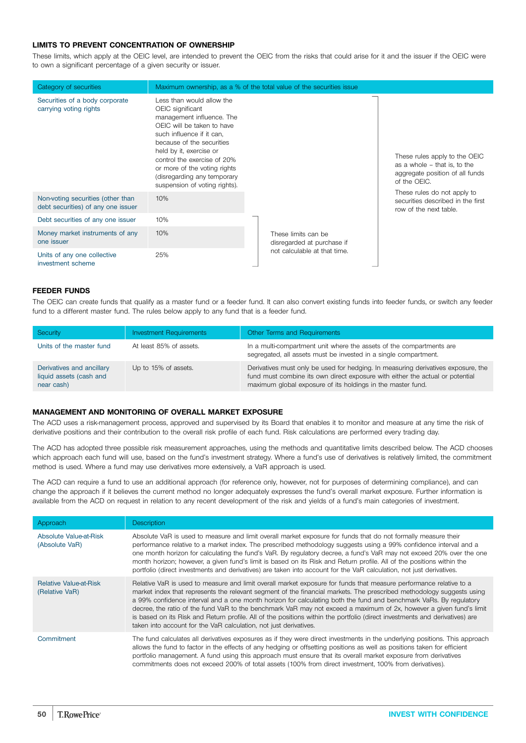### LIMITS TO PREVENT CONCENTRATION OF OWNERSHIP

These limits, which apply at the OEIC level, are intended to prevent the OEIC from the risks that could arise for it and the issuer if the OEIC were to own a significant percentage of a given security or issuer.

| Category of securities | Maximum ownership, as a % of the total value of the securities issue | | |
|---|---|---|---|
| Securities of a body corporate carrying voting rights | Less than would allow the OEIC significant management influence. The OEIC will be taken to have such influence if it can, because of the securities held by it, exercise or control the exercise of 20% or more of the voting rights (disregarding any temporary suspension of voting rights). | | These rules apply to the OEIC as a whole – that is, to the aggregate position of all funds of the OEIC. These rules do not apply to securities described in the first row of the next table. |
| Non-voting securities (other than debt securities) of any one issuer | 10% | | |
| Debt securities of any one issuer | 10% | These limits can be disregarded at purchase if not calculable at that time. | |
| Money market instruments of any one issuer | 10% | | |
| Units of any one collective investment scheme | 25% | | |

### FEEDER FUNDS

The OEIC can create funds that qualify as a master fund or a feeder fund. It can also convert existing funds into feeder funds, or switch any feeder fund to a different master fund. The rules below apply to any fund that is a feeder fund.

| Security | Investment Requirements | Other Terms and Requirements |
|---|---|---|
| Units of the master fund | At least 85% of assets. | In a multi-compartment unit where the assets of the compartments are segregated, all assets must be invested in a single compartment. |
| Derivatives and ancillary liquid assets (cash and near cash) | Up to 15% of assets. | Derivatives must only be used for hedging. In measuring derivatives exposure, the fund must combine its own direct exposure with either the actual or potential maximum global exposure of its holdings in the master fund. |

### MANAGEMENT AND MONITORING OF OVERALL MARKET EXPOSURE

The ACD uses a risk-management process, approved and supervised by its Board that enables it to monitor and measure at any time the risk of derivative positions and their contribution to the overall risk profile of each fund. Risk calculations are performed every trading day.

The ACD has adopted three possible risk measurement approaches, using the methods and quantitative limits described below. The ACD chooses which approach each fund will use, based on the fund's investment strategy. Where a fund's use of derivatives is relatively limited, the commitment method is used. Where a fund may use derivatives more extensively, a VaR approach is used.

The ACD can require a fund to use an additional approach (for reference only, however, not for purposes of determining compliance), and can change the approach if it believes the current method no longer adequately expresses the fund's overall market exposure. Further information is available from the ACD on request in relation to any recent development of the risk and yields of a fund's main categories of investment.

| Approach | Description |
|---|---|
| Absolute Value-at-Risk (Absolute VaR) | Absolute VaR is used to measure and limit overall market exposure for funds that do not formally measure their performance relative to a market index. The prescribed methodology suggests using a 99% confidence interval and a one month horizon for calculating the fund's VaR. By regulatory decree, a fund's VaR may not exceed 20% over the one month horizon; however, a given fund's limit is based on its Risk and Return profile. All of the positions within the portfolio (direct investments and derivatives) are taken into account for the VaR calculation, not just derivatives. |
| Relative Value-at-Risk (Relative VaR) | Relative VaR is used to measure and limit overall market exposure for funds that measure performance relative to a market index that represents the relevant segment of the financial markets. The prescribed methodology suggests using a 99% confidence interval and a one month horizon for calculating both the fund and benchmark VaRs. By regulatory decree, the ratio of the fund VaR to the benchmark VaR may not exceed a maximum of 2x, however a given fund's limit is based on its Risk and Return profile. All of the positions within the portfolio (direct investments and derivatives) are taken into account for the VaR calculation, not just derivatives. |
| Commitment | The fund calculates all derivatives exposures as if they were direct investments in the underlying positions. This approach allows the fund to factor in the effects of any hedging or offsetting positions as well as positions taken for efficient portfolio management. A fund using this approach must ensure that its overall market exposure from derivatives commitments does not exceed 200% of total assets (100% from direct investment, 100% from derivatives). |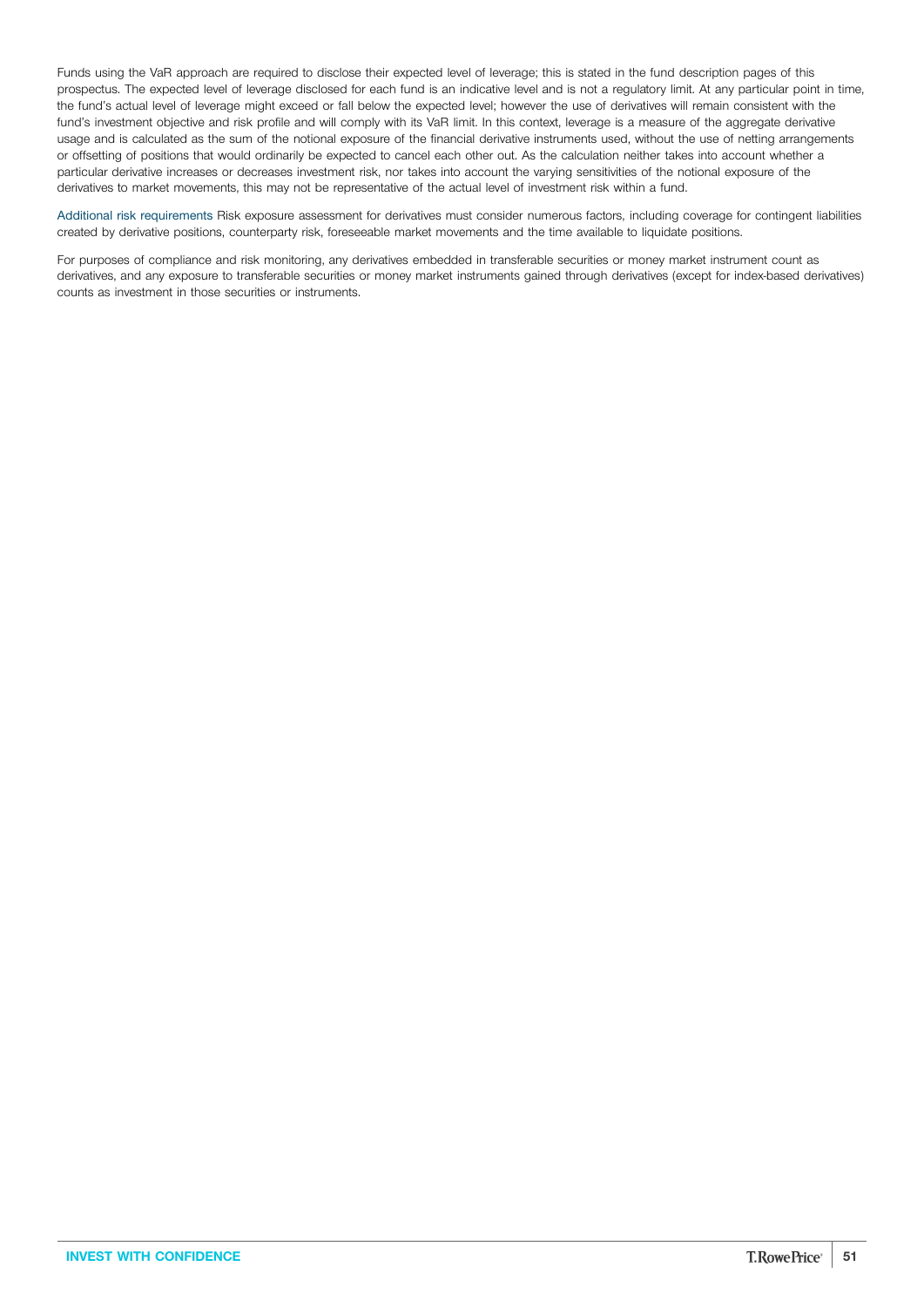Funds using the VaR approach are required to disclose their expected level of leverage; this is stated in the fund description pages of this prospectus. The expected level of leverage disclosed for each fund is an indicative level and is not a regulatory limit. At any particular point in time, the fund's actual level of leverage might exceed or fall below the expected level; however the use of derivatives will remain consistent with the fund's investment objective and risk profile and will comply with its VaR limit. In this context, leverage is a measure of the aggregate derivative usage and is calculated as the sum of the notional exposure of the financial derivative instruments used, without the use of netting arrangements or offsetting of positions that would ordinarily be expected to cancel each other out. As the calculation neither takes into account whether a particular derivative increases or decreases investment risk, nor takes into account the varying sensitivities of the notional exposure of the derivatives to market movements, this may not be representative of the actual level of investment risk within a fund.

Additional risk requirements Risk exposure assessment for derivatives must consider numerous factors, including coverage for contingent liabilities created by derivative positions, counterparty risk, foreseeable market movements and the time available to liquidate positions.

For purposes of compliance and risk monitoring, any derivatives embedded in transferable securities or money market instrument count as derivatives, and any exposure to transferable securities or money market instruments gained through derivatives (except for index-based derivatives) counts as investment in those securities or instruments.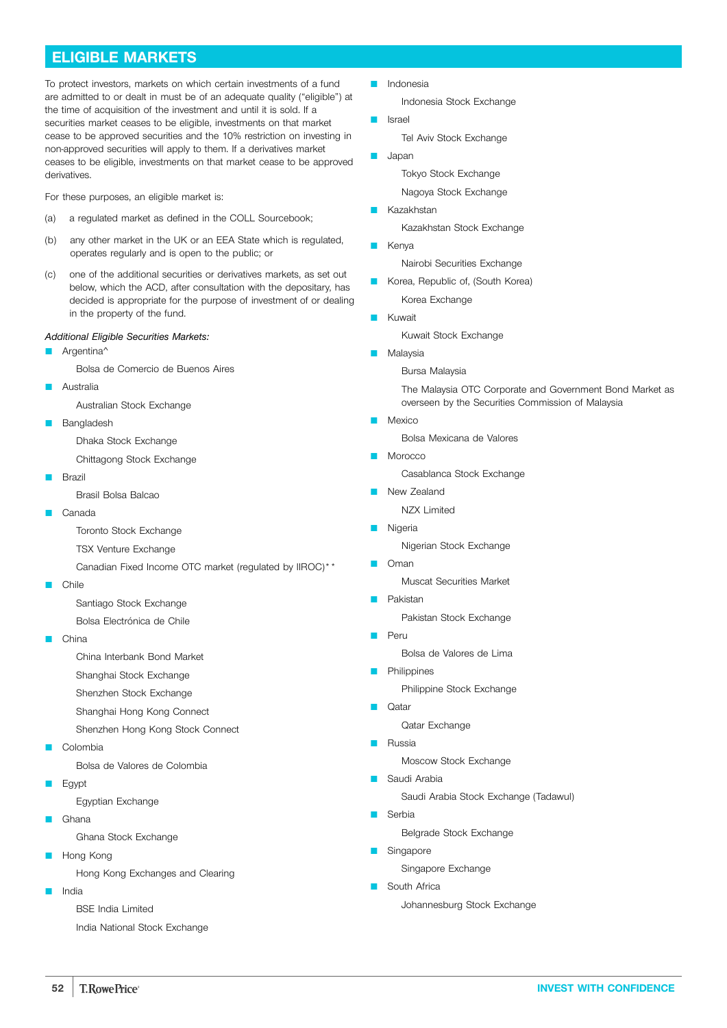## ELIGIBLE MARKETS

To protect investors, markets on which certain investments of a fund are admitted to or dealt in must be of an adequate quality ("eligible") at the time of acquisition of the investment and until it is sold. If a securities market ceases to be eligible, investments on that market cease to be approved securities and the 10% restriction on investing in non-approved securities will apply to them. If a derivatives market ceases to be eligible, investments on that market cease to be approved derivatives.

For these purposes, an eligible market is:

(a) a regulated market as defined in the COLL Sourcebook;

(b) any other market in the UK or an EEA State which is regulated, operates regularly and is open to the public; or

(c) one of the additional securities or derivatives markets, as set out below, which the ACD, after consultation with the depositary, has decided is appropriate for the purpose of investment of or dealing in the property of the fund.

*Additional Eligible Securities Markets:*

- Argentina^
  - Bolsa de Comercio de Buenos Aires
- Australia
  - Australian Stock Exchange
- Bangladesh
  - Dhaka Stock Exchange
  - Chittagong Stock Exchange
- Brazil
  - Brasil Bolsa Balcao
- Canada
  - Toronto Stock Exchange
  - TSX Venture Exchange
  - Canadian Fixed Income OTC market (regulated by IIROC)**
- Chile
  - Santiago Stock Exchange
  - Bolsa Electrónica de Chile
- China
  - China Interbank Bond Market
  - Shanghai Stock Exchange
  - Shenzhen Stock Exchange
  - Shanghai Hong Kong Connect
  - Shenzhen Hong Kong Stock Connect
- Colombia
  - Bolsa de Valores de Colombia
- Egypt
  - Egyptian Exchange
- Ghana
  - Ghana Stock Exchange
- Hong Kong
  - Hong Kong Exchanges and Clearing
- India
  - BSE India Limited
  - India National Stock Exchange
- Indonesia
  - Indonesia Stock Exchange
- Israel
  - Tel Aviv Stock Exchange
- Japan
  - Tokyo Stock Exchange
  - Nagoya Stock Exchange
- Kazakhstan
  - Kazakhstan Stock Exchange
- Kenya
  - Nairobi Securities Exchange
- Korea, Republic of, (South Korea)
  - Korea Exchange
- Kuwait
  - Kuwait Stock Exchange
- Malaysia
  - Bursa Malaysia
  - The Malaysia OTC Corporate and Government Bond Market as overseen by the Securities Commission of Malaysia
- Mexico
  - Bolsa Mexicana de Valores
- Morocco
  - Casablanca Stock Exchange
- New Zealand
  - NZX Limited
- Nigeria
  - Nigerian Stock Exchange
- Oman
  - Muscat Securities Market
- Pakistan
  - Pakistan Stock Exchange
- Peru
  - Bolsa de Valores de Lima
- Philippines
  - Philippine Stock Exchange
- Qatar
  - Qatar Exchange
- Russia
  - Moscow Stock Exchange
- Saudi Arabia
  - Saudi Arabia Stock Exchange (Tadawul)
- Serbia
  - Belgrade Stock Exchange
- Singapore
  - Singapore Exchange
- South Africa
  - Johannesburg Stock Exchange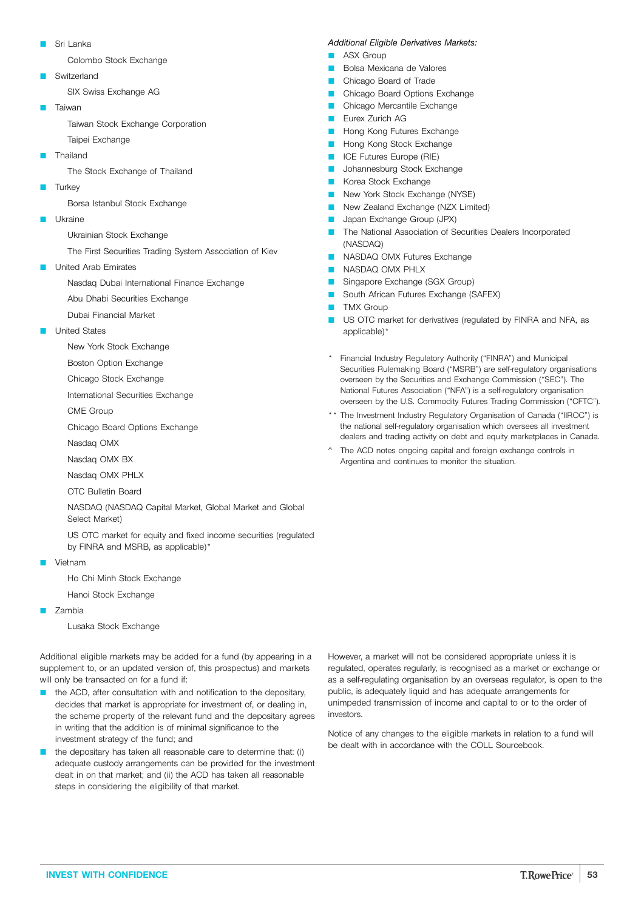- Sri Lanka
  - Colombo Stock Exchange
- Switzerland
  - SIX Swiss Exchange AG
- Taiwan
  - Taiwan Stock Exchange Corporation
  - Taipei Exchange
- Thailand
  - The Stock Exchange of Thailand
- Turkey
  - Borsa Istanbul Stock Exchange
- Ukraine
  - Ukrainian Stock Exchange
  - The First Securities Trading System Association of Kiev
- United Arab Emirates
  - Nasdaq Dubai International Finance Exchange
  - Abu Dhabi Securities Exchange
  - Dubai Financial Market
- United States
  - New York Stock Exchange
  - Boston Option Exchange
  - Chicago Stock Exchange
  - International Securities Exchange
  - CME Group
  - Chicago Board Options Exchange
  - Nasdaq OMX
  - Nasdaq OMX BX
  - Nasdaq OMX PHLX
  - OTC Bulletin Board
  - NASDAQ (NASDAQ Capital Market, Global Market and Global Select Market)
  - US OTC market for equity and fixed income securities (regulated by FINRA and MSRB, as applicable)*
- Vietnam
  - Ho Chi Minh Stock Exchange
  - Hanoi Stock Exchange
- Zambia
  - Lusaka Stock Exchange

*Additional Eligible Derivatives Markets:*

- ASX Group
- Bolsa Mexicana de Valores
- Chicago Board of Trade
- Chicago Board Options Exchange
- Chicago Mercantile Exchange
- Eurex Zurich AG
- Hong Kong Futures Exchange
- Hong Kong Stock Exchange
- ICE Futures Europe (RIE)
- Johannesburg Stock Exchange
- Korea Stock Exchange
- New York Stock Exchange (NYSE)
- New Zealand Exchange (NZX Limited)
- Japan Exchange Group (JPX)
- The National Association of Securities Dealers Incorporated (NASDAQ)
- NASDAQ OMX Futures Exchange
- NASDAQ OMX PHLX
- Singapore Exchange (SGX Group)
- South African Futures Exchange (SAFEX)
- TMX Group
- US OTC market for derivatives (regulated by FINRA and NFA, as applicable)*

\* Financial Industry Regulatory Authority ("FINRA") and Municipal Securities Rulemaking Board ("MSRB") are self-regulatory organisations overseen by the Securities and Exchange Commission ("SEC"). The National Futures Association ("NFA") is a self-regulatory organisation overseen by the U.S. Commodity Futures Trading Commission ("CFTC").

\*\* The Investment Industry Regulatory Organisation of Canada ("IIROC") is the national self-regulatory organisation which oversees all investment dealers and trading activity on debt and equity marketplaces in Canada.

^ The ACD notes ongoing capital and foreign exchange controls in Argentina and continues to monitor the situation.

Additional eligible markets may be added for a fund (by appearing in a supplement to, or an updated version of, this prospectus) and markets will only be transacted on for a fund if:

- the ACD, after consultation with and notification to the depositary, decides that market is appropriate for investment of, or dealing in, the scheme property of the relevant fund and the depositary agrees in writing that the addition is of minimal significance to the investment strategy of the fund; and
- the depositary has taken all reasonable care to determine that: (i) adequate custody arrangements can be provided for the investment dealt in on that market; and (ii) the ACD has taken all reasonable steps in considering the eligibility of that market.

However, a market will not be considered appropriate unless it is regulated, operates regularly, is recognised as a market or exchange or as a self-regulating organisation by an overseas regulator, is open to the public, is adequately liquid and has adequate arrangements for unimpeded transmission of income and capital to or to the order of investors.

Notice of any changes to the eligible markets in relation to a fund will be dealt with in accordance with the COLL Sourcebook.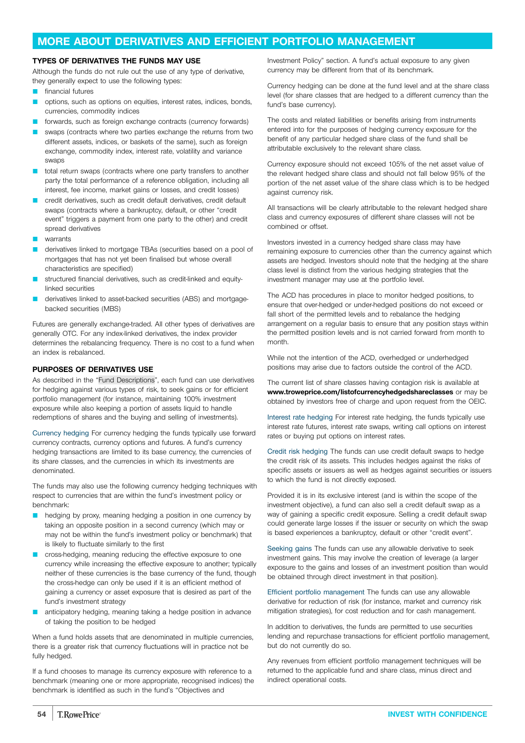# MORE ABOUT DERIVATIVES AND EFFICIENT PORTFOLIO MANAGEMENT

### TYPES OF DERIVATIVES THE FUNDS MAY USE

Although the funds do not rule out the use of any type of derivative, they generally expect to use the following types:

- financial futures
- options, such as options on equities, interest rates, indices, bonds, currencies, commodity indices
- forwards, such as foreign exchange contracts (currency forwards)
- swaps (contracts where two parties exchange the returns from two different assets, indices, or baskets of the same), such as foreign exchange, commodity index, interest rate, volatility and variance swaps
- total return swaps (contracts where one party transfers to another party the total performance of a reference obligation, including all interest, fee income, market gains or losses, and credit losses)
- credit derivatives, such as credit default derivatives, credit default swaps (contracts where a bankruptcy, default, or other "credit event" triggers a payment from one party to the other) and credit spread derivatives
- warrants
- derivatives linked to mortgage TBAs (securities based on a pool of mortgages that has not yet been finalised but whose overall characteristics are specified)
- structured financial derivatives, such as credit-linked and equity-linked securities
- derivatives linked to asset-backed securities (ABS) and mortgage-backed securities (MBS)

Futures are generally exchange-traded. All other types of derivatives are generally OTC. For any index-linked derivatives, the index provider determines the rebalancing frequency. There is no cost to a fund when an index is rebalanced.

### PURPOSES OF DERIVATIVES USE

As described in the "Fund Descriptions", each fund can use derivatives for hedging against various types of risk, to seek gains or for efficient portfolio management (for instance, maintaining 100% investment exposure while also keeping a portion of assets liquid to handle redemptions of shares and the buying and selling of investments).

Currency hedging For currency hedging the funds typically use forward currency contracts, currency options and futures. A fund's currency hedging transactions are limited to its base currency, the currencies of its share classes, and the currencies in which its investments are denominated.

The funds may also use the following currency hedging techniques with respect to currencies that are within the fund's investment policy or benchmark:

- hedging by proxy, meaning hedging a position in one currency by taking an opposite position in a second currency (which may or may not be within the fund's investment policy or benchmark) that is likely to fluctuate similarly to the first
- cross-hedging, meaning reducing the effective exposure to one currency while increasing the effective exposure to another; typically neither of these currencies is the base currency of the fund, though the cross-hedge can only be used if it is an efficient method of gaining a currency or asset exposure that is desired as part of the fund's investment strategy
- anticipatory hedging, meaning taking a hedge position in advance of taking the position to be hedged

When a fund holds assets that are denominated in multiple currencies, there is a greater risk that currency fluctuations will in practice not be fully hedged.

If a fund chooses to manage its currency exposure with reference to a benchmark (meaning one or more appropriate, recognised indices) the benchmark is identified as such in the fund's "Objectives and Investment Policy" section. A fund's actual exposure to any given currency may be different from that of its benchmark.

Currency hedging can be done at the fund level and at the share class level (for share classes that are hedged to a different currency than the fund's base currency).

The costs and related liabilities or benefits arising from instruments entered into for the purposes of hedging currency exposure for the benefit of any particular hedged share class of the fund shall be attributable exclusively to the relevant share class.

Currency exposure should not exceed 105% of the net asset value of the relevant hedged share class and should not fall below 95% of the portion of the net asset value of the share class which is to be hedged against currency risk.

All transactions will be clearly attributable to the relevant hedged share class and currency exposures of different share classes will not be combined or offset.

Investors invested in a currency hedged share class may have remaining exposure to currencies other than the currency against which assets are hedged. Investors should note that the hedging at the share class level is distinct from the various hedging strategies that the investment manager may use at the portfolio level.

The ACD has procedures in place to monitor hedged positions, to ensure that over-hedged or under-hedged positions do not exceed or fall short of the permitted levels and to rebalance the hedging arrangement on a regular basis to ensure that any position stays within the permitted position levels and is not carried forward from month to month.

While not the intention of the ACD, overhedged or underhedged positions may arise due to factors outside the control of the ACD.

The current list of share classes having contagion risk is available at **www.troweprice.com/listofcurrencyhedgedshareclasses** or may be obtained by investors free of charge and upon request from the OEIC.

Interest rate hedging For interest rate hedging, the funds typically use interest rate futures, interest rate swaps, writing call options on interest rates or buying put options on interest rates.

Credit risk hedging The funds can use credit default swaps to hedge the credit risk of its assets. This includes hedges against the risks of specific assets or issuers as well as hedges against securities or issuers to which the fund is not directly exposed.

Provided it is in its exclusive interest (and is within the scope of the investment objective), a fund can also sell a credit default swap as a way of gaining a specific credit exposure. Selling a credit default swap could generate large losses if the issuer or security on which the swap is based experiences a bankruptcy, default or other "credit event".

Seeking gains The funds can use any allowable derivative to seek investment gains. This may involve the creation of leverage (a larger exposure to the gains and losses of an investment position than would be obtained through direct investment in that position).

Efficient portfolio management The funds can use any allowable derivative for reduction of risk (for instance, market and currency risk mitigation strategies), for cost reduction and for cash management.

In addition to derivatives, the funds are permitted to use securities lending and repurchase transactions for efficient portfolio management, but do not currently do so.

Any revenues from efficient portfolio management techniques will be returned to the applicable fund and share class, minus direct and indirect operational costs.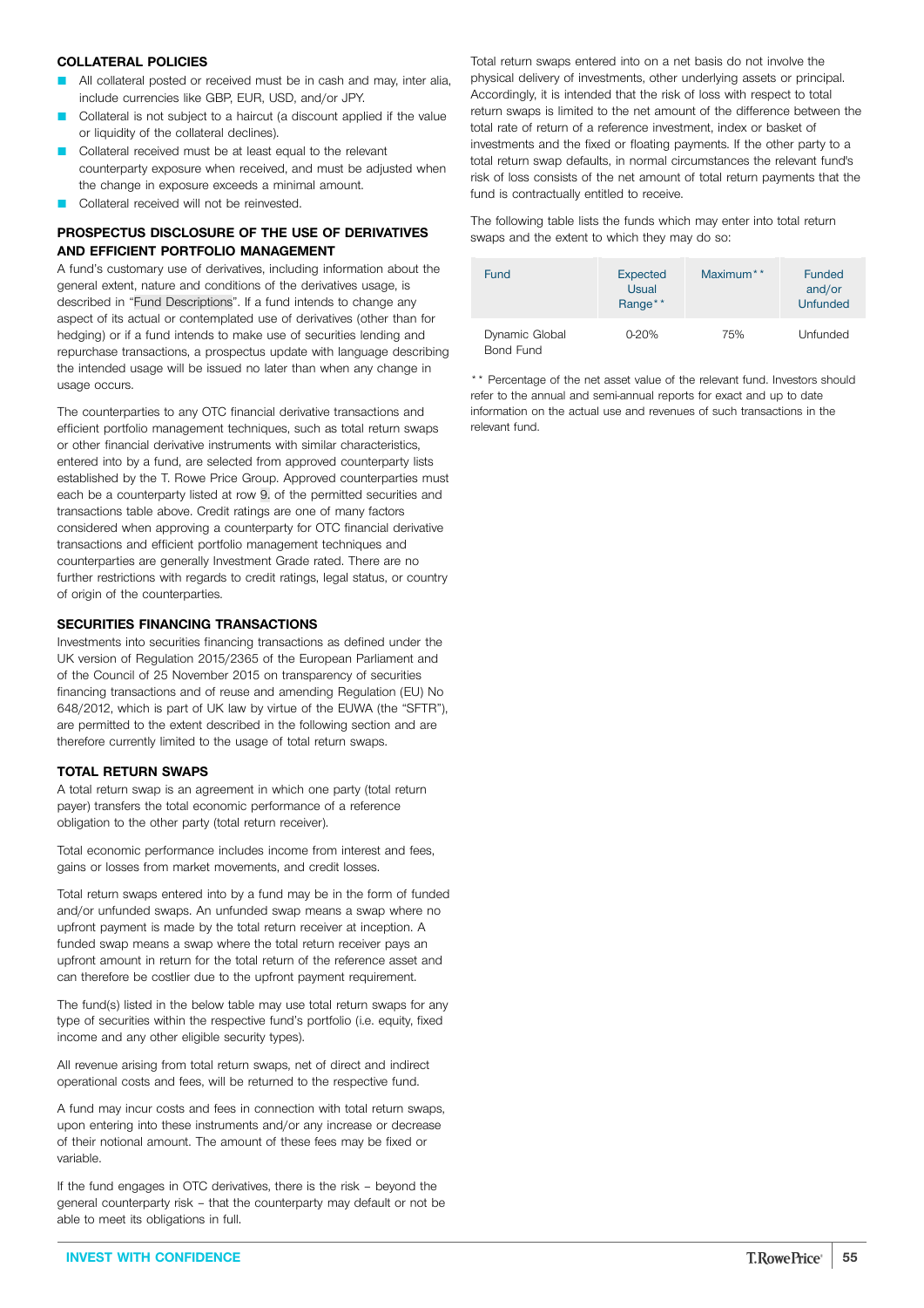### COLLATERAL POLICIES

- All collateral posted or received must be in cash and may, inter alia, include currencies like GBP, EUR, USD, and/or JPY.
- Collateral is not subject to a haircut (a discount applied if the value or liquidity of the collateral declines).
- Collateral received must be at least equal to the relevant counterparty exposure when received, and must be adjusted when the change in exposure exceeds a minimal amount.
- Collateral received will not be reinvested.

### PROSPECTUS DISCLOSURE OF THE USE OF DERIVATIVES AND EFFICIENT PORTFOLIO MANAGEMENT

A fund's customary use of derivatives, including information about the general extent, nature and conditions of the derivatives usage, is described in "Fund Descriptions". If a fund intends to change any aspect of its actual or contemplated use of derivatives (other than for hedging) or if a fund intends to make use of securities lending and repurchase transactions, a prospectus update with language describing the intended usage will be issued no later than when any change in usage occurs.

The counterparties to any OTC financial derivative transactions and efficient portfolio management techniques, such as total return swaps or other financial derivative instruments with similar characteristics, entered into by a fund, are selected from approved counterparty lists established by the T. Rowe Price Group. Approved counterparties must each be a counterparty listed at row 9. of the permitted securities and transactions table above. Credit ratings are one of many factors considered when approving a counterparty for OTC financial derivative transactions and efficient portfolio management techniques and counterparties are generally Investment Grade rated. There are no further restrictions with regards to credit ratings, legal status, or country of origin of the counterparties.

### SECURITIES FINANCING TRANSACTIONS

Investments into securities financing transactions as defined under the UK version of Regulation 2015/2365 of the European Parliament and of the Council of 25 November 2015 on transparency of securities financing transactions and of reuse and amending Regulation (EU) No 648/2012, which is part of UK law by virtue of the EUWA (the "SFTR"), are permitted to the extent described in the following section and are therefore currently limited to the usage of total return swaps.

### TOTAL RETURN SWAPS

A total return swap is an agreement in which one party (total return payer) transfers the total economic performance of a reference obligation to the other party (total return receiver).

Total economic performance includes income from interest and fees, gains or losses from market movements, and credit losses.

Total return swaps entered into by a fund may be in the form of funded and/or unfunded swaps. An unfunded swap means a swap where no upfront payment is made by the total return receiver at inception. A funded swap means a swap where the total return receiver pays an upfront amount in return for the total return of the reference asset and can therefore be costlier due to the upfront payment requirement.

The fund(s) listed in the below table may use total return swaps for any type of securities within the respective fund's portfolio (i.e. equity, fixed income and any other eligible security types).

All revenue arising from total return swaps, net of direct and indirect operational costs and fees, will be returned to the respective fund.

A fund may incur costs and fees in connection with total return swaps, upon entering into these instruments and/or any increase or decrease of their notional amount. The amount of these fees may be fixed or variable.

If the fund engages in OTC derivatives, there is the risk – beyond the general counterparty risk – that the counterparty may default or not be able to meet its obligations in full.

Total return swaps entered into on a net basis do not involve the physical delivery of investments, other underlying assets or principal. Accordingly, it is intended that the risk of loss with respect to total return swaps is limited to the net amount of the difference between the total rate of return of a reference investment, index or basket of investments and the fixed or floating payments. If the other party to a total return swap defaults, in normal circumstances the relevant fund's risk of loss consists of the net amount of total return payments that the fund is contractually entitled to receive.

The following table lists the funds which may enter into total return swaps and the extent to which they may do so:

| Fund | Expected Usual Range** | Maximum** | Funded and/or Unfunded |
|---|---|---|---|
| Dynamic Global Bond Fund | 0-20% | 75% | Unfunded |

** Percentage of the net asset value of the relevant fund. Investors should refer to the annual and semi-annual reports for exact and up to date information on the actual use and revenues of such transactions in the relevant fund.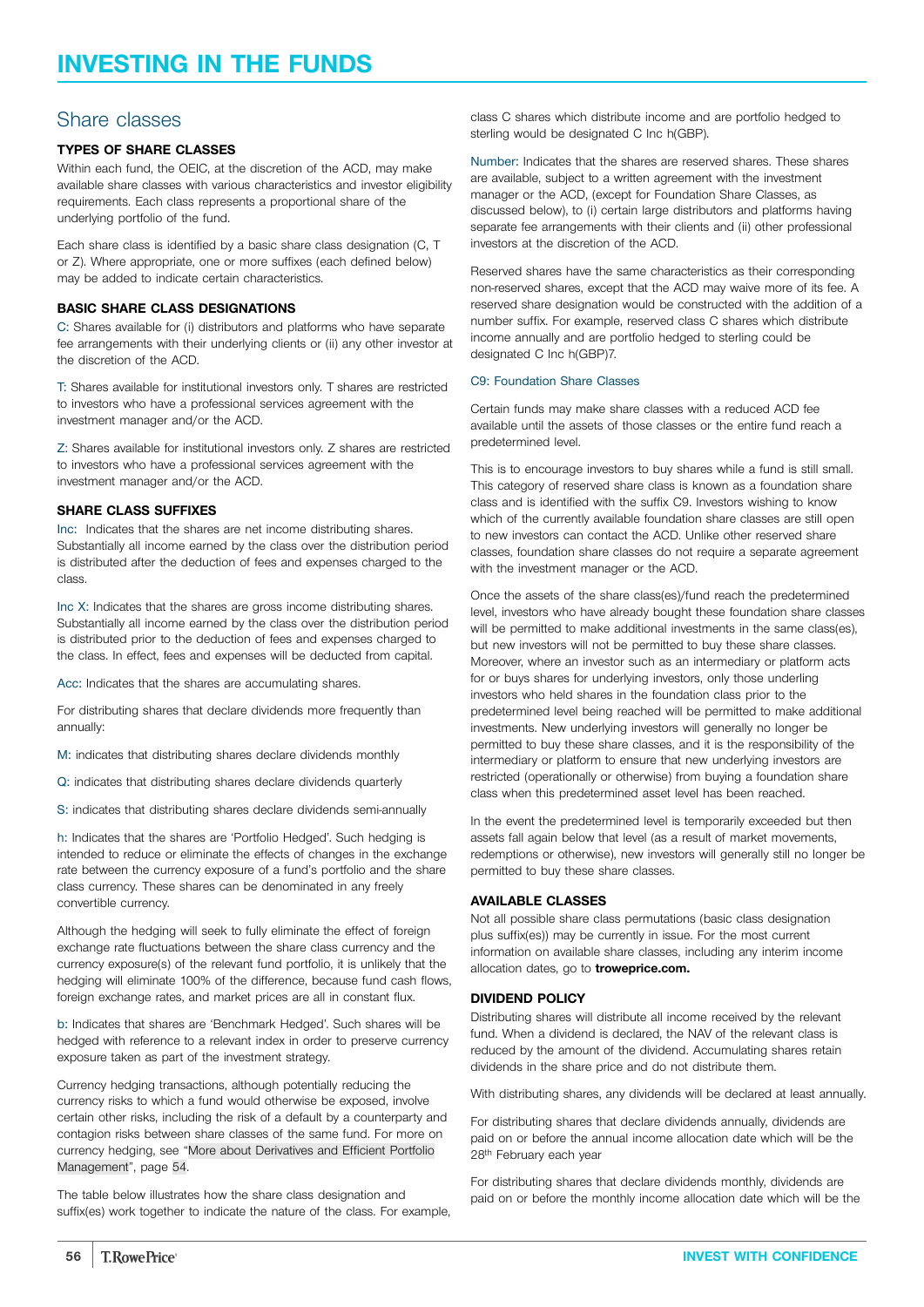# INVESTING IN THE FUNDS

## Share classes

### TYPES OF SHARE CLASSES

Within each fund, the OEIC, at the discretion of the ACD, may make available share classes with various characteristics and investor eligibility requirements. Each class represents a proportional share of the underlying portfolio of the fund.

Each share class is identified by a basic share class designation (C, T or Z). Where appropriate, one or more suffixes (each defined below) may be added to indicate certain characteristics.

### BASIC SHARE CLASS DESIGNATIONS

C: Shares available for (i) distributors and platforms who have separate fee arrangements with their underlying clients or (ii) any other investor at the discretion of the ACD.

T: Shares available for institutional investors only. T shares are restricted to investors who have a professional services agreement with the investment manager and/or the ACD.

Z: Shares available for institutional investors only. Z shares are restricted to investors who have a professional services agreement with the investment manager and/or the ACD.

### SHARE CLASS SUFFIXES

Inc: Indicates that the shares are net income distributing shares. Substantially all income earned by the class over the distribution period is distributed after the deduction of fees and expenses charged to the class.

Inc X: Indicates that the shares are gross income distributing shares. Substantially all income earned by the class over the distribution period is distributed prior to the deduction of fees and expenses charged to the class. In effect, fees and expenses will be deducted from capital.

Acc: Indicates that the shares are accumulating shares.

For distributing shares that declare dividends more frequently than annually:

M: indicates that distributing shares declare dividends monthly

Q: indicates that distributing shares declare dividends quarterly

S: indicates that distributing shares declare dividends semi-annually

h: Indicates that the shares are 'Portfolio Hedged'. Such hedging is intended to reduce or eliminate the effects of changes in the exchange rate between the currency exposure of a fund's portfolio and the share class currency. These shares can be denominated in any freely convertible currency.

Although the hedging will seek to fully eliminate the effect of foreign exchange rate fluctuations between the share class currency and the currency exposure(s) of the relevant fund portfolio, it is unlikely that the hedging will eliminate 100% of the difference, because fund cash flows, foreign exchange rates, and market prices are all in constant flux.

b: Indicates that shares are 'Benchmark Hedged'. Such shares will be hedged with reference to a relevant index in order to preserve currency exposure taken as part of the investment strategy.

Currency hedging transactions, although potentially reducing the currency risks to which a fund would otherwise be exposed, involve certain other risks, including the risk of a default by a counterparty and contagion risks between share classes of the same fund. For more on currency hedging, see "More about Derivatives and Efficient Portfolio Management", page 54.

The table below illustrates how the share class designation and suffix(es) work together to indicate the nature of the class. For example, class C shares which distribute income and are portfolio hedged to sterling would be designated C Inc h(GBP).

Number: Indicates that the shares are reserved shares. These shares are available, subject to a written agreement with the investment manager or the ACD, (except for Foundation Share Classes, as discussed below), to (i) certain large distributors and platforms having separate fee arrangements with their clients and (ii) other professional investors at the discretion of the ACD.

Reserved shares have the same characteristics as their corresponding non-reserved shares, except that the ACD may waive more of its fee. A reserved share designation would be constructed with the addition of a number suffix. For example, reserved class C shares which distribute income annually and are portfolio hedged to sterling could be designated C Inc h(GBP)7.

C9: Foundation Share Classes

Certain funds may make share classes with a reduced ACD fee available until the assets of those classes or the entire fund reach a predetermined level.

This is to encourage investors to buy shares while a fund is still small. This category of reserved share class is known as a foundation share class and is identified with the suffix C9. Investors wishing to know which of the currently available foundation share classes are still open to new investors can contact the ACD. Unlike other reserved share classes, foundation share classes do not require a separate agreement with the investment manager or the ACD.

Once the assets of the share class(es)/fund reach the predetermined level, investors who have already bought these foundation share classes will be permitted to make additional investments in the same class(es), but new investors will not be permitted to buy these share classes. Moreover, where an investor such as an intermediary or platform acts for or buys shares for underlying investors, only those underling investors who held shares in the foundation class prior to the predetermined level being reached will be permitted to make additional investments. New underlying investors will generally no longer be permitted to buy these share classes, and it is the responsibility of the intermediary or platform to ensure that new underlying investors are restricted (operationally or otherwise) from buying a foundation share class when this predetermined asset level has been reached.

In the event the predetermined level is temporarily exceeded but then assets fall again below that level (as a result of market movements, redemptions or otherwise), new investors will generally still no longer be permitted to buy these share classes.

### AVAILABLE CLASSES

Not all possible share class permutations (basic class designation plus suffix(es)) may be currently in issue. For the most current information on available share classes, including any interim income allocation dates, go to **troweprice.com.**

### DIVIDEND POLICY

Distributing shares will distribute all income received by the relevant fund. When a dividend is declared, the NAV of the relevant class is reduced by the amount of the dividend. Accumulating shares retain dividends in the share price and do not distribute them.

With distributing shares, any dividends will be declared at least annually.

For distributing shares that declare dividends annually, dividends are paid on or before the annual income allocation date which will be the 28th February each year

For distributing shares that declare dividends monthly, dividends are paid on or before the monthly income allocation date which will be the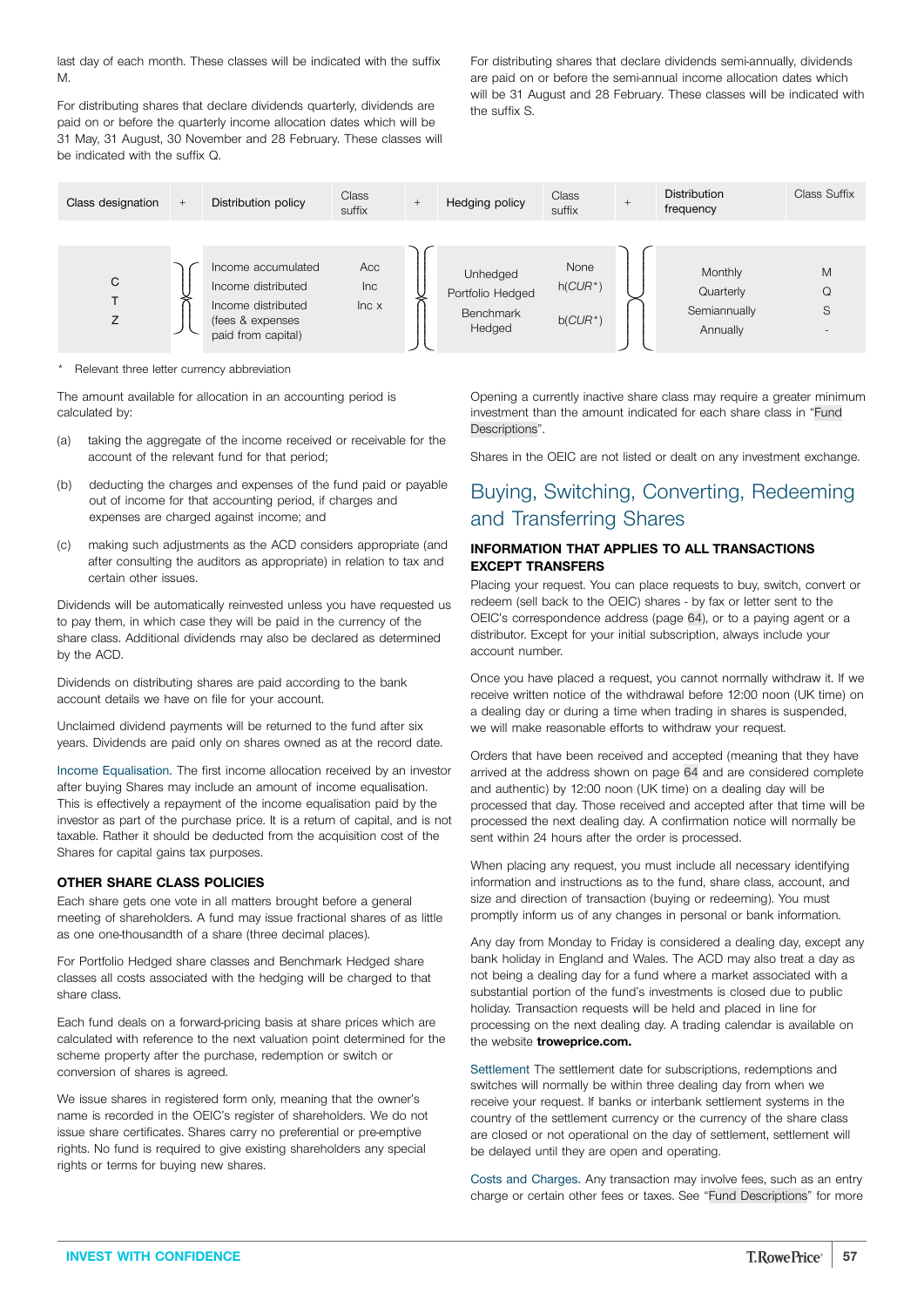last day of each month. These classes will be indicated with the suffix M.

For distributing shares that declare dividends quarterly, dividends are paid on or before the quarterly income allocation dates which will be 31 May, 31 August, 30 November and 28 February. These classes will be indicated with the suffix Q.

For distributing shares that declare dividends semi-annually, dividends are paid on or before the semi-annual income allocation dates which will be 31 August and 28 February. These classes will be indicated with the suffix S.

| Class designation | + | Distribution policy | Class suffix | + | Hedging policy | Class suffix | + | Distribution frequency | Class Suffix |
|---|---|---|---|---|---|---|---|---|---|
| C |  | Income accumulated | Acc |  | Unhedged | None |  | Monthly | M |
| T |  | Income distributed | Inc |  | Portfolio Hedged | h(CUR*) |  | Quarterly | Q |
| Z |  | Income distributed (fees & expenses paid from capital) | Inc x |  | Benchmark Hedged | b(CUR*) |  | Semiannually | S |
|  |  |  |  |  |  |  |  | Annually | - |

\* Relevant three letter currency abbreviation

The amount available for allocation in an accounting period is calculated by:

(a) taking the aggregate of the income received or receivable for the account of the relevant fund for that period;

(b) deducting the charges and expenses of the fund paid or payable out of income for that accounting period, if charges and expenses are charged against income; and

(c) making such adjustments as the ACD considers appropriate (and after consulting the auditors as appropriate) in relation to tax and certain other issues.

Dividends will be automatically reinvested unless you have requested us to pay them, in which case they will be paid in the currency of the share class. Additional dividends may also be declared as determined by the ACD.

Dividends on distributing shares are paid according to the bank account details we have on file for your account.

Unclaimed dividend payments will be returned to the fund after six years. Dividends are paid only on shares owned as at the record date.

Income Equalisation. The first income allocation received by an investor after buying Shares may include an amount of income equalisation. This is effectively a repayment of the income equalisation paid by the investor as part of the purchase price. It is a return of capital, and is not taxable. Rather it should be deducted from the acquisition cost of the Shares for capital gains tax purposes.

### OTHER SHARE CLASS POLICIES

Each share gets one vote in all matters brought before a general meeting of shareholders. A fund may issue fractional shares of as little as one one-thousandth of a share (three decimal places).

For Portfolio Hedged share classes and Benchmark Hedged share classes all costs associated with the hedging will be charged to that share class.

Each fund deals on a forward-pricing basis at share prices which are calculated with reference to the next valuation point determined for the scheme property after the purchase, redemption or switch or conversion of shares is agreed.

We issue shares in registered form only, meaning that the owner's name is recorded in the OEIC's register of shareholders. We do not issue share certificates. Shares carry no preferential or pre-emptive rights. No fund is required to give existing shareholders any special rights or terms for buying new shares.

Opening a currently inactive share class may require a greater minimum investment than the amount indicated for each share class in "Fund Descriptions".

Shares in the OEIC are not listed or dealt on any investment exchange.

## Buying, Switching, Converting, Redeeming and Transferring Shares

### INFORMATION THAT APPLIES TO ALL TRANSACTIONS EXCEPT TRANSFERS

Placing your request. You can place requests to buy, switch, convert or redeem (sell back to the OEIC) shares - by fax or letter sent to the OEIC's correspondence address (page 64), or to a paying agent or a distributor. Except for your initial subscription, always include your account number.

Once you have placed a request, you cannot normally withdraw it. If we receive written notice of the withdrawal before 12:00 noon (UK time) on a dealing day or during a time when trading in shares is suspended, we will make reasonable efforts to withdraw your request.

Orders that have been received and accepted (meaning that they have arrived at the address shown on page 64 and are considered complete and authentic) by 12:00 noon (UK time) on a dealing day will be processed that day. Those received and accepted after that time will be processed the next dealing day. A confirmation notice will normally be sent within 24 hours after the order is processed.

When placing any request, you must include all necessary identifying information and instructions as to the fund, share class, account, and size and direction of transaction (buying or redeeming). You must promptly inform us of any changes in personal or bank information.

Any day from Monday to Friday is considered a dealing day, except any bank holiday in England and Wales. The ACD may also treat a day as not being a dealing day for a fund where a market associated with a substantial portion of the fund's investments is closed due to public holiday. Transaction requests will be held and placed in line for processing on the next dealing day. A trading calendar is available on the website **troweprice.com.**

Settlement The settlement date for subscriptions, redemptions and switches will normally be within three dealing day from when we receive your request. If banks or interbank settlement systems in the country of the settlement currency or the currency of the share class are closed or not operational on the day of settlement, settlement will be delayed until they are open and operating.

Costs and Charges. Any transaction may involve fees, such as an entry charge or certain other fees or taxes. See "Fund Descriptions" for more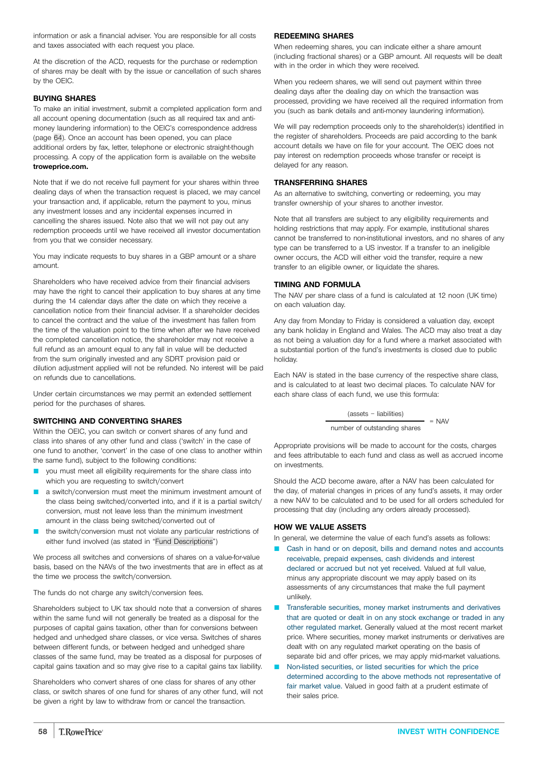information or ask a financial adviser. You are responsible for all costs and taxes associated with each request you place.

At the discretion of the ACD, requests for the purchase or redemption of shares may be dealt with by the issue or cancellation of such shares by the OEIC.

### BUYING SHARES

To make an initial investment, submit a completed application form and all account opening documentation (such as all required tax and anti-money laundering information) to the OEIC's correspondence address (page 64). Once an account has been opened, you can place additional orders by fax, letter, telephone or electronic straight-though processing. A copy of the application form is available on the website **troweprice.com.**

Note that if we do not receive full payment for your shares within three dealing days of when the transaction request is placed, we may cancel your transaction and, if applicable, return the payment to you, minus any investment losses and any incidental expenses incurred in cancelling the shares issued. Note also that we will not pay out any redemption proceeds until we have received all investor documentation from you that we consider necessary.

You may indicate requests to buy shares in a GBP amount or a share amount.

Shareholders who have received advice from their financial advisers may have the right to cancel their application to buy shares at any time during the 14 calendar days after the date on which they receive a cancellation notice from their financial adviser. If a shareholder decides to cancel the contract and the value of the investment has fallen from the time of the valuation point to the time when after we have received the completed cancellation notice, the shareholder may not receive a full refund as an amount equal to any fall in value will be deducted from the sum originally invested and any SDRT provision paid or dilution adjustment applied will not be refunded. No interest will be paid on refunds due to cancellations.

Under certain circumstances we may permit an extended settlement period for the purchases of shares.

### SWITCHING AND CONVERTING SHARES

Within the OEIC, you can switch or convert shares of any fund and class into shares of any other fund and class ('switch' in the case of one fund to another, 'convert' in the case of one class to another within the same fund), subject to the following conditions:

- you must meet all eligibility requirements for the share class into which you are requesting to switch/convert
- a switch/conversion must meet the minimum investment amount of the class being switched/converted into, and if it is a partial switch/conversion, must not leave less than the minimum investment amount in the class being switched/converted out of
- the switch/conversion must not violate any particular restrictions of either fund involved (as stated in "Fund Descriptions")

We process all switches and conversions of shares on a value-for-value basis, based on the NAVs of the two investments that are in effect as at the time we process the switch/conversion.

The funds do not charge any switch/conversion fees.

Shareholders subject to UK tax should note that a conversion of shares within the same fund will not generally be treated as a disposal for the purposes of capital gains taxation, other than for conversions between hedged and unhedged share classes, or vice versa. Switches of shares between different funds, or between hedged and unhedged share classes of the same fund, may be treated as a disposal for purposes of capital gains taxation and so may give rise to a capital gains tax liability.

Shareholders who convert shares of one class for shares of any other class, or switch shares of one fund for shares of any other fund, will not be given a right by law to withdraw from or cancel the transaction.

### REDEEMING SHARES

When redeeming shares, you can indicate either a share amount (including fractional shares) or a GBP amount. All requests will be dealt with in the order in which they were received.

When you redeem shares, we will send out payment within three dealing days after the dealing day on which the transaction was processed, providing we have received all the required information from you (such as bank details and anti-money laundering information).

We will pay redemption proceeds only to the shareholder(s) identified in the register of shareholders. Proceeds are paid according to the bank account details we have on file for your account. The OEIC does not pay interest on redemption proceeds whose transfer or receipt is delayed for any reason.

### TRANSFERRING SHARES

As an alternative to switching, converting or redeeming, you may transfer ownership of your shares to another investor.

Note that all transfers are subject to any eligibility requirements and holding restrictions that may apply. For example, institutional shares cannot be transferred to non-institutional investors, and no shares of any type can be transferred to a US investor. If a transfer to an ineligible owner occurs, the ACD will either void the transfer, require a new transfer to an eligible owner, or liquidate the shares.

### TIMING AND FORMULA

The NAV per share class of a fund is calculated at 12 noon (UK time) on each valuation day.

Any day from Monday to Friday is considered a valuation day, except any bank holiday in England and Wales. The ACD may also treat a day as not being a valuation day for a fund where a market associated with a substantial portion of the fund's investments is closed due to public holiday.

Each NAV is stated in the base currency of the respective share class, and is calculated to at least two decimal places. To calculate NAV for each share class of each fund, we use this formula:

$$\frac{\text{(assets} - \text{liabilities)}}{\text{number of outstanding shares}} = \text{NAV}$$

Appropriate provisions will be made to account for the costs, charges and fees attributable to each fund and class as well as accrued income on investments.

Should the ACD become aware, after a NAV has been calculated for the day, of material changes in prices of any fund's assets, it may order a new NAV to be calculated and to be used for all orders scheduled for processing that day (including any orders already processed).

### HOW WE VALUE ASSETS

In general, we determine the value of each fund's assets as follows:

- Cash in hand or on deposit, bills and demand notes and accounts receivable, prepaid expenses, cash dividends and interest declared or accrued but not yet received. Valued at full value, minus any appropriate discount we may apply based on its assessments of any circumstances that make the full payment unlikely.
- Transferable securities, money market instruments and derivatives that are quoted or dealt in on any stock exchange or traded in any other regulated market. Generally valued at the most recent market price. Where securities, money market instruments or derivatives are dealt with on any regulated market operating on the basis of separate bid and offer prices, we may apply mid-market valuations.
- Non-listed securities, or listed securities for which the price determined according to the above methods not representative of fair market value. Valued in good faith at a prudent estimate of their sales price.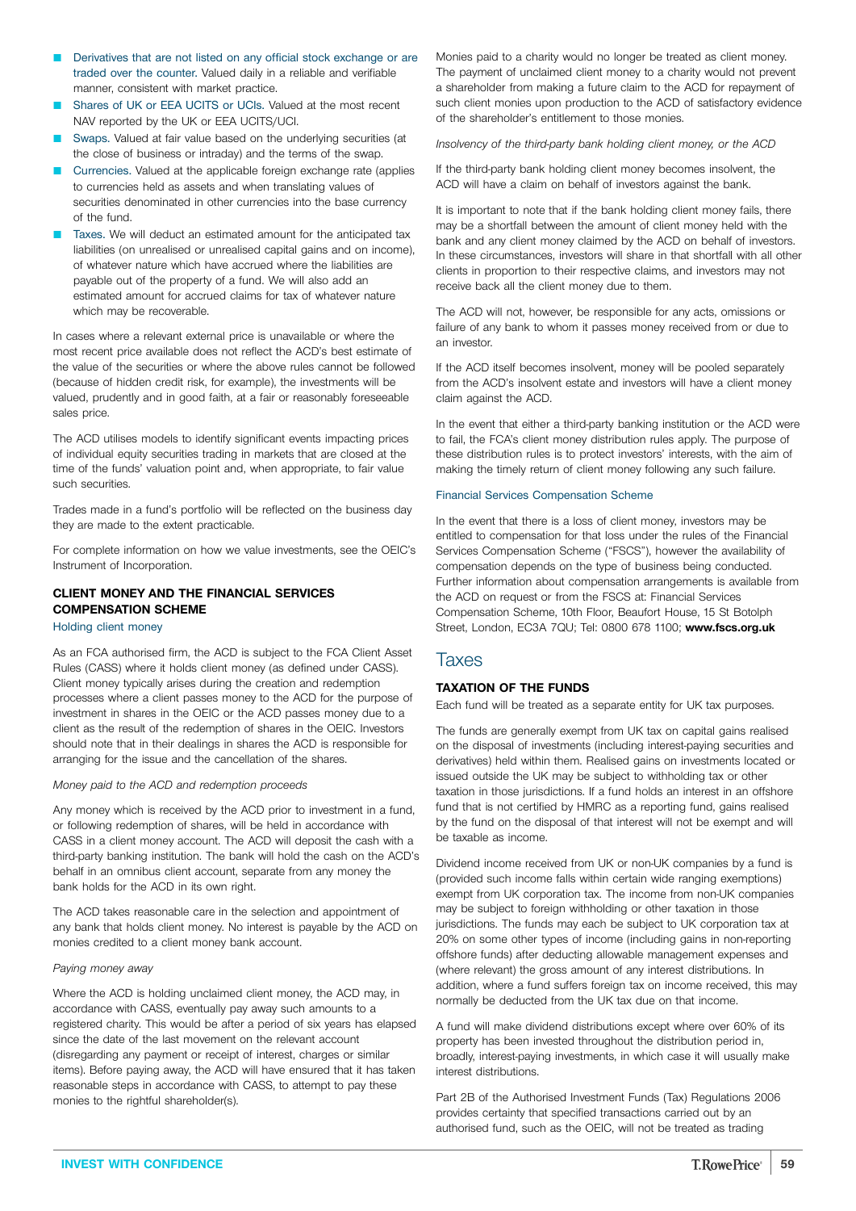- **Derivatives that are not listed on any official stock exchange or are traded over the counter.** Valued daily in a reliable and verifiable manner, consistent with market practice.
- **Shares of UK or EEA UCITS or UCIs.** Valued at the most recent NAV reported by the UK or EEA UCITS/UCI.
- **Swaps.** Valued at fair value based on the underlying securities (at the close of business or intraday) and the terms of the swap.
- **Currencies.** Valued at the applicable foreign exchange rate (applies to currencies held as assets and when translating values of securities denominated in other currencies into the base currency of the fund.
- **Taxes.** We will deduct an estimated amount for the anticipated tax liabilities (on unrealised or unrealised capital gains and on income), of whatever nature which have accrued where the liabilities are payable out of the property of a fund. We will also add an estimated amount for accrued claims for tax of whatever nature which may be recoverable.

In cases where a relevant external price is unavailable or where the most recent price available does not reflect the ACD's best estimate of the value of the securities or where the above rules cannot be followed (because of hidden credit risk, for example), the investments will be valued, prudently and in good faith, at a fair or reasonably foreseeable sales price.

The ACD utilises models to identify significant events impacting prices of individual equity securities trading in markets that are closed at the time of the funds' valuation point and, when appropriate, to fair value such securities.

Trades made in a fund's portfolio will be reflected on the business day they are made to the extent practicable.

For complete information on how we value investments, see the OEIC's Instrument of Incorporation.

### CLIENT MONEY AND THE FINANCIAL SERVICES COMPENSATION SCHEME

#### Holding client money

As an FCA authorised firm, the ACD is subject to the FCA Client Asset Rules (CASS) where it holds client money (as defined under CASS). Client money typically arises during the creation and redemption processes where a client passes money to the ACD for the purpose of investment in shares in the OEIC or the ACD passes money due to a client as the result of the redemption of shares in the OEIC. Investors should note that in their dealings in shares the ACD is responsible for arranging for the issue and the cancellation of the shares.

*Money paid to the ACD and redemption proceeds*

Any money which is received by the ACD prior to investment in a fund, or following redemption of shares, will be held in accordance with CASS in a client money account. The ACD will deposit the cash with a third-party banking institution. The bank will hold the cash on the ACD's behalf in an omnibus client account, separate from any money the bank holds for the ACD in its own right.

The ACD takes reasonable care in the selection and appointment of any bank that holds client money. No interest is payable by the ACD on monies credited to a client money bank account.

*Paying money away*

Where the ACD is holding unclaimed client money, the ACD may, in accordance with CASS, eventually pay away such amounts to a registered charity. This would be after a period of six years has elapsed since the date of the last movement on the relevant account (disregarding any payment or receipt of interest, charges or similar items). Before paying away, the ACD will have ensured that it has taken reasonable steps in accordance with CASS, to attempt to pay these monies to the rightful shareholder(s).

Monies paid to a charity would no longer be treated as client money. The payment of unclaimed client money to a charity would not prevent a shareholder from making a future claim to the ACD for repayment of such client monies upon production to the ACD of satisfactory evidence of the shareholder's entitlement to those monies.

*Insolvency of the third-party bank holding client money, or the ACD*

If the third-party bank holding client money becomes insolvent, the ACD will have a claim on behalf of investors against the bank.

It is important to note that if the bank holding client money fails, there may be a shortfall between the amount of client money held with the bank and any client money claimed by the ACD on behalf of investors. In these circumstances, investors will share in that shortfall with all other clients in proportion to their respective claims, and investors may not receive back all the client money due to them.

The ACD will not, however, be responsible for any acts, omissions or failure of any bank to whom it passes money received from or due to an investor.

If the ACD itself becomes insolvent, money will be pooled separately from the ACD's insolvent estate and investors will have a client money claim against the ACD.

In the event that either a third-party banking institution or the ACD were to fail, the FCA's client money distribution rules apply. The purpose of these distribution rules is to protect investors' interests, with the aim of making the timely return of client money following any such failure.

#### Financial Services Compensation Scheme

In the event that there is a loss of client money, investors may be entitled to compensation for that loss under the rules of the Financial Services Compensation Scheme ("FSCS"), however the availability of compensation depends on the type of business being conducted. Further information about compensation arrangements is available from the ACD on request or from the FSCS at: Financial Services Compensation Scheme, 10th Floor, Beaufort House, 15 St Botolph Street, London, EC3A 7QU; Tel: 0800 678 1100; **www.fscs.org.uk**

## Taxes

### TAXATION OF THE FUNDS

Each fund will be treated as a separate entity for UK tax purposes.

The funds are generally exempt from UK tax on capital gains realised on the disposal of investments (including interest-paying securities and derivatives) held within them. Realised gains on investments located or issued outside the UK may be subject to withholding tax or other taxation in those jurisdictions. If a fund holds an interest in an offshore fund that is not certified by HMRC as a reporting fund, gains realised by the fund on the disposal of that interest will not be exempt and will be taxable as income.

Dividend income received from UK or non-UK companies by a fund is (provided such income falls within certain wide ranging exemptions) exempt from UK corporation tax. The income from non-UK companies may be subject to foreign withholding or other taxation in those jurisdictions. The funds may each be subject to UK corporation tax at 20% on some other types of income (including gains in non-reporting offshore funds) after deducting allowable management expenses and (where relevant) the gross amount of any interest distributions. In addition, where a fund suffers foreign tax on income received, this may normally be deducted from the UK tax due on that income.

A fund will make dividend distributions except where over 60% of its property has been invested throughout the distribution period in, broadly, interest-paying investments, in which case it will usually make interest distributions.

Part 2B of the Authorised Investment Funds (Tax) Regulations 2006 provides certainty that specified transactions carried out by an authorised fund, such as the OEIC, will not be treated as trading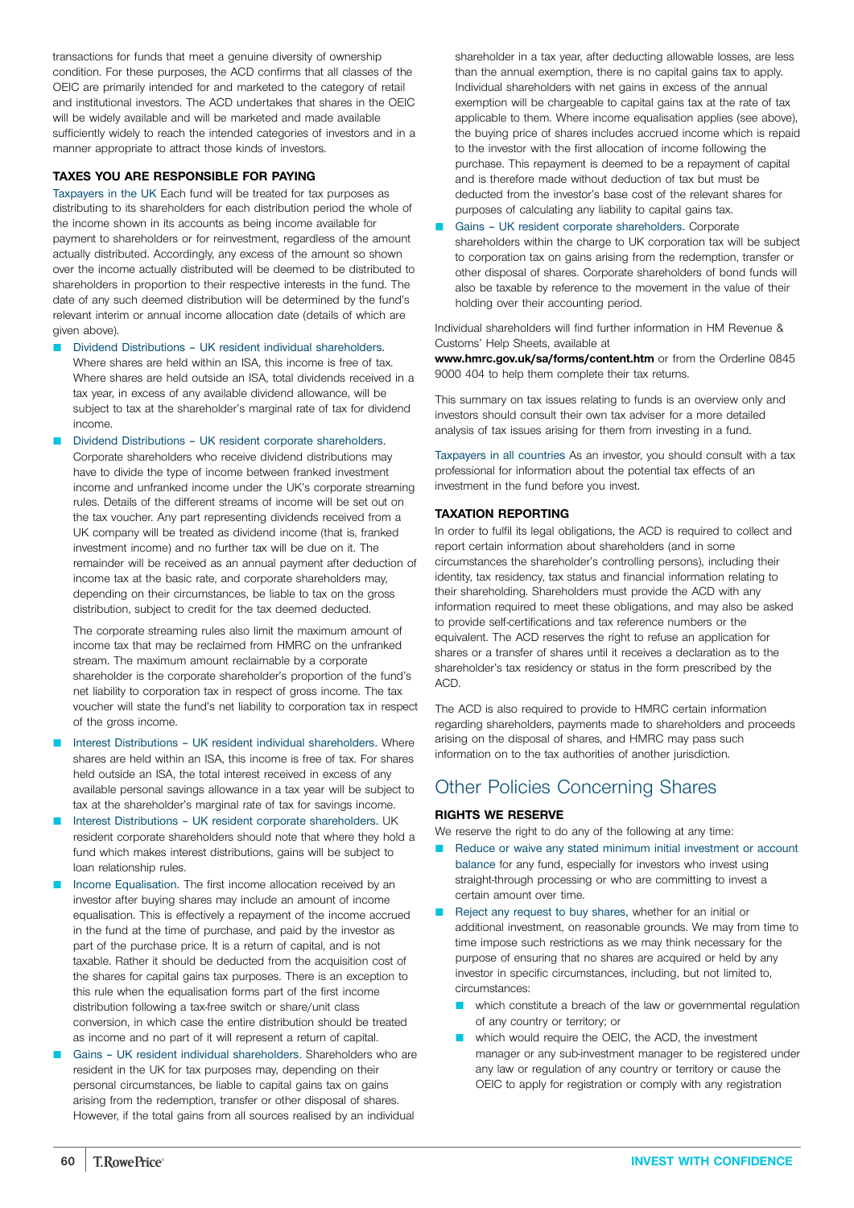transactions for funds that meet a genuine diversity of ownership condition. For these purposes, the ACD confirms that all classes of the OEIC are primarily intended for and marketed to the category of retail and institutional investors. The ACD undertakes that shares in the OEIC will be widely available and will be marketed and made available sufficiently widely to reach the intended categories of investors and in a manner appropriate to attract those kinds of investors.

### TAXES YOU ARE RESPONSIBLE FOR PAYING

Taxpayers in the UK Each fund will be treated for tax purposes as distributing to its shareholders for each distribution period the whole of the income shown in its accounts as being income available for payment to shareholders or for reinvestment, regardless of the amount actually distributed. Accordingly, any excess of the amount so shown over the income actually distributed will be deemed to be distributed to shareholders in proportion to their respective interests in the fund. The date of any such deemed distribution will be determined by the fund's relevant interim or annual income allocation date (details of which are given above).

- Dividend Distributions – UK resident individual shareholders. Where shares are held within an ISA, this income is free of tax. Where shares are held outside an ISA, total dividends received in a tax year, in excess of any available dividend allowance, will be subject to tax at the shareholder's marginal rate of tax for dividend income.
- Dividend Distributions – UK resident corporate shareholders. Corporate shareholders who receive dividend distributions may have to divide the type of income between franked investment income and unfranked income under the UK's corporate streaming rules. Details of the different streams of income will be set out on the tax voucher. Any part representing dividends received from a UK company will be treated as dividend income (that is, franked investment income) and no further tax will be due on it. The remainder will be received as an annual payment after deduction of income tax at the basic rate, and corporate shareholders may, depending on their circumstances, be liable to tax on the gross distribution, subject to credit for the tax deemed deducted.

  The corporate streaming rules also limit the maximum amount of income tax that may be reclaimed from HMRC on the unfranked stream. The maximum amount reclaimable by a corporate shareholder is the corporate shareholder's proportion of the fund's net liability to corporation tax in respect of gross income. The tax voucher will state the fund's net liability to corporation tax in respect of the gross income.
- Interest Distributions – UK resident individual shareholders. Where shares are held within an ISA, this income is free of tax. For shares held outside an ISA, the total interest received in excess of any available personal savings allowance in a tax year will be subject to tax at the shareholder's marginal rate of tax for savings income.
- Interest Distributions – UK resident corporate shareholders. UK resident corporate shareholders should note that where they hold a fund which makes interest distributions, gains will be subject to loan relationship rules.
- Income Equalisation. The first income allocation received by an investor after buying shares may include an amount of income equalisation. This is effectively a repayment of the income accrued in the fund at the time of purchase, and paid by the investor as part of the purchase price. It is a return of capital, and is not taxable. Rather it should be deducted from the acquisition cost of the shares for capital gains tax purposes. There is an exception to this rule when the equalisation forms part of the first income distribution following a tax-free switch or share/unit class conversion, in which case the entire distribution should be treated as income and no part of it will represent a return of capital.
- Gains – UK resident individual shareholders. Shareholders who are resident in the UK for tax purposes may, depending on their personal circumstances, be liable to capital gains tax on gains arising from the redemption, transfer or other disposal of shares. However, if the total gains from all sources realised by an individual shareholder in a tax year, after deducting allowable losses, are less than the annual exemption, there is no capital gains tax to apply. Individual shareholders with net gains in excess of the annual exemption will be chargeable to capital gains tax at the rate of tax applicable to them. Where income equalisation applies (see above), the buying price of shares includes accrued income which is repaid to the investor with the first allocation of income following the purchase. This repayment is deemed to be a repayment of capital and is therefore made without deduction of tax but must be deducted from the investor's base cost of the relevant shares for purposes of calculating any liability to capital gains tax.
- Gains – UK resident corporate shareholders. Corporate shareholders within the charge to UK corporation tax will be subject to corporation tax on gains arising from the redemption, transfer or other disposal of shares. Corporate shareholders of bond funds will also be taxable by reference to the movement in the value of their holding over their accounting period.

Individual shareholders will find further information in HM Revenue & Customs' Help Sheets, available at **www.hmrc.gov.uk/sa/forms/content.htm** or from the Orderline 0845 9000 404 to help them complete their tax returns.

This summary on tax issues relating to funds is an overview only and investors should consult their own tax adviser for a more detailed analysis of tax issues arising for them from investing in a fund.

Taxpayers in all countries As an investor, you should consult with a tax professional for information about the potential tax effects of an investment in the fund before you invest.

### TAXATION REPORTING

In order to fulfil its legal obligations, the ACD is required to collect and report certain information about shareholders (and in some circumstances the shareholder's controlling persons), including their identity, tax residency, tax status and financial information relating to their shareholding. Shareholders must provide the ACD with any information required to meet these obligations, and may also be asked to provide self-certifications and tax reference numbers or the equivalent. The ACD reserves the right to refuse an application for shares or a transfer of shares until it receives a declaration as to the shareholder's tax residency or status in the form prescribed by the ACD.

The ACD is also required to provide to HMRC certain information regarding shareholders, payments made to shareholders and proceeds arising on the disposal of shares, and HMRC may pass such information on to the tax authorities of another jurisdiction.

## Other Policies Concerning Shares

### RIGHTS WE RESERVE

We reserve the right to do any of the following at any time:

- Reduce or waive any stated minimum initial investment or account balance for any fund, especially for investors who invest using straight-through processing or who are committing to invest a certain amount over time.
- Reject any request to buy shares, whether for an initial or additional investment, on reasonable grounds. We may from time to time impose such restrictions as we may think necessary for the purpose of ensuring that no shares are acquired or held by any investor in specific circumstances, including, but not limited to, circumstances:
  - which constitute a breach of the law or governmental regulation of any country or territory; or
  - which would require the OEIC, the ACD, the investment manager or any sub-investment manager to be registered under any law or regulation of any country or territory or cause the OEIC to apply for registration or comply with any registration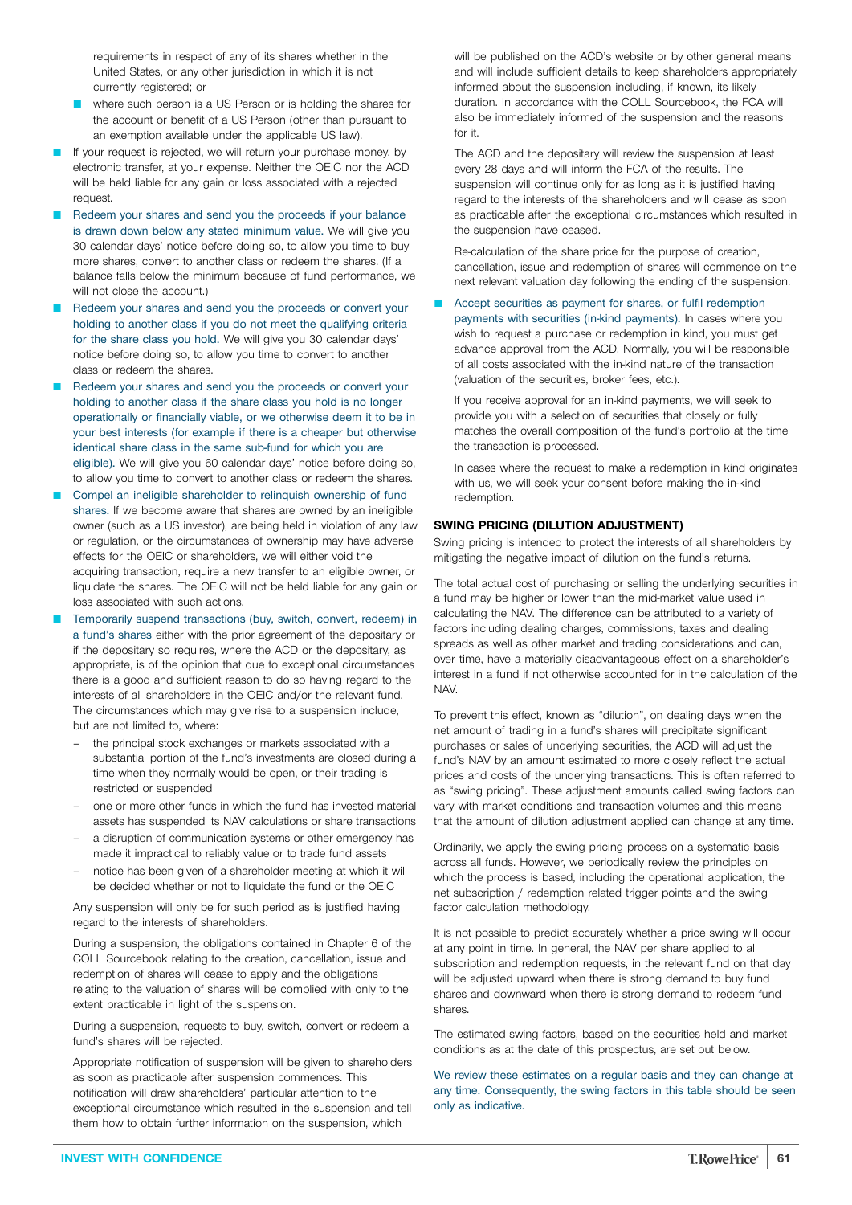requirements in respect of any of its shares whether in the United States, or any other jurisdiction in which it is not currently registered; or

- where such person is a US Person or is holding the shares for the account or benefit of a US Person (other than pursuant to an exemption available under the applicable US law).

- If your request is rejected, we will return your purchase money, by electronic transfer, at your expense. Neither the OEIC nor the ACD will be held liable for any gain or loss associated with a rejected request.
- Redeem your shares and send you the proceeds if your balance is drawn down below any stated minimum value. We will give you 30 calendar days' notice before doing so, to allow you time to buy more shares, convert to another class or redeem the shares. (If a balance falls below the minimum because of fund performance, we will not close the account.)
- Redeem your shares and send you the proceeds or convert your holding to another class if you do not meet the qualifying criteria for the share class you hold. We will give you 30 calendar days' notice before doing so, to allow you time to convert to another class or redeem the shares.
- Redeem your shares and send you the proceeds or convert your holding to another class if the share class you hold is no longer operationally or financially viable, or we otherwise deem it to be in your best interests (for example if there is a cheaper but otherwise identical share class in the same sub-fund for which you are eligible). We will give you 60 calendar days' notice before doing so, to allow you time to convert to another class or redeem the shares.
- Compel an ineligible shareholder to relinquish ownership of fund shares. If we become aware that shares are owned by an ineligible owner (such as a US investor), are being held in violation of any law or regulation, or the circumstances of ownership may have adverse effects for the OEIC or shareholders, we will either void the acquiring transaction, require a new transfer to an eligible owner, or liquidate the shares. The OEIC will not be held liable for any gain or loss associated with such actions.
- Temporarily suspend transactions (buy, switch, convert, redeem) in a fund's shares either with the prior agreement of the depositary or if the depositary so requires, where the ACD or the depositary, as appropriate, is of the opinion that due to exceptional circumstances there is a good and sufficient reason to do so having regard to the interests of all shareholders in the OEIC and/or the relevant fund. The circumstances which may give rise to a suspension include, but are not limited to, where:
  - the principal stock exchanges or markets associated with a substantial portion of the fund's investments are closed during a time when they normally would be open, or their trading is restricted or suspended
  - one or more other funds in which the fund has invested material assets has suspended its NAV calculations or share transactions
  - a disruption of communication systems or other emergency has made it impractical to reliably value or to trade fund assets
  - notice has been given of a shareholder meeting at which it will be decided whether or not to liquidate the fund or the OEIC

  Any suspension will only be for such period as is justified having regard to the interests of shareholders.

  During a suspension, the obligations contained in Chapter 6 of the COLL Sourcebook relating to the creation, cancellation, issue and redemption of shares will cease to apply and the obligations relating to the valuation of shares will be complied with only to the extent practicable in light of the suspension.

  During a suspension, requests to buy, switch, convert or redeem a fund's shares will be rejected.

  Appropriate notification of suspension will be given to shareholders as soon as practicable after suspension commences. This notification will draw shareholders' particular attention to the exceptional circumstance which resulted in the suspension and tell them how to obtain further information on the suspension, which will be published on the ACD's website or by other general means and will include sufficient details to keep shareholders appropriately informed about the suspension including, if known, its likely duration. In accordance with the COLL Sourcebook, the FCA will also be immediately informed of the suspension and the reasons for it.

  The ACD and the depositary will review the suspension at least every 28 days and will inform the FCA of the results. The suspension will continue only for as long as it is justified having regard to the interests of the shareholders and will cease as soon as practicable after the exceptional circumstances which resulted in the suspension have ceased.

  Re-calculation of the share price for the purpose of creation, cancellation, issue and redemption of shares will commence on the next relevant valuation day following the ending of the suspension.

- Accept securities as payment for shares, or fulfil redemption payments with securities (in-kind payments). In cases where you wish to request a purchase or redemption in kind, you must get advance approval from the ACD. Normally, you will be responsible of all costs associated with the in-kind nature of the transaction (valuation of the securities, broker fees, etc.).

  If you receive approval for an in-kind payments, we will seek to provide you with a selection of securities that closely or fully matches the overall composition of the fund's portfolio at the time the transaction is processed.

  In cases where the request to make a redemption in kind originates with us, we will seek your consent before making the in-kind redemption.

### SWING PRICING (DILUTION ADJUSTMENT)

Swing pricing is intended to protect the interests of all shareholders by mitigating the negative impact of dilution on the fund's returns.

The total actual cost of purchasing or selling the underlying securities in a fund may be higher or lower than the mid-market value used in calculating the NAV. The difference can be attributed to a variety of factors including dealing charges, commissions, taxes and dealing spreads as well as other market and trading considerations and can, over time, have a materially disadvantageous effect on a shareholder's interest in a fund if not otherwise accounted for in the calculation of the NAV.

To prevent this effect, known as "dilution", on dealing days when the net amount of trading in a fund's shares will precipitate significant purchases or sales of underlying securities, the ACD will adjust the fund's NAV by an amount estimated to more closely reflect the actual prices and costs of the underlying transactions. This is often referred to as "swing pricing". These adjustment amounts called swing factors can vary with market conditions and transaction volumes and this means that the amount of dilution adjustment applied can change at any time.

Ordinarily, we apply the swing pricing process on a systematic basis across all funds. However, we periodically review the principles on which the process is based, including the operational application, the net subscription / redemption related trigger points and the swing factor calculation methodology.

It is not possible to predict accurately whether a price swing will occur at any point in time. In general, the NAV per share applied to all subscription and redemption requests, in the relevant fund on that day will be adjusted upward when there is strong demand to buy fund shares and downward when there is strong demand to redeem fund shares.

The estimated swing factors, based on the securities held and market conditions as at the date of this prospectus, are set out below.

We review these estimates on a regular basis and they can change at any time. Consequently, the swing factors in this table should be seen only as indicative.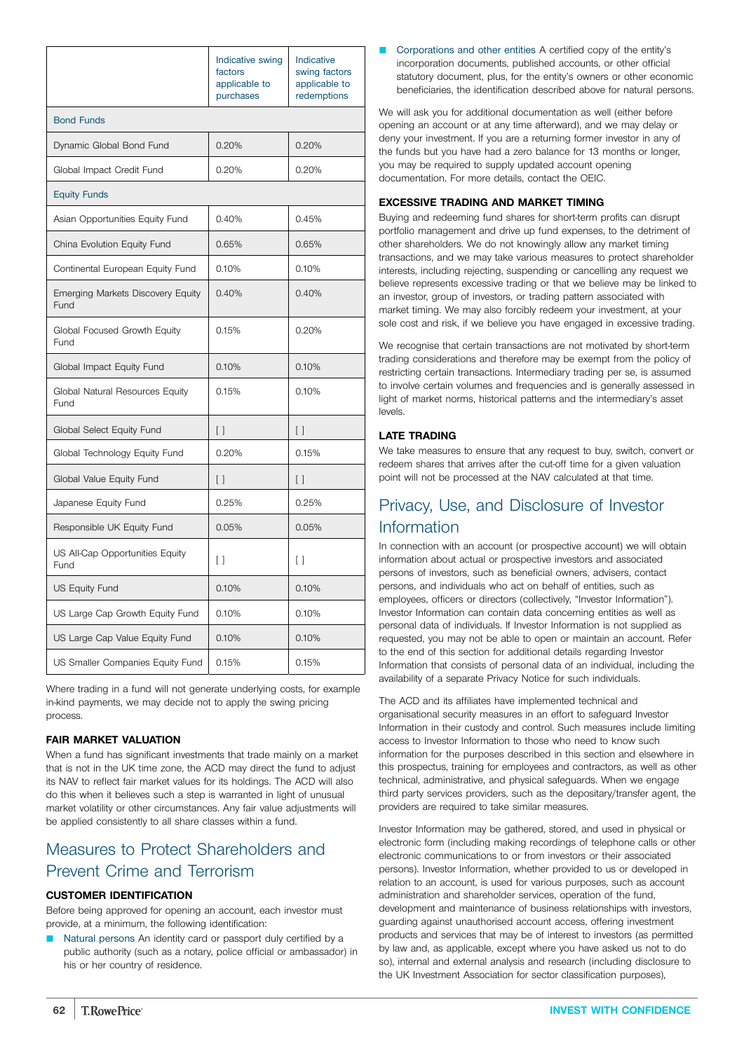| | Indicative swing factors applicable to purchases | Indicative swing factors applicable to redemptions |
|---|---|---|
| Bond Funds | | |
| Dynamic Global Bond Fund | 0.20% | 0.20% |
| Global Impact Credit Fund | 0.20% | 0.20% |
| Equity Funds | | |
| Asian Opportunities Equity Fund | 0.40% | 0.45% |
| China Evolution Equity Fund | 0.65% | 0.65% |
| Continental European Equity Fund | 0.10% | 0.10% |
| Emerging Markets Discovery Equity Fund | 0.40% | 0.40% |
| Global Focused Growth Equity Fund | 0.15% | 0.20% |
| Global Impact Equity Fund | 0.10% | 0.10% |
| Global Natural Resources Equity Fund | 0.15% | 0.10% |
| Global Select Equity Fund | [ ] | [ ] |
| Global Technology Equity Fund | 0.20% | 0.15% |
| Global Value Equity Fund | [ ] | [ ] |
| Japanese Equity Fund | 0.25% | 0.25% |
| Responsible UK Equity Fund | 0.05% | 0.05% |
| US All-Cap Opportunities Equity Fund | [ ] | [ ] |
| US Equity Fund | 0.10% | 0.10% |
| US Large Cap Growth Equity Fund | 0.10% | 0.10% |
| US Large Cap Value Equity Fund | 0.10% | 0.10% |
| US Smaller Companies Equity Fund | 0.15% | 0.15% |

Where trading in a fund will not generate underlying costs, for example in-kind payments, we may decide not to apply the swing pricing process.

**FAIR MARKET VALUATION**

When a fund has significant investments that trade mainly on a market that is not in the UK time zone, the ACD may direct the fund to adjust its NAV to reflect fair market values for its holdings. The ACD will also do this when it believes such a step is warranted in light of unusual market volatility or other circumstances. Any fair value adjustments will be applied consistently to all share classes within a fund.

## Measures to Protect Shareholders and Prevent Crime and Terrorism

**CUSTOMER IDENTIFICATION**

Before being approved for opening an account, each investor must provide, at a minimum, the following identification:

- Natural persons An identity card or passport duly certified by a public authority (such as a notary, police official or ambassador) in his or her country of residence.
- Corporations and other entities A certified copy of the entity's incorporation documents, published accounts, or other official statutory document, plus, for the entity's owners or other economic beneficiaries, the identification described above for natural persons.

We will ask you for additional documentation as well (either before opening an account or at any time afterward), and we may delay or deny your investment. If you are a returning former investor in any of the funds but you have had a zero balance for 13 months or longer, you may be required to supply updated account opening documentation. For more details, contact the OEIC.

**EXCESSIVE TRADING AND MARKET TIMING**

Buying and redeeming fund shares for short-term profits can disrupt portfolio management and drive up fund expenses, to the detriment of other shareholders. We do not knowingly allow any market timing transactions, and we may take various measures to protect shareholder interests, including rejecting, suspending or cancelling any request we believe represents excessive trading or that we believe may be linked to an investor, group of investors, or trading pattern associated with market timing. We may also forcibly redeem your investment, at your sole cost and risk, if we believe you have engaged in excessive trading.

We recognise that certain transactions are not motivated by short-term trading considerations and therefore may be exempt from the policy of restricting certain transactions. Intermediary trading per se, is assumed to involve certain volumes and frequencies and is generally assessed in light of market norms, historical patterns and the intermediary's asset levels.

**LATE TRADING**

We take measures to ensure that any request to buy, switch, convert or redeem shares that arrives after the cut-off time for a given valuation point will not be processed at the NAV calculated at that time.

## Privacy, Use, and Disclosure of Investor Information

In connection with an account (or prospective account) we will obtain information about actual or prospective investors and associated persons of investors, such as beneficial owners, advisers, contact persons, and individuals who act on behalf of entities, such as employees, officers or directors (collectively, "Investor Information"). Investor Information can contain data concerning entities as well as personal data of individuals. If Investor Information is not supplied as requested, you may not be able to open or maintain an account. Refer to the end of this section for additional details regarding Investor Information that consists of personal data of an individual, including the availability of a separate Privacy Notice for such individuals.

The ACD and its affiliates have implemented technical and organisational security measures in an effort to safeguard Investor Information in their custody and control. Such measures include limiting access to Investor Information to those who need to know such information for the purposes described in this section and elsewhere in this prospectus, training for employees and contractors, as well as other technical, administrative, and physical safeguards. When we engage third party services providers, such as the depositary/transfer agent, the providers are required to take similar measures.

Investor Information may be gathered, stored, and used in physical or electronic form (including making recordings of telephone calls or other electronic communications to or from investors or their associated persons). Investor Information, whether provided to us or developed in relation to an account, is used for various purposes, such as account administration and shareholder services, operation of the fund, development and maintenance of business relationships with investors, guarding against unauthorised account access, offering investment products and services that may be of interest to investors (as permitted by law and, as applicable, except where you have asked us not to do so), internal and external analysis and research (including disclosure to the UK Investment Association for sector classification purposes),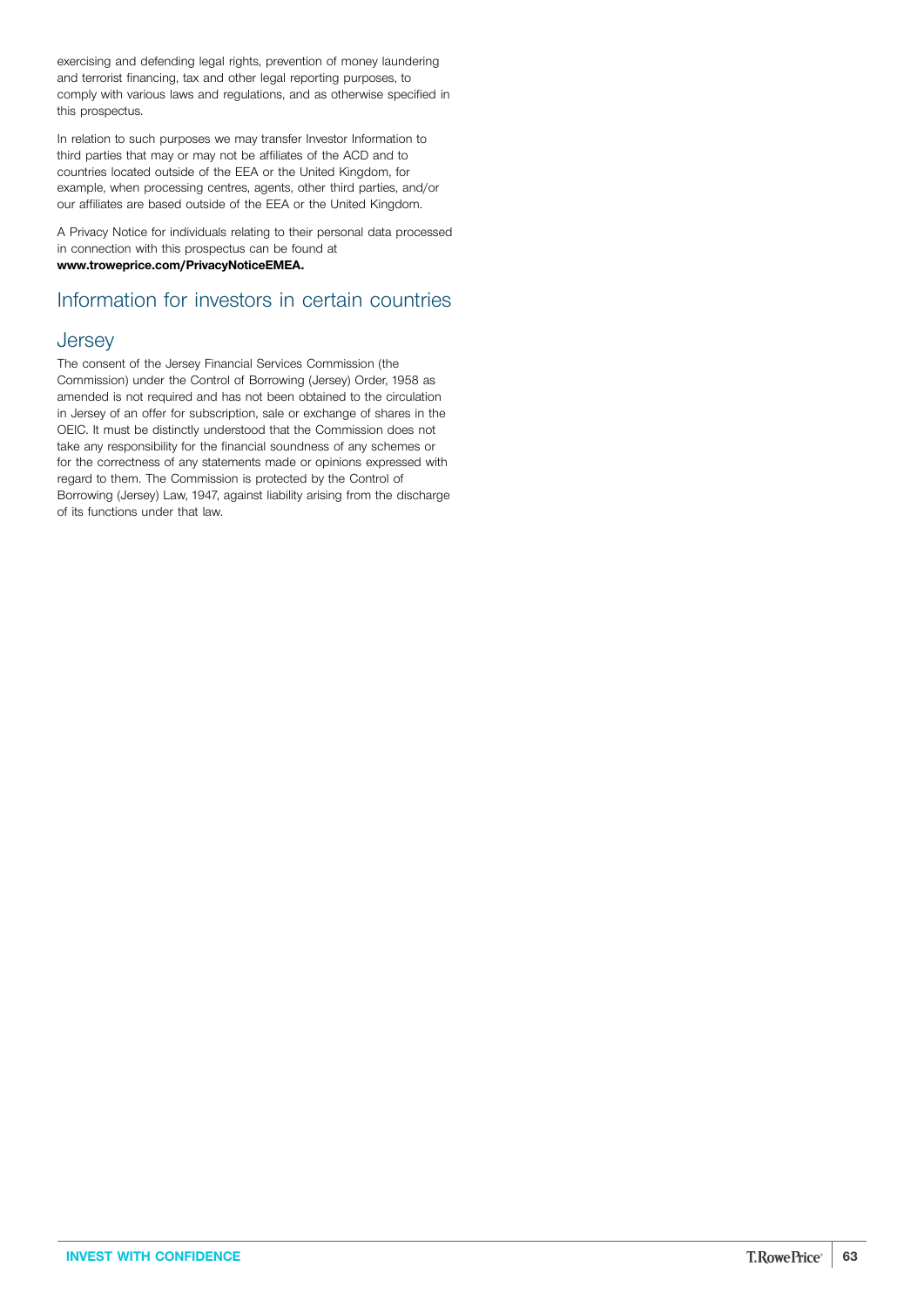exercising and defending legal rights, prevention of money laundering and terrorist financing, tax and other legal reporting purposes, to comply with various laws and regulations, and as otherwise specified in this prospectus.

In relation to such purposes we may transfer Investor Information to third parties that may or may not be affiliates of the ACD and to countries located outside of the EEA or the United Kingdom, for example, when processing centres, agents, other third parties, and/or our affiliates are based outside of the EEA or the United Kingdom.

A Privacy Notice for individuals relating to their personal data processed in connection with this prospectus can be found at **www.troweprice.com/PrivacyNoticeEMEA.**

## Information for investors in certain countries

### Jersey

The consent of the Jersey Financial Services Commission (the Commission) under the Control of Borrowing (Jersey) Order, 1958 as amended is not required and has not been obtained to the circulation in Jersey of an offer for subscription, sale or exchange of shares in the OEIC. It must be distinctly understood that the Commission does not take any responsibility for the financial soundness of any schemes or for the correctness of any statements made or opinions expressed with regard to them. The Commission is protected by the Control of Borrowing (Jersey) Law, 1947, against liability arising from the discharge of its functions under that law.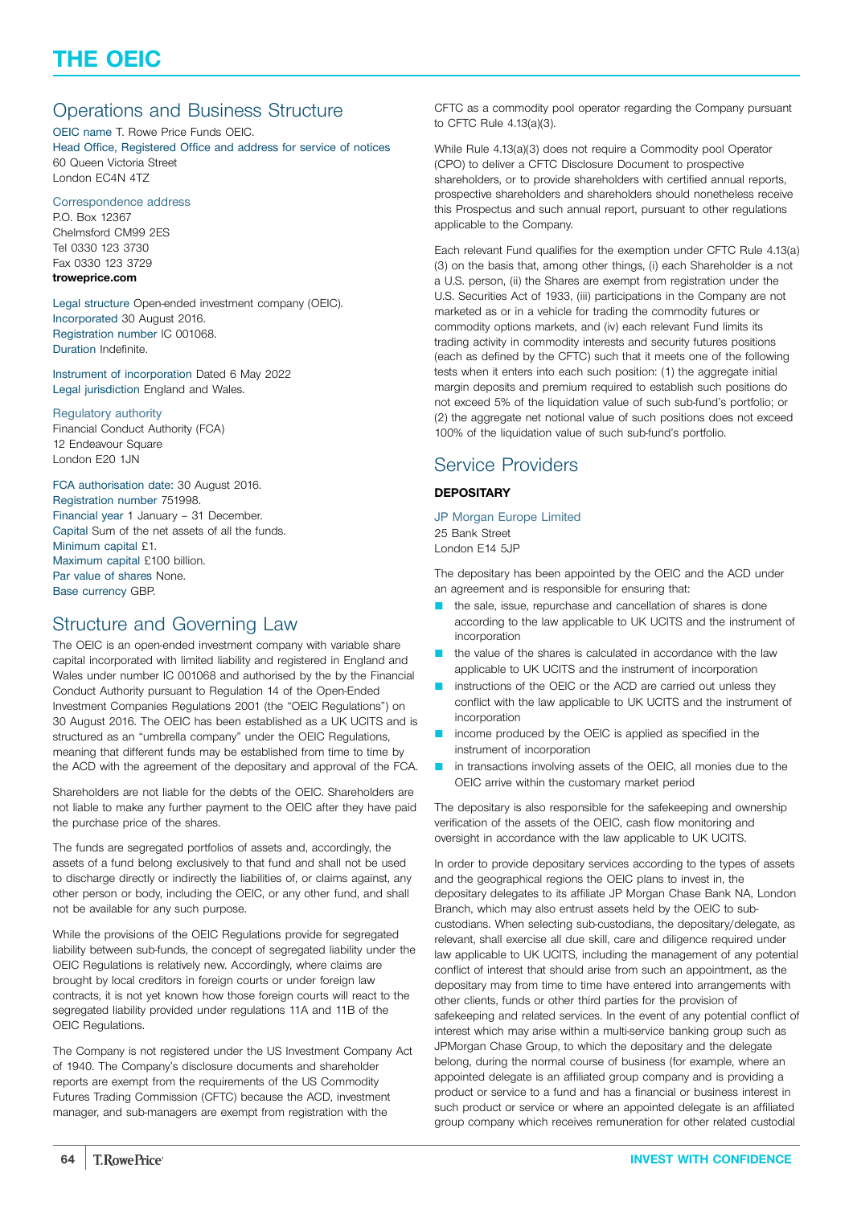# THE OEIC

## Operations and Business Structure

OEIC name T. Rowe Price Funds OEIC.
Head Office, Registered Office and address for service of notices
60 Queen Victoria Street
London EC4N 4TZ

Correspondence address
P.O. Box 12367
Chelmsford CM99 2ES
Tel 0330 123 3730
Fax 0330 123 3729
**troweprice.com**

Legal structure Open-ended investment company (OEIC).
Incorporated 30 August 2016.
Registration number IC 001068.
Duration Indefinite.

Instrument of incorporation Dated 6 May 2022
Legal jurisdiction England and Wales.

Regulatory authority
Financial Conduct Authority (FCA)
12 Endeavour Square
London E20 1JN

FCA authorisation date: 30 August 2016.
Registration number 751998.
Financial year 1 January – 31 December.
Capital Sum of the net assets of all the funds.
Minimum capital £1.
Maximum capital £100 billion.
Par value of shares None.
Base currency GBP.

## Structure and Governing Law

The OEIC is an open-ended investment company with variable share capital incorporated with limited liability and registered in England and Wales under number IC 001068 and authorised by the by the Financial Conduct Authority pursuant to Regulation 14 of the Open-Ended Investment Companies Regulations 2001 (the "OEIC Regulations") on 30 August 2016. The OEIC has been established as a UK UCITS and is structured as an "umbrella company" under the OEIC Regulations, meaning that different funds may be established from time to time by the ACD with the agreement of the depositary and approval of the FCA.

Shareholders are not liable for the debts of the OEIC. Shareholders are not liable to make any further payment to the OEIC after they have paid the purchase price of the shares.

The funds are segregated portfolios of assets and, accordingly, the assets of a fund belong exclusively to that fund and shall not be used to discharge directly or indirectly the liabilities of, or claims against, any other person or body, including the OEIC, or any other fund, and shall not be available for any such purpose.

While the provisions of the OEIC Regulations provide for segregated liability between sub-funds, the concept of segregated liability under the OEIC Regulations is relatively new. Accordingly, where claims are brought by local creditors in foreign courts or under foreign law contracts, it is not yet known how those foreign courts will react to the segregated liability provided under regulations 11A and 11B of the OEIC Regulations.

The Company is not registered under the US Investment Company Act of 1940. The Company's disclosure documents and shareholder reports are exempt from the requirements of the US Commodity Futures Trading Commission (CFTC) because the ACD, investment manager, and sub-managers are exempt from registration with the CFTC as a commodity pool operator regarding the Company pursuant to CFTC Rule 4.13(a)(3).

While Rule 4.13(a)(3) does not require a Commodity pool Operator (CPO) to deliver a CFTC Disclosure Document to prospective shareholders, or to provide shareholders with certified annual reports, prospective shareholders and shareholders should nonetheless receive this Prospectus and such annual report, pursuant to other regulations applicable to the Company.

Each relevant Fund qualifies for the exemption under CFTC Rule 4.13(a)(3) on the basis that, among other things, (i) each Shareholder is a not a U.S. person, (ii) the Shares are exempt from registration under the U.S. Securities Act of 1933, (iii) participations in the Company are not marketed as or in a vehicle for trading the commodity futures or commodity options markets, and (iv) each relevant Fund limits its trading activity in commodity interests and security futures positions (each as defined by the CFTC) such that it meets one of the following tests when it enters into each such position: (1) the aggregate initial margin deposits and premium required to establish such positions do not exceed 5% of the liquidation value of such sub-fund's portfolio; or (2) the aggregate net notional value of such positions does not exceed 100% of the liquidation value of such sub-fund's portfolio.

## Service Providers

### DEPOSITARY

JP Morgan Europe Limited
25 Bank Street
London E14 5JP

The depositary has been appointed by the OEIC and the ACD under an agreement and is responsible for ensuring that:

- the sale, issue, repurchase and cancellation of shares is done according to the law applicable to UK UCITS and the instrument of incorporation
- the value of the shares is calculated in accordance with the law applicable to UK UCITS and the instrument of incorporation
- instructions of the OEIC or the ACD are carried out unless they conflict with the law applicable to UK UCITS and the instrument of incorporation
- income produced by the OEIC is applied as specified in the instrument of incorporation
- in transactions involving assets of the OEIC, all monies due to the OEIC arrive within the customary market period

The depositary is also responsible for the safekeeping and ownership verification of the assets of the OEIC, cash flow monitoring and oversight in accordance with the law applicable to UK UCITS.

In order to provide depositary services according to the types of assets and the geographical regions the OEIC plans to invest in, the depositary delegates to its affiliate JP Morgan Chase Bank NA, London Branch, which may also entrust assets held by the OEIC to sub-custodians. When selecting sub-custodians, the depositary/delegate, as relevant, shall exercise all due skill, care and diligence required under law applicable to UK UCITS, including the management of any potential conflict of interest that should arise from such an appointment, as the depositary may from time to time have entered into arrangements with other clients, funds or other third parties for the provision of safekeeping and related services. In the event of any potential conflict of interest which may arise within a multi-service banking group such as JPMorgan Chase Group, to which the depositary and the delegate belong, during the normal course of business (for example, where an appointed delegate is an affiliated group company and is providing a product or service to a fund and has a financial or business interest in such product or service or where an appointed delegate is an affiliated group company which receives remuneration for other related custodial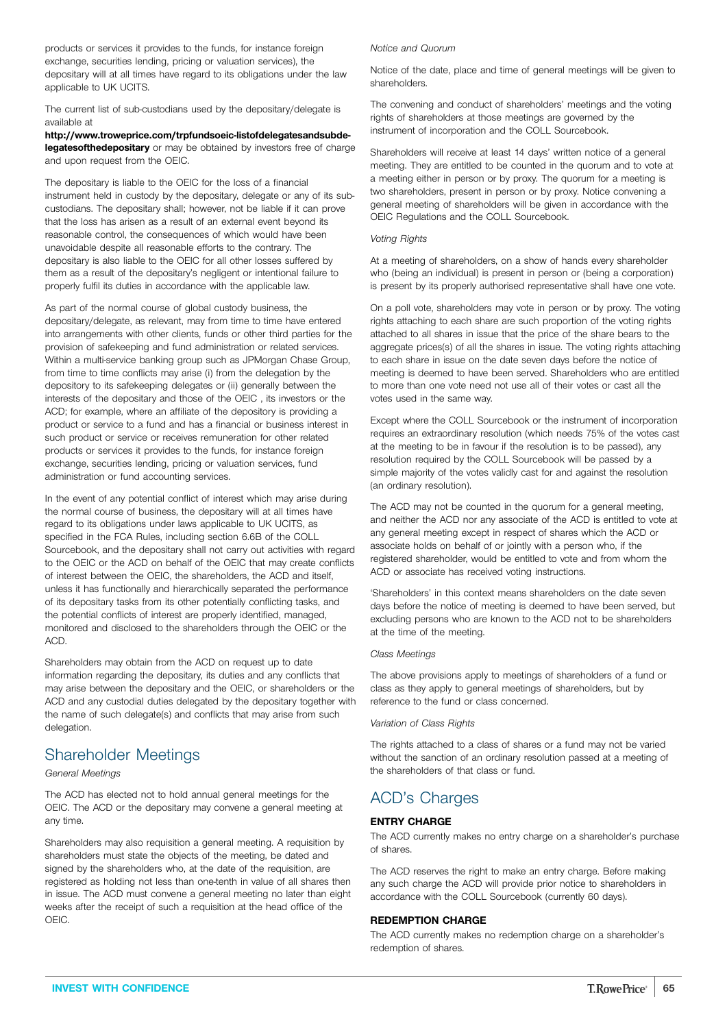products or services it provides to the funds, for instance foreign exchange, securities lending, pricing or valuation services), the depositary will at all times have regard to its obligations under the law applicable to UK UCITS.

The current list of sub-custodians used by the depositary/delegate is available at **http://www.troweprice.com/trpfundsoeic-listofdelegatesandsubdelegatesofthedepositary** or may be obtained by investors free of charge and upon request from the OEIC.

The depositary is liable to the OEIC for the loss of a financial instrument held in custody by the depositary, delegate or any of its sub-custodians. The depositary shall; however, not be liable if it can prove that the loss has arisen as a result of an external event beyond its reasonable control, the consequences of which would have been unavoidable despite all reasonable efforts to the contrary. The depositary is also liable to the OEIC for all other losses suffered by them as a result of the depositary's negligent or intentional failure to properly fulfil its duties in accordance with the applicable law.

As part of the normal course of global custody business, the depositary/delegate, as relevant, may from time to time have entered into arrangements with other clients, funds or other third parties for the provision of safekeeping and fund administration or related services. Within a multi-service banking group such as JPMorgan Chase Group, from time to time conflicts may arise (i) from the delegation by the depository to its safekeeping delegates or (ii) generally between the interests of the depositary and those of the OEIC , its investors or the ACD; for example, where an affiliate of the depository is providing a product or service to a fund and has a financial or business interest in such product or service or receives remuneration for other related products or services it provides to the funds, for instance foreign exchange, securities lending, pricing or valuation services, fund administration or fund accounting services.

In the event of any potential conflict of interest which may arise during the normal course of business, the depositary will at all times have regard to its obligations under laws applicable to UK UCITS, as specified in the FCA Rules, including section 6.6B of the COLL Sourcebook, and the depositary shall not carry out activities with regard to the OEIC or the ACD on behalf of the OEIC that may create conflicts of interest between the OEIC, the shareholders, the ACD and itself, unless it has functionally and hierarchically separated the performance of its depositary tasks from its other potentially conflicting tasks, and the potential conflicts of interest are properly identified, managed, monitored and disclosed to the shareholders through the OEIC or the ACD.

Shareholders may obtain from the ACD on request up to date information regarding the depositary, its duties and any conflicts that may arise between the depositary and the OEIC, or shareholders or the ACD and any custodial duties delegated by the depositary together with the name of such delegate(s) and conflicts that may arise from such delegation.

## Shareholder Meetings

*General Meetings*

The ACD has elected not to hold annual general meetings for the OEIC. The ACD or the depositary may convene a general meeting at any time.

Shareholders may also requisition a general meeting. A requisition by shareholders must state the objects of the meeting, be dated and signed by the shareholders who, at the date of the requisition, are registered as holding not less than one-tenth in value of all shares then in issue. The ACD must convene a general meeting no later than eight weeks after the receipt of such a requisition at the head office of the OEIC.

*Notice and Quorum*

Notice of the date, place and time of general meetings will be given to shareholders.

The convening and conduct of shareholders' meetings and the voting rights of shareholders at those meetings are governed by the instrument of incorporation and the COLL Sourcebook.

Shareholders will receive at least 14 days' written notice of a general meeting. They are entitled to be counted in the quorum and to vote at a meeting either in person or by proxy. The quorum for a meeting is two shareholders, present in person or by proxy. Notice convening a general meeting of shareholders will be given in accordance with the OEIC Regulations and the COLL Sourcebook.

*Voting Rights*

At a meeting of shareholders, on a show of hands every shareholder who (being an individual) is present in person or (being a corporation) is present by its properly authorised representative shall have one vote.

On a poll vote, shareholders may vote in person or by proxy. The voting rights attaching to each share are such proportion of the voting rights attached to all shares in issue that the price of the share bears to the aggregate prices(s) of all the shares in issue. The voting rights attaching to each share in issue on the date seven days before the notice of meeting is deemed to have been served. Shareholders who are entitled to more than one vote need not use all of their votes or cast all the votes used in the same way.

Except where the COLL Sourcebook or the instrument of incorporation requires an extraordinary resolution (which needs 75% of the votes cast at the meeting to be in favour if the resolution is to be passed), any resolution required by the COLL Sourcebook will be passed by a simple majority of the votes validly cast for and against the resolution (an ordinary resolution).

The ACD may not be counted in the quorum for a general meeting, and neither the ACD nor any associate of the ACD is entitled to vote at any general meeting except in respect of shares which the ACD or associate holds on behalf of or jointly with a person who, if the registered shareholder, would be entitled to vote and from whom the ACD or associate has received voting instructions.

'Shareholders' in this context means shareholders on the date seven days before the notice of meeting is deemed to have been served, but excluding persons who are known to the ACD not to be shareholders at the time of the meeting.

*Class Meetings*

The above provisions apply to meetings of shareholders of a fund or class as they apply to general meetings of shareholders, but by reference to the fund or class concerned.

*Variation of Class Rights*

The rights attached to a class of shares or a fund may not be varied without the sanction of an ordinary resolution passed at a meeting of the shareholders of that class or fund.

## ACD's Charges

### ENTRY CHARGE

The ACD currently makes no entry charge on a shareholder's purchase of shares.

The ACD reserves the right to make an entry charge. Before making any such charge the ACD will provide prior notice to shareholders in accordance with the COLL Sourcebook (currently 60 days).

### REDEMPTION CHARGE

The ACD currently makes no redemption charge on a shareholder's redemption of shares.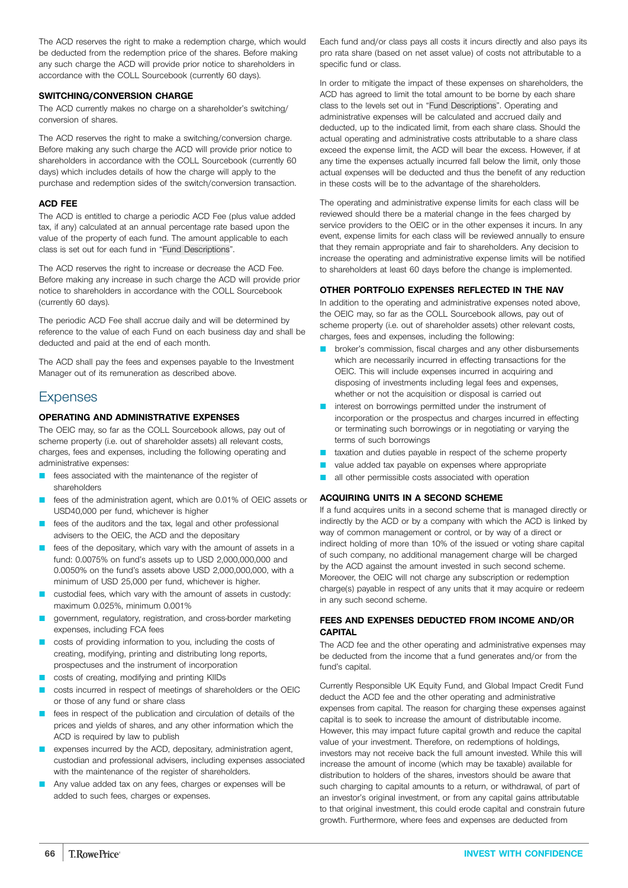The ACD reserves the right to make a redemption charge, which would be deducted from the redemption price of the shares. Before making any such charge the ACD will provide prior notice to shareholders in accordance with the COLL Sourcebook (currently 60 days).

### SWITCHING/CONVERSION CHARGE

The ACD currently makes no charge on a shareholder's switching/conversion of shares.

The ACD reserves the right to make a switching/conversion charge. Before making any such charge the ACD will provide prior notice to shareholders in accordance with the COLL Sourcebook (currently 60 days) which includes details of how the charge will apply to the purchase and redemption sides of the switch/conversion transaction.

### ACD FEE

The ACD is entitled to charge a periodic ACD Fee (plus value added tax, if any) calculated at an annual percentage rate based upon the value of the property of each fund. The amount applicable to each class is set out for each fund in "Fund Descriptions".

The ACD reserves the right to increase or decrease the ACD Fee. Before making any increase in such charge the ACD will provide prior notice to shareholders in accordance with the COLL Sourcebook (currently 60 days).

The periodic ACD Fee shall accrue daily and will be determined by reference to the value of each Fund on each business day and shall be deducted and paid at the end of each month.

The ACD shall pay the fees and expenses payable to the Investment Manager out of its remuneration as described above.

## Expenses

### OPERATING AND ADMINISTRATIVE EXPENSES

The OEIC may, so far as the COLL Sourcebook allows, pay out of scheme property (i.e. out of shareholder assets) all relevant costs, charges, fees and expenses, including the following operating and administrative expenses:

- fees associated with the maintenance of the register of shareholders
- fees of the administration agent, which are 0.01% of OEIC assets or USD40,000 per fund, whichever is higher
- fees of the auditors and the tax, legal and other professional advisers to the OEIC, the ACD and the depositary
- fees of the depositary, which vary with the amount of assets in a fund: 0.0075% on fund's assets up to USD 2,000,000,000 and 0.0050% on the fund's assets above USD 2,000,000,000, with a minimum of USD 25,000 per fund, whichever is higher.
- custodial fees, which vary with the amount of assets in custody: maximum 0.025%, minimum 0.001%
- government, regulatory, registration, and cross-border marketing expenses, including FCA fees
- costs of providing information to you, including the costs of creating, modifying, printing and distributing long reports, prospectuses and the instrument of incorporation
- costs of creating, modifying and printing KIIDs
- costs incurred in respect of meetings of shareholders or the OEIC or those of any fund or share class
- fees in respect of the publication and circulation of details of the prices and yields of shares, and any other information which the ACD is required by law to publish
- expenses incurred by the ACD, depositary, administration agent, custodian and professional advisers, including expenses associated with the maintenance of the register of shareholders.
- Any value added tax on any fees, charges or expenses will be added to such fees, charges or expenses.

Each fund and/or class pays all costs it incurs directly and also pays its pro rata share (based on net asset value) of costs not attributable to a specific fund or class.

In order to mitigate the impact of these expenses on shareholders, the ACD has agreed to limit the total amount to be borne by each share class to the levels set out in "Fund Descriptions". Operating and administrative expenses will be calculated and accrued daily and deducted, up to the indicated limit, from each share class. Should the actual operating and administrative costs attributable to a share class exceed the expense limit, the ACD will bear the excess. However, if at any time the expenses actually incurred fall below the limit, only those actual expenses will be deducted and thus the benefit of any reduction in these costs will be to the advantage of the shareholders.

The operating and administrative expense limits for each class will be reviewed should there be a material change in the fees charged by service providers to the OEIC or in the other expenses it incurs. In any event, expense limits for each class will be reviewed annually to ensure that they remain appropriate and fair to shareholders. Any decision to increase the operating and administrative expense limits will be notified to shareholders at least 60 days before the change is implemented.

### OTHER PORTFOLIO EXPENSES REFLECTED IN THE NAV

In addition to the operating and administrative expenses noted above, the OEIC may, so far as the COLL Sourcebook allows, pay out of scheme property (i.e. out of shareholder assets) other relevant costs, charges, fees and expenses, including the following:

- broker's commission, fiscal charges and any other disbursements which are necessarily incurred in effecting transactions for the OEIC. This will include expenses incurred in acquiring and disposing of investments including legal fees and expenses, whether or not the acquisition or disposal is carried out
- interest on borrowings permitted under the instrument of incorporation or the prospectus and charges incurred in effecting or terminating such borrowings or in negotiating or varying the terms of such borrowings
- taxation and duties payable in respect of the scheme property
- value added tax payable on expenses where appropriate
- all other permissible costs associated with operation

### ACQUIRING UNITS IN A SECOND SCHEME

If a fund acquires units in a second scheme that is managed directly or indirectly by the ACD or by a company with which the ACD is linked by way of common management or control, or by way of a direct or indirect holding of more than 10% of the issued or voting share capital of such company, no additional management charge will be charged by the ACD against the amount invested in such second scheme. Moreover, the OEIC will not charge any subscription or redemption charge(s) payable in respect of any units that it may acquire or redeem in any such second scheme.

### FEES AND EXPENSES DEDUCTED FROM INCOME AND/OR CAPITAL

The ACD fee and the other operating and administrative expenses may be deducted from the income that a fund generates and/or from the fund's capital.

Currently Responsible UK Equity Fund, and Global Impact Credit Fund deduct the ACD fee and the other operating and administrative expenses from capital. The reason for charging these expenses against capital is to seek to increase the amount of distributable income. However, this may impact future capital growth and reduce the capital value of your investment. Therefore, on redemptions of holdings, investors may not receive back the full amount invested. While this will increase the amount of income (which may be taxable) available for distribution to holders of the shares, investors should be aware that such charging to capital amounts to a return, or withdrawal, of part of an investor's original investment, or from any capital gains attributable to that original investment, this could erode capital and constrain future growth. Furthermore, where fees and expenses are deducted from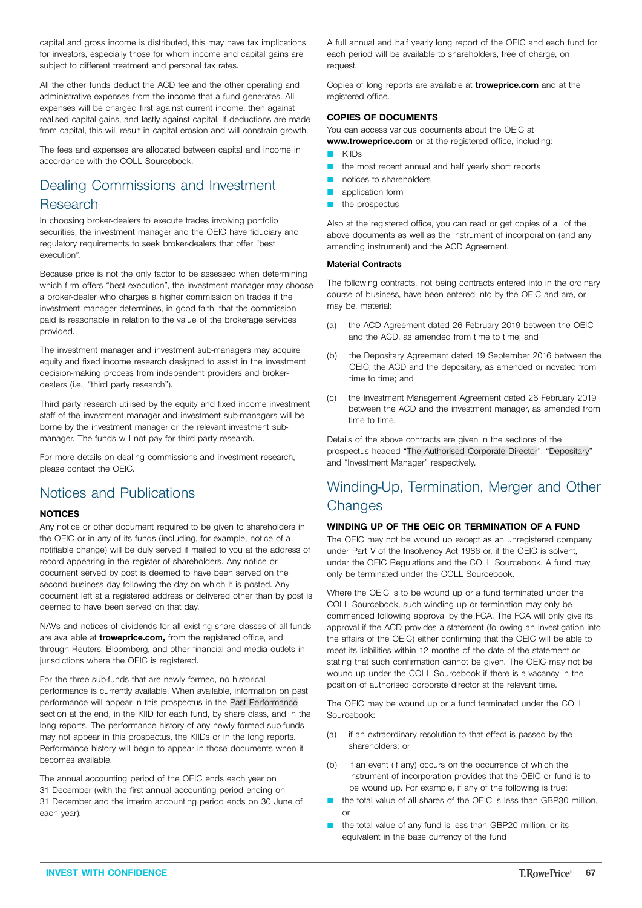capital and gross income is distributed, this may have tax implications for investors, especially those for whom income and capital gains are subject to different treatment and personal tax rates.

All the other funds deduct the ACD fee and the other operating and administrative expenses from the income that a fund generates. All expenses will be charged first against current income, then against realised capital gains, and lastly against capital. If deductions are made from capital, this will result in capital erosion and will constrain growth.

The fees and expenses are allocated between capital and income in accordance with the COLL Sourcebook.

## Dealing Commissions and Investment Research

In choosing broker-dealers to execute trades involving portfolio securities, the investment manager and the OEIC have fiduciary and regulatory requirements to seek broker-dealers that offer "best execution".

Because price is not the only factor to be assessed when determining which firm offers "best execution", the investment manager may choose a broker-dealer who charges a higher commission on trades if the investment manager determines, in good faith, that the commission paid is reasonable in relation to the value of the brokerage services provided.

The investment manager and investment sub-managers may acquire equity and fixed income research designed to assist in the investment decision-making process from independent providers and broker-dealers (i.e., "third party research").

Third party research utilised by the equity and fixed income investment staff of the investment manager and investment sub-managers will be borne by the investment manager or the relevant investment sub-manager. The funds will not pay for third party research.

For more details on dealing commissions and investment research, please contact the OEIC.

## Notices and Publications

### NOTICES

Any notice or other document required to be given to shareholders in the OEIC or in any of its funds (including, for example, notice of a notifiable change) will be duly served if mailed to you at the address of record appearing in the register of shareholders. Any notice or document served by post is deemed to have been served on the second business day following the day on which it is posted. Any document left at a registered address or delivered other than by post is deemed to have been served on that day.

NAVs and notices of dividends for all existing share classes of all funds are available at **troweprice.com,** from the registered office, and through Reuters, Bloomberg, and other financial and media outlets in jurisdictions where the OEIC is registered.

For the three sub-funds that are newly formed, no historical performance is currently available. When available, information on past performance will appear in this prospectus in the Past Performance section at the end, in the KIID for each fund, by share class, and in the long reports. The performance history of any newly formed sub-funds may not appear in this prospectus, the KIIDs or in the long reports. Performance history will begin to appear in those documents when it becomes available.

The annual accounting period of the OEIC ends each year on 31 December (with the first annual accounting period ending on 31 December and the interim accounting period ends on 30 June of each year).

A full annual and half yearly long report of the OEIC and each fund for each period will be available to shareholders, free of charge, on request.

Copies of long reports are available at **troweprice.com** and at the registered office.

### COPIES OF DOCUMENTS

You can access various documents about the OEIC at **www.troweprice.com** or at the registered office, including:

- KIIDs
- the most recent annual and half yearly short reports
- notices to shareholders
- application form
- the prospectus

Also at the registered office, you can read or get copies of all of the above documents as well as the instrument of incorporation (and any amending instrument) and the ACD Agreement.

#### Material Contracts

The following contracts, not being contracts entered into in the ordinary course of business, have been entered into by the OEIC and are, or may be, material:

(a) the ACD Agreement dated 26 February 2019 between the OEIC and the ACD, as amended from time to time; and

(b) the Depositary Agreement dated 19 September 2016 between the OEIC, the ACD and the depositary, as amended or novated from time to time; and

(c) the Investment Management Agreement dated 26 February 2019 between the ACD and the investment manager, as amended from time to time.

Details of the above contracts are given in the sections of the prospectus headed "The Authorised Corporate Director", "Depositary" and "Investment Manager" respectively.

## Winding-Up, Termination, Merger and Other Changes

### WINDING UP OF THE OEIC OR TERMINATION OF A FUND

The OEIC may not be wound up except as an unregistered company under Part V of the Insolvency Act 1986 or, if the OEIC is solvent, under the OEIC Regulations and the COLL Sourcebook. A fund may only be terminated under the COLL Sourcebook.

Where the OEIC is to be wound up or a fund terminated under the COLL Sourcebook, such winding up or termination may only be commenced following approval by the FCA. The FCA will only give its approval if the ACD provides a statement (following an investigation into the affairs of the OEIC) either confirming that the OEIC will be able to meet its liabilities within 12 months of the date of the statement or stating that such confirmation cannot be given. The OEIC may not be wound up under the COLL Sourcebook if there is a vacancy in the position of authorised corporate director at the relevant time.

The OEIC may be wound up or a fund terminated under the COLL Sourcebook:

(a) if an extraordinary resolution to that effect is passed by the shareholders; or

(b) if an event (if any) occurs on the occurrence of which the instrument of incorporation provides that the OEIC or fund is to be wound up. For example, if any of the following is true:

- the total value of all shares of the OEIC is less than GBP30 million, or
- the total value of any fund is less than GBP20 million, or its equivalent in the base currency of the fund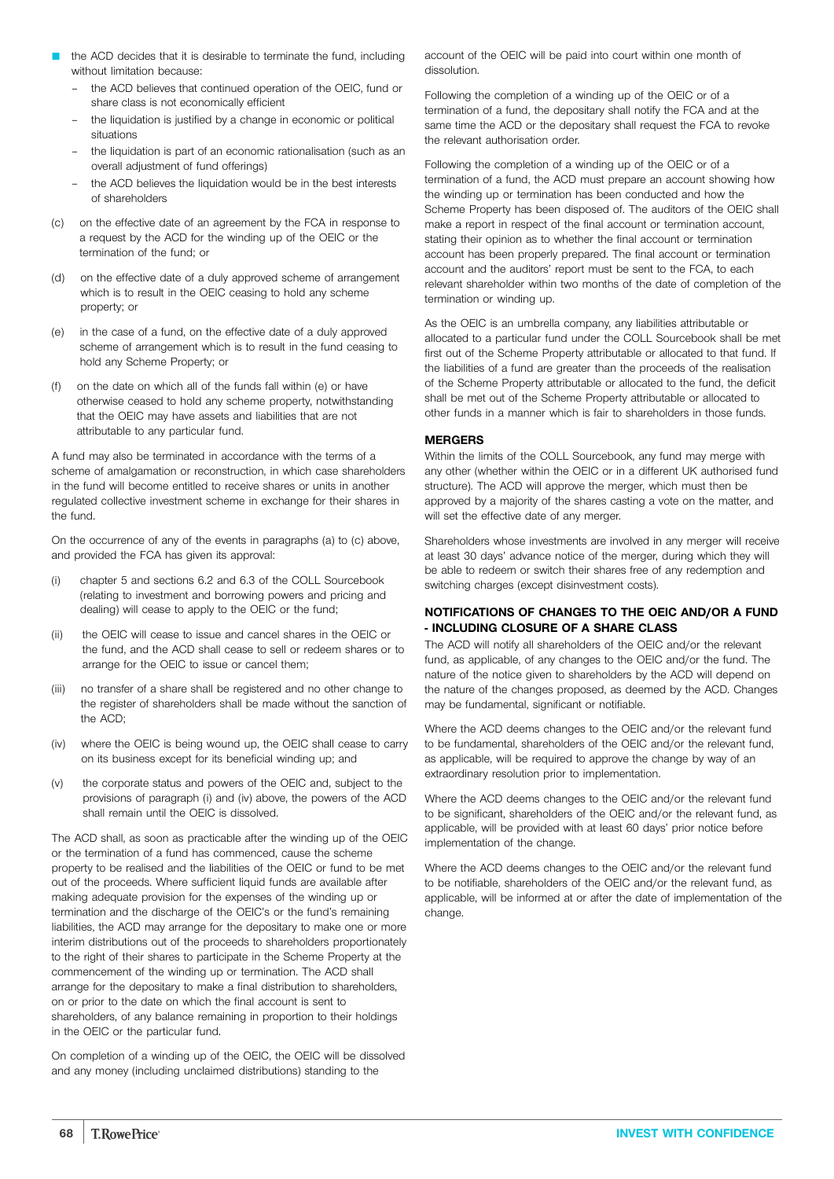- the ACD decides that it is desirable to terminate the fund, including without limitation because:
  - the ACD believes that continued operation of the OEIC, fund or share class is not economically efficient
  - the liquidation is justified by a change in economic or political situations
  - the liquidation is part of an economic rationalisation (such as an overall adjustment of fund offerings)
  - the ACD believes the liquidation would be in the best interests of shareholders

(c) on the effective date of an agreement by the FCA in response to a request by the ACD for the winding up of the OEIC or the termination of the fund; or

(d) on the effective date of a duly approved scheme of arrangement which is to result in the OEIC ceasing to hold any scheme property; or

(e) in the case of a fund, on the effective date of a duly approved scheme of arrangement which is to result in the fund ceasing to hold any Scheme Property; or

(f) on the date on which all of the funds fall within (e) or have otherwise ceased to hold any scheme property, notwithstanding that the OEIC may have assets and liabilities that are not attributable to any particular fund.

A fund may also be terminated in accordance with the terms of a scheme of amalgamation or reconstruction, in which case shareholders in the fund will become entitled to receive shares or units in another regulated collective investment scheme in exchange for their shares in the fund.

On the occurrence of any of the events in paragraphs (a) to (c) above, and provided the FCA has given its approval:

(i) chapter 5 and sections 6.2 and 6.3 of the COLL Sourcebook (relating to investment and borrowing powers and pricing and dealing) will cease to apply to the OEIC or the fund;

(ii) the OEIC will cease to issue and cancel shares in the OEIC or the fund, and the ACD shall cease to sell or redeem shares or to arrange for the OEIC to issue or cancel them;

(iii) no transfer of a share shall be registered and no other change to the register of shareholders shall be made without the sanction of the ACD;

(iv) where the OEIC is being wound up, the OEIC shall cease to carry on its business except for its beneficial winding up; and

(v) the corporate status and powers of the OEIC and, subject to the provisions of paragraph (i) and (iv) above, the powers of the ACD shall remain until the OEIC is dissolved.

The ACD shall, as soon as practicable after the winding up of the OEIC or the termination of a fund has commenced, cause the scheme property to be realised and the liabilities of the OEIC or fund to be met out of the proceeds. Where sufficient liquid funds are available after making adequate provision for the expenses of the winding up or termination and the discharge of the OEIC's or the fund's remaining liabilities, the ACD may arrange for the depositary to make one or more interim distributions out of the proceeds to shareholders proportionately to the right of their shares to participate in the Scheme Property at the commencement of the winding up or termination. The ACD shall arrange for the depositary to make a final distribution to shareholders, on or prior to the date on which the final account is sent to shareholders, of any balance remaining in proportion to their holdings in the OEIC or the particular fund.

On completion of a winding up of the OEIC, the OEIC will be dissolved and any money (including unclaimed distributions) standing to the account of the OEIC will be paid into court within one month of dissolution.

Following the completion of a winding up of the OEIC or of a termination of a fund, the depositary shall notify the FCA and at the same time the ACD or the depositary shall request the FCA to revoke the relevant authorisation order.

Following the completion of a winding up of the OEIC or of a termination of a fund, the ACD must prepare an account showing how the winding up or termination has been conducted and how the Scheme Property has been disposed of. The auditors of the OEIC shall make a report in respect of the final account or termination account, stating their opinion as to whether the final account or termination account has been properly prepared. The final account or termination account and the auditors' report must be sent to the FCA, to each relevant shareholder within two months of the date of completion of the termination or winding up.

As the OEIC is an umbrella company, any liabilities attributable or allocated to a particular fund under the COLL Sourcebook shall be met first out of the Scheme Property attributable or allocated to that fund. If the liabilities of a fund are greater than the proceeds of the realisation of the Scheme Property attributable or allocated to the fund, the deficit shall be met out of the Scheme Property attributable or allocated to other funds in a manner which is fair to shareholders in those funds.

## MERGERS

Within the limits of the COLL Sourcebook, any fund may merge with any other (whether within the OEIC or in a different UK authorised fund structure). The ACD will approve the merger, which must then be approved by a majority of the shares casting a vote on the matter, and will set the effective date of any merger.

Shareholders whose investments are involved in any merger will receive at least 30 days' advance notice of the merger, during which they will be able to redeem or switch their shares free of any redemption and switching charges (except disinvestment costs).

## NOTIFICATIONS OF CHANGES TO THE OEIC AND/OR A FUND - INCLUDING CLOSURE OF A SHARE CLASS

The ACD will notify all shareholders of the OEIC and/or the relevant fund, as applicable, of any changes to the OEIC and/or the fund. The nature of the notice given to shareholders by the ACD will depend on the nature of the changes proposed, as deemed by the ACD. Changes may be fundamental, significant or notifiable.

Where the ACD deems changes to the OEIC and/or the relevant fund to be fundamental, shareholders of the OEIC and/or the relevant fund, as applicable, will be required to approve the change by way of an extraordinary resolution prior to implementation.

Where the ACD deems changes to the OEIC and/or the relevant fund to be significant, shareholders of the OEIC and/or the relevant fund, as applicable, will be provided with at least 60 days' prior notice before implementation of the change.

Where the ACD deems changes to the OEIC and/or the relevant fund to be notifiable, shareholders of the OEIC and/or the relevant fund, as applicable, will be informed at or after the date of implementation of the change.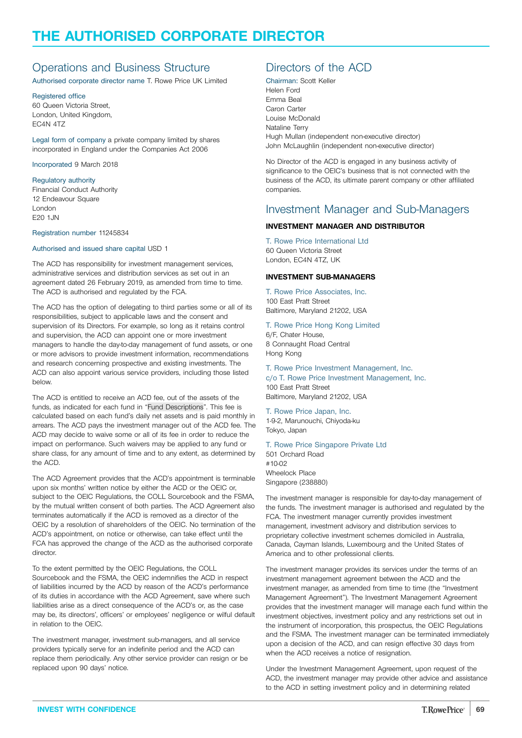# THE AUTHORISED CORPORATE DIRECTOR

## Operations and Business Structure

Authorised corporate director name T. Rowe Price UK Limited

Registered office
60 Queen Victoria Street,
London, United Kingdom,
EC4N 4TZ

Legal form of company a private company limited by shares incorporated in England under the Companies Act 2006

Incorporated 9 March 2018

Regulatory authority
Financial Conduct Authority
12 Endeavour Square
London
E20 1JN

Registration number 11245834

Authorised and issued share capital USD 1

The ACD has responsibility for investment management services, administrative services and distribution services as set out in an agreement dated 26 February 2019, as amended from time to time. The ACD is authorised and regulated by the FCA.

The ACD has the option of delegating to third parties some or all of its responsibilities, subject to applicable laws and the consent and supervision of its Directors. For example, so long as it retains control and supervision, the ACD can appoint one or more investment managers to handle the day-to-day management of fund assets, or one or more advisors to provide investment information, recommendations and research concerning prospective and existing investments. The ACD can also appoint various service providers, including those listed below.

The ACD is entitled to receive an ACD fee, out of the assets of the funds, as indicated for each fund in "Fund Descriptions". This fee is calculated based on each fund's daily net assets and is paid monthly in arrears. The ACD pays the investment manager out of the ACD fee. The ACD may decide to waive some or all of its fee in order to reduce the impact on performance. Such waivers may be applied to any fund or share class, for any amount of time and to any extent, as determined by the ACD.

The ACD Agreement provides that the ACD's appointment is terminable upon six months' written notice by either the ACD or the OEIC or, subject to the OEIC Regulations, the COLL Sourcebook and the FSMA, by the mutual written consent of both parties. The ACD Agreement also terminates automatically if the ACD is removed as a director of the OEIC by a resolution of shareholders of the OEIC. No termination of the ACD's appointment, on notice or otherwise, can take effect until the FCA has approved the change of the ACD as the authorised corporate director.

To the extent permitted by the OEIC Regulations, the COLL Sourcebook and the FSMA, the OEIC indemnifies the ACD in respect of liabilities incurred by the ACD by reason of the ACD's performance of its duties in accordance with the ACD Agreement, save where such liabilities arise as a direct consequence of the ACD's or, as the case may be, its directors', officers' or employees' negligence or wilful default in relation to the OEIC.

The investment manager, investment sub-managers, and all service providers typically serve for an indefinite period and the ACD can replace them periodically. Any other service provider can resign or be replaced upon 90 days' notice.

## Directors of the ACD

Chairman: Scott Keller
Helen Ford
Emma Beal
Caron Carter
Louise McDonald
Nataline Terry
Hugh Mullan (independent non-executive director)
John McLaughlin (independent non-executive director)

No Director of the ACD is engaged in any business activity of significance to the OEIC's business that is not connected with the business of the ACD, its ultimate parent company or other affiliated companies.

## Investment Manager and Sub-Managers

### INVESTMENT MANAGER AND DISTRIBUTOR

T. Rowe Price International Ltd
60 Queen Victoria Street
London, EC4N 4TZ, UK

### INVESTMENT SUB-MANAGERS

T. Rowe Price Associates, Inc.
100 East Pratt Street
Baltimore, Maryland 21202, USA

T. Rowe Price Hong Kong Limited
6/F, Chater House,
8 Connaught Road Central
Hong Kong

T. Rowe Price Investment Management, Inc.
c/o T. Rowe Price Investment Management, Inc.
100 East Pratt Street
Baltimore, Maryland 21202, USA

T. Rowe Price Japan, Inc.
1-9-2, Marunouchi, Chiyoda-ku
Tokyo, Japan

T. Rowe Price Singapore Private Ltd
501 Orchard Road
#10-02
Wheelock Place
Singapore (238880)

The investment manager is responsible for day-to-day management of the funds. The investment manager is authorised and regulated by the FCA. The investment manager currently provides investment management, investment advisory and distribution services to proprietary collective investment schemes domiciled in Australia, Canada, Cayman Islands, Luxembourg and the United States of America and to other professional clients.

The investment manager provides its services under the terms of an investment management agreement between the ACD and the investment manager, as amended from time to time (the "Investment Management Agreement"). The Investment Management Agreement provides that the investment manager will manage each fund within the investment objectives, investment policy and any restrictions set out in the instrument of incorporation, this prospectus, the OEIC Regulations and the FSMA. The investment manager can be terminated immediately upon a decision of the ACD, and can resign effective 30 days from when the ACD receives a notice of resignation.

Under the Investment Management Agreement, upon request of the ACD, the investment manager may provide other advice and assistance to the ACD in setting investment policy and in determining related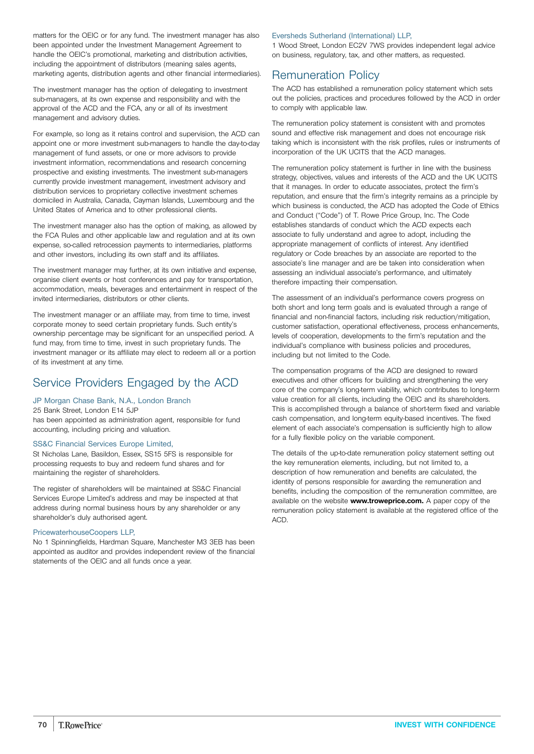matters for the OEIC or for any fund. The investment manager has also been appointed under the Investment Management Agreement to handle the OEIC's promotional, marketing and distribution activities, including the appointment of distributors (meaning sales agents, marketing agents, distribution agents and other financial intermediaries).

The investment manager has the option of delegating to investment sub-managers, at its own expense and responsibility and with the approval of the ACD and the FCA, any or all of its investment management and advisory duties.

For example, so long as it retains control and supervision, the ACD can appoint one or more investment sub-managers to handle the day-to-day management of fund assets, or one or more advisors to provide investment information, recommendations and research concerning prospective and existing investments. The investment sub-managers currently provide investment management, investment advisory and distribution services to proprietary collective investment schemes domiciled in Australia, Canada, Cayman Islands, Luxembourg and the United States of America and to other professional clients.

The investment manager also has the option of making, as allowed by the FCA Rules and other applicable law and regulation and at its own expense, so-called retrocession payments to intermediaries, platforms and other investors, including its own staff and its affiliates.

The investment manager may further, at its own initiative and expense, organise client events or host conferences and pay for transportation, accommodation, meals, beverages and entertainment in respect of the invited intermediaries, distributors or other clients.

The investment manager or an affiliate may, from time to time, invest corporate money to seed certain proprietary funds. Such entity's ownership percentage may be significant for an unspecified period. A fund may, from time to time, invest in such proprietary funds. The investment manager or its affiliate may elect to redeem all or a portion of its investment at any time.

## Service Providers Engaged by the ACD

### JP Morgan Chase Bank, N.A., London Branch

25 Bank Street, London E14 5JP
has been appointed as administration agent, responsible for fund accounting, including pricing and valuation.

### SS&C Financial Services Europe Limited,

St Nicholas Lane, Basildon, Essex, SS15 5FS is responsible for processing requests to buy and redeem fund shares and for maintaining the register of shareholders.

The register of shareholders will be maintained at SS&C Financial Services Europe Limited's address and may be inspected at that address during normal business hours by any shareholder or any shareholder's duly authorised agent.

### PricewaterhouseCoopers LLP,

No 1 Spinningfields, Hardman Square, Manchester M3 3EB has been appointed as auditor and provides independent review of the financial statements of the OEIC and all funds once a year.

### Eversheds Sutherland (International) LLP,

1 Wood Street, London EC2V 7WS provides independent legal advice on business, regulatory, tax, and other matters, as requested.

## Remuneration Policy

The ACD has established a remuneration policy statement which sets out the policies, practices and procedures followed by the ACD in order to comply with applicable law.

The remuneration policy statement is consistent with and promotes sound and effective risk management and does not encourage risk taking which is inconsistent with the risk profiles, rules or instruments of incorporation of the UK UCITS that the ACD manages.

The remuneration policy statement is further in line with the business strategy, objectives, values and interests of the ACD and the UK UCITS that it manages. In order to educate associates, protect the firm's reputation, and ensure that the firm's integrity remains as a principle by which business is conducted, the ACD has adopted the Code of Ethics and Conduct ("Code") of T. Rowe Price Group, Inc. The Code establishes standards of conduct which the ACD expects each associate to fully understand and agree to adopt, including the appropriate management of conflicts of interest. Any identified regulatory or Code breaches by an associate are reported to the associate's line manager and are be taken into consideration when assessing an individual associate's performance, and ultimately therefore impacting their compensation.

The assessment of an individual's performance covers progress on both short and long term goals and is evaluated through a range of financial and non-financial factors, including risk reduction/mitigation, customer satisfaction, operational effectiveness, process enhancements, levels of cooperation, developments to the firm's reputation and the individual's compliance with business policies and procedures, including but not limited to the Code.

The compensation programs of the ACD are designed to reward executives and other officers for building and strengthening the very core of the company's long-term viability, which contributes to long-term value creation for all clients, including the OEIC and its shareholders. This is accomplished through a balance of short-term fixed and variable cash compensation, and long-term equity-based incentives. The fixed element of each associate's compensation is sufficiently high to allow for a fully flexible policy on the variable component.

The details of the up-to-date remuneration policy statement setting out the key remuneration elements, including, but not limited to, a description of how remuneration and benefits are calculated, the identity of persons responsible for awarding the remuneration and benefits, including the composition of the remuneration committee, are available on the website **www.troweprice.com.** A paper copy of the remuneration policy statement is available at the registered office of the ACD.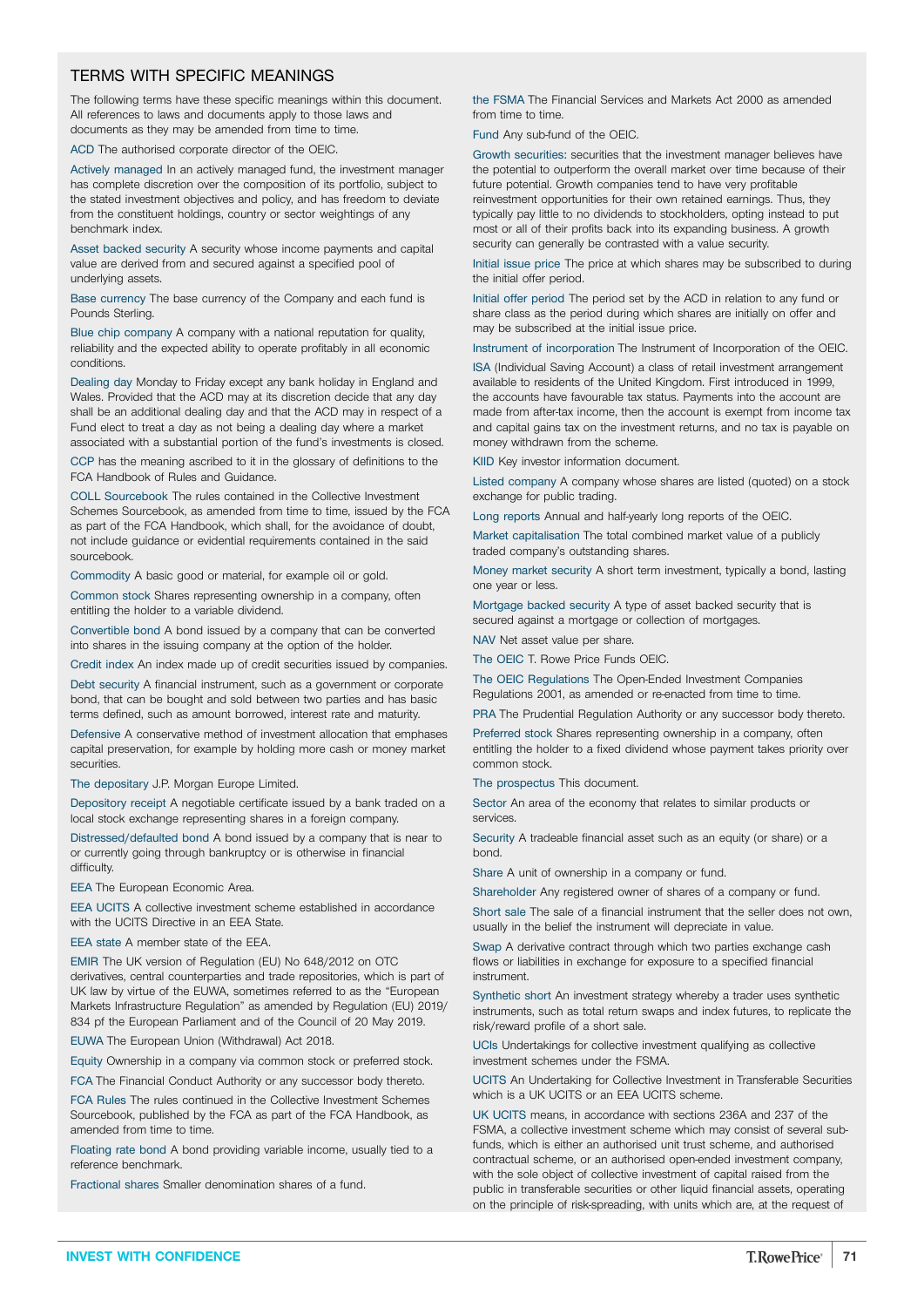## TERMS WITH SPECIFIC MEANINGS

The following terms have these specific meanings within this document. All references to laws and documents apply to those laws and documents as they may be amended from time to time.

**ACD** The authorised corporate director of the OEIC.

**Actively managed** In an actively managed fund, the investment manager has complete discretion over the composition of its portfolio, subject to the stated investment objectives and policy, and has freedom to deviate from the constituent holdings, country or sector weightings of any benchmark index.

**Asset backed security** A security whose income payments and capital value are derived from and secured against a specified pool of underlying assets.

**Base currency** The base currency of the Company and each fund is Pounds Sterling.

**Blue chip company** A company with a national reputation for quality, reliability and the expected ability to operate profitably in all economic conditions.

**Dealing day** Monday to Friday except any bank holiday in England and Wales. Provided that the ACD may at its discretion decide that any day shall be an additional dealing day and that the ACD may in respect of a Fund elect to treat a day as not being a dealing day where a market associated with a substantial portion of the fund's investments is closed.

**CCP** has the meaning ascribed to it in the glossary of definitions to the FCA Handbook of Rules and Guidance.

**COLL Sourcebook** The rules contained in the Collective Investment Schemes Sourcebook, as amended from time to time, issued by the FCA as part of the FCA Handbook, which shall, for the avoidance of doubt, not include guidance or evidential requirements contained in the said sourcebook.

**Commodity** A basic good or material, for example oil or gold.

**Common stock** Shares representing ownership in a company, often entitling the holder to a variable dividend.

**Convertible bond** A bond issued by a company that can be converted into shares in the issuing company at the option of the holder.

**Credit index** An index made up of credit securities issued by companies.

**Debt security** A financial instrument, such as a government or corporate bond, that can be bought and sold between two parties and has basic terms defined, such as amount borrowed, interest rate and maturity.

**Defensive** A conservative method of investment allocation that emphases capital preservation, for example by holding more cash or money market securities.

**The depositary** J.P. Morgan Europe Limited.

**Depository receipt** A negotiable certificate issued by a bank traded on a local stock exchange representing shares in a foreign company.

**Distressed/defaulted bond** A bond issued by a company that is near to or currently going through bankruptcy or is otherwise in financial difficulty.

**EEA** The European Economic Area.

**EEA UCITS** A collective investment scheme established in accordance with the UCITS Directive in an EEA State.

**EEA state** A member state of the EEA.

**EMIR** The UK version of Regulation (EU) No 648/2012 on OTC derivatives, central counterparties and trade repositories, which is part of UK law by virtue of the EUWA, sometimes referred to as the "European Markets Infrastructure Regulation" as amended by Regulation (EU) 2019/834 pf the European Parliament and of the Council of 20 May 2019.

**EUWA** The European Union (Withdrawal) Act 2018.

**Equity** Ownership in a company via common stock or preferred stock.

**FCA** The Financial Conduct Authority or any successor body thereto.

**FCA Rules** The rules continued in the Collective Investment Schemes Sourcebook, published by the FCA as part of the FCA Handbook, as amended from time to time.

**Floating rate bond** A bond providing variable income, usually tied to a reference benchmark.

**Fractional shares** Smaller denomination shares of a fund.

**the FSMA** The Financial Services and Markets Act 2000 as amended from time to time.

**Fund** Any sub-fund of the OEIC.

**Growth securities:** securities that the investment manager believes have the potential to outperform the overall market over time because of their future potential. Growth companies tend to have very profitable reinvestment opportunities for their own retained earnings. Thus, they typically pay little to no dividends to stockholders, opting instead to put most or all of their profits back into its expanding business. A growth security can generally be contrasted with a value security.

**Initial issue price** The price at which shares may be subscribed to during the initial offer period.

**Initial offer period** The period set by the ACD in relation to any fund or share class as the period during which shares are initially on offer and may be subscribed at the initial issue price.

**Instrument of incorporation** The Instrument of Incorporation of the OEIC.

**ISA** (Individual Saving Account) a class of retail investment arrangement available to residents of the United Kingdom. First introduced in 1999, the accounts have favourable tax status. Payments into the account are made from after-tax income, then the account is exempt from income tax and capital gains tax on the investment returns, and no tax is payable on money withdrawn from the scheme.

**KIID** Key investor information document.

**Listed company** A company whose shares are listed (quoted) on a stock exchange for public trading.

**Long reports** Annual and half-yearly long reports of the OEIC.

**Market capitalisation** The total combined market value of a publicly traded company's outstanding shares.

**Money market security** A short term investment, typically a bond, lasting one year or less.

**Mortgage backed security** A type of asset backed security that is secured against a mortgage or collection of mortgages.

**NAV** Net asset value per share.

**The OEIC** T. Rowe Price Funds OEIC.

**The OEIC Regulations** The Open-Ended Investment Companies Regulations 2001, as amended or re-enacted from time to time.

**PRA** The Prudential Regulation Authority or any successor body thereto.

**Preferred stock** Shares representing ownership in a company, often entitling the holder to a fixed dividend whose payment takes priority over common stock.

**The prospectus** This document.

**Sector** An area of the economy that relates to similar products or services.

**Security** A tradeable financial asset such as an equity (or share) or a bond.

**Share** A unit of ownership in a company or fund.

**Shareholder** Any registered owner of shares of a company or fund.

**Short sale** The sale of a financial instrument that the seller does not own, usually in the belief the instrument will depreciate in value.

**Swap** A derivative contract through which two parties exchange cash flows or liabilities in exchange for exposure to a specified financial instrument.

**Synthetic short** An investment strategy whereby a trader uses synthetic instruments, such as total return swaps and index futures, to replicate the risk/reward profile of a short sale.

**UCIs** Undertakings for collective investment qualifying as collective investment schemes under the FSMA.

**UCITS** An Undertaking for Collective Investment in Transferable Securities which is a UK UCITS or an EEA UCITS scheme.

**UK UCITS** means, in accordance with sections 236A and 237 of the FSMA, a collective investment scheme which may consist of several sub-funds, which is either an authorised unit trust scheme, and authorised contractual scheme, or an authorised open-ended investment company, with the sole object of collective investment of capital raised from the public in transferable securities or other liquid financial assets, operating on the principle of risk-spreading, with units which are, at the request of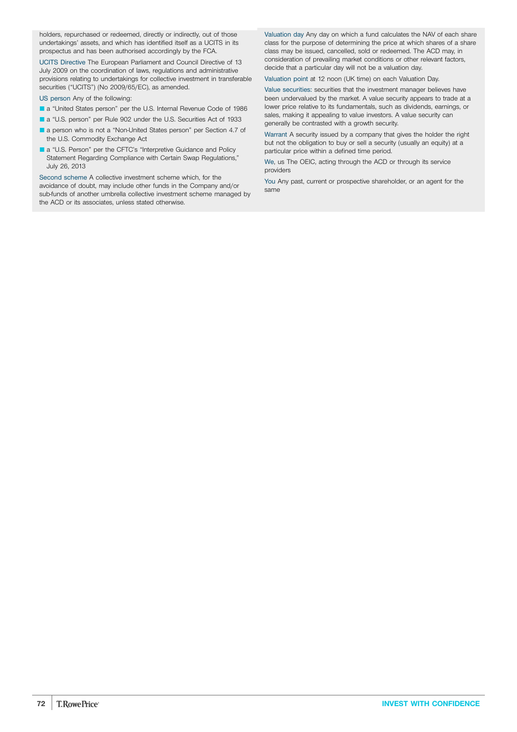holders, repurchased or redeemed, directly or indirectly, out of those undertakings' assets, and which has identified itself as a UCITS in its prospectus and has been authorised accordingly by the FCA.

UCITS Directive The European Parliament and Council Directive of 13 July 2009 on the coordination of laws, regulations and administrative provisions relating to undertakings for collective investment in transferable securities ("UCITS") (No 2009/65/EC), as amended.

US person Any of the following:

- a "United States person" per the U.S. Internal Revenue Code of 1986
- a "U.S. person" per Rule 902 under the U.S. Securities Act of 1933
- a person who is not a "Non-United States person" per Section 4.7 of the U.S. Commodity Exchange Act
- a "U.S. Person" per the CFTC's "Interpretive Guidance and Policy Statement Regarding Compliance with Certain Swap Regulations," July 26, 2013

Second scheme A collective investment scheme which, for the avoidance of doubt, may include other funds in the Company and/or sub-funds of another umbrella collective investment scheme managed by the ACD or its associates, unless stated otherwise.

Valuation day Any day on which a fund calculates the NAV of each share class for the purpose of determining the price at which shares of a share class may be issued, cancelled, sold or redeemed. The ACD may, in consideration of prevailing market conditions or other relevant factors, decide that a particular day will not be a valuation day.

Valuation point at 12 noon (UK time) on each Valuation Day.

Value securities: securities that the investment manager believes have been undervalued by the market. A value security appears to trade at a lower price relative to its fundamentals, such as dividends, earnings, or sales, making it appealing to value investors. A value security can generally be contrasted with a growth security.

Warrant A security issued by a company that gives the holder the right but not the obligation to buy or sell a security (usually an equity) at a particular price within a defined time period.

We, us The OEIC, acting through the ACD or through its service providers

You Any past, current or prospective shareholder, or an agent for the same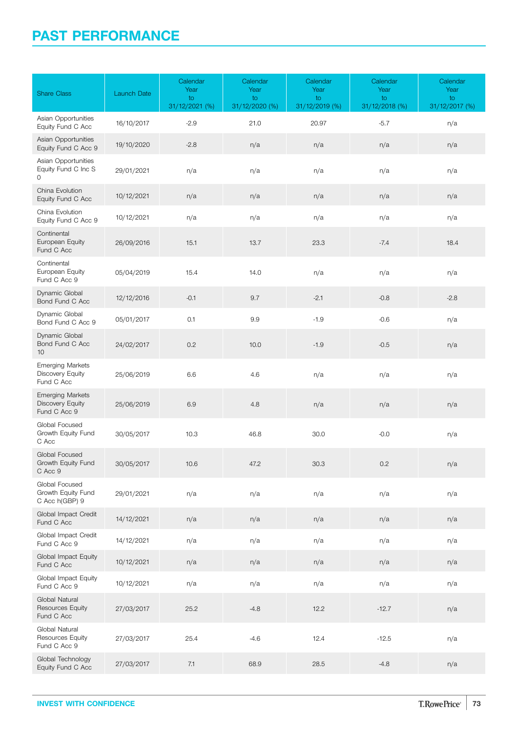# PAST PERFORMANCE

| Share Class | Launch Date | Calendar Year to 31/12/2021 (%) | Calendar Year to 31/12/2020 (%) | Calendar Year to 31/12/2019 (%) | Calendar Year to 31/12/2018 (%) | Calendar Year to 31/12/2017 (%) |
|---|---|---|---|---|---|---|
| Asian Opportunities Equity Fund C Acc | 16/10/2017 | -2.9 | 21.0 | 20.97 | -5.7 | n/a |
| Asian Opportunities Equity Fund C Acc 9 | 19/10/2020 | -2.8 | n/a | n/a | n/a | n/a |
| Asian Opportunities Equity Fund C Inc S 0 | 29/01/2021 | n/a | n/a | n/a | n/a | n/a |
| China Evolution Equity Fund C Acc | 10/12/2021 | n/a | n/a | n/a | n/a | n/a |
| China Evolution Equity Fund C Acc 9 | 10/12/2021 | n/a | n/a | n/a | n/a | n/a |
| Continental European Equity Fund C Acc | 26/09/2016 | 15.1 | 13.7 | 23.3 | -7.4 | 18.4 |
| Continental European Equity Fund C Acc 9 | 05/04/2019 | 15.4 | 14.0 | n/a | n/a | n/a |
| Dynamic Global Bond Fund C Acc | 12/12/2016 | -0.1 | 9.7 | -2.1 | -0.8 | -2.8 |
| Dynamic Global Bond Fund C Acc 9 | 05/01/2017 | 0.1 | 9.9 | -1.9 | -0.6 | n/a |
| Dynamic Global Bond Fund C Acc 10 | 24/02/2017 | 0.2 | 10.0 | -1.9 | -0.5 | n/a |
| Emerging Markets Discovery Equity Fund C Acc | 25/06/2019 | 6.6 | 4.6 | n/a | n/a | n/a |
| Emerging Markets Discovery Equity Fund C Acc 9 | 25/06/2019 | 6.9 | 4.8 | n/a | n/a | n/a |
| Global Focused Growth Equity Fund C Acc | 30/05/2017 | 10.3 | 46.8 | 30.0 | -0.0 | n/a |
| Global Focused Growth Equity Fund C Acc 9 | 30/05/2017 | 10.6 | 47.2 | 30.3 | 0.2 | n/a |
| Global Focused Growth Equity Fund C Acc h(GBP) 9 | 29/01/2021 | n/a | n/a | n/a | n/a | n/a |
| Global Impact Credit Fund C Acc | 14/12/2021 | n/a | n/a | n/a | n/a | n/a |
| Global Impact Credit Fund C Acc 9 | 14/12/2021 | n/a | n/a | n/a | n/a | n/a |
| Global Impact Equity Fund C Acc | 10/12/2021 | n/a | n/a | n/a | n/a | n/a |
| Global Impact Equity Fund C Acc 9 | 10/12/2021 | n/a | n/a | n/a | n/a | n/a |
| Global Natural Resources Equity Fund C Acc | 27/03/2017 | 25.2 | -4.8 | 12.2 | -12.7 | n/a |
| Global Natural Resources Equity Fund C Acc 9 | 27/03/2017 | 25.4 | -4.6 | 12.4 | -12.5 | n/a |
| Global Technology Equity Fund C Acc | 27/03/2017 | 7.1 | 68.9 | 28.5 | -4.8 | n/a |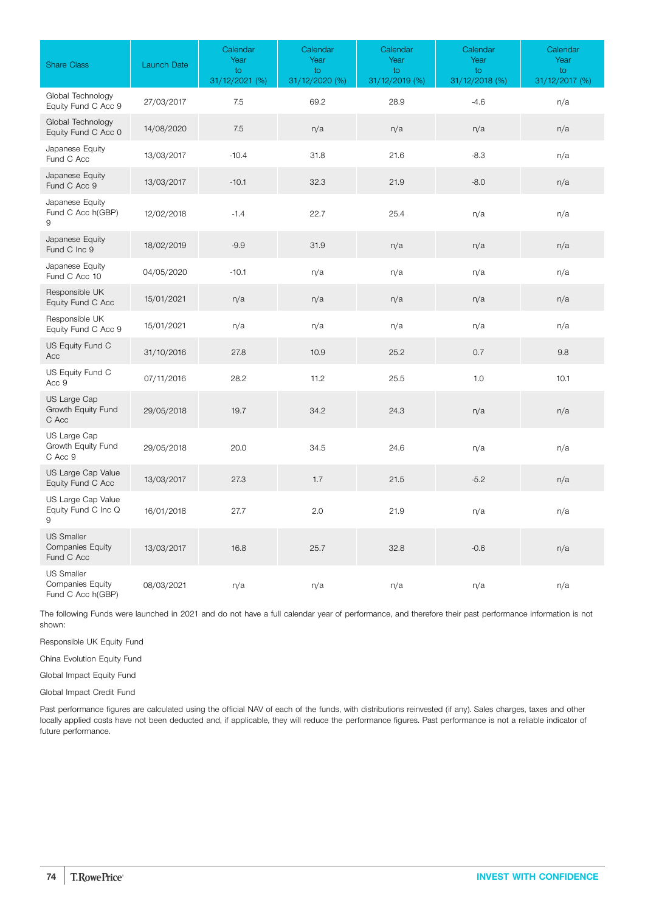| Share Class | Launch Date | Calendar Year to 31/12/2021 (%) | Calendar Year to 31/12/2020 (%) | Calendar Year to 31/12/2019 (%) | Calendar Year to 31/12/2018 (%) | Calendar Year to 31/12/2017 (%) |
|---|---|---|---|---|---|---|
| Global Technology Equity Fund C Acc 9 | 27/03/2017 | 7.5 | 69.2 | 28.9 | -4.6 | n/a |
| Global Technology Equity Fund C Acc 0 | 14/08/2020 | 7.5 | n/a | n/a | n/a | n/a |
| Japanese Equity Fund C Acc | 13/03/2017 | -10.4 | 31.8 | 21.6 | -8.3 | n/a |
| Japanese Equity Fund C Acc 9 | 13/03/2017 | -10.1 | 32.3 | 21.9 | -8.0 | n/a |
| Japanese Equity Fund C Acc h(GBP) 9 | 12/02/2018 | -1.4 | 22.7 | 25.4 | n/a | n/a |
| Japanese Equity Fund C Inc 9 | 18/02/2019 | -9.9 | 31.9 | n/a | n/a | n/a |
| Japanese Equity Fund C Acc 10 | 04/05/2020 | -10.1 | n/a | n/a | n/a | n/a |
| Responsible UK Equity Fund C Acc | 15/01/2021 | n/a | n/a | n/a | n/a | n/a |
| Responsible UK Equity Fund C Acc 9 | 15/01/2021 | n/a | n/a | n/a | n/a | n/a |
| US Equity Fund C Acc | 31/10/2016 | 27.8 | 10.9 | 25.2 | 0.7 | 9.8 |
| US Equity Fund C Acc 9 | 07/11/2016 | 28.2 | 11.2 | 25.5 | 1.0 | 10.1 |
| US Large Cap Growth Equity Fund C Acc | 29/05/2018 | 19.7 | 34.2 | 24.3 | n/a | n/a |
| US Large Cap Growth Equity Fund C Acc 9 | 29/05/2018 | 20.0 | 34.5 | 24.6 | n/a | n/a |
| US Large Cap Value Equity Fund C Acc | 13/03/2017 | 27.3 | 1.7 | 21.5 | -5.2 | n/a |
| US Large Cap Value Equity Fund C Inc Q 9 | 16/01/2018 | 27.7 | 2.0 | 21.9 | n/a | n/a |
| US Smaller Companies Equity Fund C Acc | 13/03/2017 | 16.8 | 25.7 | 32.8 | -0.6 | n/a |
| US Smaller Companies Equity Fund C Acc h(GBP) | 08/03/2021 | n/a | n/a | n/a | n/a | n/a |

The following Funds were launched in 2021 and do not have a full calendar year of performance, and therefore their past performance information is not shown:

Responsible UK Equity Fund

China Evolution Equity Fund

Global Impact Equity Fund

Global Impact Credit Fund

Past performance figures are calculated using the official NAV of each of the funds, with distributions reinvested (if any). Sales charges, taxes and other locally applied costs have not been deducted and, if applicable, they will reduce the performance figures. Past performance is not a reliable indicator of future performance.